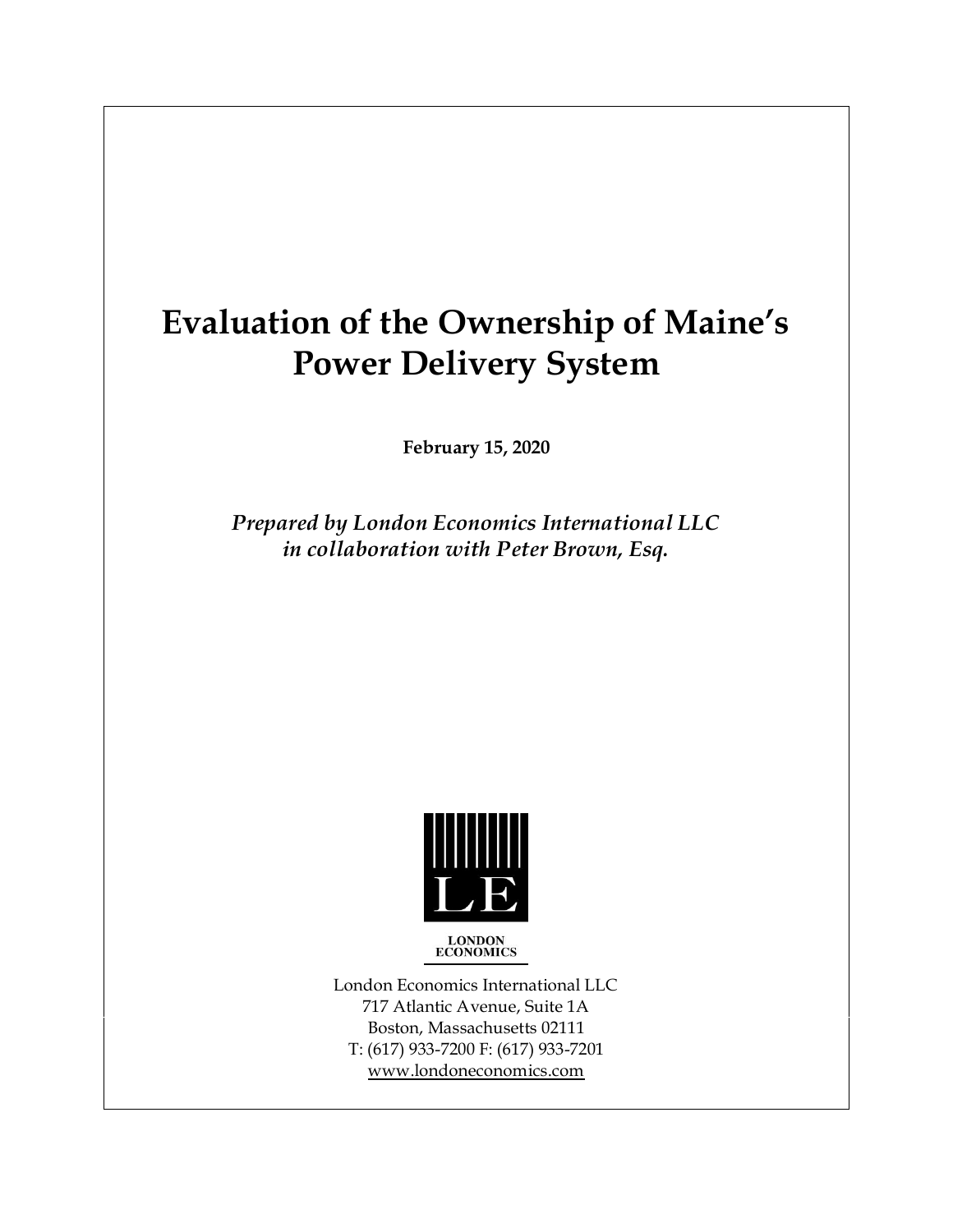# Evaluation of the Ownership of Maine's Power Delivery System

**February 15, 2020**

***Prepared by London Economics International LLC in collaboration with Peter Brown, Esq.***

LONDON ECONOMICS

London Economics International LLC
717 Atlantic Avenue, Suite 1A
Boston, Massachusetts 02111
T: (617) 933-7200 F: (617) 933-7201
www.londoneconomics.com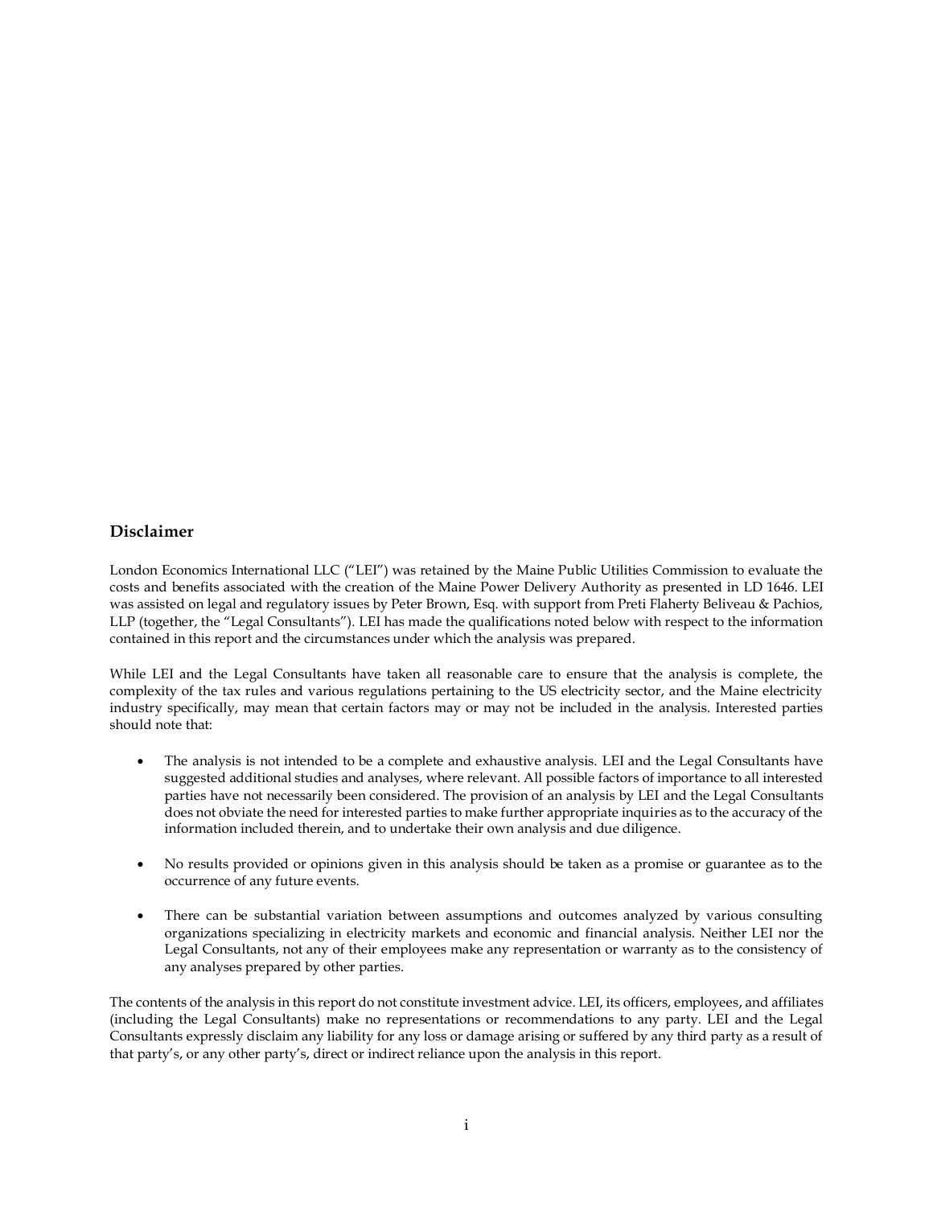## Disclaimer

London Economics International LLC ("LEI") was retained by the Maine Public Utilities Commission to evaluate the costs and benefits associated with the creation of the Maine Power Delivery Authority as presented in LD 1646. LEI was assisted on legal and regulatory issues by Peter Brown, Esq. with support from Preti Flaherty Beliveau & Pachios, LLP (together, the "Legal Consultants"). LEI has made the qualifications noted below with respect to the information contained in this report and the circumstances under which the analysis was prepared.

While LEI and the Legal Consultants have taken all reasonable care to ensure that the analysis is complete, the complexity of the tax rules and various regulations pertaining to the US electricity sector, and the Maine electricity industry specifically, may mean that certain factors may or may not be included in the analysis. Interested parties should note that:

- The analysis is not intended to be a complete and exhaustive analysis. LEI and the Legal Consultants have suggested additional studies and analyses, where relevant. All possible factors of importance to all interested parties have not necessarily been considered. The provision of an analysis by LEI and the Legal Consultants does not obviate the need for interested parties to make further appropriate inquiries as to the accuracy of the information included therein, and to undertake their own analysis and due diligence.

- No results provided or opinions given in this analysis should be taken as a promise or guarantee as to the occurrence of any future events.

- There can be substantial variation between assumptions and outcomes analyzed by various consulting organizations specializing in electricity markets and economic and financial analysis. Neither LEI nor the Legal Consultants, not any of their employees make any representation or warranty as to the consistency of any analyses prepared by other parties.

The contents of the analysis in this report do not constitute investment advice. LEI, its officers, employees, and affiliates (including the Legal Consultants) make no representations or recommendations to any party. LEI and the Legal Consultants expressly disclaim any liability for any loss or damage arising or suffered by any third party as a result of that party's, or any other party's, direct or indirect reliance upon the analysis in this report.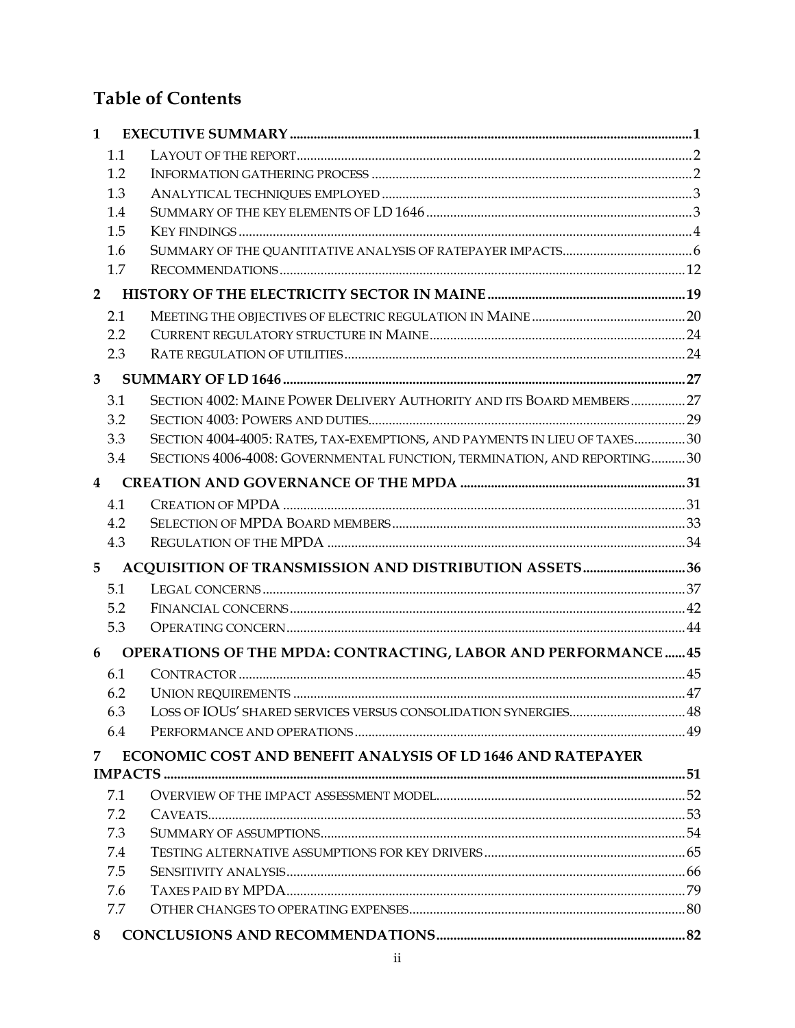## Table of Contents

| | | |
|---|---|---|
| **1** | **EXECUTIVE SUMMARY** | **1** |
| 1.1 | LAYOUT OF THE REPORT | 2 |
| 1.2 | INFORMATION GATHERING PROCESS | 2 |
| 1.3 | ANALYTICAL TECHNIQUES EMPLOYED | 3 |
| 1.4 | SUMMARY OF THE KEY ELEMENTS OF LD 1646 | 3 |
| 1.5 | KEY FINDINGS | 4 |
| 1.6 | SUMMARY OF THE QUANTITATIVE ANALYSIS OF RATEPAYER IMPACTS | 6 |
| 1.7 | RECOMMENDATIONS | 12 |
| **2** | **HISTORY OF THE ELECTRICITY SECTOR IN MAINE** | **19** |
| 2.1 | MEETING THE OBJECTIVES OF ELECTRIC REGULATION IN MAINE | 20 |
| 2.2 | CURRENT REGULATORY STRUCTURE IN MAINE | 24 |
| 2.3 | RATE REGULATION OF UTILITIES | 24 |
| **3** | **SUMMARY OF LD 1646** | **27** |
| 3.1 | SECTION 4002: MAINE POWER DELIVERY AUTHORITY AND ITS BOARD MEMBERS | 27 |
| 3.2 | SECTION 4003: POWERS AND DUTIES | 29 |
| 3.3 | SECTION 4004-4005: RATES, TAX-EXEMPTIONS, AND PAYMENTS IN LIEU OF TAXES | 30 |
| 3.4 | SECTIONS 4006-4008: GOVERNMENTAL FUNCTION, TERMINATION, AND REPORTING | 30 |
| **4** | **CREATION AND GOVERNANCE OF THE MPDA** | **31** |
| 4.1 | CREATION OF MPDA | 31 |
| 4.2 | SELECTION OF MPDA BOARD MEMBERS | 33 |
| 4.3 | REGULATION OF THE MPDA | 34 |
| **5** | **ACQUISITION OF TRANSMISSION AND DISTRIBUTION ASSETS** | **36** |
| 5.1 | LEGAL CONCERNS | 37 |
| 5.2 | FINANCIAL CONCERNS | 42 |
| 5.3 | OPERATING CONCERN | 44 |
| **6** | **OPERATIONS OF THE MPDA: CONTRACTING, LABOR AND PERFORMANCE** | **45** |
| 6.1 | CONTRACTOR | 45 |
| 6.2 | UNION REQUIREMENTS | 47 |
| 6.3 | LOSS OF IOUS' SHARED SERVICES VERSUS CONSOLIDATION SYNERGIES | 48 |
| 6.4 | PERFORMANCE AND OPERATIONS | 49 |
| **7** | **ECONOMIC COST AND BENEFIT ANALYSIS OF LD 1646 AND RATEPAYER IMPACTS** | **51** |
| 7.1 | OVERVIEW OF THE IMPACT ASSESSMENT MODEL | 52 |
| 7.2 | CAVEATS | 53 |
| 7.3 | SUMMARY OF ASSUMPTIONS | 54 |
| 7.4 | TESTING ALTERNATIVE ASSUMPTIONS FOR KEY DRIVERS | 65 |
| 7.5 | SENSITIVITY ANALYSIS | 66 |
| 7.6 | TAXES PAID BY MPDA | 79 |
| 7.7 | OTHER CHANGES TO OPERATING EXPENSES | 80 |
| **8** | **CONCLUSIONS AND RECOMMENDATIONS** | **82** |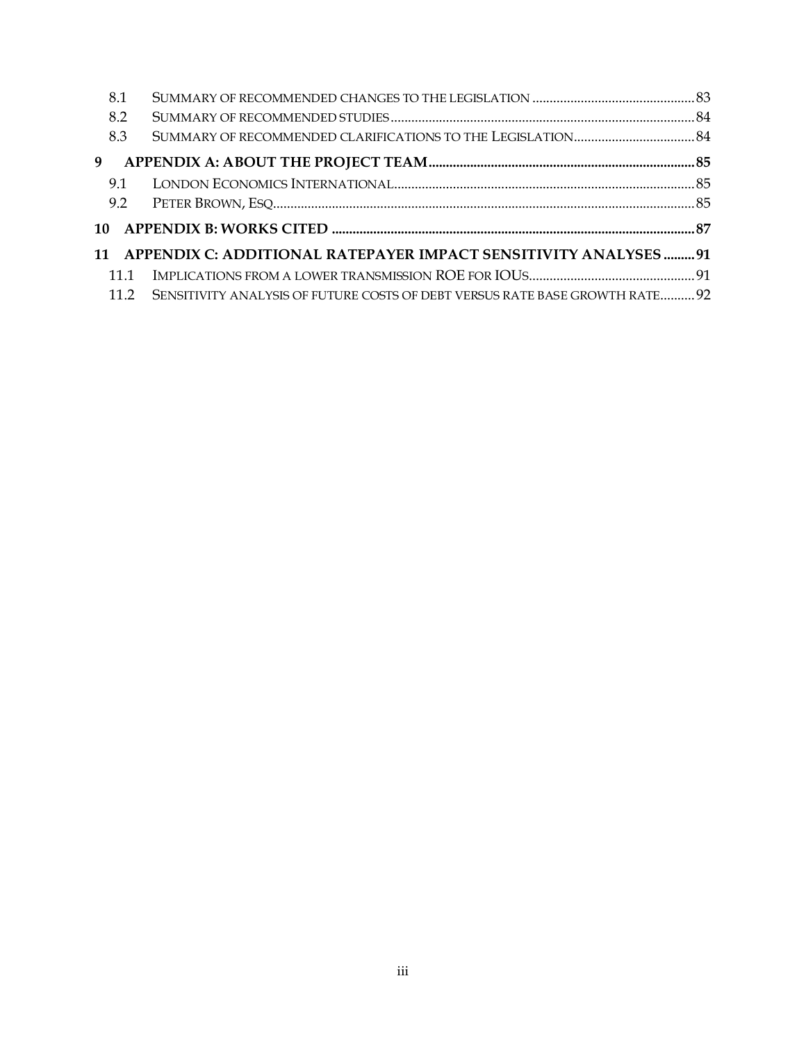8.1 SUMMARY OF RECOMMENDED CHANGES TO THE LEGISLATION ............ 83
8.2 SUMMARY OF RECOMMENDED STUDIES ............ 84
8.3 SUMMARY OF RECOMMENDED CLARIFICATIONS TO THE LEGISLATION ............ 84

**9 APPENDIX A: ABOUT THE PROJECT TEAM ............ 85**

9.1 LONDON ECONOMICS INTERNATIONAL ............ 85
9.2 PETER BROWN, ESQ ............ 85

**10 APPENDIX B: WORKS CITED ............ 87**

**11 APPENDIX C: ADDITIONAL RATEPAYER IMPACT SENSITIVITY ANALYSES ............ 91**

11.1 IMPLICATIONS FROM A LOWER TRANSMISSION ROE FOR IOUS ............ 91
11.2 SENSITIVITY ANALYSIS OF FUTURE COSTS OF DEBT VERSUS RATE BASE GROWTH RATE ............ 92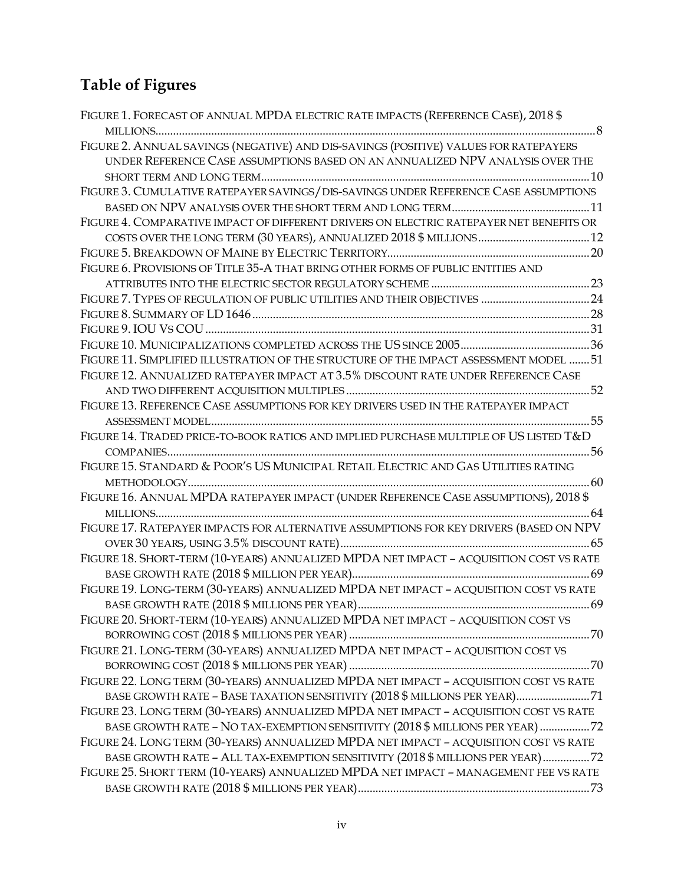## Table of Figures

FIGURE 1. FORECAST OF ANNUAL MPDA ELECTRIC RATE IMPACTS (REFERENCE CASE), 2018 $ MILLIONS ..... 8

FIGURE 2. ANNUAL SAVINGS (NEGATIVE) AND DIS-SAVINGS (POSITIVE) VALUES FOR RATEPAYERS UNDER REFERENCE CASE ASSUMPTIONS BASED ON AN ANNUALIZED NPV ANALYSIS OVER THE SHORT TERM AND LONG TERM ..... 10

FIGURE 3. CUMULATIVE RATEPAYER SAVINGS/DIS-SAVINGS UNDER REFERENCE CASE ASSUMPTIONS BASED ON NPV ANALYSIS OVER THE SHORT TERM AND LONG TERM ..... 11

FIGURE 4. COMPARATIVE IMPACT OF DIFFERENT DRIVERS ON ELECTRIC RATEPAYER NET BENEFITS OR COSTS OVER THE LONG TERM (30 YEARS), ANNUALIZED 2018 $ MILLIONS ..... 12

FIGURE 5. BREAKDOWN OF MAINE BY ELECTRIC TERRITORY ..... 20

FIGURE 6. PROVISIONS OF TITLE 35-A THAT BRING OTHER FORMS OF PUBLIC ENTITIES AND ATTRIBUTES INTO THE ELECTRIC SECTOR REGULATORY SCHEME ..... 23

FIGURE 7. TYPES OF REGULATION OF PUBLIC UTILITIES AND THEIR OBJECTIVES ..... 24

FIGURE 8. SUMMARY OF LD 1646 ..... 28

FIGURE 9. IOU VS COU ..... 31

FIGURE 10. MUNICIPALIZATIONS COMPLETED ACROSS THE US SINCE 2005 ..... 36

FIGURE 11. SIMPLIFIED ILLUSTRATION OF THE STRUCTURE OF THE IMPACT ASSESSMENT MODEL ..... 51

FIGURE 12. ANNUALIZED RATEPAYER IMPACT AT 3.5% DISCOUNT RATE UNDER REFERENCE CASE AND TWO DIFFERENT ACQUISITION MULTIPLES ..... 52

FIGURE 13. REFERENCE CASE ASSUMPTIONS FOR KEY DRIVERS USED IN THE RATEPAYER IMPACT ASSESSMENT MODEL ..... 55

FIGURE 14. TRADED PRICE-TO-BOOK RATIOS AND IMPLIED PURCHASE MULTIPLE OF US LISTED T&D COMPANIES ..... 56

FIGURE 15. STANDARD & POOR'S US MUNICIPAL RETAIL ELECTRIC AND GAS UTILITIES RATING METHODOLOGY ..... 60

FIGURE 16. ANNUAL MPDA RATEPAYER IMPACT (UNDER REFERENCE CASE ASSUMPTIONS), 2018 $ MILLIONS ..... 64

FIGURE 17. RATEPAYER IMPACTS FOR ALTERNATIVE ASSUMPTIONS FOR KEY DRIVERS (BASED ON NPV OVER 30 YEARS, USING 3.5% DISCOUNT RATE) ..... 65

FIGURE 18. SHORT-TERM (10-YEARS) ANNUALIZED MPDA NET IMPACT – ACQUISITION COST VS RATE BASE GROWTH RATE (2018 $ MILLION PER YEAR) ..... 69

FIGURE 19. LONG-TERM (30-YEARS) ANNUALIZED MPDA NET IMPACT – ACQUISITION COST VS RATE BASE GROWTH RATE (2018 $ MILLIONS PER YEAR) ..... 69

FIGURE 20. SHORT-TERM (10-YEARS) ANNUALIZED MPDA NET IMPACT – ACQUISITION COST VS BORROWING COST (2018 $ MILLIONS PER YEAR) ..... 70

FIGURE 21. LONG-TERM (30-YEARS) ANNUALIZED MPDA NET IMPACT – ACQUISITION COST VS BORROWING COST (2018 $ MILLIONS PER YEAR) ..... 70

FIGURE 22. LONG TERM (30-YEARS) ANNUALIZED MPDA NET IMPACT – ACQUISITION COST VS RATE BASE GROWTH RATE – BASE TAXATION SENSITIVITY (2018 $ MILLIONS PER YEAR) ..... 71

FIGURE 23. LONG TERM (30-YEARS) ANNUALIZED MPDA NET IMPACT – ACQUISITION COST VS RATE BASE GROWTH RATE – NO TAX-EXEMPTION SENSITIVITY (2018 $ MILLIONS PER YEAR) ..... 72

FIGURE 24. LONG TERM (30-YEARS) ANNUALIZED MPDA NET IMPACT – ACQUISITION COST VS RATE BASE GROWTH RATE – ALL TAX-EXEMPTION SENSITIVITY (2018 $ MILLIONS PER YEAR) ..... 72

FIGURE 25. SHORT TERM (10-YEARS) ANNUALIZED MPDA NET IMPACT – MANAGEMENT FEE VS RATE BASE GROWTH RATE (2018 $ MILLIONS PER YEAR) ..... 73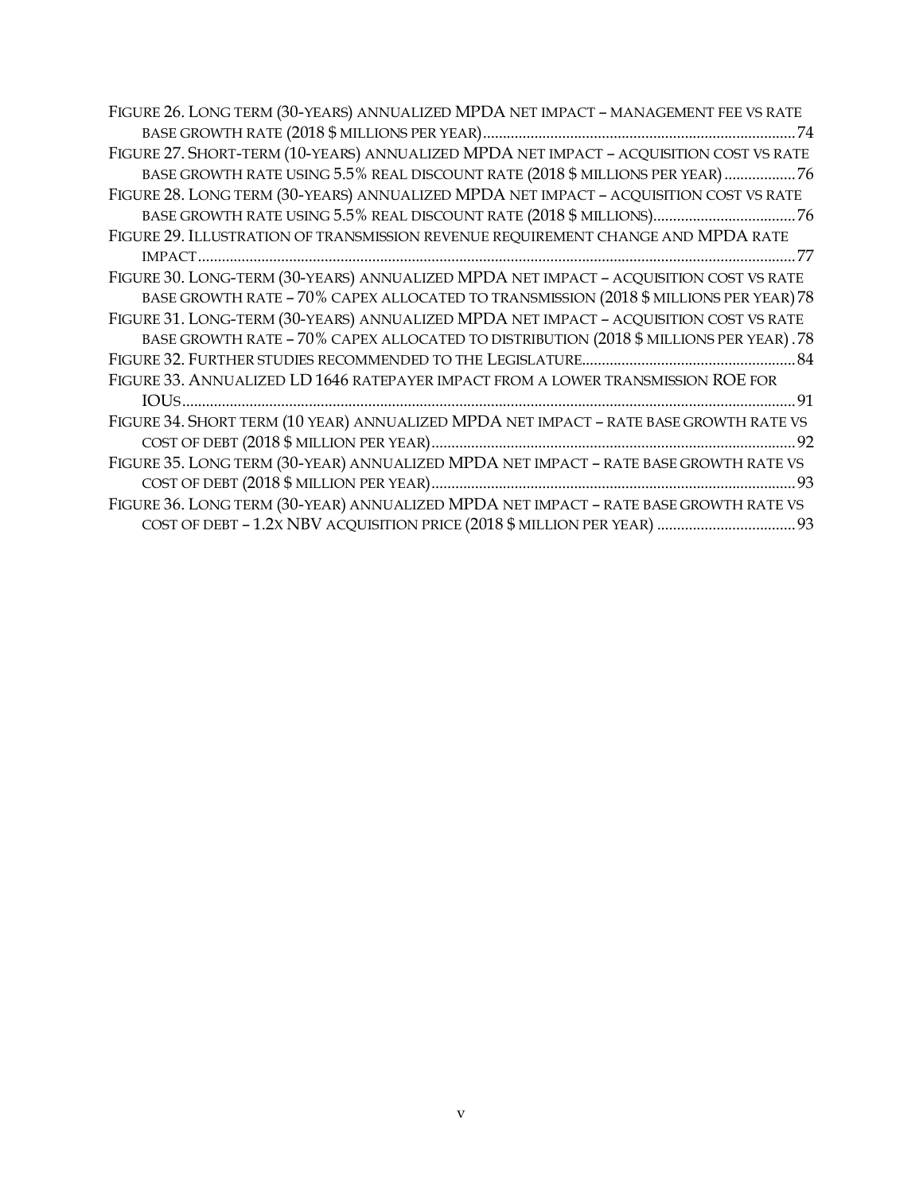Figure 26. Long term (30-years) annualized MPDA net impact – management fee vs rate base growth rate (2018 $ millions per year) ... 74

Figure 27. Short-term (10-years) annualized MPDA net impact – acquisition cost vs rate base growth rate using 5.5% real discount rate (2018 $ millions per year) ... 76

Figure 28. Long term (30-years) annualized MPDA net impact – acquisition cost vs rate base growth rate using 5.5% real discount rate (2018 $ millions) ... 76

Figure 29. Illustration of transmission revenue requirement change and MPDA rate impact ... 77

Figure 30. Long-term (30-years) annualized MPDA net impact – acquisition cost vs rate base growth rate – 70% capex allocated to transmission (2018 $ millions per year) 78

Figure 31. Long-term (30-years) annualized MPDA net impact – acquisition cost vs rate base growth rate – 70% capex allocated to distribution (2018 $ millions per year) . 78

Figure 32. Further studies recommended to the Legislature ... 84

Figure 33. Annualized LD 1646 ratepayer impact from a lower transmission ROE for IOUs ... 91

Figure 34. Short term (10 year) annualized MPDA net impact – rate base growth rate vs cost of debt (2018 $ million per year) ... 92

Figure 35. Long term (30-year) annualized MPDA net impact – rate base growth rate vs cost of debt (2018 $ million per year) ... 93

Figure 36. Long term (30-year) annualized MPDA net impact – rate base growth rate vs cost of debt – 1.2x NBV acquisition price (2018 $ million per year) ... 93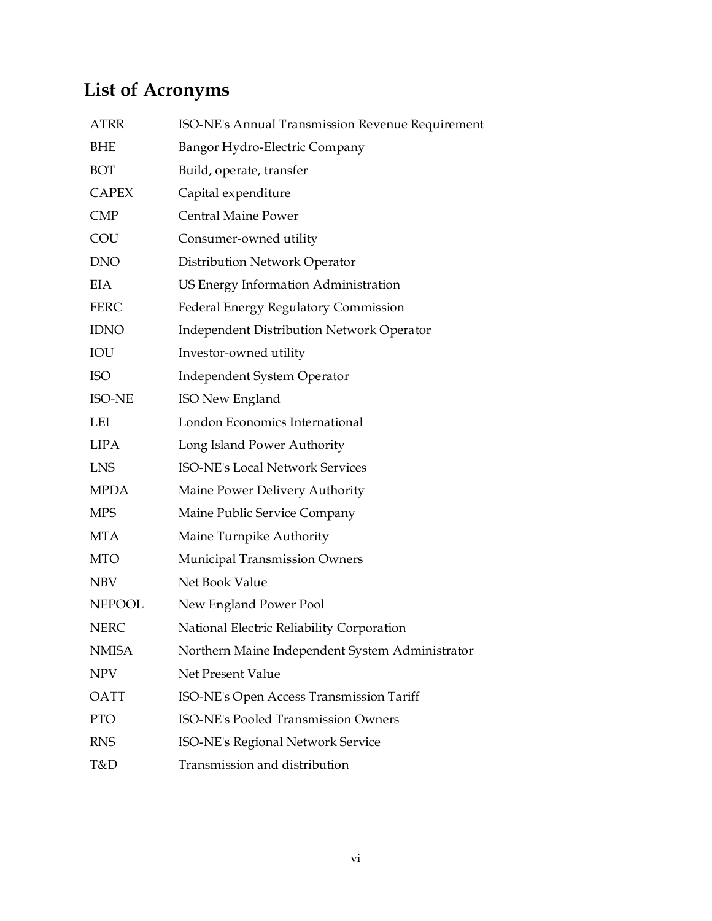## List of Acronyms

| | |
|---|---|
| ATRR | ISO-NE's Annual Transmission Revenue Requirement |
| BHE | Bangor Hydro-Electric Company |
| BOT | Build, operate, transfer |
| CAPEX | Capital expenditure |
| CMP | Central Maine Power |
| COU | Consumer-owned utility |
| DNO | Distribution Network Operator |
| EIA | US Energy Information Administration |
| FERC | Federal Energy Regulatory Commission |
| IDNO | Independent Distribution Network Operator |
| IOU | Investor-owned utility |
| ISO | Independent System Operator |
| ISO-NE | ISO New England |
| LEI | London Economics International |
| LIPA | Long Island Power Authority |
| LNS | ISO-NE's Local Network Services |
| MPDA | Maine Power Delivery Authority |
| MPS | Maine Public Service Company |
| MTA | Maine Turnpike Authority |
| MTO | Municipal Transmission Owners |
| NBV | Net Book Value |
| NEPOOL | New England Power Pool |
| NERC | National Electric Reliability Corporation |
| NMISA | Northern Maine Independent System Administrator |
| NPV | Net Present Value |
| OATT | ISO-NE's Open Access Transmission Tariff |
| PTO | ISO-NE's Pooled Transmission Owners |
| RNS | ISO-NE's Regional Network Service |
| T&D | Transmission and distribution |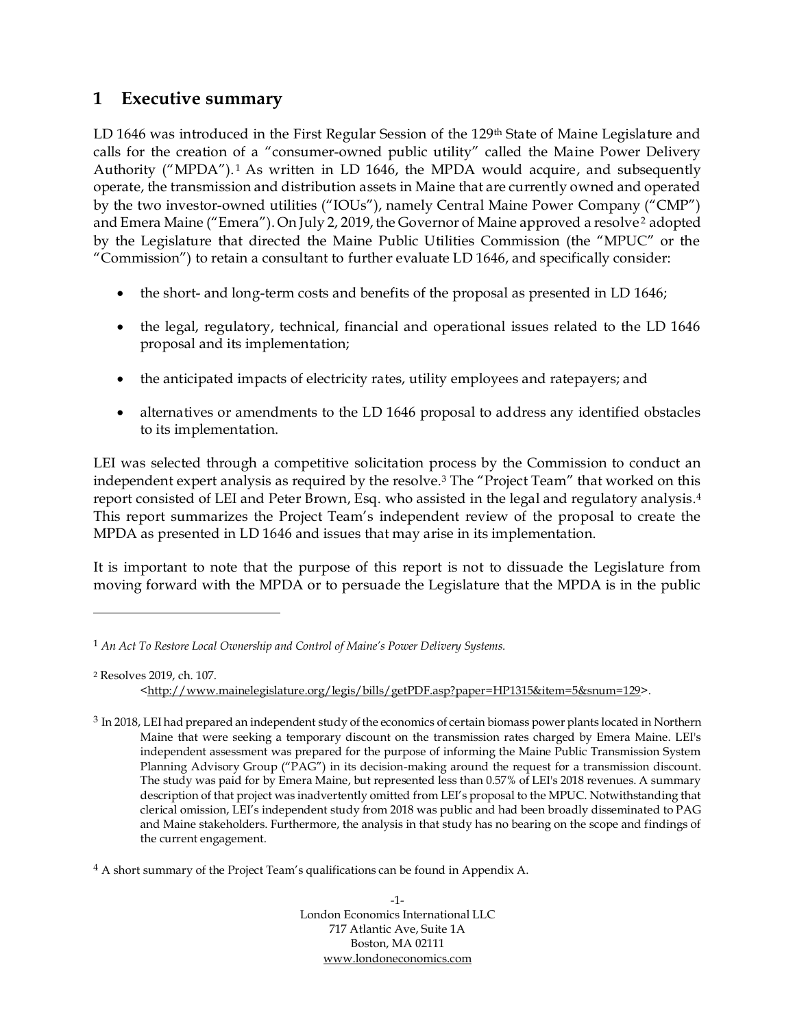## 1 Executive summary

LD 1646 was introduced in the First Regular Session of the 129th State of Maine Legislature and calls for the creation of a "consumer-owned public utility" called the Maine Power Delivery Authority ("MPDA").[1] As written in LD 1646, the MPDA would acquire, and subsequently operate, the transmission and distribution assets in Maine that are currently owned and operated by the two investor-owned utilities ("IOUs"), namely Central Maine Power Company ("CMP") and Emera Maine ("Emera"). On July 2, 2019, the Governor of Maine approved a resolve[2] adopted by the Legislature that directed the Maine Public Utilities Commission (the "MPUC" or the "Commission") to retain a consultant to further evaluate LD 1646, and specifically consider:

- the short- and long-term costs and benefits of the proposal as presented in LD 1646;
- the legal, regulatory, technical, financial and operational issues related to the LD 1646 proposal and its implementation;
- the anticipated impacts of electricity rates, utility employees and ratepayers; and
- alternatives or amendments to the LD 1646 proposal to address any identified obstacles to its implementation.

LEI was selected through a competitive solicitation process by the Commission to conduct an independent expert analysis as required by the resolve.[3] The "Project Team" that worked on this report consisted of LEI and Peter Brown, Esq. who assisted in the legal and regulatory analysis.[4] This report summarizes the Project Team's independent review of the proposal to create the MPDA as presented in LD 1646 and issues that may arise in its implementation.

It is important to note that the purpose of this report is not to dissuade the Legislature from moving forward with the MPDA or to persuade the Legislature that the MPDA is in the public

---

[1] *An Act To Restore Local Ownership and Control of Maine's Power Delivery Systems.*

[2] Resolves 2019, ch. 107. <http://www.mainelegislature.org/legis/bills/getPDF.asp?paper=HP1315&item=5&snum=129>.

[3] In 2018, LEI had prepared an independent study of the economics of certain biomass power plants located in Northern Maine that were seeking a temporary discount on the transmission rates charged by Emera Maine. LEI's independent assessment was prepared for the purpose of informing the Maine Public Transmission System Planning Advisory Group ("PAG") in its decision-making around the request for a transmission discount. The study was paid for by Emera Maine, but represented less than 0.57% of LEI's 2018 revenues. A summary description of that project was inadvertently omitted from LEI's proposal to the MPUC. Notwithstanding that clerical omission, LEI's independent study from 2018 was public and had been broadly disseminated to PAG and Maine stakeholders. Furthermore, the analysis in that study has no bearing on the scope and findings of the current engagement.

[4] A short summary of the Project Team's qualifications can be found in Appendix A.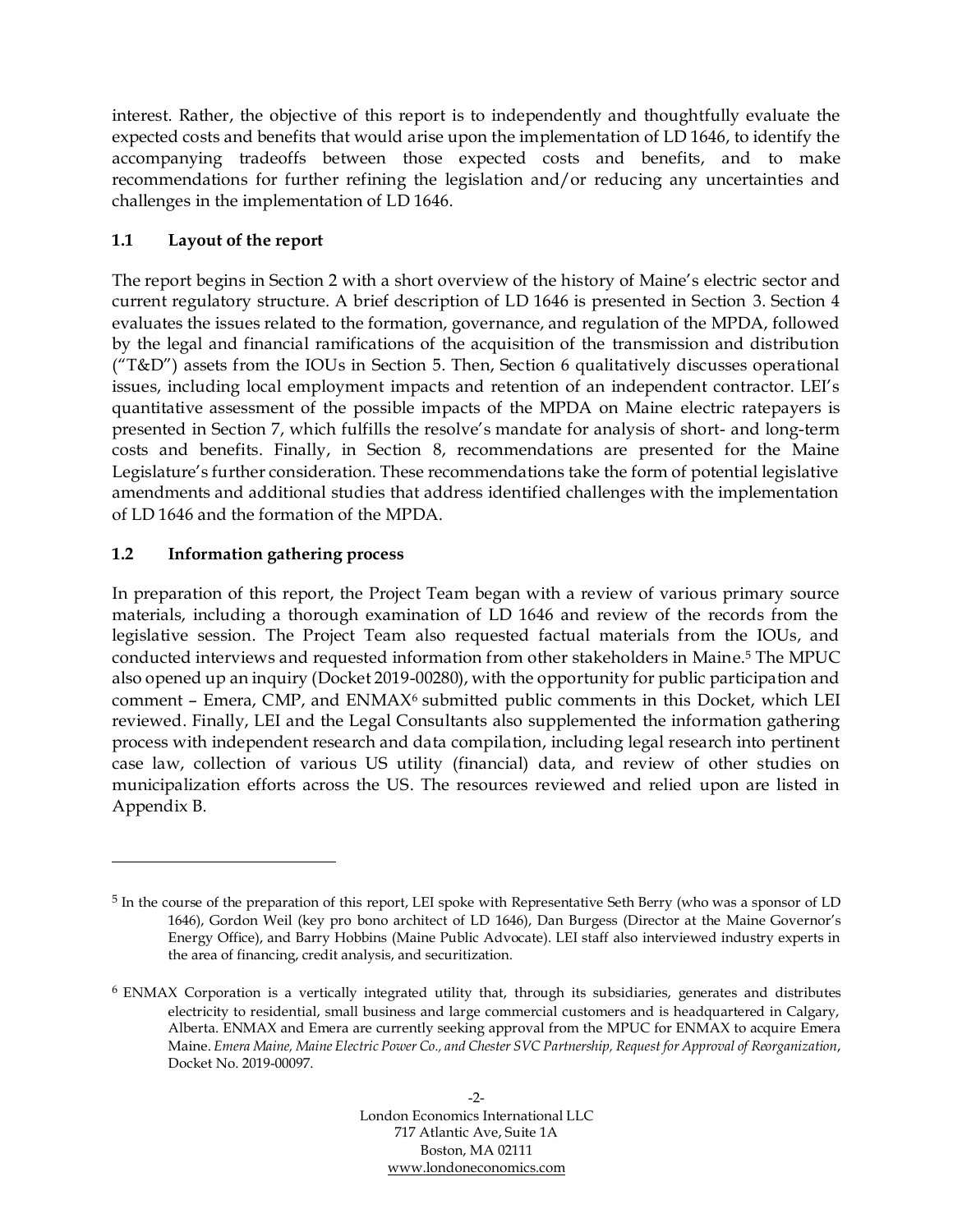interest. Rather, the objective of this report is to independently and thoughtfully evaluate the expected costs and benefits that would arise upon the implementation of LD 1646, to identify the accompanying tradeoffs between those expected costs and benefits, and to make recommendations for further refining the legislation and/or reducing any uncertainties and challenges in the implementation of LD 1646.

### 1.1 Layout of the report

The report begins in Section 2 with a short overview of the history of Maine's electric sector and current regulatory structure. A brief description of LD 1646 is presented in Section 3. Section 4 evaluates the issues related to the formation, governance, and regulation of the MPDA, followed by the legal and financial ramifications of the acquisition of the transmission and distribution ("T&D") assets from the IOUs in Section 5. Then, Section 6 qualitatively discusses operational issues, including local employment impacts and retention of an independent contractor. LEI's quantitative assessment of the possible impacts of the MPDA on Maine electric ratepayers is presented in Section 7, which fulfills the resolve's mandate for analysis of short- and long-term costs and benefits. Finally, in Section 8, recommendations are presented for the Maine Legislature's further consideration. These recommendations take the form of potential legislative amendments and additional studies that address identified challenges with the implementation of LD 1646 and the formation of the MPDA.

### 1.2 Information gathering process

In preparation of this report, the Project Team began with a review of various primary source materials, including a thorough examination of LD 1646 and review of the records from the legislative session. The Project Team also requested factual materials from the IOUs, and conducted interviews and requested information from other stakeholders in Maine.[5] The MPUC also opened up an inquiry (Docket 2019-00280), with the opportunity for public participation and comment – Emera, CMP, and ENMAX[6] submitted public comments in this Docket, which LEI reviewed. Finally, LEI and the Legal Consultants also supplemented the information gathering process with independent research and data compilation, including legal research into pertinent case law, collection of various US utility (financial) data, and review of other studies on municipalization efforts across the US. The resources reviewed and relied upon are listed in Appendix B.

---

[5] In the course of the preparation of this report, LEI spoke with Representative Seth Berry (who was a sponsor of LD 1646), Gordon Weil (key pro bono architect of LD 1646), Dan Burgess (Director at the Maine Governor's Energy Office), and Barry Hobbins (Maine Public Advocate). LEI staff also interviewed industry experts in the area of financing, credit analysis, and securitization.

[6] ENMAX Corporation is a vertically integrated utility that, through its subsidiaries, generates and distributes electricity to residential, small business and large commercial customers and is headquartered in Calgary, Alberta. ENMAX and Emera are currently seeking approval from the MPUC for ENMAX to acquire Emera Maine. *Emera Maine, Maine Electric Power Co., and Chester SVC Partnership, Request for Approval of Reorganization*, Docket No. 2019-00097.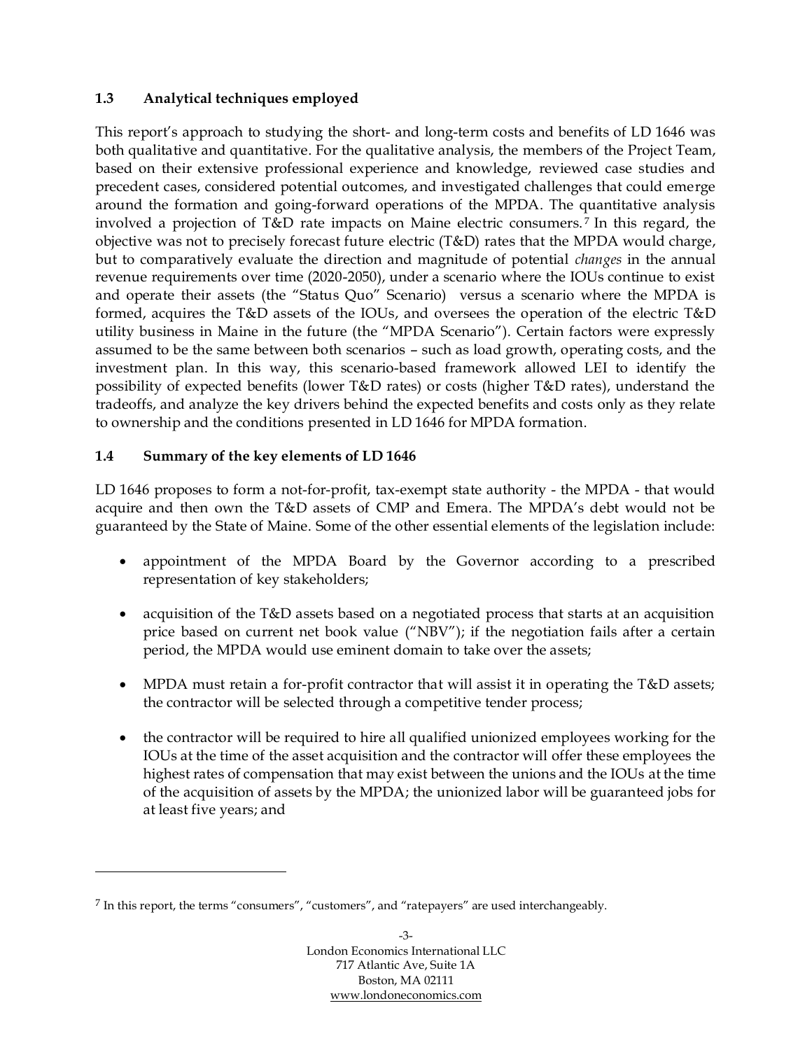### 1.3 Analytical techniques employed

This report's approach to studying the short- and long-term costs and benefits of LD 1646 was both qualitative and quantitative. For the qualitative analysis, the members of the Project Team, based on their extensive professional experience and knowledge, reviewed case studies and precedent cases, considered potential outcomes, and investigated challenges that could emerge around the formation and going-forward operations of the MPDA. The quantitative analysis involved a projection of T&D rate impacts on Maine electric consumers.[7] In this regard, the objective was not to precisely forecast future electric (T&D) rates that the MPDA would charge, but to comparatively evaluate the direction and magnitude of potential *changes* in the annual revenue requirements over time (2020-2050), under a scenario where the IOUs continue to exist and operate their assets (the "Status Quo" Scenario) versus a scenario where the MPDA is formed, acquires the T&D assets of the IOUs, and oversees the operation of the electric T&D utility business in Maine in the future (the "MPDA Scenario"). Certain factors were expressly assumed to be the same between both scenarios – such as load growth, operating costs, and the investment plan. In this way, this scenario-based framework allowed LEI to identify the possibility of expected benefits (lower T&D rates) or costs (higher T&D rates), understand the tradeoffs, and analyze the key drivers behind the expected benefits and costs only as they relate to ownership and the conditions presented in LD 1646 for MPDA formation.

### 1.4 Summary of the key elements of LD 1646

LD 1646 proposes to form a not-for-profit, tax-exempt state authority - the MPDA - that would acquire and then own the T&D assets of CMP and Emera. The MPDA's debt would not be guaranteed by the State of Maine. Some of the other essential elements of the legislation include:

- appointment of the MPDA Board by the Governor according to a prescribed representation of key stakeholders;
- acquisition of the T&D assets based on a negotiated process that starts at an acquisition price based on current net book value ("NBV"); if the negotiation fails after a certain period, the MPDA would use eminent domain to take over the assets;
- MPDA must retain a for-profit contractor that will assist it in operating the T&D assets; the contractor will be selected through a competitive tender process;
- the contractor will be required to hire all qualified unionized employees working for the IOUs at the time of the asset acquisition and the contractor will offer these employees the highest rates of compensation that may exist between the unions and the IOUs at the time of the acquisition of assets by the MPDA; the unionized labor will be guaranteed jobs for at least five years; and

[7] In this report, the terms "consumers", "customers", and "ratepayers" are used interchangeably.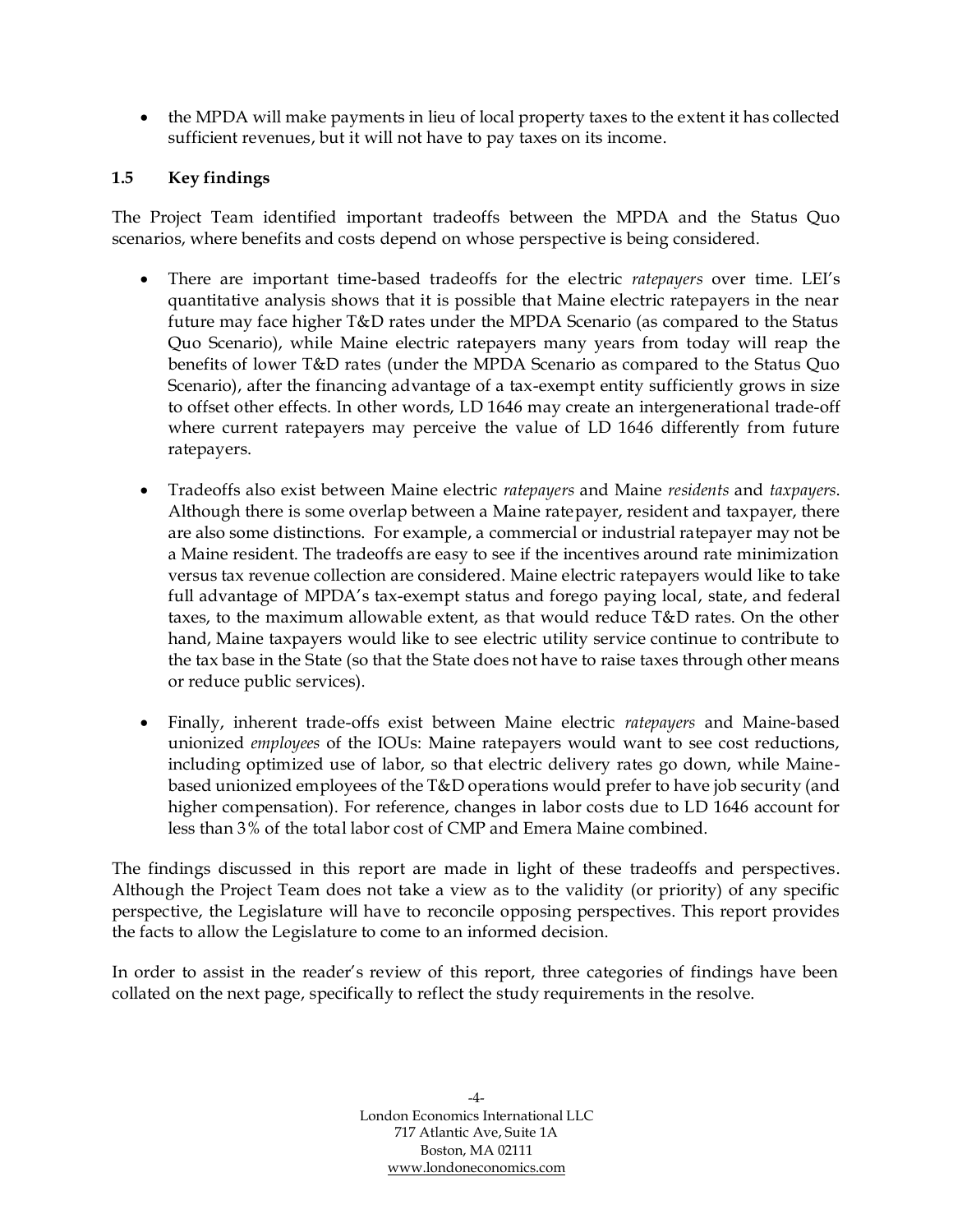- the MPDA will make payments in lieu of local property taxes to the extent it has collected sufficient revenues, but it will not have to pay taxes on its income.

### 1.5 Key findings

The Project Team identified important tradeoffs between the MPDA and the Status Quo scenarios, where benefits and costs depend on whose perspective is being considered.

- There are important time-based tradeoffs for the electric *ratepayers* over time. LEI's quantitative analysis shows that it is possible that Maine electric ratepayers in the near future may face higher T&D rates under the MPDA Scenario (as compared to the Status Quo Scenario), while Maine electric ratepayers many years from today will reap the benefits of lower T&D rates (under the MPDA Scenario as compared to the Status Quo Scenario), after the financing advantage of a tax-exempt entity sufficiently grows in size to offset other effects. In other words, LD 1646 may create an intergenerational trade-off where current ratepayers may perceive the value of LD 1646 differently from future ratepayers.

- Tradeoffs also exist between Maine electric *ratepayers* and Maine *residents* and *taxpayers*. Although there is some overlap between a Maine ratepayer, resident and taxpayer, there are also some distinctions. For example, a commercial or industrial ratepayer may not be a Maine resident. The tradeoffs are easy to see if the incentives around rate minimization versus tax revenue collection are considered. Maine electric ratepayers would like to take full advantage of MPDA's tax-exempt status and forego paying local, state, and federal taxes, to the maximum allowable extent, as that would reduce T&D rates. On the other hand, Maine taxpayers would like to see electric utility service continue to contribute to the tax base in the State (so that the State does not have to raise taxes through other means or reduce public services).

- Finally, inherent trade-offs exist between Maine electric *ratepayers* and Maine-based unionized *employees* of the IOUs: Maine ratepayers would want to see cost reductions, including optimized use of labor, so that electric delivery rates go down, while Maine-based unionized employees of the T&D operations would prefer to have job security (and higher compensation). For reference, changes in labor costs due to LD 1646 account for less than 3% of the total labor cost of CMP and Emera Maine combined.

The findings discussed in this report are made in light of these tradeoffs and perspectives. Although the Project Team does not take a view as to the validity (or priority) of any specific perspective, the Legislature will have to reconcile opposing perspectives. This report provides the facts to allow the Legislature to come to an informed decision.

In order to assist in the reader's review of this report, three categories of findings have been collated on the next page, specifically to reflect the study requirements in the resolve.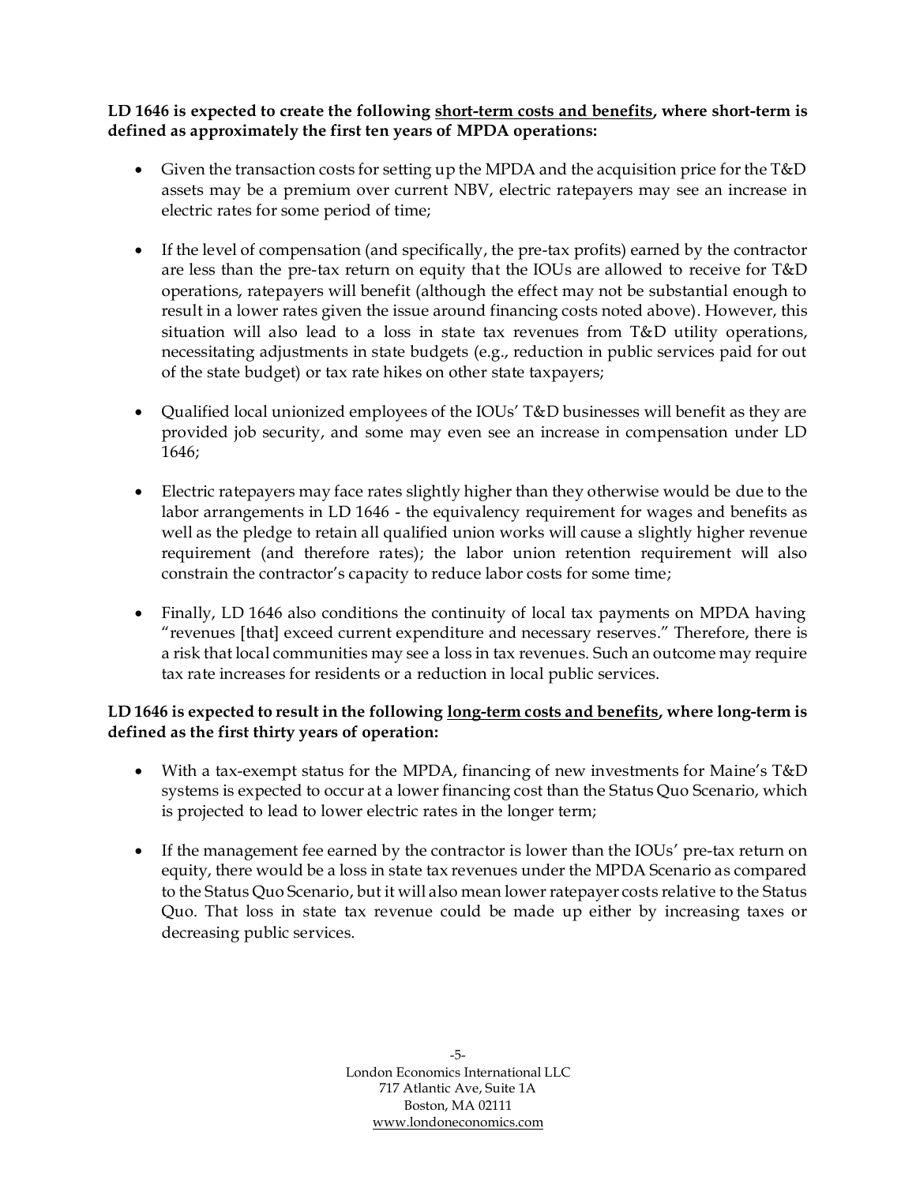**LD 1646 is expected to create the following <u>short-term costs and benefits</u>, where short-term is defined as approximately the first ten years of MPDA operations:**

- Given the transaction costs for setting up the MPDA and the acquisition price for the T&D assets may be a premium over current NBV, electric ratepayers may see an increase in electric rates for some period of time;

- If the level of compensation (and specifically, the pre-tax profits) earned by the contractor are less than the pre-tax return on equity that the IOUs are allowed to receive for T&D operations, ratepayers will benefit (although the effect may not be substantial enough to result in a lower rates given the issue around financing costs noted above). However, this situation will also lead to a loss in state tax revenues from T&D utility operations, necessitating adjustments in state budgets (e.g., reduction in public services paid for out of the state budget) or tax rate hikes on other state taxpayers;

- Qualified local unionized employees of the IOUs' T&D businesses will benefit as they are provided job security, and some may even see an increase in compensation under LD 1646;

- Electric ratepayers may face rates slightly higher than they otherwise would be due to the labor arrangements in LD 1646 - the equivalency requirement for wages and benefits as well as the pledge to retain all qualified union works will cause a slightly higher revenue requirement (and therefore rates); the labor union retention requirement will also constrain the contractor's capacity to reduce labor costs for some time;

- Finally, LD 1646 also conditions the continuity of local tax payments on MPDA having "revenues [that] exceed current expenditure and necessary reserves." Therefore, there is a risk that local communities may see a loss in tax revenues. Such an outcome may require tax rate increases for residents or a reduction in local public services.

**LD 1646 is expected to result in the following <u>long-term costs and benefits</u>, where long-term is defined as the first thirty years of operation:**

- With a tax-exempt status for the MPDA, financing of new investments for Maine's T&D systems is expected to occur at a lower financing cost than the Status Quo Scenario, which is projected to lead to lower electric rates in the longer term;

- If the management fee earned by the contractor is lower than the IOUs' pre-tax return on equity, there would be a loss in state tax revenues under the MPDA Scenario as compared to the Status Quo Scenario, but it will also mean lower ratepayer costs relative to the Status Quo. That loss in state tax revenue could be made up either by increasing taxes or decreasing public services.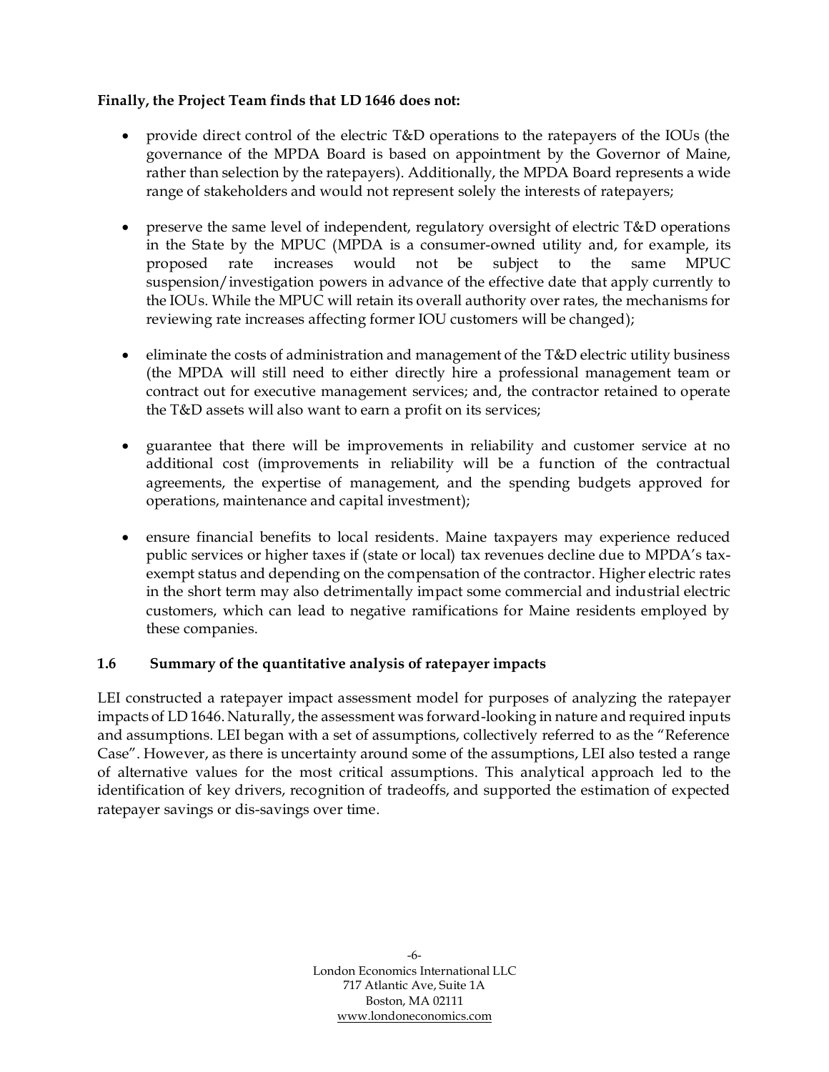**Finally, the Project Team finds that LD 1646 does not:**

- provide direct control of the electric T&D operations to the ratepayers of the IOUs (the governance of the MPDA Board is based on appointment by the Governor of Maine, rather than selection by the ratepayers). Additionally, the MPDA Board represents a wide range of stakeholders and would not represent solely the interests of ratepayers;

- preserve the same level of independent, regulatory oversight of electric T&D operations in the State by the MPUC (MPDA is a consumer-owned utility and, for example, its proposed rate increases would not be subject to the same MPUC suspension/investigation powers in advance of the effective date that apply currently to the IOUs. While the MPUC will retain its overall authority over rates, the mechanisms for reviewing rate increases affecting former IOU customers will be changed);

- eliminate the costs of administration and management of the T&D electric utility business (the MPDA will still need to either directly hire a professional management team or contract out for executive management services; and, the contractor retained to operate the T&D assets will also want to earn a profit on its services;

- guarantee that there will be improvements in reliability and customer service at no additional cost (improvements in reliability will be a function of the contractual agreements, the expertise of management, and the spending budgets approved for operations, maintenance and capital investment);

- ensure financial benefits to local residents. Maine taxpayers may experience reduced public services or higher taxes if (state or local) tax revenues decline due to MPDA's tax-exempt status and depending on the compensation of the contractor. Higher electric rates in the short term may also detrimentally impact some commercial and industrial electric customers, which can lead to negative ramifications for Maine residents employed by these companies.

### 1.6 Summary of the quantitative analysis of ratepayer impacts

LEI constructed a ratepayer impact assessment model for purposes of analyzing the ratepayer impacts of LD 1646. Naturally, the assessment was forward-looking in nature and required inputs and assumptions. LEI began with a set of assumptions, collectively referred to as the "Reference Case". However, as there is uncertainty around some of the assumptions, LEI also tested a range of alternative values for the most critical assumptions. This analytical approach led to the identification of key drivers, recognition of tradeoffs, and supported the estimation of expected ratepayer savings or dis-savings over time.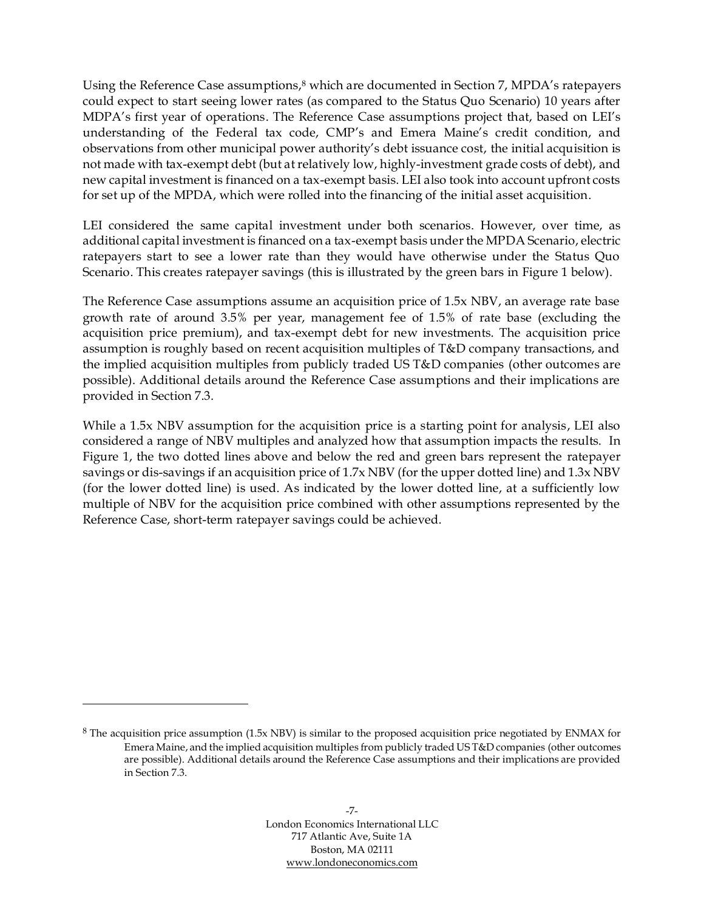Using the Reference Case assumptions,[8] which are documented in Section 7, MPDA's ratepayers could expect to start seeing lower rates (as compared to the Status Quo Scenario) 10 years after MDPA's first year of operations. The Reference Case assumptions project that, based on LEI's understanding of the Federal tax code, CMP's and Emera Maine's credit condition, and observations from other municipal power authority's debt issuance cost, the initial acquisition is not made with tax-exempt debt (but at relatively low, highly-investment grade costs of debt), and new capital investment is financed on a tax-exempt basis. LEI also took into account upfront costs for set up of the MPDA, which were rolled into the financing of the initial asset acquisition.

LEI considered the same capital investment under both scenarios. However, over time, as additional capital investment is financed on a tax-exempt basis under the MPDA Scenario, electric ratepayers start to see a lower rate than they would have otherwise under the Status Quo Scenario. This creates ratepayer savings (this is illustrated by the green bars in Figure 1 below).

The Reference Case assumptions assume an acquisition price of 1.5x NBV, an average rate base growth rate of around 3.5% per year, management fee of 1.5% of rate base (excluding the acquisition price premium), and tax-exempt debt for new investments. The acquisition price assumption is roughly based on recent acquisition multiples of T&D company transactions, and the implied acquisition multiples from publicly traded US T&D companies (other outcomes are possible). Additional details around the Reference Case assumptions and their implications are provided in Section 7.3.

While a 1.5x NBV assumption for the acquisition price is a starting point for analysis, LEI also considered a range of NBV multiples and analyzed how that assumption impacts the results. In Figure 1, the two dotted lines above and below the red and green bars represent the ratepayer savings or dis-savings if an acquisition price of 1.7x NBV (for the upper dotted line) and 1.3x NBV (for the lower dotted line) is used. As indicated by the lower dotted line, at a sufficiently low multiple of NBV for the acquisition price combined with other assumptions represented by the Reference Case, short-term ratepayer savings could be achieved.

---

[8] The acquisition price assumption (1.5x NBV) is similar to the proposed acquisition price negotiated by ENMAX for Emera Maine, and the implied acquisition multiples from publicly traded US T&D companies (other outcomes are possible). Additional details around the Reference Case assumptions and their implications are provided in Section 7.3.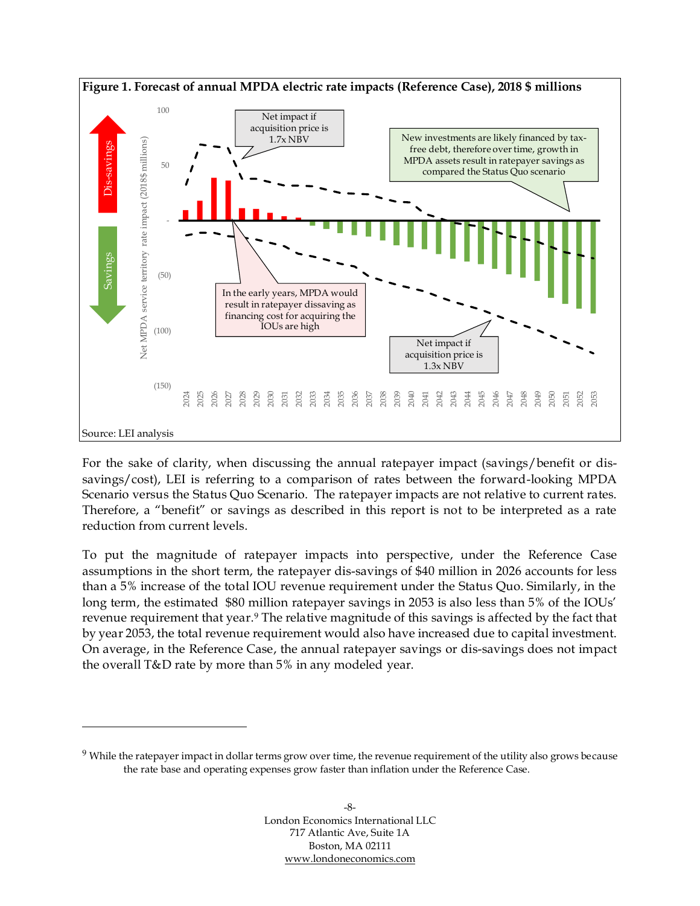**Figure 1. Forecast of annual MPDA electric rate impacts (Reference Case), 2018 $ millions**

Source: LEI analysis

For the sake of clarity, when discussing the annual ratepayer impact (savings/benefit or dis-savings/cost), LEI is referring to a comparison of rates between the forward-looking MPDA Scenario versus the Status Quo Scenario. The ratepayer impacts are not relative to current rates. Therefore, a "benefit" or savings as described in this report is not to be interpreted as a rate reduction from current levels.

To put the magnitude of ratepayer impacts into perspective, under the Reference Case assumptions in the short term, the ratepayer dis-savings of $40 million in 2026 accounts for less than a 5% increase of the total IOU revenue requirement under the Status Quo. Similarly, in the long term, the estimated $80 million ratepayer savings in 2053 is also less than 5% of the IOUs' revenue requirement that year.[9] The relative magnitude of this savings is affected by the fact that by year 2053, the total revenue requirement would also have increased due to capital investment. On average, in the Reference Case, the annual ratepayer savings or dis-savings does not impact the overall T&D rate by more than 5% in any modeled year.

---

[9] While the ratepayer impact in dollar terms grow over time, the revenue requirement of the utility also grows because the rate base and operating expenses grow faster than inflation under the Reference Case.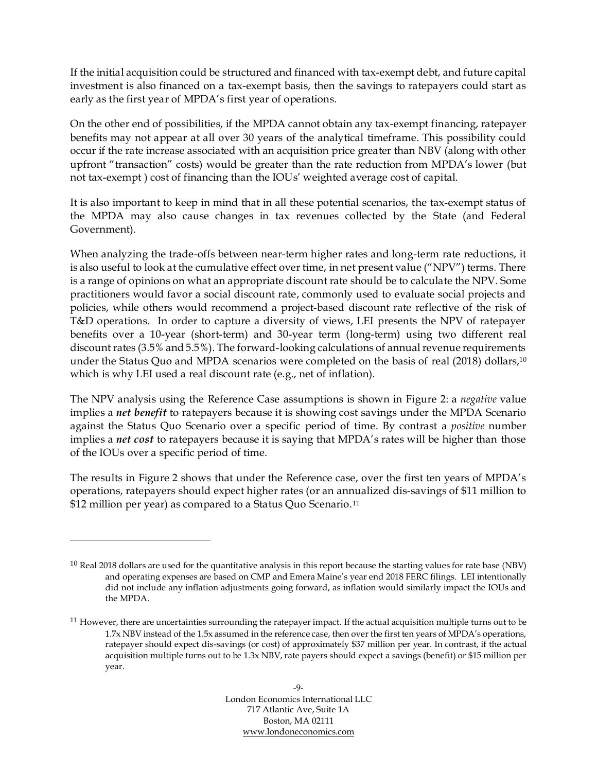If the initial acquisition could be structured and financed with tax-exempt debt, and future capital investment is also financed on a tax-exempt basis, then the savings to ratepayers could start as early as the first year of MPDA's first year of operations.

On the other end of possibilities, if the MPDA cannot obtain any tax-exempt financing, ratepayer benefits may not appear at all over 30 years of the analytical timeframe. This possibility could occur if the rate increase associated with an acquisition price greater than NBV (along with other upfront "transaction" costs) would be greater than the rate reduction from MPDA's lower (but not tax-exempt ) cost of financing than the IOUs' weighted average cost of capital.

It is also important to keep in mind that in all these potential scenarios, the tax-exempt status of the MPDA may also cause changes in tax revenues collected by the State (and Federal Government).

When analyzing the trade-offs between near-term higher rates and long-term rate reductions, it is also useful to look at the cumulative effect over time, in net present value ("NPV") terms. There is a range of opinions on what an appropriate discount rate should be to calculate the NPV. Some practitioners would favor a social discount rate, commonly used to evaluate social projects and policies, while others would recommend a project-based discount rate reflective of the risk of T&D operations. In order to capture a diversity of views, LEI presents the NPV of ratepayer benefits over a 10-year (short-term) and 30-year term (long-term) using two different real discount rates (3.5% and 5.5%). The forward-looking calculations of annual revenue requirements under the Status Quo and MPDA scenarios were completed on the basis of real (2018) dollars,[10] which is why LEI used a real discount rate (e.g., net of inflation).

The NPV analysis using the Reference Case assumptions is shown in Figure 2: a *negative* value implies a ***net benefit*** to ratepayers because it is showing cost savings under the MPDA Scenario against the Status Quo Scenario over a specific period of time. By contrast a *positive* number implies a ***net cost*** to ratepayers because it is saying that MPDA's rates will be higher than those of the IOUs over a specific period of time.

The results in Figure 2 shows that under the Reference case, over the first ten years of MPDA's operations, ratepayers should expect higher rates (or an annualized dis-savings of $11 million to $12 million per year) as compared to a Status Quo Scenario.[11]

---

[10] Real 2018 dollars are used for the quantitative analysis in this report because the starting values for rate base (NBV) and operating expenses are based on CMP and Emera Maine's year end 2018 FERC filings. LEI intentionally did not include any inflation adjustments going forward, as inflation would similarly impact the IOUs and the MPDA.

[11] However, there are uncertainties surrounding the ratepayer impact. If the actual acquisition multiple turns out to be 1.7x NBV instead of the 1.5x assumed in the reference case, then over the first ten years of MPDA's operations, ratepayer should expect dis-savings (or cost) of approximately $37 million per year. In contrast, if the actual acquisition multiple turns out to be 1.3x NBV, rate payers should expect a savings (benefit) or $15 million per year.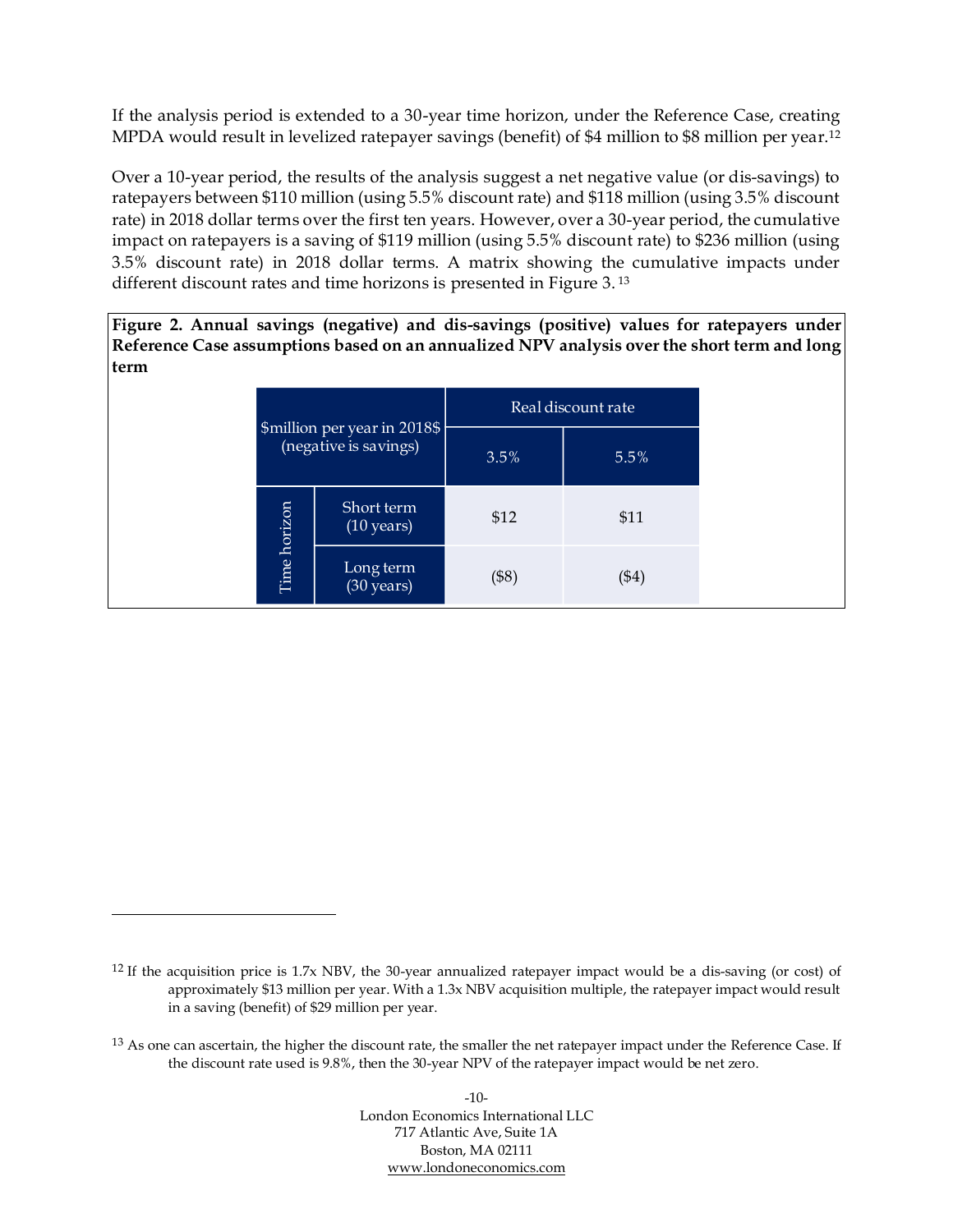If the analysis period is extended to a 30-year time horizon, under the Reference Case, creating MPDA would result in levelized ratepayer savings (benefit) of $4 million to $8 million per year.[12]

Over a 10-year period, the results of the analysis suggest a net negative value (or dis-savings) to ratepayers between $110 million (using 5.5% discount rate) and $118 million (using 3.5% discount rate) in 2018 dollar terms over the first ten years. However, over a 30-year period, the cumulative impact on ratepayers is a saving of $119 million (using 5.5% discount rate) to $236 million (using 3.5% discount rate) in 2018 dollar terms. A matrix showing the cumulative impacts under different discount rates and time horizons is presented in Figure 3.[13]

**Figure 2. Annual savings (negative) and dis-savings (positive) values for ratepayers under Reference Case assumptions based on an annualized NPV analysis over the short term and long term**

| $million per year in 2018$ (negative is savings) | | Real discount rate | |
|---|---|---|---|
| | | 3.5% | 5.5% |
| Time horizon | Short term (10 years) | $12 | $11 |
| | Long term (30 years) | ($8) | ($4) |

[12] If the acquisition price is 1.7x NBV, the 30-year annualized ratepayer impact would be a dis-saving (or cost) of approximately $13 million per year. With a 1.3x NBV acquisition multiple, the ratepayer impact would result in a saving (benefit) of $29 million per year.

[13] As one can ascertain, the higher the discount rate, the smaller the net ratepayer impact under the Reference Case. If the discount rate used is 9.8%, then the 30-year NPV of the ratepayer impact would be net zero.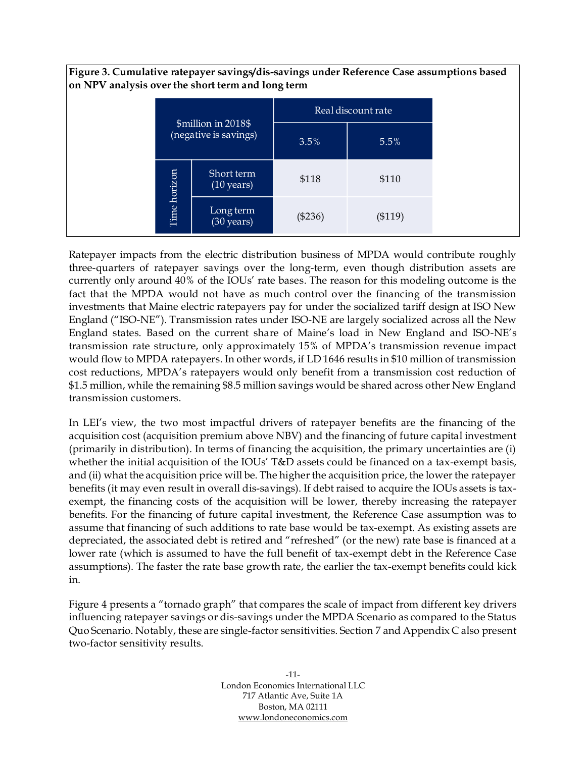**Figure 3. Cumulative ratepayer savings/dis-savings under Reference Case assumptions based on NPV analysis over the short term and long term**

| $million in 2018$ (negative is savings) | | Real discount rate | |
|---|---|---|---|
| | | 3.5% | 5.5% |
| Time horizon | Short term (10 years) | $118 | $110 |
| | Long term (30 years) | ($236) | ($119) |

Ratepayer impacts from the electric distribution business of MPDA would contribute roughly three-quarters of ratepayer savings over the long-term, even though distribution assets are currently only around 40% of the IOUs' rate bases. The reason for this modeling outcome is the fact that the MPDA would not have as much control over the financing of the transmission investments that Maine electric ratepayers pay for under the socialized tariff design at ISO New England ("ISO-NE"). Transmission rates under ISO-NE are largely socialized across all the New England states. Based on the current share of Maine's load in New England and ISO-NE's transmission rate structure, only approximately 15% of MPDA's transmission revenue impact would flow to MPDA ratepayers. In other words, if LD 1646 results in $10 million of transmission cost reductions, MPDA's ratepayers would only benefit from a transmission cost reduction of $1.5 million, while the remaining $8.5 million savings would be shared across other New England transmission customers.

In LEI's view, the two most impactful drivers of ratepayer benefits are the financing of the acquisition cost (acquisition premium above NBV) and the financing of future capital investment (primarily in distribution). In terms of financing the acquisition, the primary uncertainties are (i) whether the initial acquisition of the IOUs' T&D assets could be financed on a tax-exempt basis, and (ii) what the acquisition price will be. The higher the acquisition price, the lower the ratepayer benefits (it may even result in overall dis-savings). If debt raised to acquire the IOUs assets is tax-exempt, the financing costs of the acquisition will be lower, thereby increasing the ratepayer benefits. For the financing of future capital investment, the Reference Case assumption was to assume that financing of such additions to rate base would be tax-exempt. As existing assets are depreciated, the associated debt is retired and "refreshed" (or the new) rate base is financed at a lower rate (which is assumed to have the full benefit of tax-exempt debt in the Reference Case assumptions). The faster the rate base growth rate, the earlier the tax-exempt benefits could kick in.

Figure 4 presents a "tornado graph" that compares the scale of impact from different key drivers influencing ratepayer savings or dis-savings under the MPDA Scenario as compared to the Status Quo Scenario. Notably, these are single-factor sensitivities. Section 7 and Appendix C also present two-factor sensitivity results.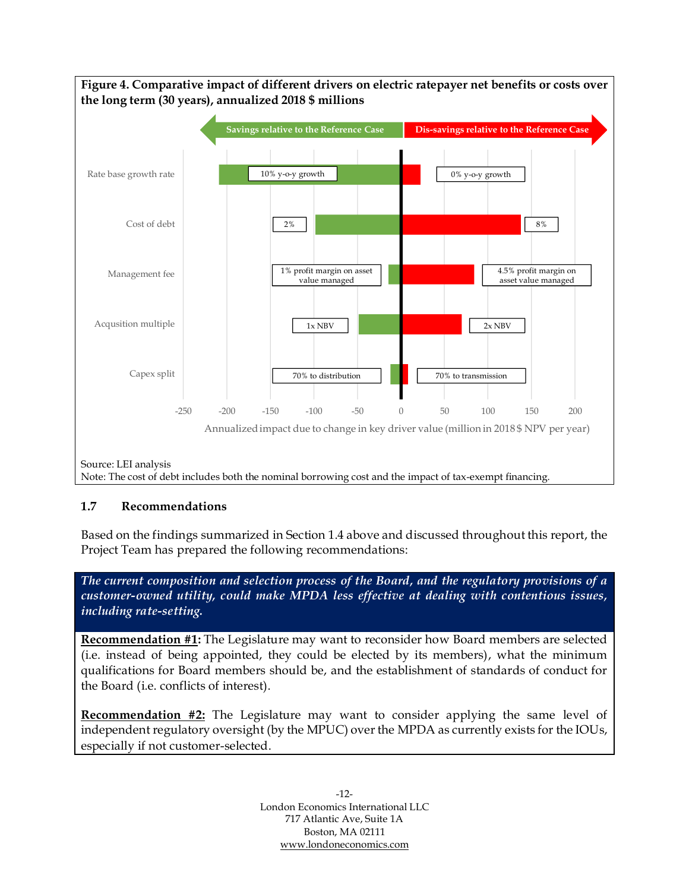**Figure 4. Comparative impact of different drivers on electric ratepayer net benefits or costs over the long term (30 years), annualized 2018 $ millions**

Savings relative to the Reference Case | Dis-savings relative to the Reference Case

| Driver | Savings case | Dis-savings case |
|---|---|---|
| Rate base growth rate | 10% y-o-y growth | 0% y-o-y growth |
| Cost of debt | 2% | 8% |
| Management fee | 1% profit margin on asset value managed | 4.5% profit margin on asset value managed |
| Acqusition multiple | 1x NBV | 2x NBV |
| Capex split | 70% to distribution | 70% to transmission |

Annualized impact due to change in key driver value (million in 2018 $ NPV per year)

Source: LEI analysis
Note: The cost of debt includes both the nominal borrowing cost and the impact of tax-exempt financing.

## 1.7 Recommendations

Based on the findings summarized in Section 1.4 above and discussed throughout this report, the Project Team has prepared the following recommendations:

***The current composition and selection process of the Board, and the regulatory provisions of a customer-owned utility, could make MPDA less effective at dealing with contentious issues, including rate-setting.***

**Recommendation #1:** The Legislature may want to reconsider how Board members are selected (i.e. instead of being appointed, they could be elected by its members), what the minimum qualifications for Board members should be, and the establishment of standards of conduct for the Board (i.e. conflicts of interest).

**Recommendation #2:** The Legislature may want to consider applying the same level of independent regulatory oversight (by the MPUC) over the MPDA as currently exists for the IOUs, especially if not customer-selected.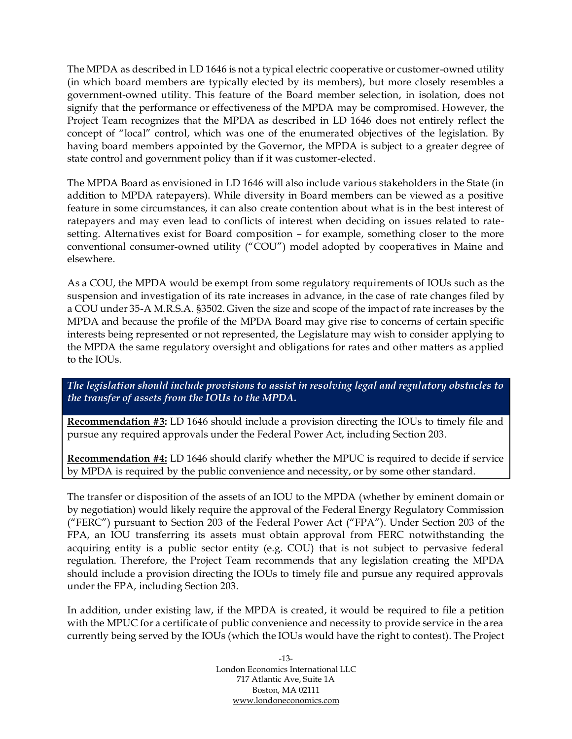The MPDA as described in LD 1646 is not a typical electric cooperative or customer-owned utility (in which board members are typically elected by its members), but more closely resembles a government-owned utility. This feature of the Board member selection, in isolation, does not signify that the performance or effectiveness of the MPDA may be compromised. However, the Project Team recognizes that the MPDA as described in LD 1646 does not entirely reflect the concept of "local" control, which was one of the enumerated objectives of the legislation. By having board members appointed by the Governor, the MPDA is subject to a greater degree of state control and government policy than if it was customer-elected.

The MPDA Board as envisioned in LD 1646 will also include various stakeholders in the State (in addition to MPDA ratepayers). While diversity in Board members can be viewed as a positive feature in some circumstances, it can also create contention about what is in the best interest of ratepayers and may even lead to conflicts of interest when deciding on issues related to rate-setting. Alternatives exist for Board composition – for example, something closer to the more conventional consumer-owned utility ("COU") model adopted by cooperatives in Maine and elsewhere.

As a COU, the MPDA would be exempt from some regulatory requirements of IOUs such as the suspension and investigation of its rate increases in advance, in the case of rate changes filed by a COU under 35-A M.R.S.A. §3502. Given the size and scope of the impact of rate increases by the MPDA and because the profile of the MPDA Board may give rise to concerns of certain specific interests being represented or not represented, the Legislature may wish to consider applying to the MPDA the same regulatory oversight and obligations for rates and other matters as applied to the IOUs.

***The legislation should include provisions to assist in resolving legal and regulatory obstacles to the transfer of assets from the IOUs to the MPDA.***

**Recommendation #3:** LD 1646 should include a provision directing the IOUs to timely file and pursue any required approvals under the Federal Power Act, including Section 203.

**Recommendation #4:** LD 1646 should clarify whether the MPUC is required to decide if service by MPDA is required by the public convenience and necessity, or by some other standard.

The transfer or disposition of the assets of an IOU to the MPDA (whether by eminent domain or by negotiation) would likely require the approval of the Federal Energy Regulatory Commission ("FERC") pursuant to Section 203 of the Federal Power Act ("FPA"). Under Section 203 of the FPA, an IOU transferring its assets must obtain approval from FERC notwithstanding the acquiring entity is a public sector entity (e.g. COU) that is not subject to pervasive federal regulation. Therefore, the Project Team recommends that any legislation creating the MPDA should include a provision directing the IOUs to timely file and pursue any required approvals under the FPA, including Section 203.

In addition, under existing law, if the MPDA is created, it would be required to file a petition with the MPUC for a certificate of public convenience and necessity to provide service in the area currently being served by the IOUs (which the IOUs would have the right to contest). The Project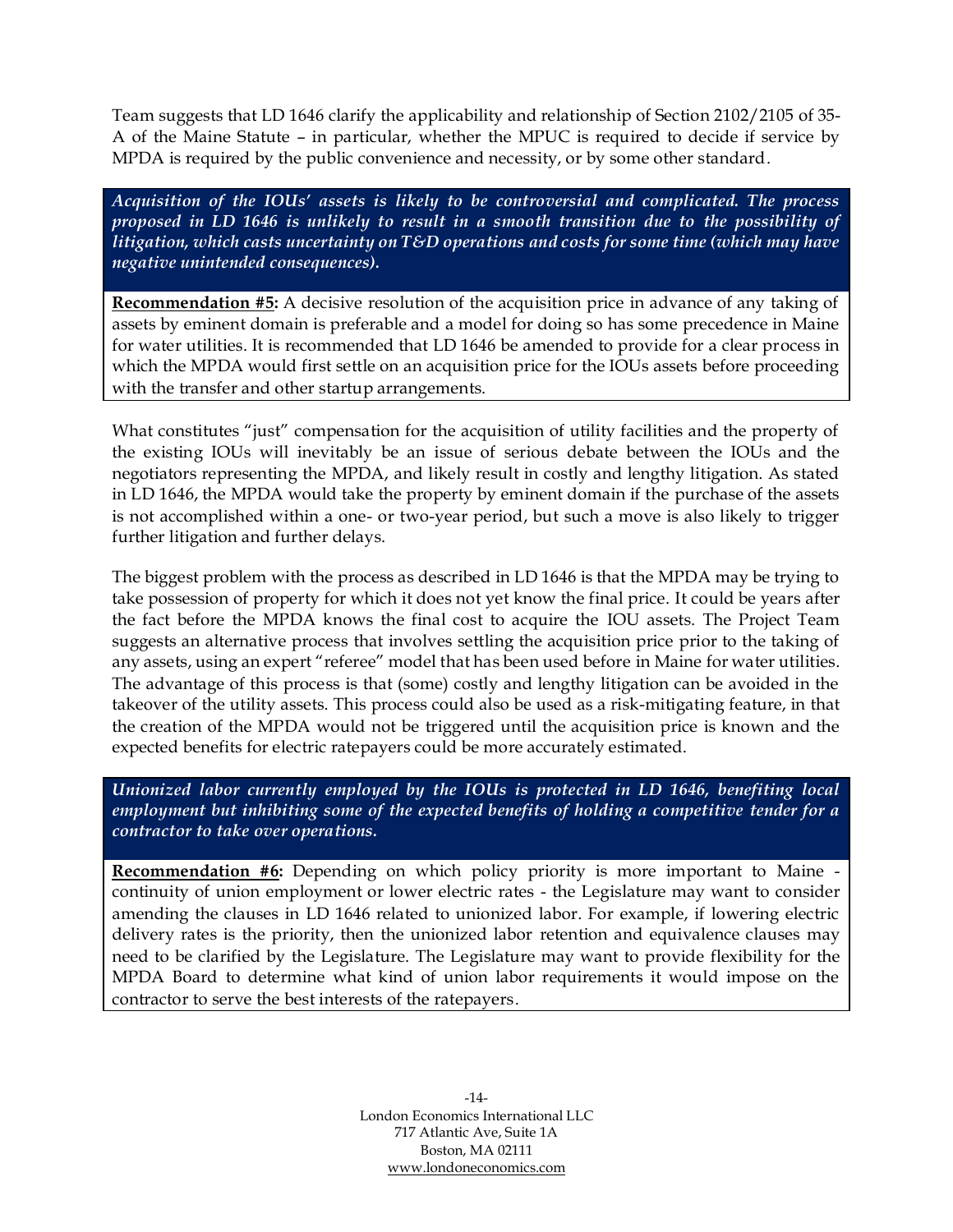Team suggests that LD 1646 clarify the applicability and relationship of Section 2102/2105 of 35-A of the Maine Statute – in particular, whether the MPUC is required to decide if service by MPDA is required by the public convenience and necessity, or by some other standard.

***Acquisition of the IOUs' assets is likely to be controversial and complicated. The process proposed in LD 1646 is unlikely to result in a smooth transition due to the possibility of litigation, which casts uncertainty on T&D operations and costs for some time (which may have negative unintended consequences).***

**Recommendation #5:** A decisive resolution of the acquisition price in advance of any taking of assets by eminent domain is preferable and a model for doing so has some precedence in Maine for water utilities. It is recommended that LD 1646 be amended to provide for a clear process in which the MPDA would first settle on an acquisition price for the IOUs assets before proceeding with the transfer and other startup arrangements.

What constitutes "just" compensation for the acquisition of utility facilities and the property of the existing IOUs will inevitably be an issue of serious debate between the IOUs and the negotiators representing the MPDA, and likely result in costly and lengthy litigation. As stated in LD 1646, the MPDA would take the property by eminent domain if the purchase of the assets is not accomplished within a one- or two-year period, but such a move is also likely to trigger further litigation and further delays.

The biggest problem with the process as described in LD 1646 is that the MPDA may be trying to take possession of property for which it does not yet know the final price. It could be years after the fact before the MPDA knows the final cost to acquire the IOU assets. The Project Team suggests an alternative process that involves settling the acquisition price prior to the taking of any assets, using an expert "referee" model that has been used before in Maine for water utilities. The advantage of this process is that (some) costly and lengthy litigation can be avoided in the takeover of the utility assets. This process could also be used as a risk-mitigating feature, in that the creation of the MPDA would not be triggered until the acquisition price is known and the expected benefits for electric ratepayers could be more accurately estimated.

***Unionized labor currently employed by the IOUs is protected in LD 1646, benefiting local employment but inhibiting some of the expected benefits of holding a competitive tender for a contractor to take over operations.***

**Recommendation #6:** Depending on which policy priority is more important to Maine - continuity of union employment or lower electric rates - the Legislature may want to consider amending the clauses in LD 1646 related to unionized labor. For example, if lowering electric delivery rates is the priority, then the unionized labor retention and equivalence clauses may need to be clarified by the Legislature. The Legislature may want to provide flexibility for the MPDA Board to determine what kind of union labor requirements it would impose on the contractor to serve the best interests of the ratepayers.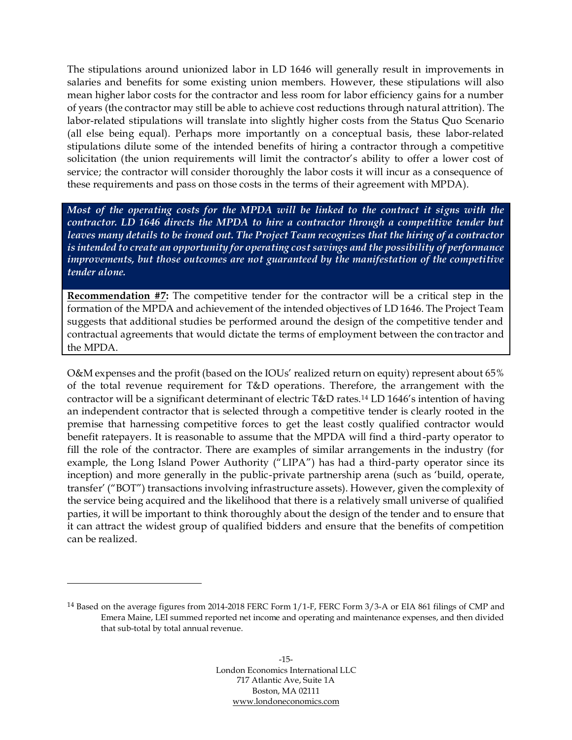The stipulations around unionized labor in LD 1646 will generally result in improvements in salaries and benefits for some existing union members. However, these stipulations will also mean higher labor costs for the contractor and less room for labor efficiency gains for a number of years (the contractor may still be able to achieve cost reductions through natural attrition). The labor-related stipulations will translate into slightly higher costs from the Status Quo Scenario (all else being equal). Perhaps more importantly on a conceptual basis, these labor-related stipulations dilute some of the intended benefits of hiring a contractor through a competitive solicitation (the union requirements will limit the contractor's ability to offer a lower cost of service; the contractor will consider thoroughly the labor costs it will incur as a consequence of these requirements and pass on those costs in the terms of their agreement with MPDA).

***Most of the operating costs for the MPDA will be linked to the contract it signs with the contractor. LD 1646 directs the MPDA to hire a contractor through a competitive tender but leaves many details to be ironed out. The Project Team recognizes that the hiring of a contractor is intended to create an opportunity for operating cost savings and the possibility of performance improvements, but those outcomes are not guaranteed by the manifestation of the competitive tender alone.***

**Recommendation #7:** The competitive tender for the contractor will be a critical step in the formation of the MPDA and achievement of the intended objectives of LD 1646. The Project Team suggests that additional studies be performed around the design of the competitive tender and contractual agreements that would dictate the terms of employment between the contractor and the MPDA.

O&M expenses and the profit (based on the IOUs' realized return on equity) represent about 65% of the total revenue requirement for T&D operations. Therefore, the arrangement with the contractor will be a significant determinant of electric T&D rates.[14] LD 1646's intention of having an independent contractor that is selected through a competitive tender is clearly rooted in the premise that harnessing competitive forces to get the least costly qualified contractor would benefit ratepayers. It is reasonable to assume that the MPDA will find a third-party operator to fill the role of the contractor. There are examples of similar arrangements in the industry (for example, the Long Island Power Authority ("LIPA") has had a third-party operator since its inception) and more generally in the public-private partnership arena (such as 'build, operate, transfer' ("BOT") transactions involving infrastructure assets). However, given the complexity of the service being acquired and the likelihood that there is a relatively small universe of qualified parties, it will be important to think thoroughly about the design of the tender and to ensure that it can attract the widest group of qualified bidders and ensure that the benefits of competition can be realized.

---

[14] Based on the average figures from 2014-2018 FERC Form 1/1-F, FERC Form 3/3-A or EIA 861 filings of CMP and Emera Maine, LEI summed reported net income and operating and maintenance expenses, and then divided that sub-total by total annual revenue.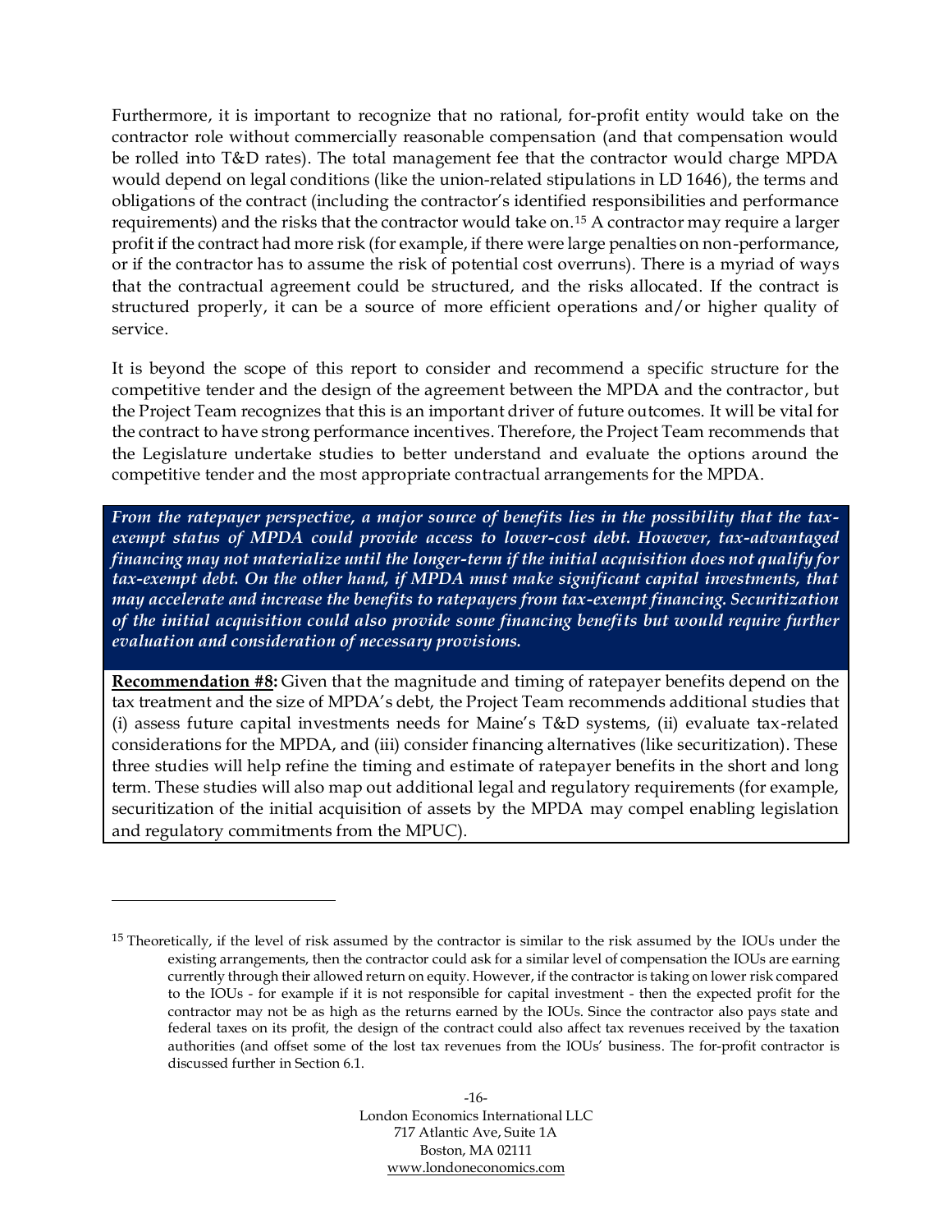Furthermore, it is important to recognize that no rational, for-profit entity would take on the contractor role without commercially reasonable compensation (and that compensation would be rolled into T&D rates). The total management fee that the contractor would charge MPDA would depend on legal conditions (like the union-related stipulations in LD 1646), the terms and obligations of the contract (including the contractor's identified responsibilities and performance requirements) and the risks that the contractor would take on.[15] A contractor may require a larger profit if the contract had more risk (for example, if there were large penalties on non-performance, or if the contractor has to assume the risk of potential cost overruns). There is a myriad of ways that the contractual agreement could be structured, and the risks allocated. If the contract is structured properly, it can be a source of more efficient operations and/or higher quality of service.

It is beyond the scope of this report to consider and recommend a specific structure for the competitive tender and the design of the agreement between the MPDA and the contractor, but the Project Team recognizes that this is an important driver of future outcomes. It will be vital for the contract to have strong performance incentives. Therefore, the Project Team recommends that the Legislature undertake studies to better understand and evaluate the options around the competitive tender and the most appropriate contractual arrangements for the MPDA.

***From the ratepayer perspective, a major source of benefits lies in the possibility that the tax-exempt status of MPDA could provide access to lower-cost debt. However, tax-advantaged financing may not materialize until the longer-term if the initial acquisition does not qualify for tax-exempt debt. On the other hand, if MPDA must make significant capital investments, that may accelerate and increase the benefits to ratepayers from tax-exempt financing. Securitization of the initial acquisition could also provide some financing benefits but would require further evaluation and consideration of necessary provisions.***

**Recommendation #8:** Given that the magnitude and timing of ratepayer benefits depend on the tax treatment and the size of MPDA's debt, the Project Team recommends additional studies that (i) assess future capital investments needs for Maine's T&D systems, (ii) evaluate tax-related considerations for the MPDA, and (iii) consider financing alternatives (like securitization). These three studies will help refine the timing and estimate of ratepayer benefits in the short and long term. These studies will also map out additional legal and regulatory requirements (for example, securitization of the initial acquisition of assets by the MPDA may compel enabling legislation and regulatory commitments from the MPUC).

---

[15] Theoretically, if the level of risk assumed by the contractor is similar to the risk assumed by the IOUs under the existing arrangements, then the contractor could ask for a similar level of compensation the IOUs are earning currently through their allowed return on equity. However, if the contractor is taking on lower risk compared to the IOUs - for example if it is not responsible for capital investment - then the expected profit for the contractor may not be as high as the returns earned by the IOUs. Since the contractor also pays state and federal taxes on its profit, the design of the contract could also affect tax revenues received by the taxation authorities (and offset some of the lost tax revenues from the IOUs' business. The for-profit contractor is discussed further in Section 6.1.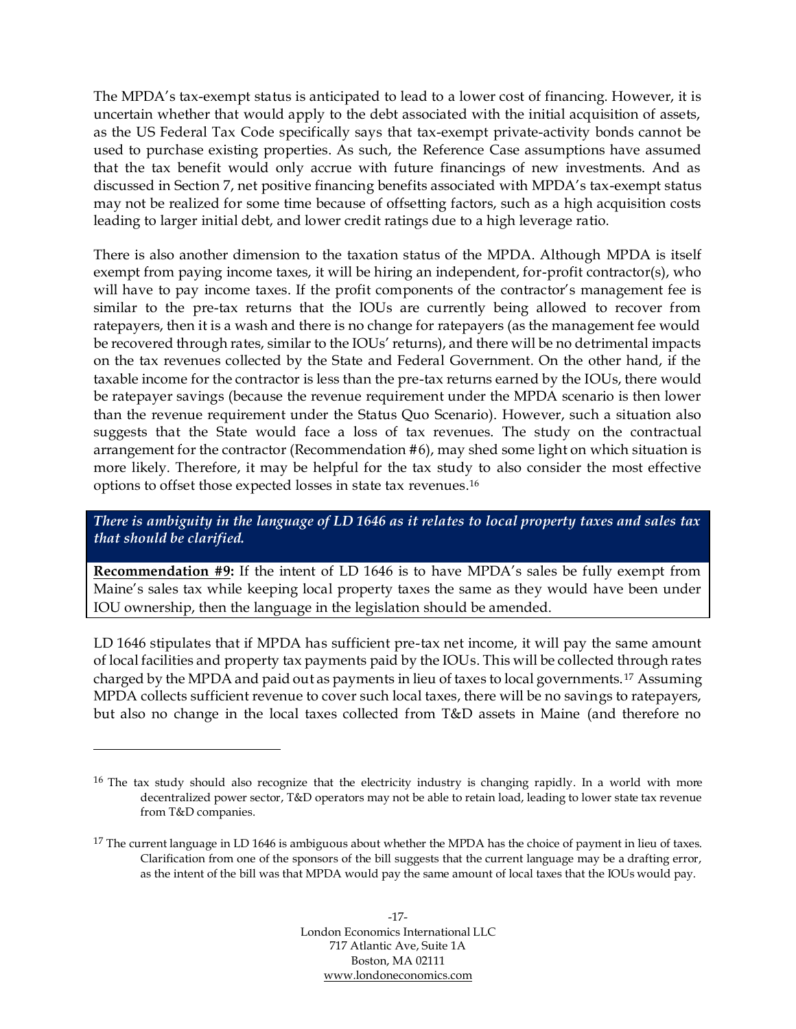The MPDA's tax-exempt status is anticipated to lead to a lower cost of financing. However, it is uncertain whether that would apply to the debt associated with the initial acquisition of assets, as the US Federal Tax Code specifically says that tax-exempt private-activity bonds cannot be used to purchase existing properties. As such, the Reference Case assumptions have assumed that the tax benefit would only accrue with future financings of new investments. And as discussed in Section 7, net positive financing benefits associated with MPDA's tax-exempt status may not be realized for some time because of offsetting factors, such as a high acquisition costs leading to larger initial debt, and lower credit ratings due to a high leverage ratio.

There is also another dimension to the taxation status of the MPDA. Although MPDA is itself exempt from paying income taxes, it will be hiring an independent, for-profit contractor(s), who will have to pay income taxes. If the profit components of the contractor's management fee is similar to the pre-tax returns that the IOUs are currently being allowed to recover from ratepayers, then it is a wash and there is no change for ratepayers (as the management fee would be recovered through rates, similar to the IOUs' returns), and there will be no detrimental impacts on the tax revenues collected by the State and Federal Government. On the other hand, if the taxable income for the contractor is less than the pre-tax returns earned by the IOUs, there would be ratepayer savings (because the revenue requirement under the MPDA scenario is then lower than the revenue requirement under the Status Quo Scenario). However, such a situation also suggests that the State would face a loss of tax revenues. The study on the contractual arrangement for the contractor (Recommendation #6), may shed some light on which situation is more likely. Therefore, it may be helpful for the tax study to also consider the most effective options to offset those expected losses in state tax revenues.[16]

***There is ambiguity in the language of LD 1646 as it relates to local property taxes and sales tax that should be clarified.***

**Recommendation #9:** If the intent of LD 1646 is to have MPDA's sales be fully exempt from Maine's sales tax while keeping local property taxes the same as they would have been under IOU ownership, then the language in the legislation should be amended.

LD 1646 stipulates that if MPDA has sufficient pre-tax net income, it will pay the same amount of local facilities and property tax payments paid by the IOUs. This will be collected through rates charged by the MPDA and paid out as payments in lieu of taxes to local governments.[17] Assuming MPDA collects sufficient revenue to cover such local taxes, there will be no savings to ratepayers, but also no change in the local taxes collected from T&D assets in Maine (and therefore no

---

[16] The tax study should also recognize that the electricity industry is changing rapidly. In a world with more decentralized power sector, T&D operators may not be able to retain load, leading to lower state tax revenue from T&D companies.

[17] The current language in LD 1646 is ambiguous about whether the MPDA has the choice of payment in lieu of taxes. Clarification from one of the sponsors of the bill suggests that the current language may be a drafting error, as the intent of the bill was that MPDA would pay the same amount of local taxes that the IOUs would pay.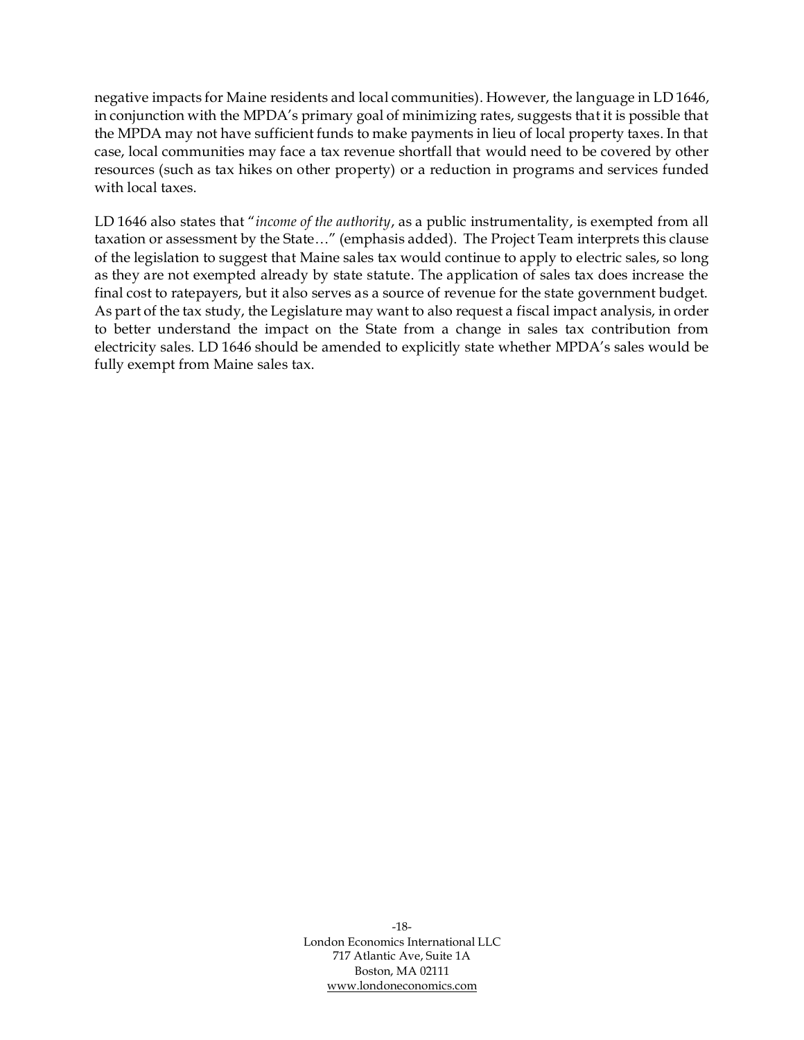negative impacts for Maine residents and local communities). However, the language in LD 1646, in conjunction with the MPDA's primary goal of minimizing rates, suggests that it is possible that the MPDA may not have sufficient funds to make payments in lieu of local property taxes. In that case, local communities may face a tax revenue shortfall that would need to be covered by other resources (such as tax hikes on other property) or a reduction in programs and services funded with local taxes.

LD 1646 also states that "*income of the authority*, as a public instrumentality, is exempted from all taxation or assessment by the State…" (emphasis added). The Project Team interprets this clause of the legislation to suggest that Maine sales tax would continue to apply to electric sales, so long as they are not exempted already by state statute. The application of sales tax does increase the final cost to ratepayers, but it also serves as a source of revenue for the state government budget. As part of the tax study, the Legislature may want to also request a fiscal impact analysis, in order to better understand the impact on the State from a change in sales tax contribution from electricity sales. LD 1646 should be amended to explicitly state whether MPDA's sales would be fully exempt from Maine sales tax.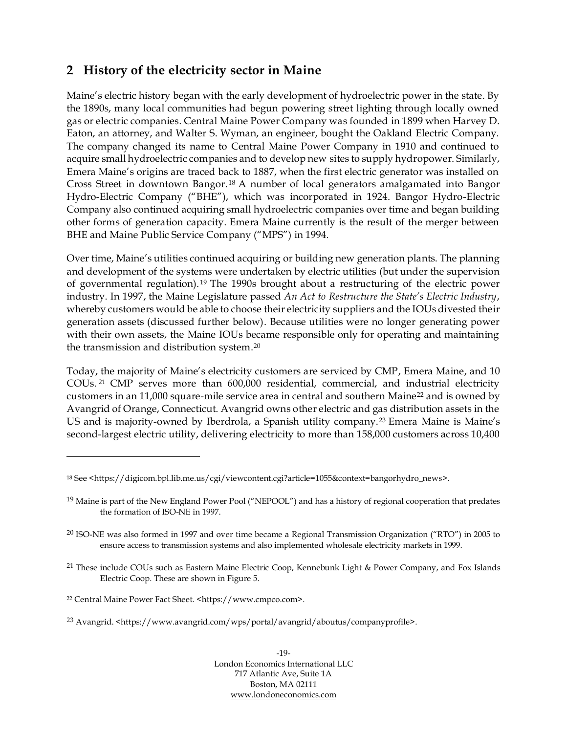## 2 History of the electricity sector in Maine

Maine's electric history began with the early development of hydroelectric power in the state. By the 1890s, many local communities had begun powering street lighting through locally owned gas or electric companies. Central Maine Power Company was founded in 1899 when Harvey D. Eaton, an attorney, and Walter S. Wyman, an engineer, bought the Oakland Electric Company. The company changed its name to Central Maine Power Company in 1910 and continued to acquire small hydroelectric companies and to develop new sites to supply hydropower. Similarly, Emera Maine's origins are traced back to 1887, when the first electric generator was installed on Cross Street in downtown Bangor.[18] A number of local generators amalgamated into Bangor Hydro-Electric Company ("BHE"), which was incorporated in 1924. Bangor Hydro-Electric Company also continued acquiring small hydroelectric companies over time and began building other forms of generation capacity. Emera Maine currently is the result of the merger between BHE and Maine Public Service Company ("MPS") in 1994.

Over time, Maine's utilities continued acquiring or building new generation plants. The planning and development of the systems were undertaken by electric utilities (but under the supervision of governmental regulation).[19] The 1990s brought about a restructuring of the electric power industry. In 1997, the Maine Legislature passed *An Act to Restructure the State's Electric Industry*, whereby customers would be able to choose their electricity suppliers and the IOUs divested their generation assets (discussed further below). Because utilities were no longer generating power with their own assets, the Maine IOUs became responsible only for operating and maintaining the transmission and distribution system.[20]

Today, the majority of Maine's electricity customers are serviced by CMP, Emera Maine, and 10 COUs.[21] CMP serves more than 600,000 residential, commercial, and industrial electricity customers in an 11,000 square-mile service area in central and southern Maine[22] and is owned by Avangrid of Orange, Connecticut. Avangrid owns other electric and gas distribution assets in the US and is majority-owned by Iberdrola, a Spanish utility company.[23] Emera Maine is Maine's second-largest electric utility, delivering electricity to more than 158,000 customers across 10,400

---

[18] See <https://digicom.bpl.lib.me.us/cgi/viewcontent.cgi?article=1055&context=bangorhydro_news>.

[19] Maine is part of the New England Power Pool ("NEPOOL") and has a history of regional cooperation that predates the formation of ISO-NE in 1997.

[20] ISO-NE was also formed in 1997 and over time became a Regional Transmission Organization ("RTO") in 2005 to ensure access to transmission systems and also implemented wholesale electricity markets in 1999.

[21] These include COUs such as Eastern Maine Electric Coop, Kennebunk Light & Power Company, and Fox Islands Electric Coop. These are shown in Figure 5.

[22] Central Maine Power Fact Sheet. <https://www.cmpco.com>.

[23] Avangrid. <https://www.avangrid.com/wps/portal/avangrid/aboutus/companyprofile>.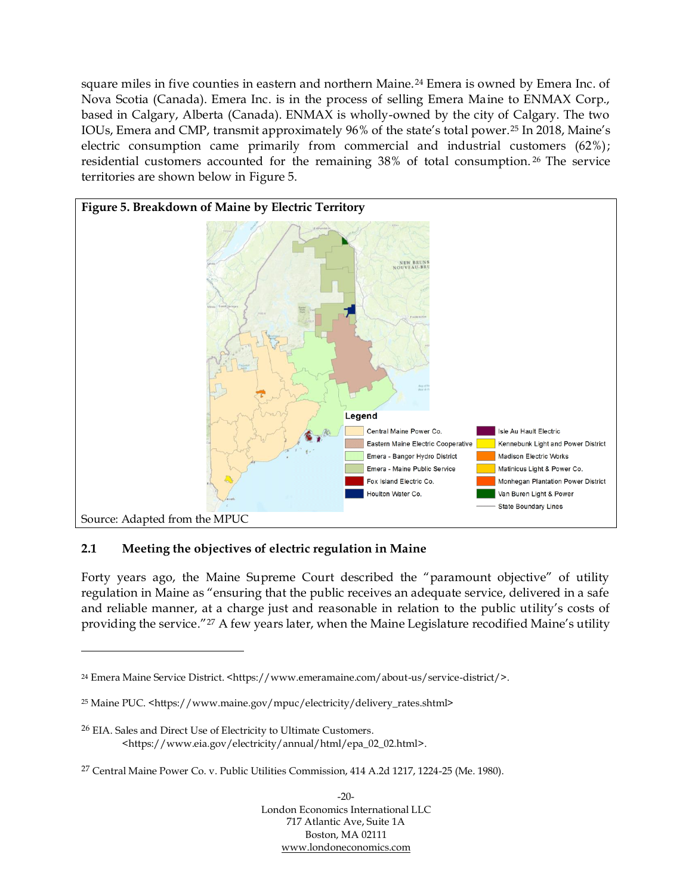square miles in five counties in eastern and northern Maine.[24] Emera is owned by Emera Inc. of Nova Scotia (Canada). Emera Inc. is in the process of selling Emera Maine to ENMAX Corp., based in Calgary, Alberta (Canada). ENMAX is wholly-owned by the city of Calgary. The two IOUs, Emera and CMP, transmit approximately 96% of the state's total power.[25] In 2018, Maine's electric consumption came primarily from commercial and industrial customers (62%); residential customers accounted for the remaining 38% of total consumption.[26] The service territories are shown below in Figure 5.

**Figure 5. Breakdown of Maine by Electric Territory**

Legend

- Central Maine Power Co.
- Eastern Maine Electric Cooperative
- Emera - Bangor Hydro District
- Emera - Maine Public Service
- Fox Island Electric Co.
- Houlton Water Co.
- Isle Au Hault Electric
- Kennebunk Light and Power District
- Madison Electric Works
- Matinicus Light & Power Co.
- Monhegan Plantation Power District
- Van Buren Light & Power
- State Boundary Lines

Source: Adapted from the MPUC

## 2.1 Meeting the objectives of electric regulation in Maine

Forty years ago, the Maine Supreme Court described the "paramount objective" of utility regulation in Maine as "ensuring that the public receives an adequate service, delivered in a safe and reliable manner, at a charge just and reasonable in relation to the public utility's costs of providing the service."[27] A few years later, when the Maine Legislature recodified Maine's utility

---

[24] Emera Maine Service District. <https://www.emeramaine.com/about-us/service-district/>.

[25] Maine PUC. <https://www.maine.gov/mpuc/electricity/delivery_rates.shtml>

[26] EIA. Sales and Direct Use of Electricity to Ultimate Customers. <https://www.eia.gov/electricity/annual/html/epa_02_02.html>.

[27] Central Maine Power Co. v. Public Utilities Commission, 414 A.2d 1217, 1224-25 (Me. 1980).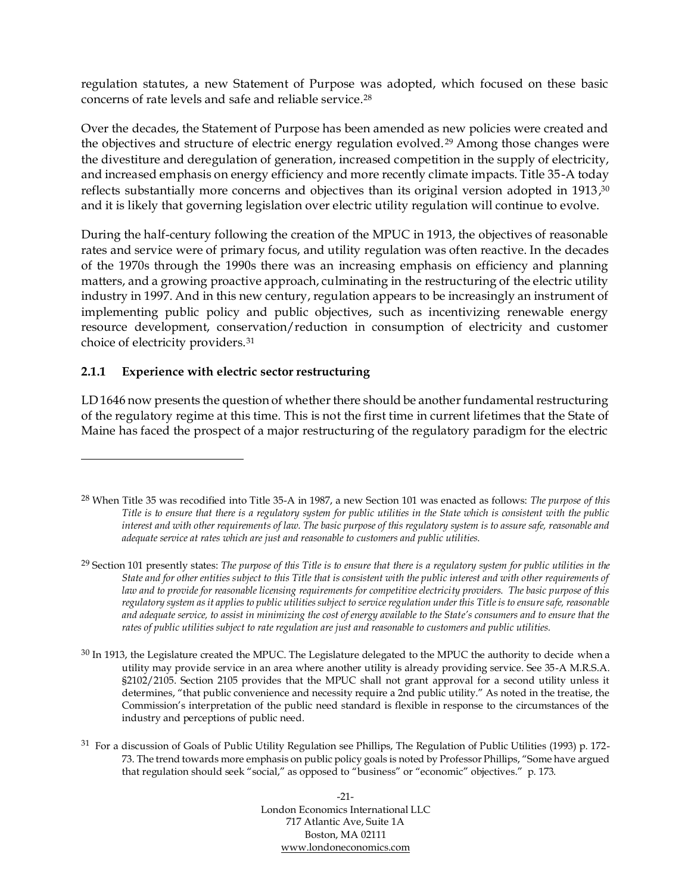regulation statutes, a new Statement of Purpose was adopted, which focused on these basic concerns of rate levels and safe and reliable service.[28]

Over the decades, the Statement of Purpose has been amended as new policies were created and the objectives and structure of electric energy regulation evolved.[29] Among those changes were the divestiture and deregulation of generation, increased competition in the supply of electricity, and increased emphasis on energy efficiency and more recently climate impacts. Title 35-A today reflects substantially more concerns and objectives than its original version adopted in 1913,[30] and it is likely that governing legislation over electric utility regulation will continue to evolve.

During the half-century following the creation of the MPUC in 1913, the objectives of reasonable rates and service were of primary focus, and utility regulation was often reactive. In the decades of the 1970s through the 1990s there was an increasing emphasis on efficiency and planning matters, and a growing proactive approach, culminating in the restructuring of the electric utility industry in 1997. And in this new century, regulation appears to be increasingly an instrument of implementing public policy and public objectives, such as incentivizing renewable energy resource development, conservation/reduction in consumption of electricity and customer choice of electricity providers.[31]

### 2.1.1 Experience with electric sector restructuring

LD 1646 now presents the question of whether there should be another fundamental restructuring of the regulatory regime at this time. This is not the first time in current lifetimes that the State of Maine has faced the prospect of a major restructuring of the regulatory paradigm for the electric

---

[28] When Title 35 was recodified into Title 35-A in 1987, a new Section 101 was enacted as follows: *The purpose of this Title is to ensure that there is a regulatory system for public utilities in the State which is consistent with the public interest and with other requirements of law. The basic purpose of this regulatory system is to assure safe, reasonable and adequate service at rates which are just and reasonable to customers and public utilities.*

[29] Section 101 presently states: *The purpose of this Title is to ensure that there is a regulatory system for public utilities in the State and for other entities subject to this Title that is consistent with the public interest and with other requirements of law and to provide for reasonable licensing requirements for competitive electricity providers. The basic purpose of this regulatory system as it applies to public utilities subject to service regulation under this Title is to ensure safe, reasonable and adequate service, to assist in minimizing the cost of energy available to the State's consumers and to ensure that the rates of public utilities subject to rate regulation are just and reasonable to customers and public utilities.*

[30] In 1913, the Legislature created the MPUC. The Legislature delegated to the MPUC the authority to decide when a utility may provide service in an area where another utility is already providing service. See 35-A M.R.S.A. §2102/2105. Section 2105 provides that the MPUC shall not grant approval for a second utility unless it determines, "that public convenience and necessity require a 2nd public utility." As noted in the treatise, the Commission's interpretation of the public need standard is flexible in response to the circumstances of the industry and perceptions of public need.

[31] For a discussion of Goals of Public Utility Regulation see Phillips, The Regulation of Public Utilities (1993) p. 172-73. The trend towards more emphasis on public policy goals is noted by Professor Phillips, "Some have argued that regulation should seek "social," as opposed to "business" or "economic" objectives." p. 173.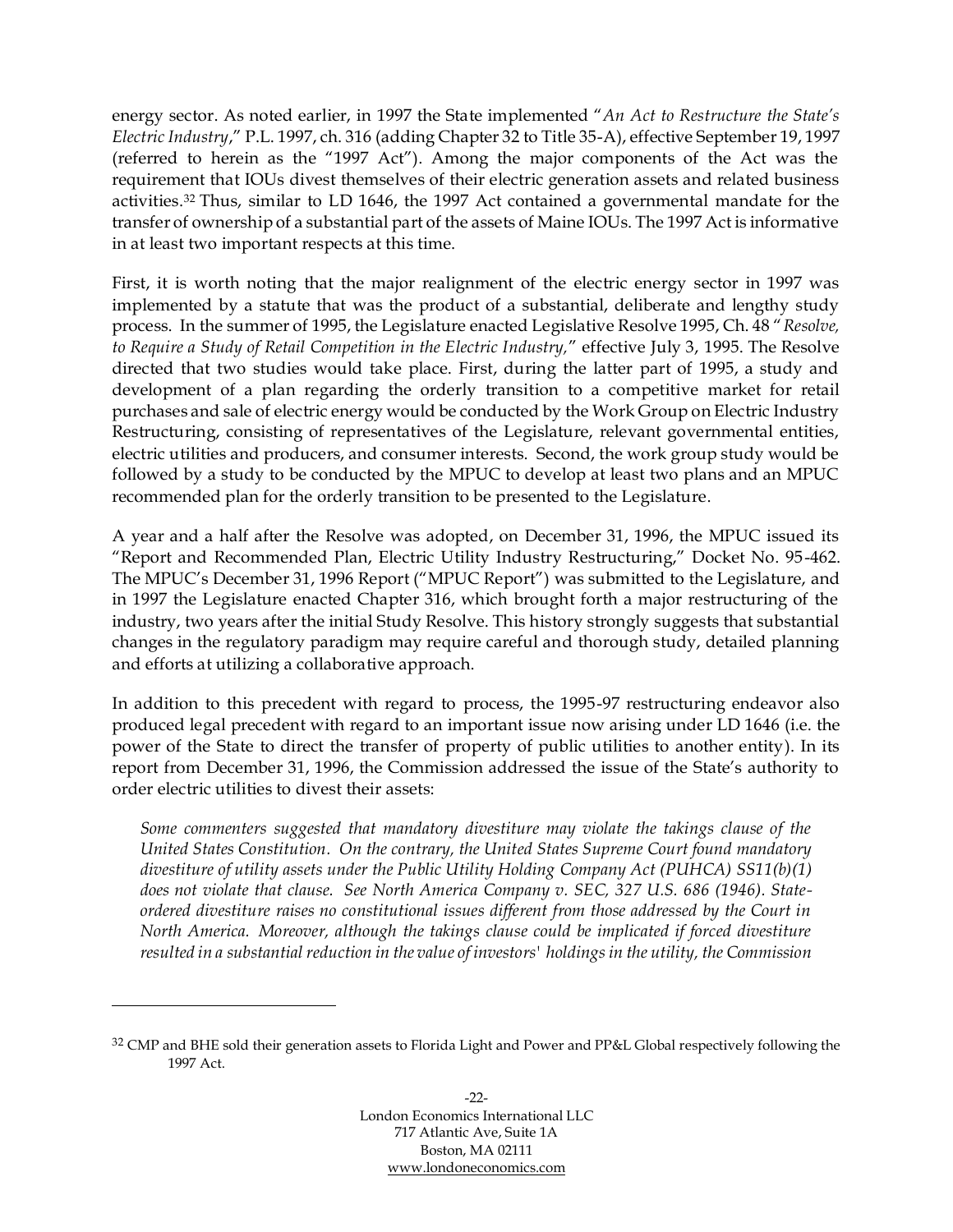energy sector. As noted earlier, in 1997 the State implemented "*An Act to Restructure the State's Electric Industry*," P.L. 1997, ch. 316 (adding Chapter 32 to Title 35-A), effective September 19, 1997 (referred to herein as the "1997 Act"). Among the major components of the Act was the requirement that IOUs divest themselves of their electric generation assets and related business activities.[32] Thus, similar to LD 1646, the 1997 Act contained a governmental mandate for the transfer of ownership of a substantial part of the assets of Maine IOUs. The 1997 Act is informative in at least two important respects at this time.

First, it is worth noting that the major realignment of the electric energy sector in 1997 was implemented by a statute that was the product of a substantial, deliberate and lengthy study process. In the summer of 1995, the Legislature enacted Legislative Resolve 1995, Ch. 48 "*Resolve, to Require a Study of Retail Competition in the Electric Industry,*" effective July 3, 1995. The Resolve directed that two studies would take place. First, during the latter part of 1995, a study and development of a plan regarding the orderly transition to a competitive market for retail purchases and sale of electric energy would be conducted by the Work Group on Electric Industry Restructuring, consisting of representatives of the Legislature, relevant governmental entities, electric utilities and producers, and consumer interests. Second, the work group study would be followed by a study to be conducted by the MPUC to develop at least two plans and an MPUC recommended plan for the orderly transition to be presented to the Legislature.

A year and a half after the Resolve was adopted, on December 31, 1996, the MPUC issued its "Report and Recommended Plan, Electric Utility Industry Restructuring," Docket No. 95-462. The MPUC's December 31, 1996 Report ("MPUC Report") was submitted to the Legislature, and in 1997 the Legislature enacted Chapter 316, which brought forth a major restructuring of the industry, two years after the initial Study Resolve. This history strongly suggests that substantial changes in the regulatory paradigm may require careful and thorough study, detailed planning and efforts at utilizing a collaborative approach.

In addition to this precedent with regard to process, the 1995-97 restructuring endeavor also produced legal precedent with regard to an important issue now arising under LD 1646 (i.e. the power of the State to direct the transfer of property of public utilities to another entity). In its report from December 31, 1996, the Commission addressed the issue of the State's authority to order electric utilities to divest their assets:

*Some commenters suggested that mandatory divestiture may violate the takings clause of the United States Constitution. On the contrary, the United States Supreme Court found mandatory divestiture of utility assets under the Public Utility Holding Company Act (PUHCA) SS11(b)(1) does not violate that clause. See North America Company v. SEC, 327 U.S. 686 (1946). State-ordered divestiture raises no constitutional issues different from those addressed by the Court in North America. Moreover, although the takings clause could be implicated if forced divestiture resulted in a substantial reduction in the value of investors' holdings in the utility, the Commission*

---

[32] CMP and BHE sold their generation assets to Florida Light and Power and PP&L Global respectively following the 1997 Act.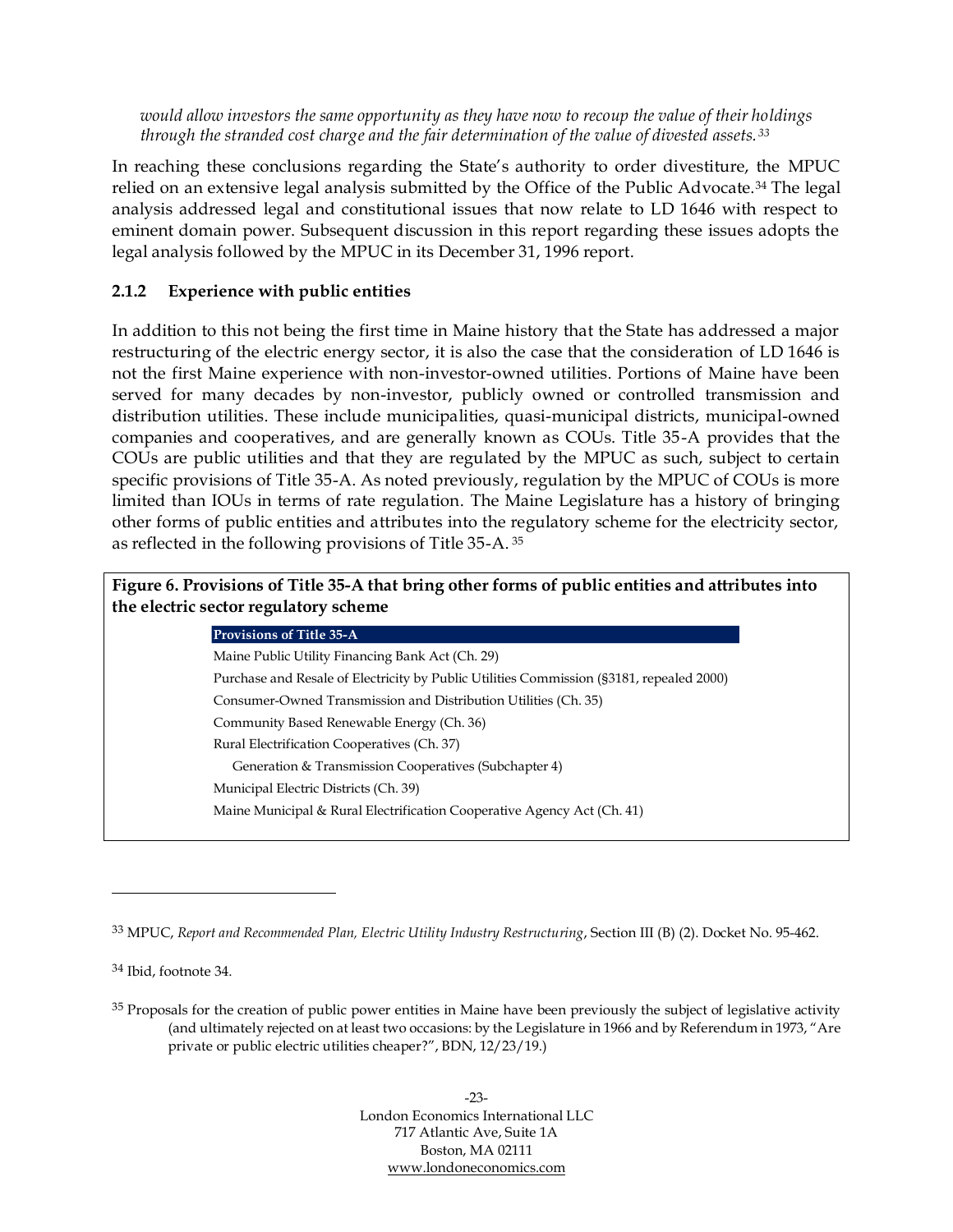*would allow investors the same opportunity as they have now to recoup the value of their holdings through the stranded cost charge and the fair determination of the value of divested assets.*[33]

In reaching these conclusions regarding the State's authority to order divestiture, the MPUC relied on an extensive legal analysis submitted by the Office of the Public Advocate.[34] The legal analysis addressed legal and constitutional issues that now relate to LD 1646 with respect to eminent domain power. Subsequent discussion in this report regarding these issues adopts the legal analysis followed by the MPUC in its December 31, 1996 report.

### 2.1.2 Experience with public entities

In addition to this not being the first time in Maine history that the State has addressed a major restructuring of the electric energy sector, it is also the case that the consideration of LD 1646 is not the first Maine experience with non-investor-owned utilities. Portions of Maine have been served for many decades by non-investor, publicly owned or controlled transmission and distribution utilities. These include municipalities, quasi-municipal districts, municipal-owned companies and cooperatives, and are generally known as COUs. Title 35-A provides that the COUs are public utilities and that they are regulated by the MPUC as such, subject to certain specific provisions of Title 35-A. As noted previously, regulation by the MPUC of COUs is more limited than IOUs in terms of rate regulation. The Maine Legislature has a history of bringing other forms of public entities and attributes into the regulatory scheme for the electricity sector, as reflected in the following provisions of Title 35-A.[35]

**Figure 6. Provisions of Title 35-A that bring other forms of public entities and attributes into the electric sector regulatory scheme**

| Provisions of Title 35-A |
| --- |
| Maine Public Utility Financing Bank Act (Ch. 29) |
| Purchase and Resale of Electricity by Public Utilities Commission (§3181, repealed 2000) |
| Consumer-Owned Transmission and Distribution Utilities (Ch. 35) |
| Community Based Renewable Energy (Ch. 36) |
| Rural Electrification Cooperatives (Ch. 37) |
| Generation & Transmission Cooperatives (Subchapter 4) |
| Municipal Electric Districts (Ch. 39) |
| Maine Municipal & Rural Electrification Cooperative Agency Act (Ch. 41) |

---

[33] MPUC, *Report and Recommended Plan, Electric Utility Industry Restructuring*, Section III (B) (2). Docket No. 95-462.

[34] Ibid, footnote 34.

[35] Proposals for the creation of public power entities in Maine have been previously the subject of legislative activity (and ultimately rejected on at least two occasions: by the Legislature in 1966 and by Referendum in 1973, "Are private or public electric utilities cheaper?", BDN, 12/23/19.)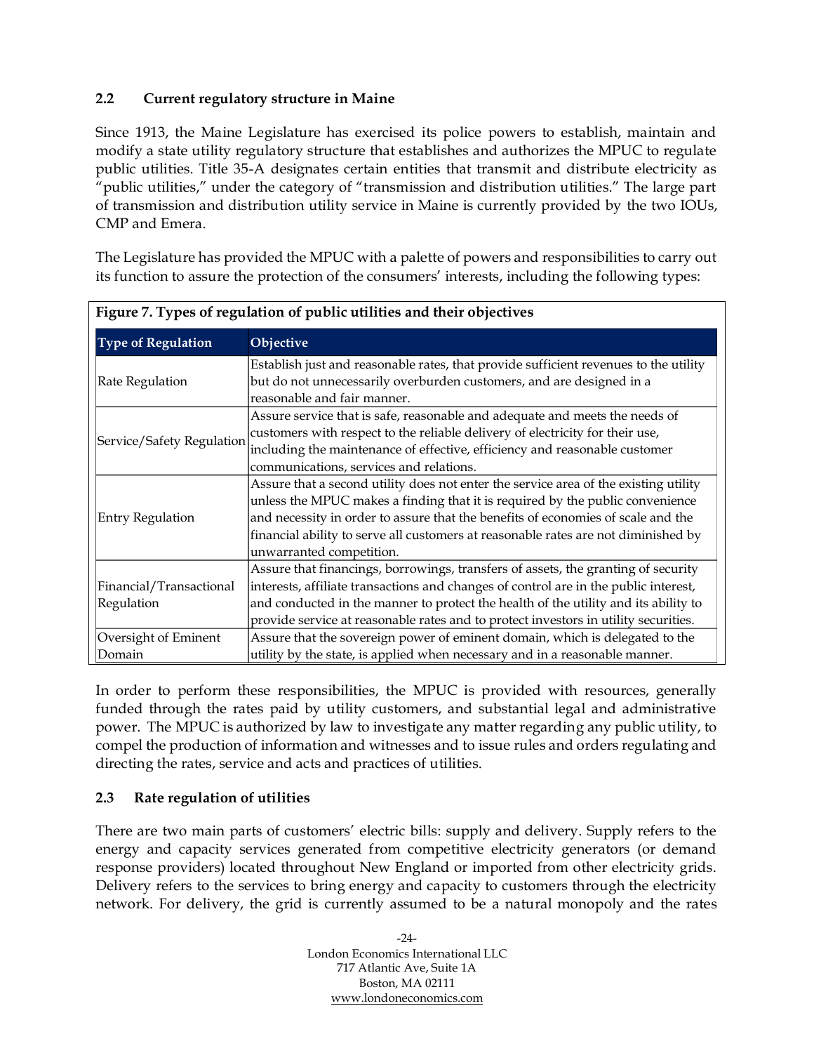### 2.2 Current regulatory structure in Maine

Since 1913, the Maine Legislature has exercised its police powers to establish, maintain and modify a state utility regulatory structure that establishes and authorizes the MPUC to regulate public utilities. Title 35-A designates certain entities that transmit and distribute electricity as "public utilities," under the category of "transmission and distribution utilities." The large part of transmission and distribution utility service in Maine is currently provided by the two IOUs, CMP and Emera.

The Legislature has provided the MPUC with a palette of powers and responsibilities to carry out its function to assure the protection of the consumers' interests, including the following types:

**Figure 7. Types of regulation of public utilities and their objectives**

| Type of Regulation | Objective |
|---|---|
| Rate Regulation | Establish just and reasonable rates, that provide sufficient revenues to the utility but do not unnecessarily overburden customers, and are designed in a reasonable and fair manner. |
| Service/Safety Regulation | Assure service that is safe, reasonable and adequate and meets the needs of customers with respect to the reliable delivery of electricity for their use, including the maintenance of effective, efficiency and reasonable customer communications, services and relations. |
| Entry Regulation | Assure that a second utility does not enter the service area of the existing utility unless the MPUC makes a finding that it is required by the public convenience and necessity in order to assure that the benefits of economies of scale and the financial ability to serve all customers at reasonable rates are not diminished by unwarranted competition. |
| Financial/Transactional Regulation | Assure that financings, borrowings, transfers of assets, the granting of security interests, affiliate transactions and changes of control are in the public interest, and conducted in the manner to protect the health of the utility and its ability to provide service at reasonable rates and to protect investors in utility securities. |
| Oversight of Eminent Domain | Assure that the sovereign power of eminent domain, which is delegated to the utility by the state, is applied when necessary and in a reasonable manner. |

In order to perform these responsibilities, the MPUC is provided with resources, generally funded through the rates paid by utility customers, and substantial legal and administrative power. The MPUC is authorized by law to investigate any matter regarding any public utility, to compel the production of information and witnesses and to issue rules and orders regulating and directing the rates, service and acts and practices of utilities.

### 2.3 Rate regulation of utilities

There are two main parts of customers' electric bills: supply and delivery. Supply refers to the energy and capacity services generated from competitive electricity generators (or demand response providers) located throughout New England or imported from other electricity grids. Delivery refers to the services to bring energy and capacity to customers through the electricity network. For delivery, the grid is currently assumed to be a natural monopoly and the rates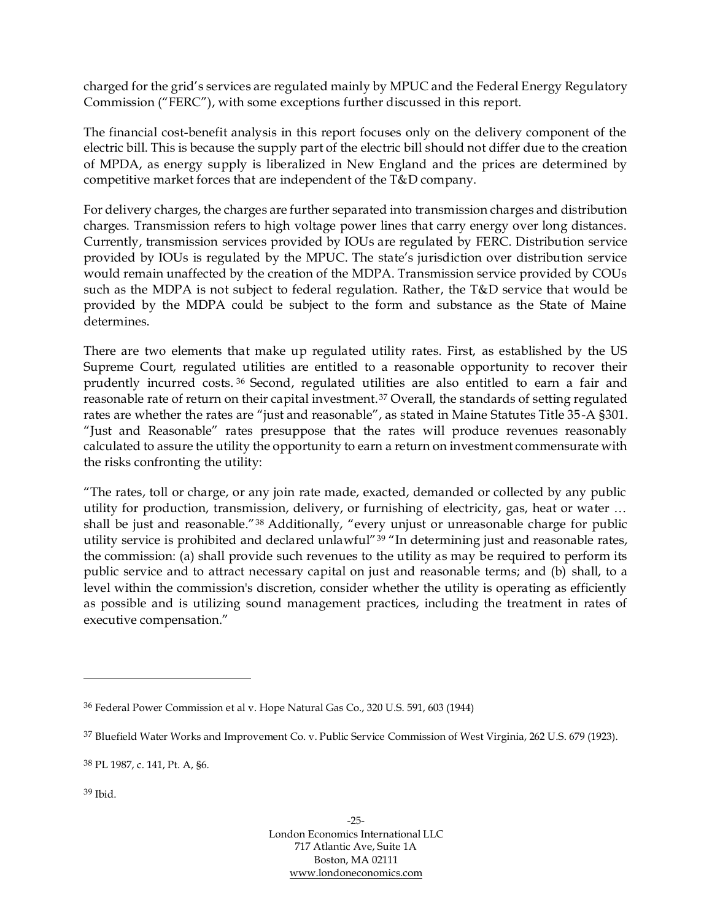charged for the grid's services are regulated mainly by MPUC and the Federal Energy Regulatory Commission ("FERC"), with some exceptions further discussed in this report.

The financial cost-benefit analysis in this report focuses only on the delivery component of the electric bill. This is because the supply part of the electric bill should not differ due to the creation of MPDA, as energy supply is liberalized in New England and the prices are determined by competitive market forces that are independent of the T&D company.

For delivery charges, the charges are further separated into transmission charges and distribution charges. Transmission refers to high voltage power lines that carry energy over long distances. Currently, transmission services provided by IOUs are regulated by FERC. Distribution service provided by IOUs is regulated by the MPUC. The state's jurisdiction over distribution service would remain unaffected by the creation of the MDPA. Transmission service provided by COUs such as the MDPA is not subject to federal regulation. Rather, the T&D service that would be provided by the MDPA could be subject to the form and substance as the State of Maine determines.

There are two elements that make up regulated utility rates. First, as established by the US Supreme Court, regulated utilities are entitled to a reasonable opportunity to recover their prudently incurred costs.[36] Second, regulated utilities are also entitled to earn a fair and reasonable rate of return on their capital investment.[37] Overall, the standards of setting regulated rates are whether the rates are "just and reasonable", as stated in Maine Statutes Title 35-A §301. "Just and Reasonable" rates presuppose that the rates will produce revenues reasonably calculated to assure the utility the opportunity to earn a return on investment commensurate with the risks confronting the utility:

"The rates, toll or charge, or any join rate made, exacted, demanded or collected by any public utility for production, transmission, delivery, or furnishing of electricity, gas, heat or water … shall be just and reasonable."[38] Additionally, "every unjust or unreasonable charge for public utility service is prohibited and declared unlawful"[39] "In determining just and reasonable rates, the commission: (a) shall provide such revenues to the utility as may be required to perform its public service and to attract necessary capital on just and reasonable terms; and (b) shall, to a level within the commission's discretion, consider whether the utility is operating as efficiently as possible and is utilizing sound management practices, including the treatment in rates of executive compensation."

---

[36] Federal Power Commission et al v. Hope Natural Gas Co., 320 U.S. 591, 603 (1944)

[37] Bluefield Water Works and Improvement Co. v. Public Service Commission of West Virginia, 262 U.S. 679 (1923).

[38] PL 1987, c. 141, Pt. A, §6.

[39] Ibid.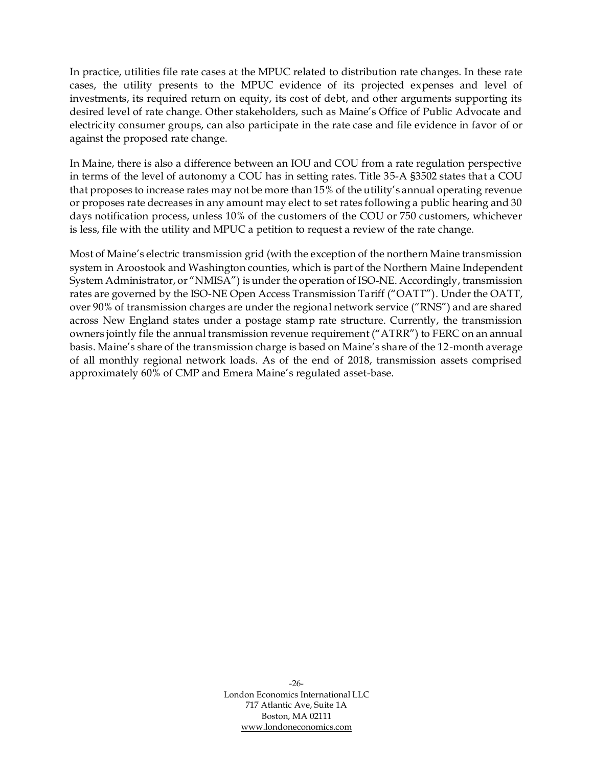In practice, utilities file rate cases at the MPUC related to distribution rate changes. In these rate cases, the utility presents to the MPUC evidence of its projected expenses and level of investments, its required return on equity, its cost of debt, and other arguments supporting its desired level of rate change. Other stakeholders, such as Maine's Office of Public Advocate and electricity consumer groups, can also participate in the rate case and file evidence in favor of or against the proposed rate change.

In Maine, there is also a difference between an IOU and COU from a rate regulation perspective in terms of the level of autonomy a COU has in setting rates. Title 35-A §3502 states that a COU that proposes to increase rates may not be more than 15% of the utility's annual operating revenue or proposes rate decreases in any amount may elect to set rates following a public hearing and 30 days notification process, unless 10% of the customers of the COU or 750 customers, whichever is less, file with the utility and MPUC a petition to request a review of the rate change.

Most of Maine's electric transmission grid (with the exception of the northern Maine transmission system in Aroostook and Washington counties, which is part of the Northern Maine Independent System Administrator, or "NMISA") is under the operation of ISO-NE. Accordingly, transmission rates are governed by the ISO-NE Open Access Transmission Tariff ("OATT"). Under the OATT, over 90% of transmission charges are under the regional network service ("RNS") and are shared across New England states under a postage stamp rate structure. Currently, the transmission owners jointly file the annual transmission revenue requirement ("ATRR") to FERC on an annual basis. Maine's share of the transmission charge is based on Maine's share of the 12-month average of all monthly regional network loads. As of the end of 2018, transmission assets comprised approximately 60% of CMP and Emera Maine's regulated asset-base.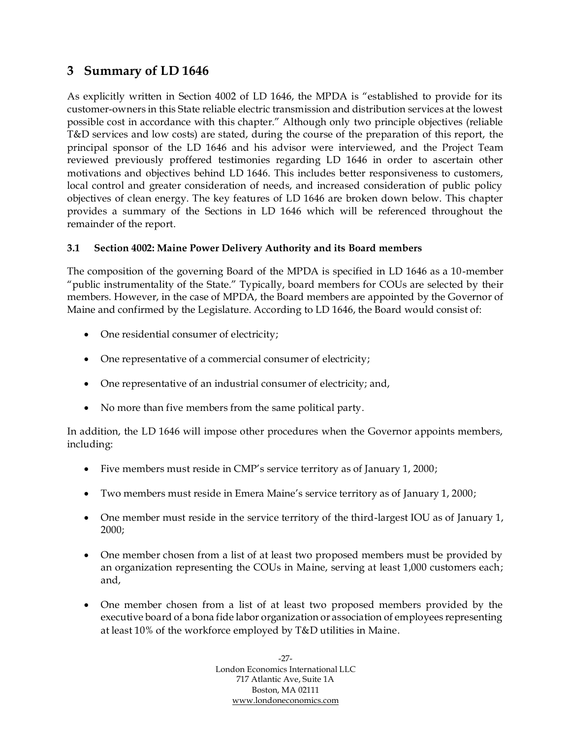# 3 Summary of LD 1646

As explicitly written in Section 4002 of LD 1646, the MPDA is "established to provide for its customer-owners in this State reliable electric transmission and distribution services at the lowest possible cost in accordance with this chapter." Although only two principle objectives (reliable T&D services and low costs) are stated, during the course of the preparation of this report, the principal sponsor of the LD 1646 and his advisor were interviewed, and the Project Team reviewed previously proffered testimonies regarding LD 1646 in order to ascertain other motivations and objectives behind LD 1646. This includes better responsiveness to customers, local control and greater consideration of needs, and increased consideration of public policy objectives of clean energy. The key features of LD 1646 are broken down below. This chapter provides a summary of the Sections in LD 1646 which will be referenced throughout the remainder of the report.

### 3.1 Section 4002: Maine Power Delivery Authority and its Board members

The composition of the governing Board of the MPDA is specified in LD 1646 as a 10-member "public instrumentality of the State." Typically, board members for COUs are selected by their members. However, in the case of MPDA, the Board members are appointed by the Governor of Maine and confirmed by the Legislature. According to LD 1646, the Board would consist of:

- One residential consumer of electricity;
- One representative of a commercial consumer of electricity;
- One representative of an industrial consumer of electricity; and,
- No more than five members from the same political party.

In addition, the LD 1646 will impose other procedures when the Governor appoints members, including:

- Five members must reside in CMP's service territory as of January 1, 2000;
- Two members must reside in Emera Maine's service territory as of January 1, 2000;
- One member must reside in the service territory of the third-largest IOU as of January 1, 2000;
- One member chosen from a list of at least two proposed members must be provided by an organization representing the COUs in Maine, serving at least 1,000 customers each; and,
- One member chosen from a list of at least two proposed members provided by the executive board of a bona fide labor organization or association of employees representing at least 10% of the workforce employed by T&D utilities in Maine.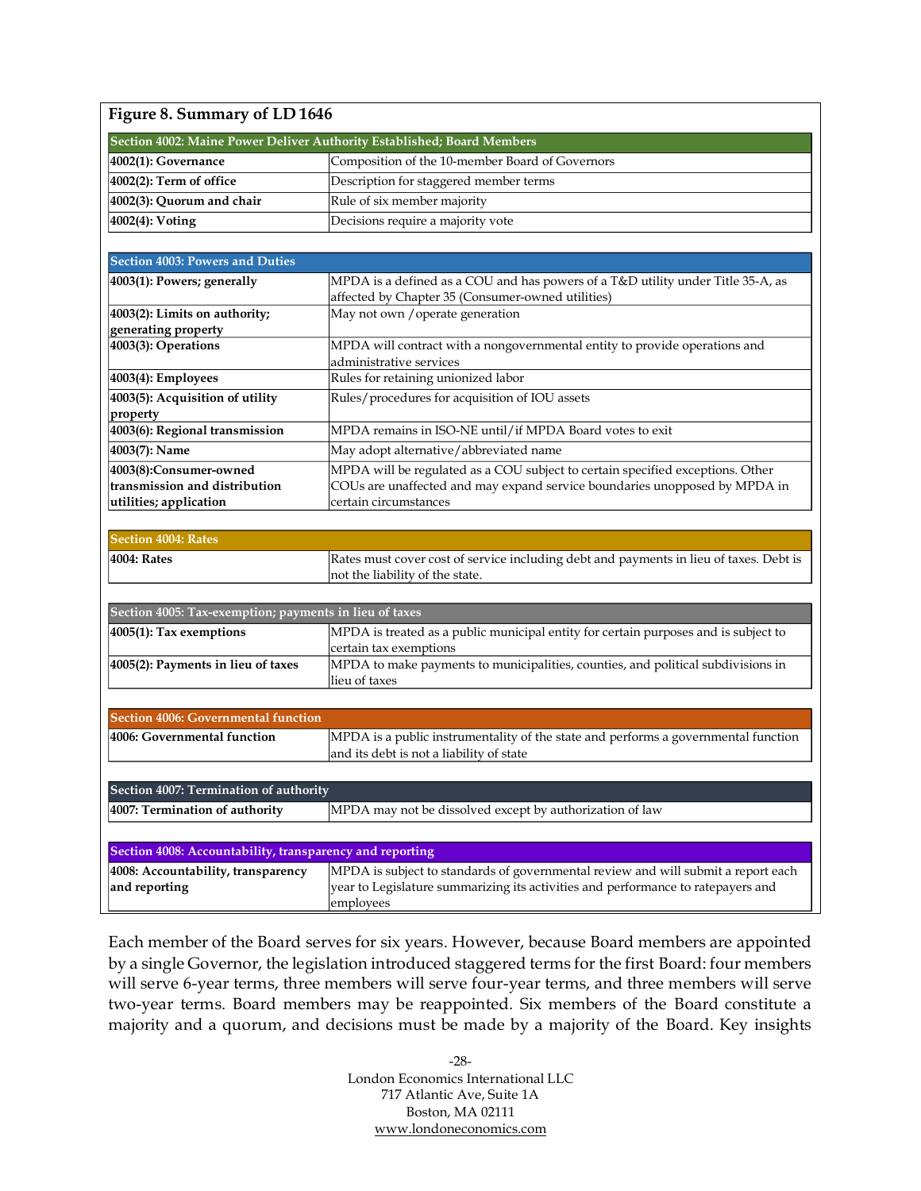**Figure 8. Summary of LD 1646**

| Section 4002: Maine Power Deliver Authority Established; Board Members | |
|---|---|
| **4002(1): Governance** | Composition of the 10-member Board of Governors |
| **4002(2): Term of office** | Description for staggered member terms |
| **4002(3): Quorum and chair** | Rule of six member majority |
| **4002(4): Voting** | Decisions require a majority vote |

| Section 4003: Powers and Duties | |
|---|---|
| **4003(1): Powers; generally** | MPDA is a defined as a COU and has powers of a T&D utility under Title 35-A, as affected by Chapter 35 (Consumer-owned utilities) |
| **4003(2): Limits on authority; generating property** | May not own /operate generation |
| **4003(3): Operations** | MPDA will contract with a nongovernmental entity to provide operations and administrative services |
| **4003(4): Employees** | Rules for retaining unionized labor |
| **4003(5): Acquisition of utility property** | Rules/procedures for acquisition of IOU assets |
| **4003(6): Regional transmission** | MPDA remains in ISO-NE until/if MPDA Board votes to exit |
| **4003(7): Name** | May adopt alternative/abbreviated name |
| **4003(8):Consumer-owned transmission and distribution utilities; application** | MPDA will be regulated as a COU subject to certain specified exceptions. Other COUs are unaffected and may expand service boundaries unopposed by MPDA in certain circumstances |

| Section 4004: Rates | |
|---|---|
| **4004: Rates** | Rates must cover cost of service including debt and payments in lieu of taxes. Debt is not the liability of the state. |

| Section 4005: Tax-exemption; payments in lieu of taxes | |
|---|---|
| **4005(1): Tax exemptions** | MPDA is treated as a public municipal entity for certain purposes and is subject to certain tax exemptions |
| **4005(2): Payments in lieu of taxes** | MPDA to make payments to municipalities, counties, and political subdivisions in lieu of taxes |

| Section 4006: Governmental function | |
|---|---|
| **4006: Governmental function** | MPDA is a public instrumentality of the state and performs a governmental function and its debt is not a liability of state |

| Section 4007: Termination of authority | |
|---|---|
| **4007: Termination of authority** | MPDA may not be dissolved except by authorization of law |

| Section 4008: Accountability, transparency and reporting | |
|---|---|
| **4008: Accountability, transparency and reporting** | MPDA is subject to standards of governmental review and will submit a report each year to Legislature summarizing its activities and performance to ratepayers and employees |

Each member of the Board serves for six years. However, because Board members are appointed by a single Governor, the legislation introduced staggered terms for the first Board: four members will serve 6-year terms, three members will serve four-year terms, and three members will serve two-year terms. Board members may be reappointed. Six members of the Board constitute a majority and a quorum, and decisions must be made by a majority of the Board. Key insights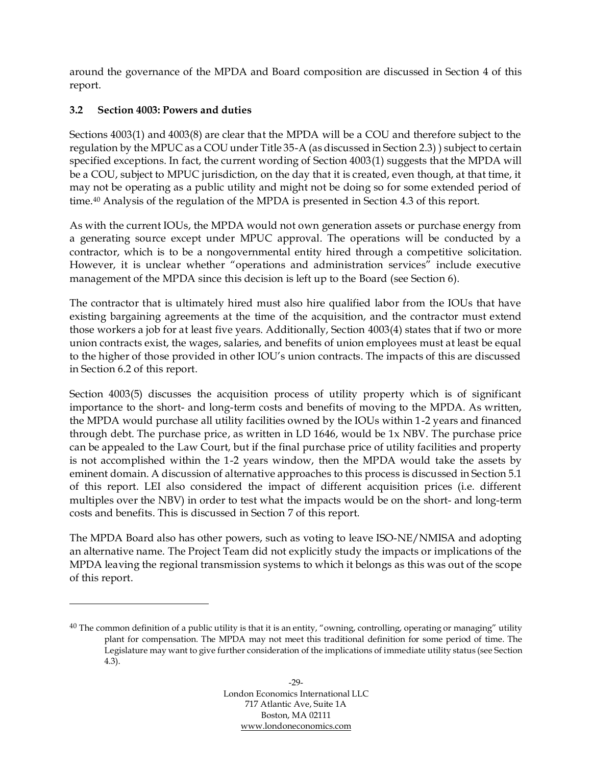around the governance of the MPDA and Board composition are discussed in Section 4 of this report.

### 3.2 Section 4003: Powers and duties

Sections 4003(1) and 4003(8) are clear that the MPDA will be a COU and therefore subject to the regulation by the MPUC as a COU under Title 35-A (as discussed in Section 2.3) ) subject to certain specified exceptions. In fact, the current wording of Section 4003(1) suggests that the MPDA will be a COU, subject to MPUC jurisdiction, on the day that it is created, even though, at that time, it may not be operating as a public utility and might not be doing so for some extended period of time.[40] Analysis of the regulation of the MPDA is presented in Section 4.3 of this report.

As with the current IOUs, the MPDA would not own generation assets or purchase energy from a generating source except under MPUC approval. The operations will be conducted by a contractor, which is to be a nongovernmental entity hired through a competitive solicitation. However, it is unclear whether "operations and administration services" include executive management of the MPDA since this decision is left up to the Board (see Section 6).

The contractor that is ultimately hired must also hire qualified labor from the IOUs that have existing bargaining agreements at the time of the acquisition, and the contractor must extend those workers a job for at least five years. Additionally, Section 4003(4) states that if two or more union contracts exist, the wages, salaries, and benefits of union employees must at least be equal to the higher of those provided in other IOU's union contracts. The impacts of this are discussed in Section 6.2 of this report.

Section 4003(5) discusses the acquisition process of utility property which is of significant importance to the short- and long-term costs and benefits of moving to the MPDA. As written, the MPDA would purchase all utility facilities owned by the IOUs within 1-2 years and financed through debt. The purchase price, as written in LD 1646, would be 1x NBV. The purchase price can be appealed to the Law Court, but if the final purchase price of utility facilities and property is not accomplished within the 1-2 years window, then the MPDA would take the assets by eminent domain. A discussion of alternative approaches to this process is discussed in Section 5.1 of this report. LEI also considered the impact of different acquisition prices (i.e. different multiples over the NBV) in order to test what the impacts would be on the short- and long-term costs and benefits. This is discussed in Section 7 of this report.

The MPDA Board also has other powers, such as voting to leave ISO-NE/NMISA and adopting an alternative name. The Project Team did not explicitly study the impacts or implications of the MPDA leaving the regional transmission systems to which it belongs as this was out of the scope of this report.

---

[40] The common definition of a public utility is that it is an entity, "owning, controlling, operating or managing" utility plant for compensation. The MPDA may not meet this traditional definition for some period of time. The Legislature may want to give further consideration of the implications of immediate utility status (see Section 4.3).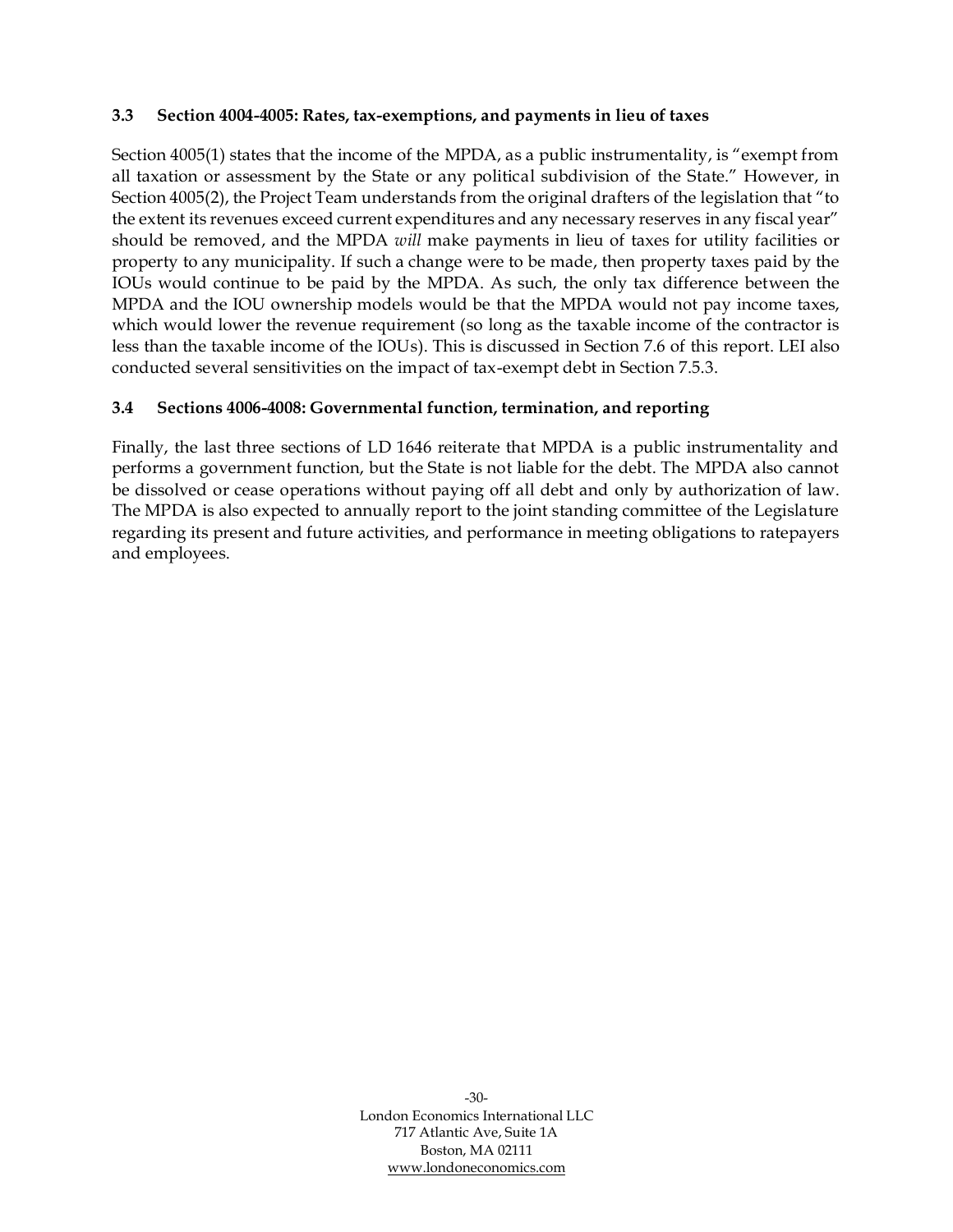### 3.3 Section 4004-4005: Rates, tax-exemptions, and payments in lieu of taxes

Section 4005(1) states that the income of the MPDA, as a public instrumentality, is "exempt from all taxation or assessment by the State or any political subdivision of the State." However, in Section 4005(2), the Project Team understands from the original drafters of the legislation that "to the extent its revenues exceed current expenditures and any necessary reserves in any fiscal year" should be removed, and the MPDA *will* make payments in lieu of taxes for utility facilities or property to any municipality. If such a change were to be made, then property taxes paid by the IOUs would continue to be paid by the MPDA. As such, the only tax difference between the MPDA and the IOU ownership models would be that the MPDA would not pay income taxes, which would lower the revenue requirement (so long as the taxable income of the contractor is less than the taxable income of the IOUs). This is discussed in Section 7.6 of this report. LEI also conducted several sensitivities on the impact of tax-exempt debt in Section 7.5.3.

### 3.4 Sections 4006-4008: Governmental function, termination, and reporting

Finally, the last three sections of LD 1646 reiterate that MPDA is a public instrumentality and performs a government function, but the State is not liable for the debt. The MPDA also cannot be dissolved or cease operations without paying off all debt and only by authorization of law. The MPDA is also expected to annually report to the joint standing committee of the Legislature regarding its present and future activities, and performance in meeting obligations to ratepayers and employees.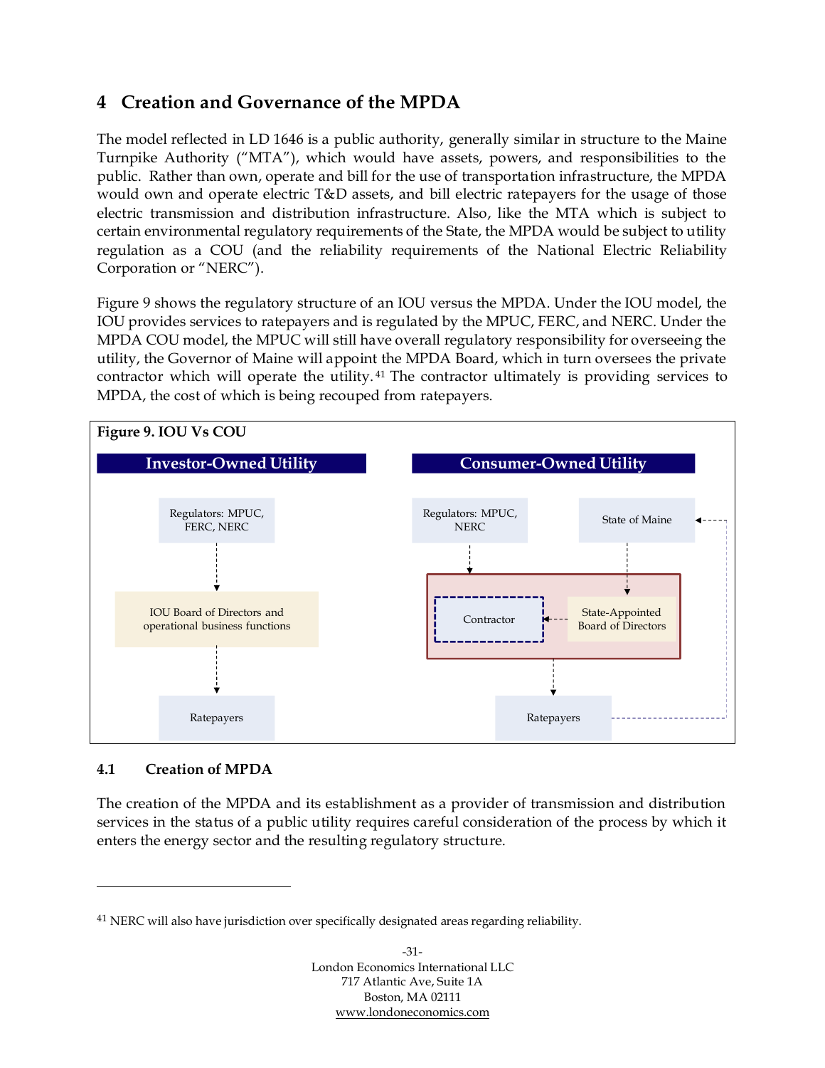## 4 Creation and Governance of the MPDA

The model reflected in LD 1646 is a public authority, generally similar in structure to the Maine Turnpike Authority ("MTA"), which would have assets, powers, and responsibilities to the public. Rather than own, operate and bill for the use of transportation infrastructure, the MPDA would own and operate electric T&D assets, and bill electric ratepayers for the usage of those electric transmission and distribution infrastructure. Also, like the MTA which is subject to certain environmental regulatory requirements of the State, the MPDA would be subject to utility regulation as a COU (and the reliability requirements of the National Electric Reliability Corporation or "NERC").

Figure 9 shows the regulatory structure of an IOU versus the MPDA. Under the IOU model, the IOU provides services to ratepayers and is regulated by the MPUC, FERC, and NERC. Under the MPDA COU model, the MPUC will still have overall regulatory responsibility for overseeing the utility, the Governor of Maine will appoint the MPDA Board, which in turn oversees the private contractor which will operate the utility.[41] The contractor ultimately is providing services to MPDA, the cost of which is being recouped from ratepayers.

**Figure 9. IOU Vs COU**

**Investor-Owned Utility**

Regulators: MPUC, FERC, NERC → IOU Board of Directors and operational business functions → Ratepayers

**Consumer-Owned Utility**

Regulators: MPUC, NERC → [Contractor ← State-Appointed Board of Directors] → Ratepayers

State of Maine → State-Appointed Board of Directors; Ratepayers → State of Maine

### 4.1 Creation of MPDA

The creation of the MPDA and its establishment as a provider of transmission and distribution services in the status of a public utility requires careful consideration of the process by which it enters the energy sector and the resulting regulatory structure.

---

[41] NERC will also have jurisdiction over specifically designated areas regarding reliability.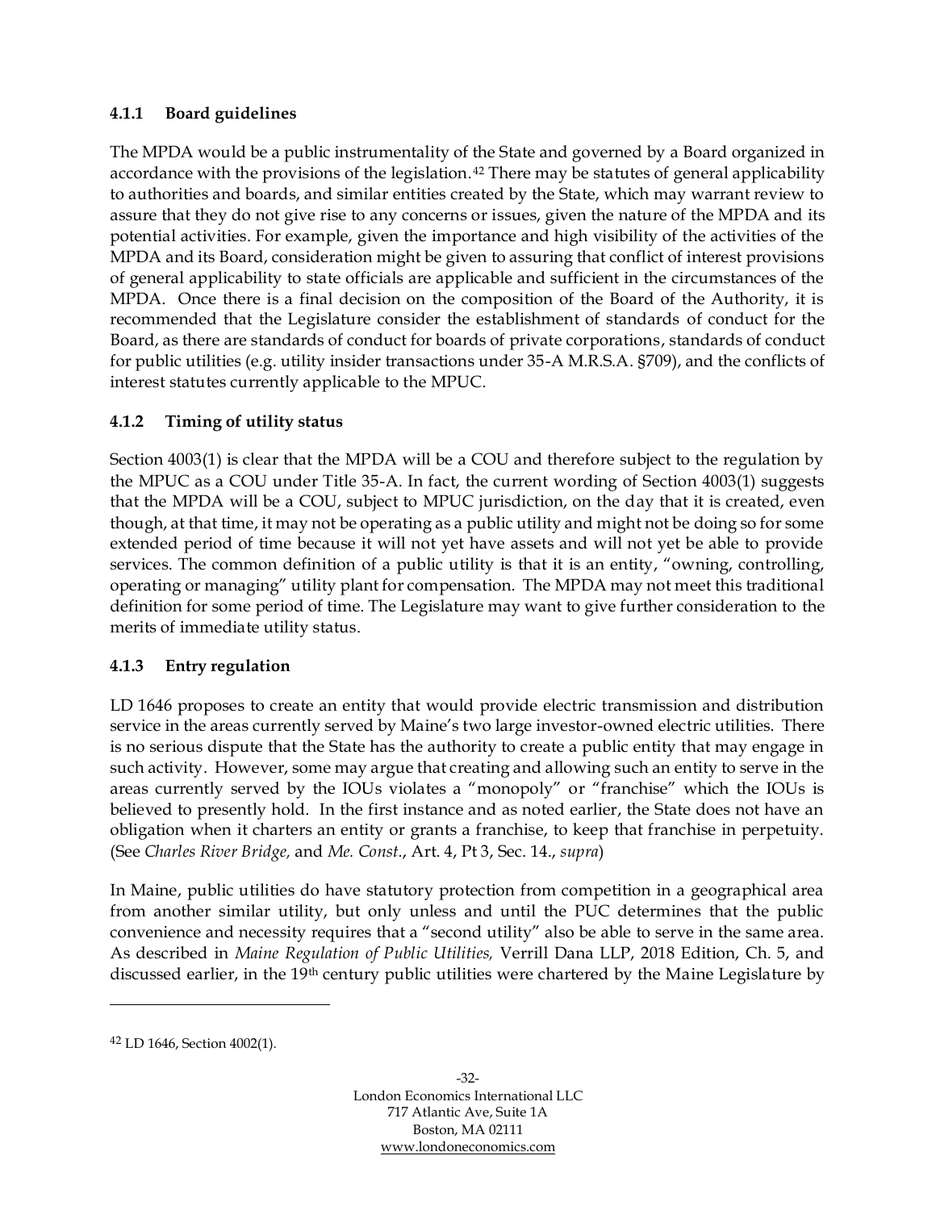### 4.1.1 Board guidelines

The MPDA would be a public instrumentality of the State and governed by a Board organized in accordance with the provisions of the legislation.[42] There may be statutes of general applicability to authorities and boards, and similar entities created by the State, which may warrant review to assure that they do not give rise to any concerns or issues, given the nature of the MPDA and its potential activities. For example, given the importance and high visibility of the activities of the MPDA and its Board, consideration might be given to assuring that conflict of interest provisions of general applicability to state officials are applicable and sufficient in the circumstances of the MPDA. Once there is a final decision on the composition of the Board of the Authority, it is recommended that the Legislature consider the establishment of standards of conduct for the Board, as there are standards of conduct for boards of private corporations, standards of conduct for public utilities (e.g. utility insider transactions under 35-A M.R.S.A. §709), and the conflicts of interest statutes currently applicable to the MPUC.

### 4.1.2 Timing of utility status

Section 4003(1) is clear that the MPDA will be a COU and therefore subject to the regulation by the MPUC as a COU under Title 35-A. In fact, the current wording of Section 4003(1) suggests that the MPDA will be a COU, subject to MPUC jurisdiction, on the day that it is created, even though, at that time, it may not be operating as a public utility and might not be doing so for some extended period of time because it will not yet have assets and will not yet be able to provide services. The common definition of a public utility is that it is an entity, "owning, controlling, operating or managing" utility plant for compensation. The MPDA may not meet this traditional definition for some period of time. The Legislature may want to give further consideration to the merits of immediate utility status.

### 4.1.3 Entry regulation

LD 1646 proposes to create an entity that would provide electric transmission and distribution service in the areas currently served by Maine's two large investor-owned electric utilities. There is no serious dispute that the State has the authority to create a public entity that may engage in such activity. However, some may argue that creating and allowing such an entity to serve in the areas currently served by the IOUs violates a "monopoly" or "franchise" which the IOUs is believed to presently hold. In the first instance and as noted earlier, the State does not have an obligation when it charters an entity or grants a franchise, to keep that franchise in perpetuity. (See *Charles River Bridge,* and *Me. Const.*, Art. 4, Pt 3, Sec. 14., *supra*)

In Maine, public utilities do have statutory protection from competition in a geographical area from another similar utility, but only unless and until the PUC determines that the public convenience and necessity requires that a "second utility" also be able to serve in the same area. As described in *Maine Regulation of Public Utilities,* Verrill Dana LLP, 2018 Edition, Ch. 5, and discussed earlier, in the 19th century public utilities were chartered by the Maine Legislature by

---

[42] LD 1646, Section 4002(1).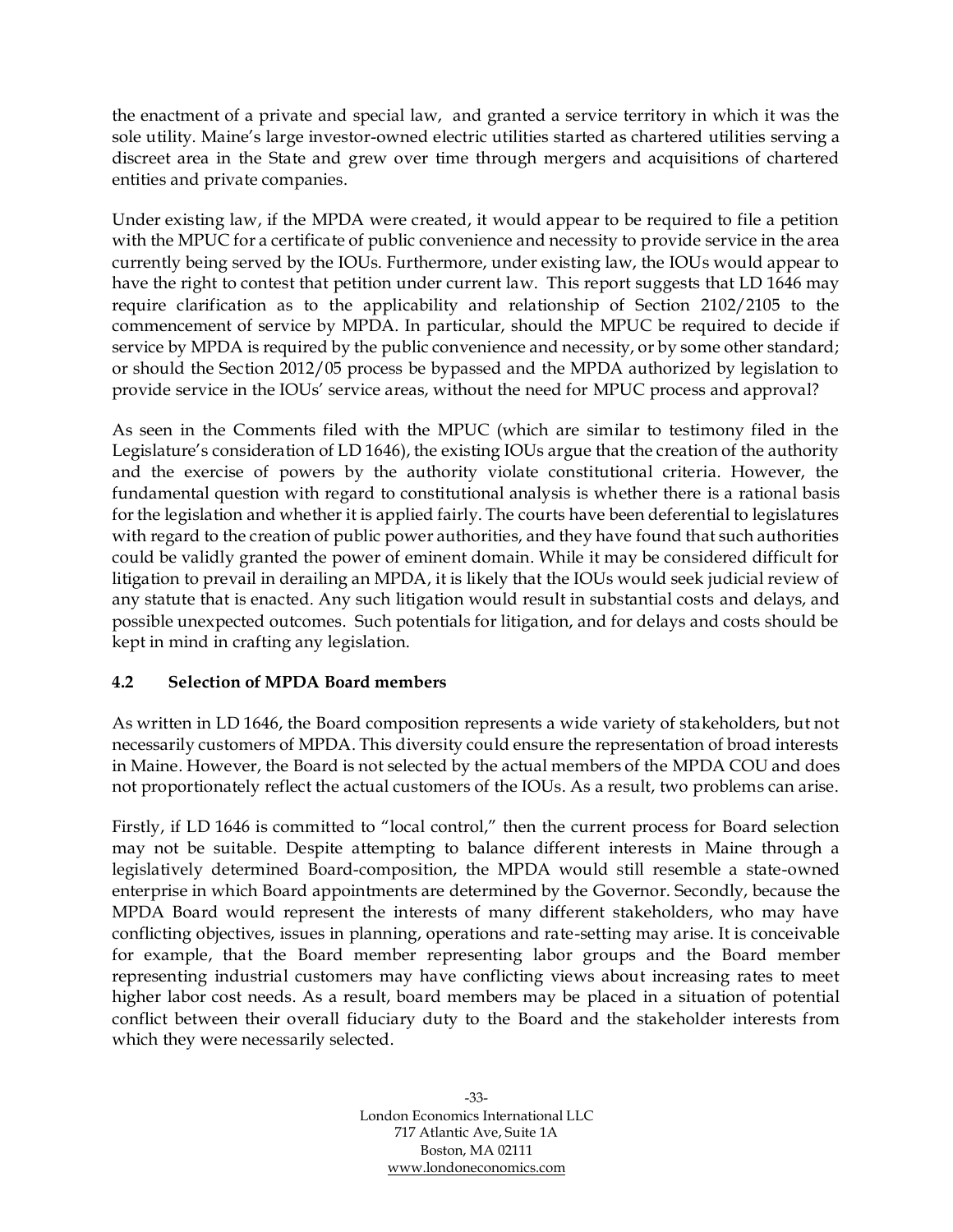the enactment of a private and special law, and granted a service territory in which it was the sole utility. Maine's large investor-owned electric utilities started as chartered utilities serving a discreet area in the State and grew over time through mergers and acquisitions of chartered entities and private companies.

Under existing law, if the MPDA were created, it would appear to be required to file a petition with the MPUC for a certificate of public convenience and necessity to provide service in the area currently being served by the IOUs. Furthermore, under existing law, the IOUs would appear to have the right to contest that petition under current law. This report suggests that LD 1646 may require clarification as to the applicability and relationship of Section 2102/2105 to the commencement of service by MPDA. In particular, should the MPUC be required to decide if service by MPDA is required by the public convenience and necessity, or by some other standard; or should the Section 2012/05 process be bypassed and the MPDA authorized by legislation to provide service in the IOUs' service areas, without the need for MPUC process and approval?

As seen in the Comments filed with the MPUC (which are similar to testimony filed in the Legislature's consideration of LD 1646), the existing IOUs argue that the creation of the authority and the exercise of powers by the authority violate constitutional criteria. However, the fundamental question with regard to constitutional analysis is whether there is a rational basis for the legislation and whether it is applied fairly. The courts have been deferential to legislatures with regard to the creation of public power authorities, and they have found that such authorities could be validly granted the power of eminent domain. While it may be considered difficult for litigation to prevail in derailing an MPDA, it is likely that the IOUs would seek judicial review of any statute that is enacted. Any such litigation would result in substantial costs and delays, and possible unexpected outcomes. Such potentials for litigation, and for delays and costs should be kept in mind in crafting any legislation.

### 4.2 Selection of MPDA Board members

As written in LD 1646, the Board composition represents a wide variety of stakeholders, but not necessarily customers of MPDA. This diversity could ensure the representation of broad interests in Maine. However, the Board is not selected by the actual members of the MPDA COU and does not proportionately reflect the actual customers of the IOUs. As a result, two problems can arise.

Firstly, if LD 1646 is committed to "local control," then the current process for Board selection may not be suitable. Despite attempting to balance different interests in Maine through a legislatively determined Board-composition, the MPDA would still resemble a state-owned enterprise in which Board appointments are determined by the Governor. Secondly, because the MPDA Board would represent the interests of many different stakeholders, who may have conflicting objectives, issues in planning, operations and rate-setting may arise. It is conceivable for example, that the Board member representing labor groups and the Board member representing industrial customers may have conflicting views about increasing rates to meet higher labor cost needs. As a result, board members may be placed in a situation of potential conflict between their overall fiduciary duty to the Board and the stakeholder interests from which they were necessarily selected.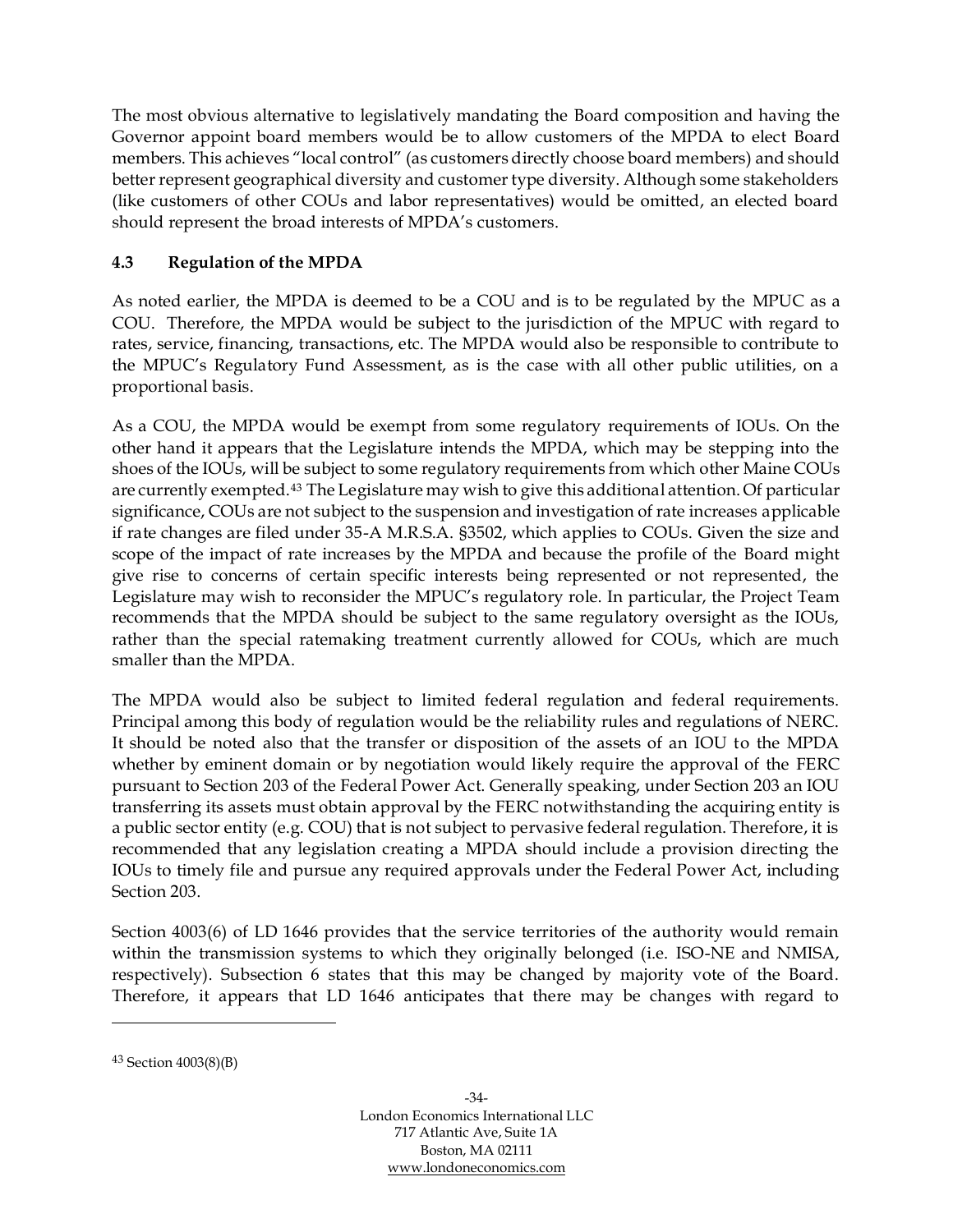The most obvious alternative to legislatively mandating the Board composition and having the Governor appoint board members would be to allow customers of the MPDA to elect Board members. This achieves "local control" (as customers directly choose board members) and should better represent geographical diversity and customer type diversity. Although some stakeholders (like customers of other COUs and labor representatives) would be omitted, an elected board should represent the broad interests of MPDA's customers.

### 4.3 Regulation of the MPDA

As noted earlier, the MPDA is deemed to be a COU and is to be regulated by the MPUC as a COU. Therefore, the MPDA would be subject to the jurisdiction of the MPUC with regard to rates, service, financing, transactions, etc. The MPDA would also be responsible to contribute to the MPUC's Regulatory Fund Assessment, as is the case with all other public utilities, on a proportional basis.

As a COU, the MPDA would be exempt from some regulatory requirements of IOUs. On the other hand it appears that the Legislature intends the MPDA, which may be stepping into the shoes of the IOUs, will be subject to some regulatory requirements from which other Maine COUs are currently exempted.[43] The Legislature may wish to give this additional attention. Of particular significance, COUs are not subject to the suspension and investigation of rate increases applicable if rate changes are filed under 35-A M.R.S.A. §3502, which applies to COUs. Given the size and scope of the impact of rate increases by the MPDA and because the profile of the Board might give rise to concerns of certain specific interests being represented or not represented, the Legislature may wish to reconsider the MPUC's regulatory role. In particular, the Project Team recommends that the MPDA should be subject to the same regulatory oversight as the IOUs, rather than the special ratemaking treatment currently allowed for COUs, which are much smaller than the MPDA.

The MPDA would also be subject to limited federal regulation and federal requirements. Principal among this body of regulation would be the reliability rules and regulations of NERC. It should be noted also that the transfer or disposition of the assets of an IOU to the MPDA whether by eminent domain or by negotiation would likely require the approval of the FERC pursuant to Section 203 of the Federal Power Act. Generally speaking, under Section 203 an IOU transferring its assets must obtain approval by the FERC notwithstanding the acquiring entity is a public sector entity (e.g. COU) that is not subject to pervasive federal regulation. Therefore, it is recommended that any legislation creating a MPDA should include a provision directing the IOUs to timely file and pursue any required approvals under the Federal Power Act, including Section 203.

Section 4003(6) of LD 1646 provides that the service territories of the authority would remain within the transmission systems to which they originally belonged (i.e. ISO-NE and NMISA, respectively). Subsection 6 states that this may be changed by majority vote of the Board. Therefore, it appears that LD 1646 anticipates that there may be changes with regard to

---

[43] Section 4003(8)(B)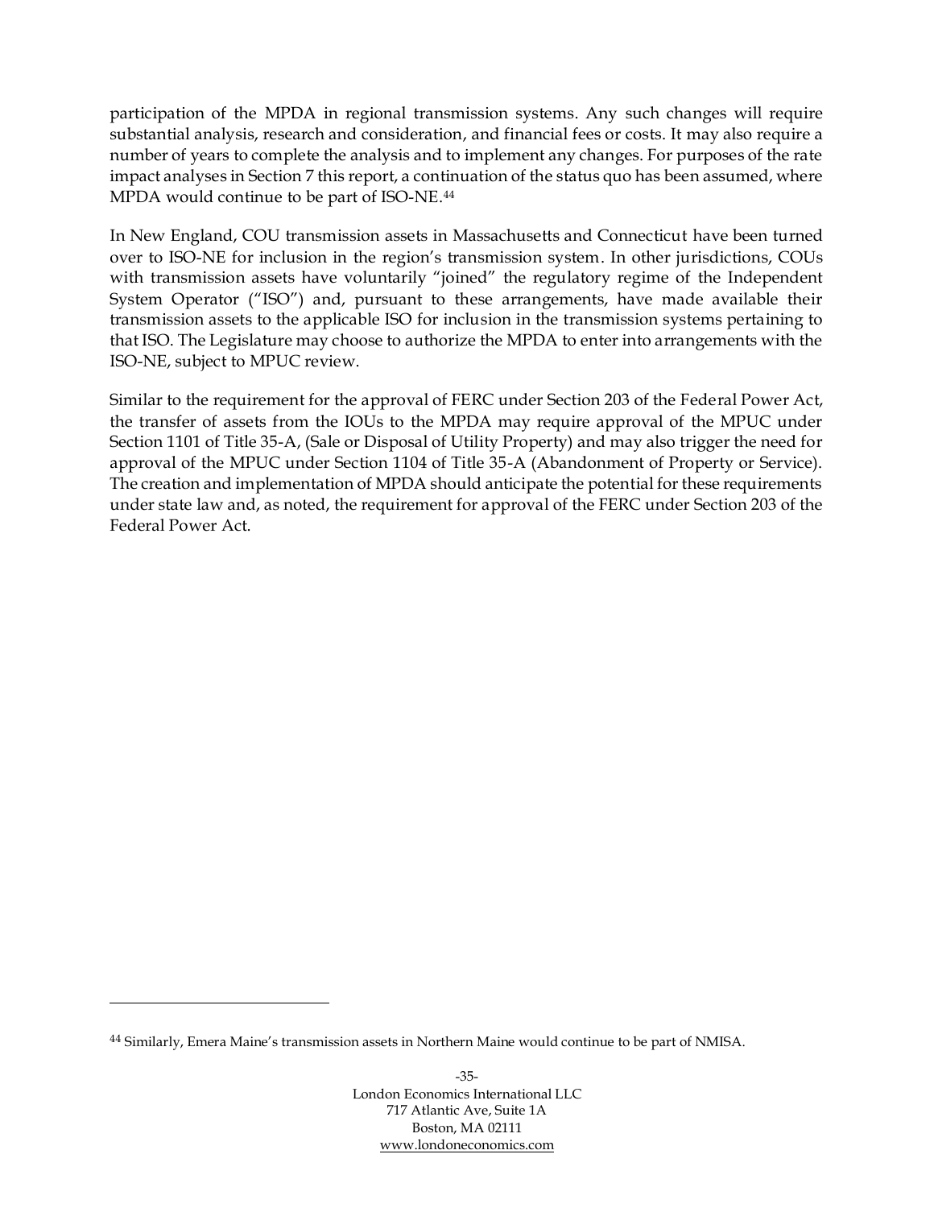participation of the MPDA in regional transmission systems. Any such changes will require substantial analysis, research and consideration, and financial fees or costs. It may also require a number of years to complete the analysis and to implement any changes. For purposes of the rate impact analyses in Section 7 this report, a continuation of the status quo has been assumed, where MPDA would continue to be part of ISO-NE.[44]

In New England, COU transmission assets in Massachusetts and Connecticut have been turned over to ISO-NE for inclusion in the region's transmission system. In other jurisdictions, COUs with transmission assets have voluntarily "joined" the regulatory regime of the Independent System Operator ("ISO") and, pursuant to these arrangements, have made available their transmission assets to the applicable ISO for inclusion in the transmission systems pertaining to that ISO. The Legislature may choose to authorize the MPDA to enter into arrangements with the ISO-NE, subject to MPUC review.

Similar to the requirement for the approval of FERC under Section 203 of the Federal Power Act, the transfer of assets from the IOUs to the MPDA may require approval of the MPUC under Section 1101 of Title 35-A, (Sale or Disposal of Utility Property) and may also trigger the need for approval of the MPUC under Section 1104 of Title 35-A (Abandonment of Property or Service). The creation and implementation of MPDA should anticipate the potential for these requirements under state law and, as noted, the requirement for approval of the FERC under Section 203 of the Federal Power Act.

[44] Similarly, Emera Maine's transmission assets in Northern Maine would continue to be part of NMISA.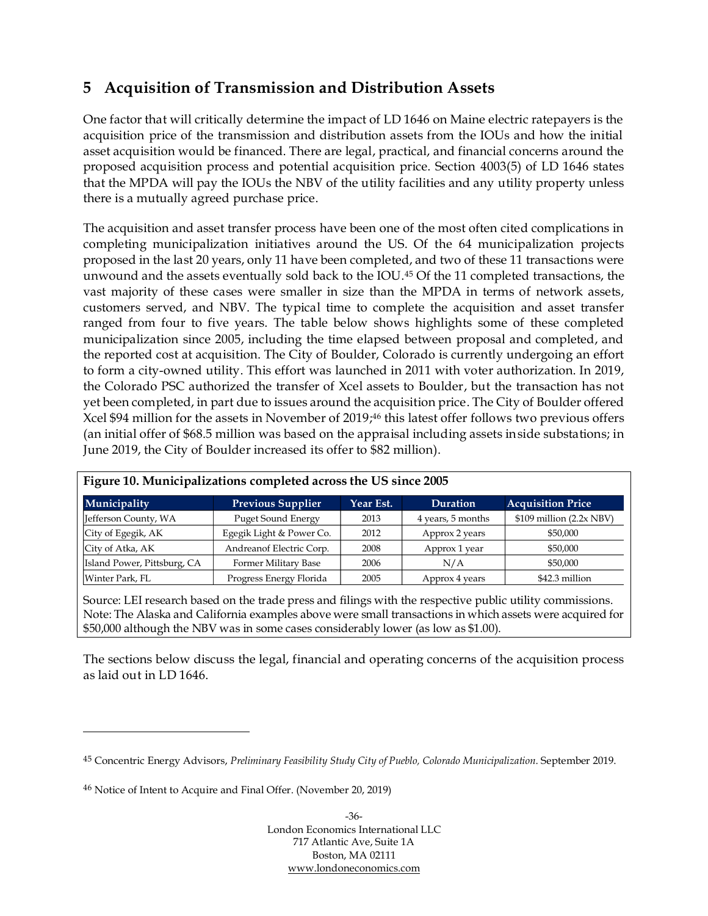## 5 Acquisition of Transmission and Distribution Assets

One factor that will critically determine the impact of LD 1646 on Maine electric ratepayers is the acquisition price of the transmission and distribution assets from the IOUs and how the initial asset acquisition would be financed. There are legal, practical, and financial concerns around the proposed acquisition process and potential acquisition price. Section 4003(5) of LD 1646 states that the MPDA will pay the IOUs the NBV of the utility facilities and any utility property unless there is a mutually agreed purchase price.

The acquisition and asset transfer process have been one of the most often cited complications in completing municipalization initiatives around the US. Of the 64 municipalization projects proposed in the last 20 years, only 11 have been completed, and two of these 11 transactions were unwound and the assets eventually sold back to the IOU.[45] Of the 11 completed transactions, the vast majority of these cases were smaller in size than the MPDA in terms of network assets, customers served, and NBV. The typical time to complete the acquisition and asset transfer ranged from four to five years. The table below shows highlights some of these completed municipalization since 2005, including the time elapsed between proposal and completed, and the reported cost at acquisition. The City of Boulder, Colorado is currently undergoing an effort to form a city-owned utility. This effort was launched in 2011 with voter authorization. In 2019, the Colorado PSC authorized the transfer of Xcel assets to Boulder, but the transaction has not yet been completed, in part due to issues around the acquisition price. The City of Boulder offered Xcel $94 million for the assets in November of 2019;[46] this latest offer follows two previous offers (an initial offer of $68.5 million was based on the appraisal including assets inside substations; in June 2019, the City of Boulder increased its offer to $82 million).

**Figure 10. Municipalizations completed across the US since 2005**

| Municipality | Previous Supplier | Year Est. | Duration | Acquisition Price |
|---|---|---|---|---|
| Jefferson County, WA | Puget Sound Energy | 2013 | 4 years, 5 months | $109 million (2.2x NBV) |
| City of Egegik, AK | Egegik Light & Power Co. | 2012 | Approx 2 years | $50,000 |
| City of Atka, AK | Andreanof Electric Corp. | 2008 | Approx 1 year | $50,000 |
| Island Power, Pittsburg, CA | Former Military Base | 2006 | N/A | $50,000 |
| Winter Park, FL | Progress Energy Florida | 2005 | Approx 4 years | $42.3 million |

Source: LEI research based on the trade press and filings with the respective public utility commissions.
Note: The Alaska and California examples above were small transactions in which assets were acquired for $50,000 although the NBV was in some cases considerably lower (as low as $1.00).

The sections below discuss the legal, financial and operating concerns of the acquisition process as laid out in LD 1646.

---

[45] Concentric Energy Advisors, *Preliminary Feasibility Study City of Pueblo, Colorado Municipalization*. September 2019.

[46] Notice of Intent to Acquire and Final Offer. (November 20, 2019)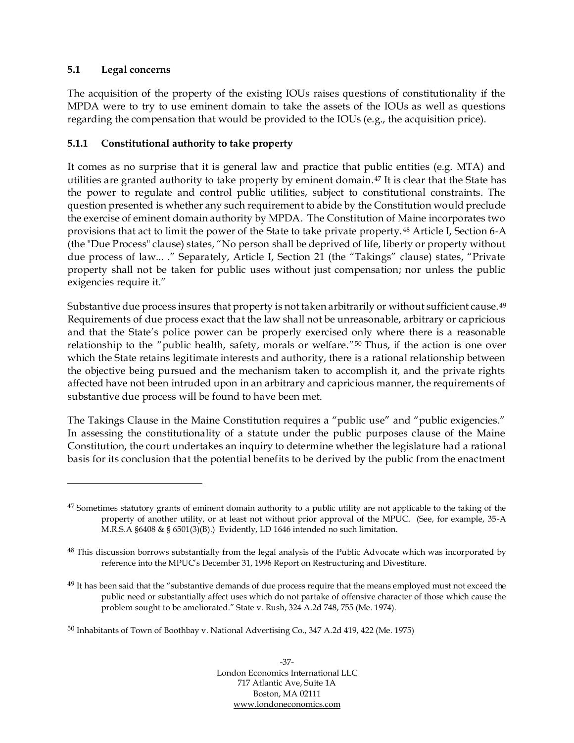### 5.1 Legal concerns

The acquisition of the property of the existing IOUs raises questions of constitutionality if the MPDA were to try to use eminent domain to take the assets of the IOUs as well as questions regarding the compensation that would be provided to the IOUs (e.g., the acquisition price).

### 5.1.1 Constitutional authority to take property

It comes as no surprise that it is general law and practice that public entities (e.g. MTA) and utilities are granted authority to take property by eminent domain.[47] It is clear that the State has the power to regulate and control public utilities, subject to constitutional constraints. The question presented is whether any such requirement to abide by the Constitution would preclude the exercise of eminent domain authority by MPDA. The Constitution of Maine incorporates two provisions that act to limit the power of the State to take private property.[48] Article I, Section 6-A (the "Due Process" clause) states, "No person shall be deprived of life, liberty or property without due process of law... ." Separately, Article I, Section 21 (the "Takings" clause) states, "Private property shall not be taken for public uses without just compensation; nor unless the public exigencies require it."

Substantive due process insures that property is not taken arbitrarily or without sufficient cause.[49] Requirements of due process exact that the law shall not be unreasonable, arbitrary or capricious and that the State's police power can be properly exercised only where there is a reasonable relationship to the "public health, safety, morals or welfare."[50] Thus, if the action is one over which the State retains legitimate interests and authority, there is a rational relationship between the objective being pursued and the mechanism taken to accomplish it, and the private rights affected have not been intruded upon in an arbitrary and capricious manner, the requirements of substantive due process will be found to have been met.

The Takings Clause in the Maine Constitution requires a "public use" and "public exigencies." In assessing the constitutionality of a statute under the public purposes clause of the Maine Constitution, the court undertakes an inquiry to determine whether the legislature had a rational basis for its conclusion that the potential benefits to be derived by the public from the enactment

---

[47] Sometimes statutory grants of eminent domain authority to a public utility are not applicable to the taking of the property of another utility, or at least not without prior approval of the MPUC. (See, for example, 35-A M.R.S.A §6408 & § 6501(3)(B).) Evidently, LD 1646 intended no such limitation.

[48] This discussion borrows substantially from the legal analysis of the Public Advocate which was incorporated by reference into the MPUC's December 31, 1996 Report on Restructuring and Divestiture.

[49] It has been said that the "substantive demands of due process require that the means employed must not exceed the public need or substantially affect uses which do not partake of offensive character of those which cause the problem sought to be ameliorated." State v. Rush, 324 A.2d 748, 755 (Me. 1974).

[50] Inhabitants of Town of Boothbay v. National Advertising Co., 347 A.2d 419, 422 (Me. 1975)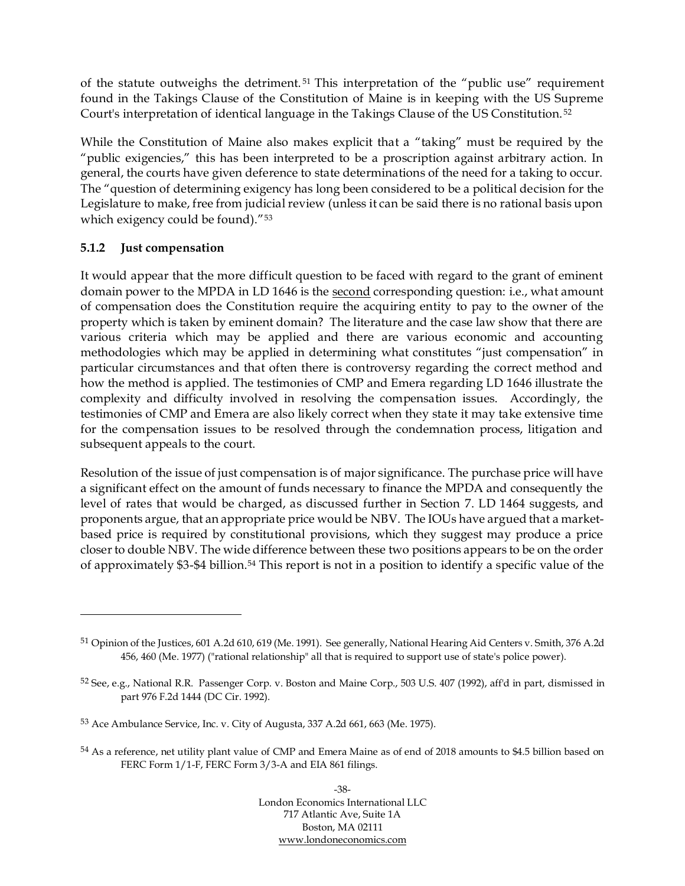of the statute outweighs the detriment.[51] This interpretation of the "public use" requirement found in the Takings Clause of the Constitution of Maine is in keeping with the US Supreme Court's interpretation of identical language in the Takings Clause of the US Constitution.[52]

While the Constitution of Maine also makes explicit that a "taking" must be required by the "public exigencies," this has been interpreted to be a proscription against arbitrary action. In general, the courts have given deference to state determinations of the need for a taking to occur. The "question of determining exigency has long been considered to be a political decision for the Legislature to make, free from judicial review (unless it can be said there is no rational basis upon which exigency could be found)."[53]

### 5.1.2 Just compensation

It would appear that the more difficult question to be faced with regard to the grant of eminent domain power to the MPDA in LD 1646 is the <u>second</u> corresponding question: i.e., what amount of compensation does the Constitution require the acquiring entity to pay to the owner of the property which is taken by eminent domain? The literature and the case law show that there are various criteria which may be applied and there are various economic and accounting methodologies which may be applied in determining what constitutes "just compensation" in particular circumstances and that often there is controversy regarding the correct method and how the method is applied. The testimonies of CMP and Emera regarding LD 1646 illustrate the complexity and difficulty involved in resolving the compensation issues. Accordingly, the testimonies of CMP and Emera are also likely correct when they state it may take extensive time for the compensation issues to be resolved through the condemnation process, litigation and subsequent appeals to the court.

Resolution of the issue of just compensation is of major significance. The purchase price will have a significant effect on the amount of funds necessary to finance the MPDA and consequently the level of rates that would be charged, as discussed further in Section 7. LD 1464 suggests, and proponents argue, that an appropriate price would be NBV. The IOUs have argued that a market-based price is required by constitutional provisions, which they suggest may produce a price closer to double NBV. The wide difference between these two positions appears to be on the order of approximately \$3-\$4 billion.[54] This report is not in a position to identify a specific value of the

---

[51] Opinion of the Justices, 601 A.2d 610, 619 (Me. 1991). See generally, National Hearing Aid Centers v. Smith, 376 A.2d 456, 460 (Me. 1977) ("rational relationship" all that is required to support use of state's police power).

[52] See, e.g., National R.R. Passenger Corp. v. Boston and Maine Corp., 503 U.S. 407 (1992), aff'd in part, dismissed in part 976 F.2d 1444 (DC Cir. 1992).

[53] Ace Ambulance Service, Inc. v. City of Augusta, 337 A.2d 661, 663 (Me. 1975).

[54] As a reference, net utility plant value of CMP and Emera Maine as of end of 2018 amounts to \$4.5 billion based on FERC Form 1/1-F, FERC Form 3/3-A and EIA 861 filings.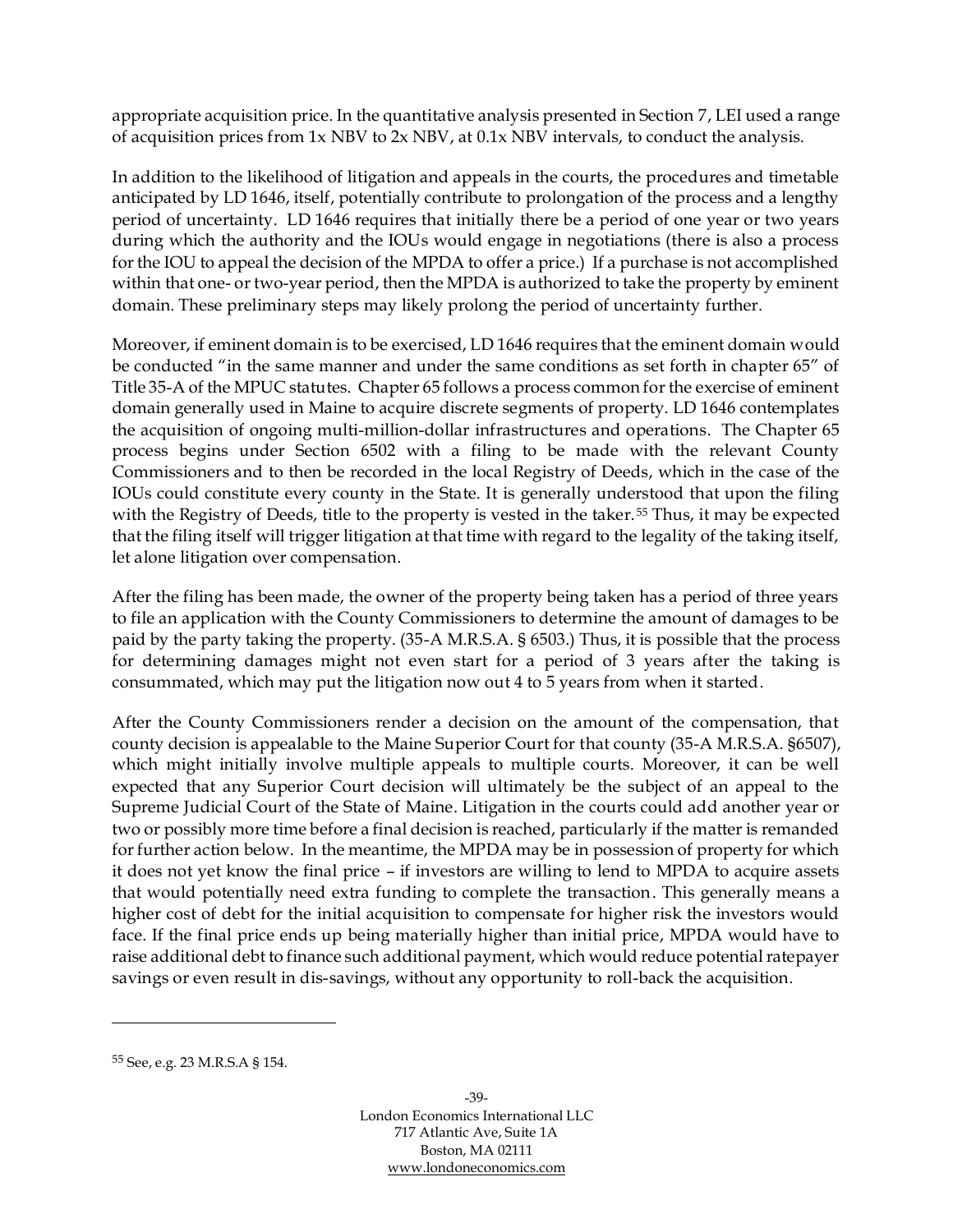appropriate acquisition price. In the quantitative analysis presented in Section 7, LEI used a range of acquisition prices from 1x NBV to 2x NBV, at 0.1x NBV intervals, to conduct the analysis.

In addition to the likelihood of litigation and appeals in the courts, the procedures and timetable anticipated by LD 1646, itself, potentially contribute to prolongation of the process and a lengthy period of uncertainty. LD 1646 requires that initially there be a period of one year or two years during which the authority and the IOUs would engage in negotiations (there is also a process for the IOU to appeal the decision of the MPDA to offer a price.) If a purchase is not accomplished within that one- or two-year period, then the MPDA is authorized to take the property by eminent domain. These preliminary steps may likely prolong the period of uncertainty further.

Moreover, if eminent domain is to be exercised, LD 1646 requires that the eminent domain would be conducted "in the same manner and under the same conditions as set forth in chapter 65" of Title 35-A of the MPUC statutes. Chapter 65 follows a process common for the exercise of eminent domain generally used in Maine to acquire discrete segments of property. LD 1646 contemplates the acquisition of ongoing multi-million-dollar infrastructures and operations. The Chapter 65 process begins under Section 6502 with a filing to be made with the relevant County Commissioners and to then be recorded in the local Registry of Deeds, which in the case of the IOUs could constitute every county in the State. It is generally understood that upon the filing with the Registry of Deeds, title to the property is vested in the taker.[55] Thus, it may be expected that the filing itself will trigger litigation at that time with regard to the legality of the taking itself, let alone litigation over compensation.

After the filing has been made, the owner of the property being taken has a period of three years to file an application with the County Commissioners to determine the amount of damages to be paid by the party taking the property. (35-A M.R.S.A. § 6503.) Thus, it is possible that the process for determining damages might not even start for a period of 3 years after the taking is consummated, which may put the litigation now out 4 to 5 years from when it started.

After the County Commissioners render a decision on the amount of the compensation, that county decision is appealable to the Maine Superior Court for that county (35-A M.R.S.A. §6507), which might initially involve multiple appeals to multiple courts. Moreover, it can be well expected that any Superior Court decision will ultimately be the subject of an appeal to the Supreme Judicial Court of the State of Maine. Litigation in the courts could add another year or two or possibly more time before a final decision is reached, particularly if the matter is remanded for further action below. In the meantime, the MPDA may be in possession of property for which it does not yet know the final price – if investors are willing to lend to MPDA to acquire assets that would potentially need extra funding to complete the transaction. This generally means a higher cost of debt for the initial acquisition to compensate for higher risk the investors would face. If the final price ends up being materially higher than initial price, MPDA would have to raise additional debt to finance such additional payment, which would reduce potential ratepayer savings or even result in dis-savings, without any opportunity to roll-back the acquisition.

---

[55] See, e.g. 23 M.R.S.A § 154.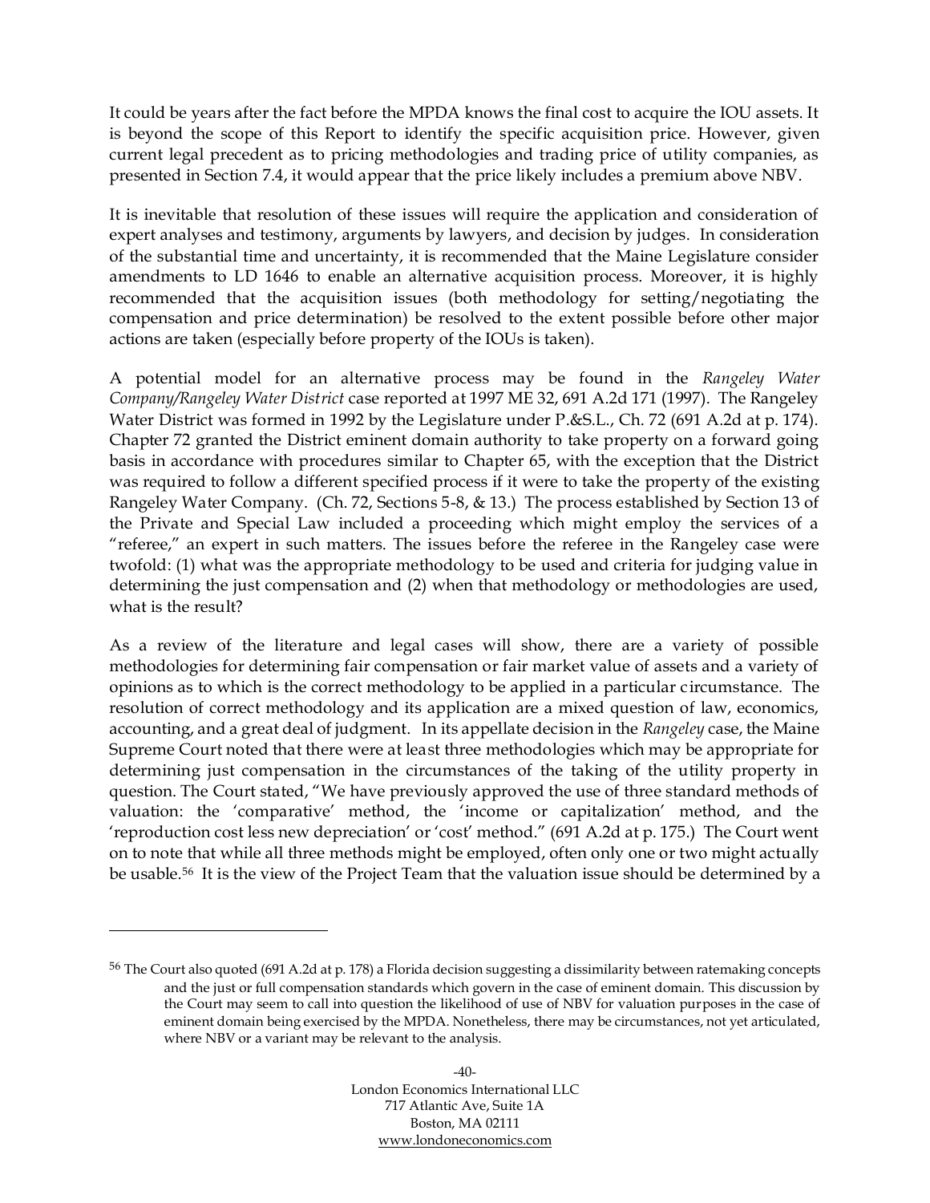It could be years after the fact before the MPDA knows the final cost to acquire the IOU assets. It is beyond the scope of this Report to identify the specific acquisition price. However, given current legal precedent as to pricing methodologies and trading price of utility companies, as presented in Section 7.4, it would appear that the price likely includes a premium above NBV.

It is inevitable that resolution of these issues will require the application and consideration of expert analyses and testimony, arguments by lawyers, and decision by judges. In consideration of the substantial time and uncertainty, it is recommended that the Maine Legislature consider amendments to LD 1646 to enable an alternative acquisition process. Moreover, it is highly recommended that the acquisition issues (both methodology for setting/negotiating the compensation and price determination) be resolved to the extent possible before other major actions are taken (especially before property of the IOUs is taken).

A potential model for an alternative process may be found in the *Rangeley Water Company/Rangeley Water District* case reported at 1997 ME 32, 691 A.2d 171 (1997). The Rangeley Water District was formed in 1992 by the Legislature under P.&S.L., Ch. 72 (691 A.2d at p. 174). Chapter 72 granted the District eminent domain authority to take property on a forward going basis in accordance with procedures similar to Chapter 65, with the exception that the District was required to follow a different specified process if it were to take the property of the existing Rangeley Water Company. (Ch. 72, Sections 5-8, & 13.) The process established by Section 13 of the Private and Special Law included a proceeding which might employ the services of a "referee," an expert in such matters. The issues before the referee in the Rangeley case were twofold: (1) what was the appropriate methodology to be used and criteria for judging value in determining the just compensation and (2) when that methodology or methodologies are used, what is the result?

As a review of the literature and legal cases will show, there are a variety of possible methodologies for determining fair compensation or fair market value of assets and a variety of opinions as to which is the correct methodology to be applied in a particular circumstance. The resolution of correct methodology and its application are a mixed question of law, economics, accounting, and a great deal of judgment. In its appellate decision in the *Rangeley* case, the Maine Supreme Court noted that there were at least three methodologies which may be appropriate for determining just compensation in the circumstances of the taking of the utility property in question. The Court stated, "We have previously approved the use of three standard methods of valuation: the 'comparative' method, the 'income or capitalization' method, and the 'reproduction cost less new depreciation' or 'cost' method." (691 A.2d at p. 175.) The Court went on to note that while all three methods might be employed, often only one or two might actually be usable.[56] It is the view of the Project Team that the valuation issue should be determined by a

---

[56] The Court also quoted (691 A.2d at p. 178) a Florida decision suggesting a dissimilarity between ratemaking concepts and the just or full compensation standards which govern in the case of eminent domain. This discussion by the Court may seem to call into question the likelihood of use of NBV for valuation purposes in the case of eminent domain being exercised by the MPDA. Nonetheless, there may be circumstances, not yet articulated, where NBV or a variant may be relevant to the analysis.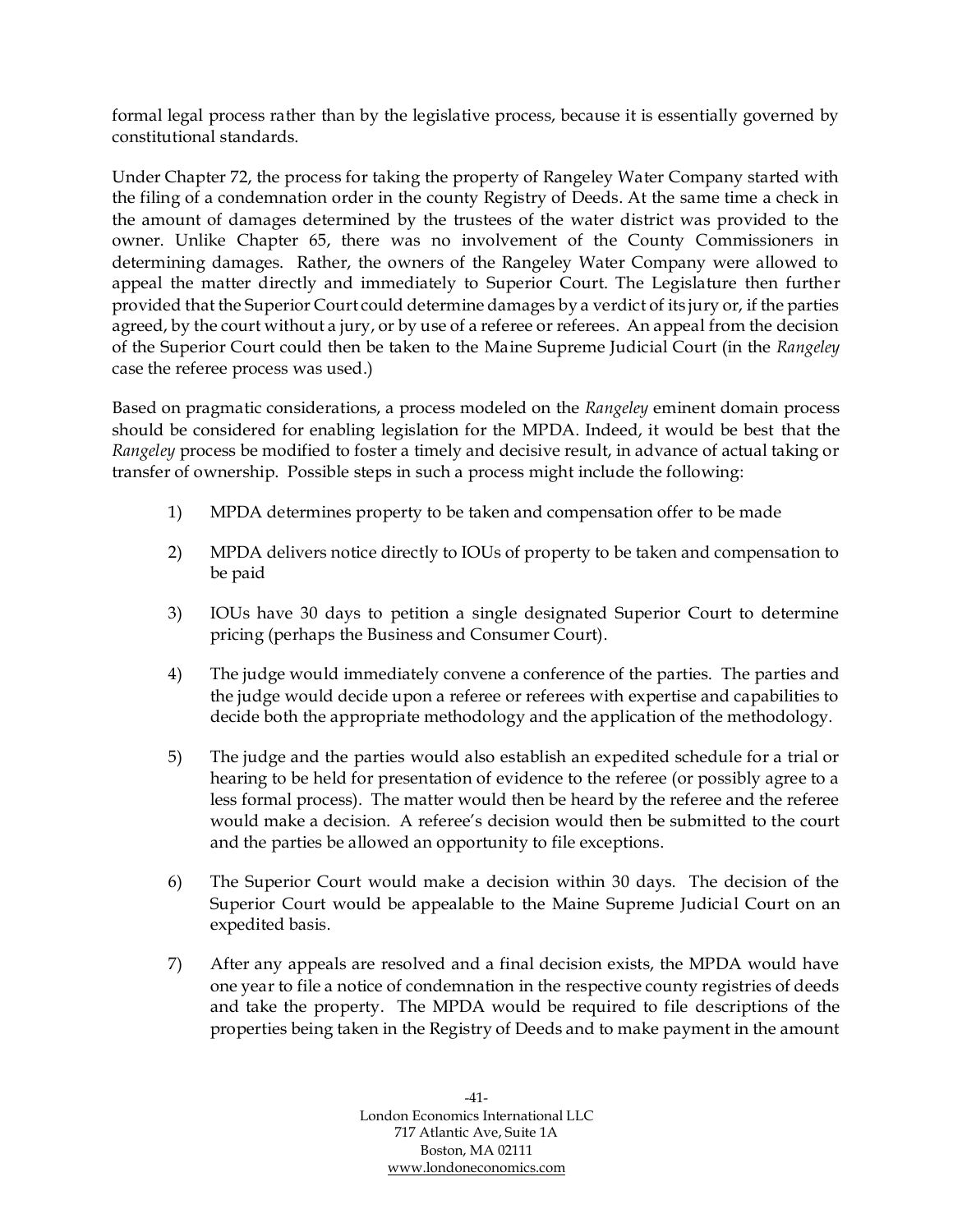formal legal process rather than by the legislative process, because it is essentially governed by constitutional standards.

Under Chapter 72, the process for taking the property of Rangeley Water Company started with the filing of a condemnation order in the county Registry of Deeds. At the same time a check in the amount of damages determined by the trustees of the water district was provided to the owner. Unlike Chapter 65, there was no involvement of the County Commissioners in determining damages. Rather, the owners of the Rangeley Water Company were allowed to appeal the matter directly and immediately to Superior Court. The Legislature then further provided that the Superior Court could determine damages by a verdict of its jury or, if the parties agreed, by the court without a jury, or by use of a referee or referees. An appeal from the decision of the Superior Court could then be taken to the Maine Supreme Judicial Court (in the *Rangeley* case the referee process was used.)

Based on pragmatic considerations, a process modeled on the *Rangeley* eminent domain process should be considered for enabling legislation for the MPDA. Indeed, it would be best that the *Rangeley* process be modified to foster a timely and decisive result, in advance of actual taking or transfer of ownership. Possible steps in such a process might include the following:

1) MPDA determines property to be taken and compensation offer to be made

2) MPDA delivers notice directly to IOUs of property to be taken and compensation to be paid

3) IOUs have 30 days to petition a single designated Superior Court to determine pricing (perhaps the Business and Consumer Court).

4) The judge would immediately convene a conference of the parties. The parties and the judge would decide upon a referee or referees with expertise and capabilities to decide both the appropriate methodology and the application of the methodology.

5) The judge and the parties would also establish an expedited schedule for a trial or hearing to be held for presentation of evidence to the referee (or possibly agree to a less formal process). The matter would then be heard by the referee and the referee would make a decision. A referee's decision would then be submitted to the court and the parties be allowed an opportunity to file exceptions.

6) The Superior Court would make a decision within 30 days. The decision of the Superior Court would be appealable to the Maine Supreme Judicial Court on an expedited basis.

7) After any appeals are resolved and a final decision exists, the MPDA would have one year to file a notice of condemnation in the respective county registries of deeds and take the property. The MPDA would be required to file descriptions of the properties being taken in the Registry of Deeds and to make payment in the amount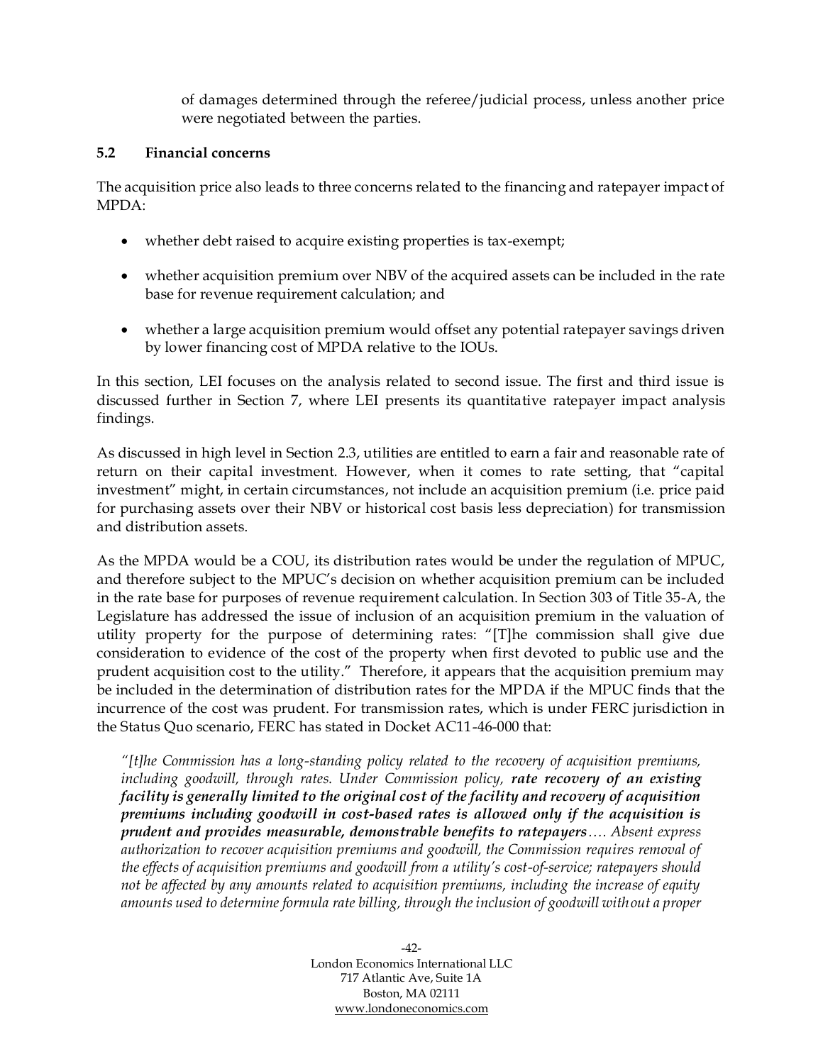of damages determined through the referee/judicial process, unless another price were negotiated between the parties.

### 5.2 Financial concerns

The acquisition price also leads to three concerns related to the financing and ratepayer impact of MPDA:

- whether debt raised to acquire existing properties is tax-exempt;
- whether acquisition premium over NBV of the acquired assets can be included in the rate base for revenue requirement calculation; and
- whether a large acquisition premium would offset any potential ratepayer savings driven by lower financing cost of MPDA relative to the IOUs.

In this section, LEI focuses on the analysis related to second issue. The first and third issue is discussed further in Section 7, where LEI presents its quantitative ratepayer impact analysis findings.

As discussed in high level in Section 2.3, utilities are entitled to earn a fair and reasonable rate of return on their capital investment. However, when it comes to rate setting, that "capital investment" might, in certain circumstances, not include an acquisition premium (i.e. price paid for purchasing assets over their NBV or historical cost basis less depreciation) for transmission and distribution assets.

As the MPDA would be a COU, its distribution rates would be under the regulation of MPUC, and therefore subject to the MPUC's decision on whether acquisition premium can be included in the rate base for purposes of revenue requirement calculation. In Section 303 of Title 35-A, the Legislature has addressed the issue of inclusion of an acquisition premium in the valuation of utility property for the purpose of determining rates: "[T]he commission shall give due consideration to evidence of the cost of the property when first devoted to public use and the prudent acquisition cost to the utility." Therefore, it appears that the acquisition premium may be included in the determination of distribution rates for the MPDA if the MPUC finds that the incurrence of the cost was prudent. For transmission rates, which is under FERC jurisdiction in the Status Quo scenario, FERC has stated in Docket AC11-46-000 that:

*"[t]he Commission has a long-standing policy related to the recovery of acquisition premiums, including goodwill, through rates. Under Commission policy,* ***rate recovery of an existing facility is generally limited to the original cost of the facility and recovery of acquisition premiums including goodwill in cost-based rates is allowed only if the acquisition is prudent and provides measurable, demonstrable benefits to ratepayers****…. Absent express authorization to recover acquisition premiums and goodwill, the Commission requires removal of the effects of acquisition premiums and goodwill from a utility's cost-of-service; ratepayers should not be affected by any amounts related to acquisition premiums, including the increase of equity amounts used to determine formula rate billing, through the inclusion of goodwill without a proper*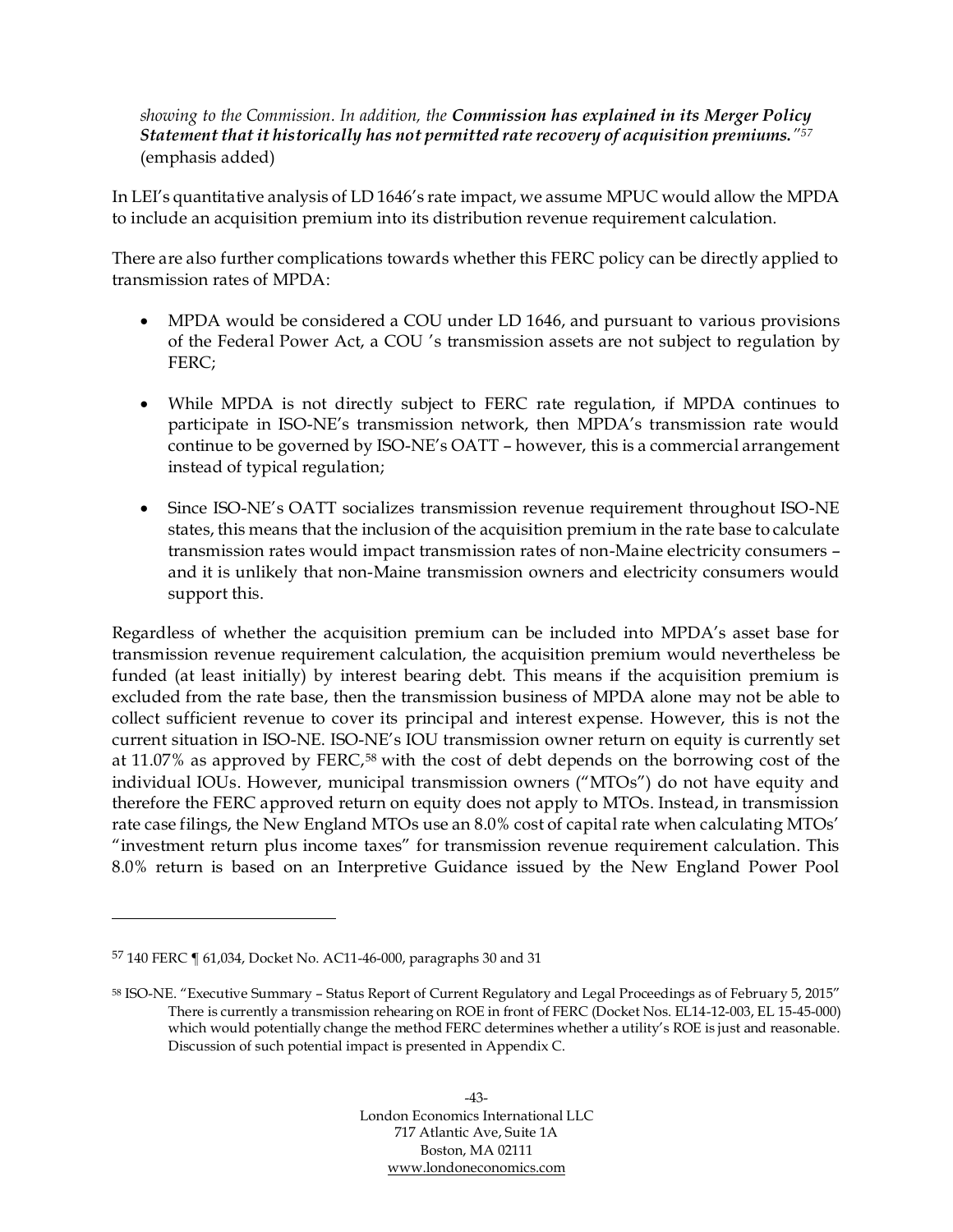*showing to the Commission. In addition, the **Commission has explained in its Merger Policy Statement that it historically has not permitted rate recovery of acquisition premiums.**"*[57] (emphasis added)

In LEI's quantitative analysis of LD 1646's rate impact, we assume MPUC would allow the MPDA to include an acquisition premium into its distribution revenue requirement calculation.

There are also further complications towards whether this FERC policy can be directly applied to transmission rates of MPDA:

- MPDA would be considered a COU under LD 1646, and pursuant to various provisions of the Federal Power Act, a COU 's transmission assets are not subject to regulation by FERC;

- While MPDA is not directly subject to FERC rate regulation, if MPDA continues to participate in ISO-NE's transmission network, then MPDA's transmission rate would continue to be governed by ISO-NE's OATT – however, this is a commercial arrangement instead of typical regulation;

- Since ISO-NE's OATT socializes transmission revenue requirement throughout ISO-NE states, this means that the inclusion of the acquisition premium in the rate base to calculate transmission rates would impact transmission rates of non-Maine electricity consumers – and it is unlikely that non-Maine transmission owners and electricity consumers would support this.

Regardless of whether the acquisition premium can be included into MPDA's asset base for transmission revenue requirement calculation, the acquisition premium would nevertheless be funded (at least initially) by interest bearing debt. This means if the acquisition premium is excluded from the rate base, then the transmission business of MPDA alone may not be able to collect sufficient revenue to cover its principal and interest expense. However, this is not the current situation in ISO-NE. ISO-NE's IOU transmission owner return on equity is currently set at 11.07% as approved by FERC,[58] with the cost of debt depends on the borrowing cost of the individual IOUs. However, municipal transmission owners ("MTOs") do not have equity and therefore the FERC approved return on equity does not apply to MTOs. Instead, in transmission rate case filings, the New England MTOs use an 8.0% cost of capital rate when calculating MTOs' "investment return plus income taxes" for transmission revenue requirement calculation. This 8.0% return is based on an Interpretive Guidance issued by the New England Power Pool

---

[57] 140 FERC ¶ 61,034, Docket No. AC11-46-000, paragraphs 30 and 31

[58] ISO-NE. "Executive Summary – Status Report of Current Regulatory and Legal Proceedings as of February 5, 2015" There is currently a transmission rehearing on ROE in front of FERC (Docket Nos. EL14-12-003, EL 15-45-000) which would potentially change the method FERC determines whether a utility's ROE is just and reasonable. Discussion of such potential impact is presented in Appendix C.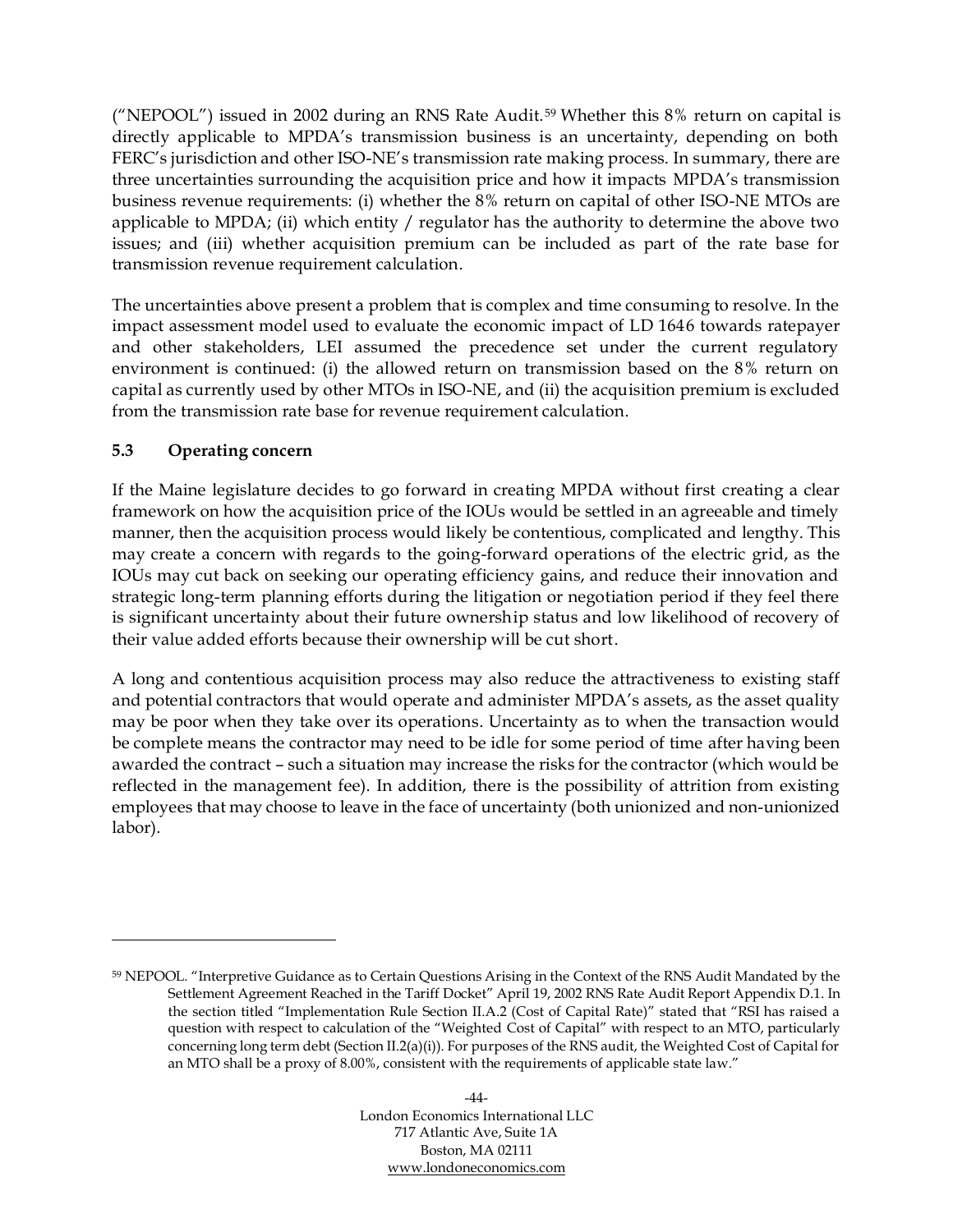("NEPOOL") issued in 2002 during an RNS Rate Audit.[59] Whether this 8% return on capital is directly applicable to MPDA's transmission business is an uncertainty, depending on both FERC's jurisdiction and other ISO-NE's transmission rate making process. In summary, there are three uncertainties surrounding the acquisition price and how it impacts MPDA's transmission business revenue requirements: (i) whether the 8% return on capital of other ISO-NE MTOs are applicable to MPDA; (ii) which entity / regulator has the authority to determine the above two issues; and (iii) whether acquisition premium can be included as part of the rate base for transmission revenue requirement calculation.

The uncertainties above present a problem that is complex and time consuming to resolve. In the impact assessment model used to evaluate the economic impact of LD 1646 towards ratepayer and other stakeholders, LEI assumed the precedence set under the current regulatory environment is continued: (i) the allowed return on transmission based on the 8% return on capital as currently used by other MTOs in ISO-NE, and (ii) the acquisition premium is excluded from the transmission rate base for revenue requirement calculation.

### 5.3 Operating concern

If the Maine legislature decides to go forward in creating MPDA without first creating a clear framework on how the acquisition price of the IOUs would be settled in an agreeable and timely manner, then the acquisition process would likely be contentious, complicated and lengthy. This may create a concern with regards to the going-forward operations of the electric grid, as the IOUs may cut back on seeking our operating efficiency gains, and reduce their innovation and strategic long-term planning efforts during the litigation or negotiation period if they feel there is significant uncertainty about their future ownership status and low likelihood of recovery of their value added efforts because their ownership will be cut short.

A long and contentious acquisition process may also reduce the attractiveness to existing staff and potential contractors that would operate and administer MPDA's assets, as the asset quality may be poor when they take over its operations. Uncertainty as to when the transaction would be complete means the contractor may need to be idle for some period of time after having been awarded the contract – such a situation may increase the risks for the contractor (which would be reflected in the management fee). In addition, there is the possibility of attrition from existing employees that may choose to leave in the face of uncertainty (both unionized and non-unionized labor).

---

[59] NEPOOL. "Interpretive Guidance as to Certain Questions Arising in the Context of the RNS Audit Mandated by the Settlement Agreement Reached in the Tariff Docket" April 19, 2002 RNS Rate Audit Report Appendix D.1. In the section titled "Implementation Rule Section II.A.2 (Cost of Capital Rate)" stated that "RSI has raised a question with respect to calculation of the "Weighted Cost of Capital" with respect to an MTO, particularly concerning long term debt (Section II.2(a)(i)). For purposes of the RNS audit, the Weighted Cost of Capital for an MTO shall be a proxy of 8.00%, consistent with the requirements of applicable state law."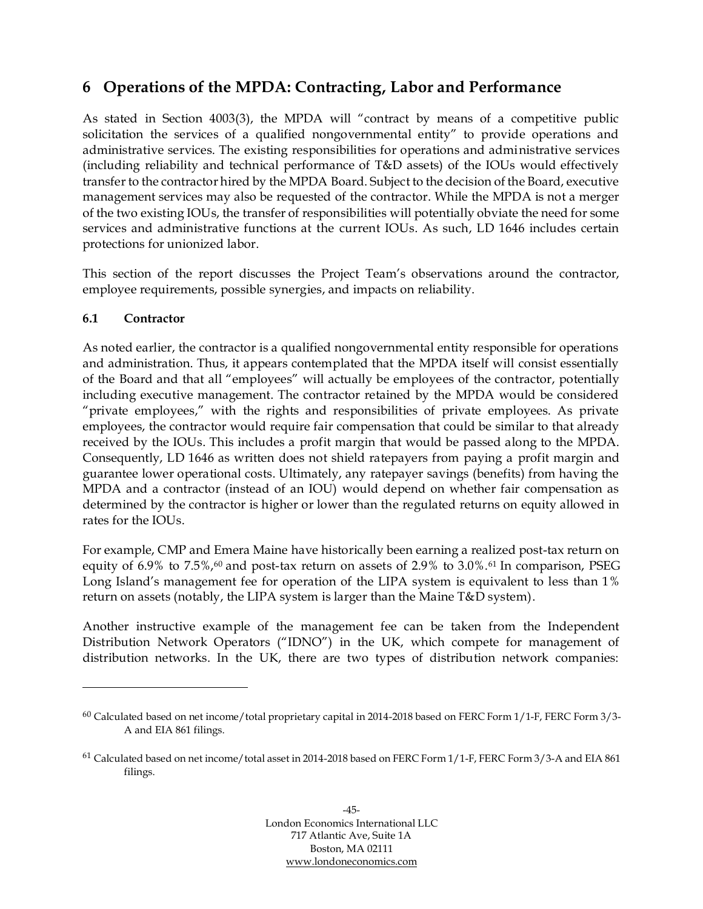# 6 Operations of the MPDA: Contracting, Labor and Performance

As stated in Section 4003(3), the MPDA will "contract by means of a competitive public solicitation the services of a qualified nongovernmental entity" to provide operations and administrative services. The existing responsibilities for operations and administrative services (including reliability and technical performance of T&D assets) of the IOUs would effectively transfer to the contractor hired by the MPDA Board. Subject to the decision of the Board, executive management services may also be requested of the contractor. While the MPDA is not a merger of the two existing IOUs, the transfer of responsibilities will potentially obviate the need for some services and administrative functions at the current IOUs. As such, LD 1646 includes certain protections for unionized labor.

This section of the report discusses the Project Team's observations around the contractor, employee requirements, possible synergies, and impacts on reliability.

## 6.1 Contractor

As noted earlier, the contractor is a qualified nongovernmental entity responsible for operations and administration. Thus, it appears contemplated that the MPDA itself will consist essentially of the Board and that all "employees" will actually be employees of the contractor, potentially including executive management. The contractor retained by the MPDA would be considered "private employees," with the rights and responsibilities of private employees. As private employees, the contractor would require fair compensation that could be similar to that already received by the IOUs. This includes a profit margin that would be passed along to the MPDA. Consequently, LD 1646 as written does not shield ratepayers from paying a profit margin and guarantee lower operational costs. Ultimately, any ratepayer savings (benefits) from having the MPDA and a contractor (instead of an IOU) would depend on whether fair compensation as determined by the contractor is higher or lower than the regulated returns on equity allowed in rates for the IOUs.

For example, CMP and Emera Maine have historically been earning a realized post-tax return on equity of 6.9% to 7.5%,[60] and post-tax return on assets of 2.9% to 3.0%.[61] In comparison, PSEG Long Island's management fee for operation of the LIPA system is equivalent to less than 1% return on assets (notably, the LIPA system is larger than the Maine T&D system).

Another instructive example of the management fee can be taken from the Independent Distribution Network Operators ("IDNO") in the UK, which compete for management of distribution networks. In the UK, there are two types of distribution network companies:

---

[60] Calculated based on net income/total proprietary capital in 2014-2018 based on FERC Form 1/1-F, FERC Form 3/3-A and EIA 861 filings.

[61] Calculated based on net income/total asset in 2014-2018 based on FERC Form 1/1-F, FERC Form 3/3-A and EIA 861 filings.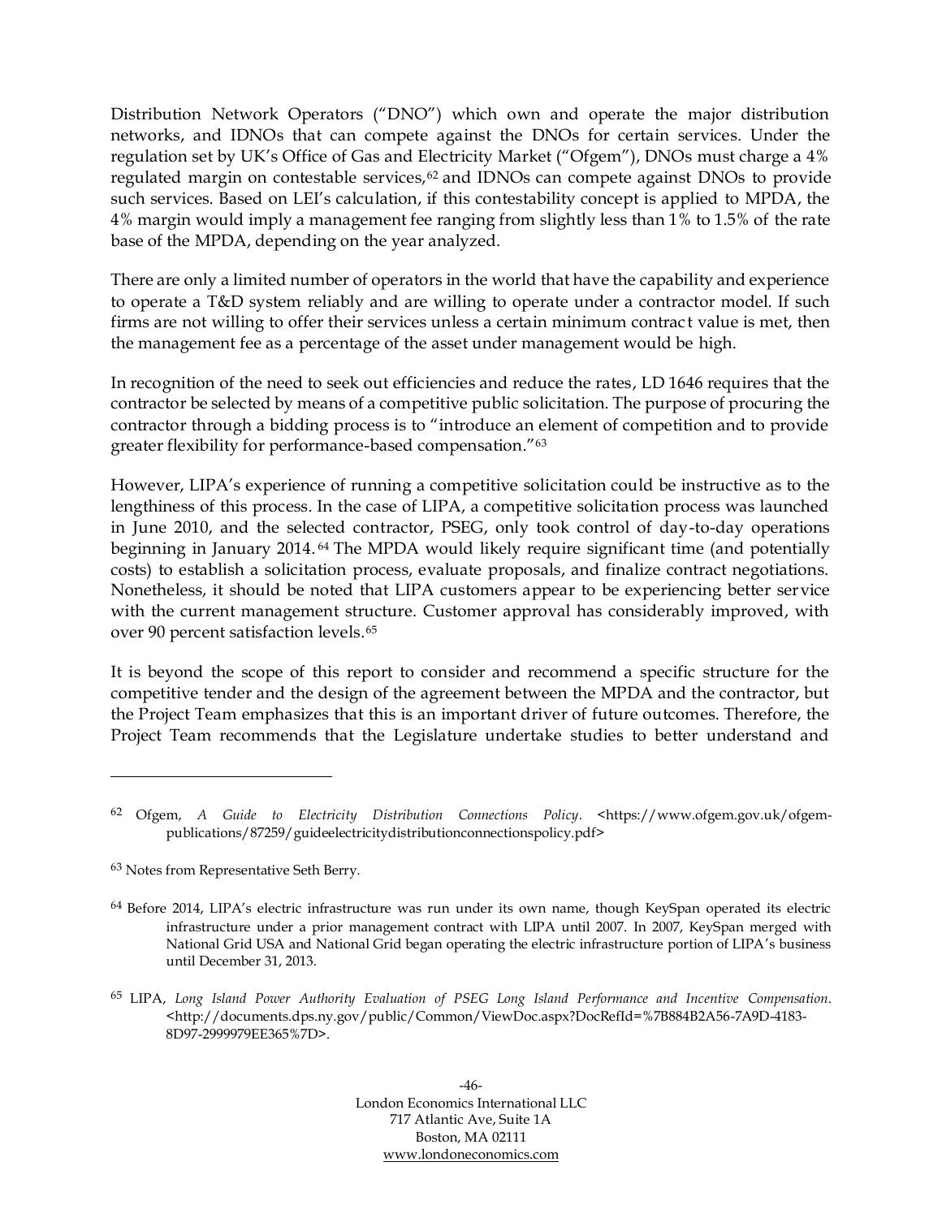Distribution Network Operators ("DNO") which own and operate the major distribution networks, and IDNOs that can compete against the DNOs for certain services. Under the regulation set by UK's Office of Gas and Electricity Market ("Ofgem"), DNOs must charge a 4% regulated margin on contestable services,[62] and IDNOs can compete against DNOs to provide such services. Based on LEI's calculation, if this contestability concept is applied to MPDA, the 4% margin would imply a management fee ranging from slightly less than 1% to 1.5% of the rate base of the MPDA, depending on the year analyzed.

There are only a limited number of operators in the world that have the capability and experience to operate a T&D system reliably and are willing to operate under a contractor model. If such firms are not willing to offer their services unless a certain minimum contract value is met, then the management fee as a percentage of the asset under management would be high.

In recognition of the need to seek out efficiencies and reduce the rates, LD 1646 requires that the contractor be selected by means of a competitive public solicitation. The purpose of procuring the contractor through a bidding process is to "introduce an element of competition and to provide greater flexibility for performance-based compensation."[63]

However, LIPA's experience of running a competitive solicitation could be instructive as to the lengthiness of this process. In the case of LIPA, a competitive solicitation process was launched in June 2010, and the selected contractor, PSEG, only took control of day-to-day operations beginning in January 2014.[64] The MPDA would likely require significant time (and potentially costs) to establish a solicitation process, evaluate proposals, and finalize contract negotiations. Nonetheless, it should be noted that LIPA customers appear to be experiencing better service with the current management structure. Customer approval has considerably improved, with over 90 percent satisfaction levels.[65]

It is beyond the scope of this report to consider and recommend a specific structure for the competitive tender and the design of the agreement between the MPDA and the contractor, but the Project Team emphasizes that this is an important driver of future outcomes. Therefore, the Project Team recommends that the Legislature undertake studies to better understand and

---

[62] Ofgem, *A Guide to Electricity Distribution Connections Policy*. <https://www.ofgem.gov.uk/ofgem-publications/87259/guideelectricitydistributionconnectionspolicy.pdf>

[63] Notes from Representative Seth Berry.

[64] Before 2014, LIPA's electric infrastructure was run under its own name, though KeySpan operated its electric infrastructure under a prior management contract with LIPA until 2007. In 2007, KeySpan merged with National Grid USA and National Grid began operating the electric infrastructure portion of LIPA's business until December 31, 2013.

[65] LIPA, *Long Island Power Authority Evaluation of PSEG Long Island Performance and Incentive Compensation*. <http://documents.dps.ny.gov/public/Common/ViewDoc.aspx?DocRefId=%7B884B2A56-7A9D-4183-8D97-2999979EE365%7D>.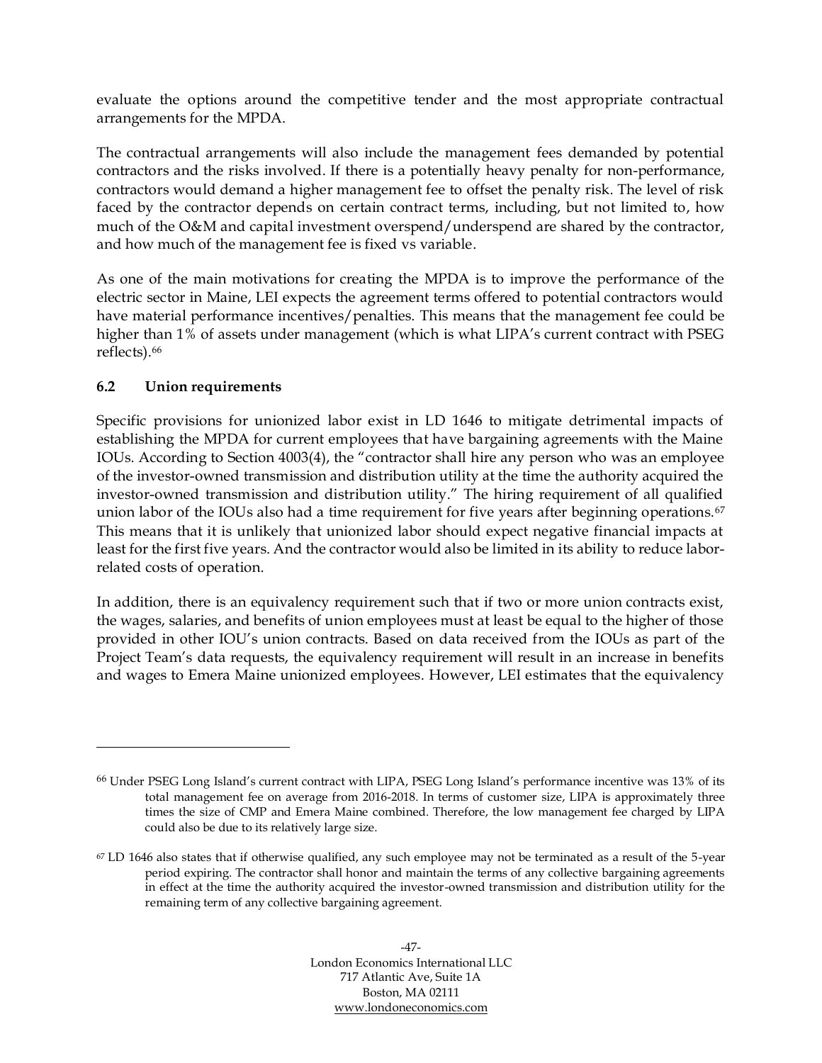evaluate the options around the competitive tender and the most appropriate contractual arrangements for the MPDA.

The contractual arrangements will also include the management fees demanded by potential contractors and the risks involved. If there is a potentially heavy penalty for non-performance, contractors would demand a higher management fee to offset the penalty risk. The level of risk faced by the contractor depends on certain contract terms, including, but not limited to, how much of the O&M and capital investment overspend/underspend are shared by the contractor, and how much of the management fee is fixed vs variable.

As one of the main motivations for creating the MPDA is to improve the performance of the electric sector in Maine, LEI expects the agreement terms offered to potential contractors would have material performance incentives/penalties. This means that the management fee could be higher than 1% of assets under management (which is what LIPA's current contract with PSEG reflects).[66]

### 6.2 Union requirements

Specific provisions for unionized labor exist in LD 1646 to mitigate detrimental impacts of establishing the MPDA for current employees that have bargaining agreements with the Maine IOUs. According to Section 4003(4), the "contractor shall hire any person who was an employee of the investor-owned transmission and distribution utility at the time the authority acquired the investor-owned transmission and distribution utility." The hiring requirement of all qualified union labor of the IOUs also had a time requirement for five years after beginning operations.[67] This means that it is unlikely that unionized labor should expect negative financial impacts at least for the first five years. And the contractor would also be limited in its ability to reduce labor-related costs of operation.

In addition, there is an equivalency requirement such that if two or more union contracts exist, the wages, salaries, and benefits of union employees must at least be equal to the higher of those provided in other IOU's union contracts. Based on data received from the IOUs as part of the Project Team's data requests, the equivalency requirement will result in an increase in benefits and wages to Emera Maine unionized employees. However, LEI estimates that the equivalency

---

[66] Under PSEG Long Island's current contract with LIPA, PSEG Long Island's performance incentive was 13% of its total management fee on average from 2016-2018. In terms of customer size, LIPA is approximately three times the size of CMP and Emera Maine combined. Therefore, the low management fee charged by LIPA could also be due to its relatively large size.

[67] LD 1646 also states that if otherwise qualified, any such employee may not be terminated as a result of the 5-year period expiring. The contractor shall honor and maintain the terms of any collective bargaining agreements in effect at the time the authority acquired the investor-owned transmission and distribution utility for the remaining term of any collective bargaining agreement.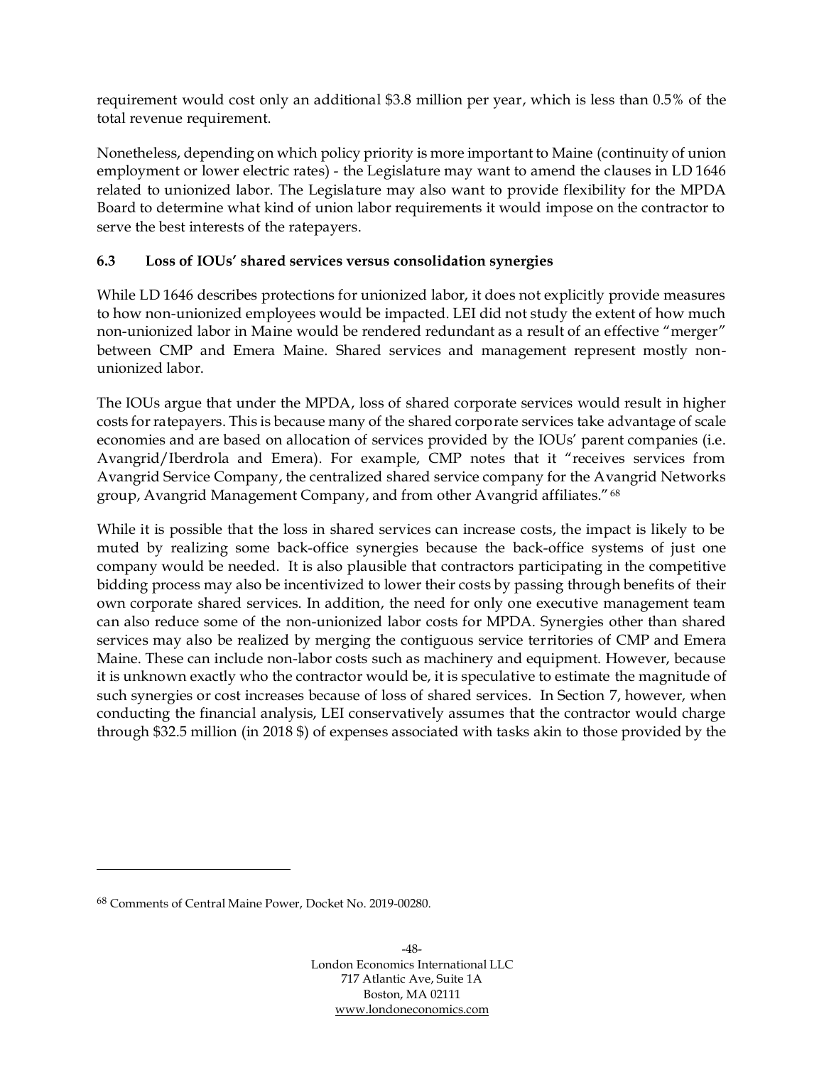requirement would cost only an additional $3.8 million per year, which is less than 0.5% of the total revenue requirement.

Nonetheless, depending on which policy priority is more important to Maine (continuity of union employment or lower electric rates) - the Legislature may want to amend the clauses in LD 1646 related to unionized labor. The Legislature may also want to provide flexibility for the MPDA Board to determine what kind of union labor requirements it would impose on the contractor to serve the best interests of the ratepayers.

### 6.3 Loss of IOUs' shared services versus consolidation synergies

While LD 1646 describes protections for unionized labor, it does not explicitly provide measures to how non-unionized employees would be impacted. LEI did not study the extent of how much non-unionized labor in Maine would be rendered redundant as a result of an effective "merger" between CMP and Emera Maine. Shared services and management represent mostly non-unionized labor.

The IOUs argue that under the MPDA, loss of shared corporate services would result in higher costs for ratepayers. This is because many of the shared corporate services take advantage of scale economies and are based on allocation of services provided by the IOUs' parent companies (i.e. Avangrid/Iberdrola and Emera). For example, CMP notes that it "receives services from Avangrid Service Company, the centralized shared service company for the Avangrid Networks group, Avangrid Management Company, and from other Avangrid affiliates."[68]

While it is possible that the loss in shared services can increase costs, the impact is likely to be muted by realizing some back-office synergies because the back-office systems of just one company would be needed. It is also plausible that contractors participating in the competitive bidding process may also be incentivized to lower their costs by passing through benefits of their own corporate shared services. In addition, the need for only one executive management team can also reduce some of the non-unionized labor costs for MPDA. Synergies other than shared services may also be realized by merging the contiguous service territories of CMP and Emera Maine. These can include non-labor costs such as machinery and equipment. However, because it is unknown exactly who the contractor would be, it is speculative to estimate the magnitude of such synergies or cost increases because of loss of shared services. In Section 7, however, when conducting the financial analysis, LEI conservatively assumes that the contractor would charge through $32.5 million (in 2018 $) of expenses associated with tasks akin to those provided by the

---

[68] Comments of Central Maine Power, Docket No. 2019-00280.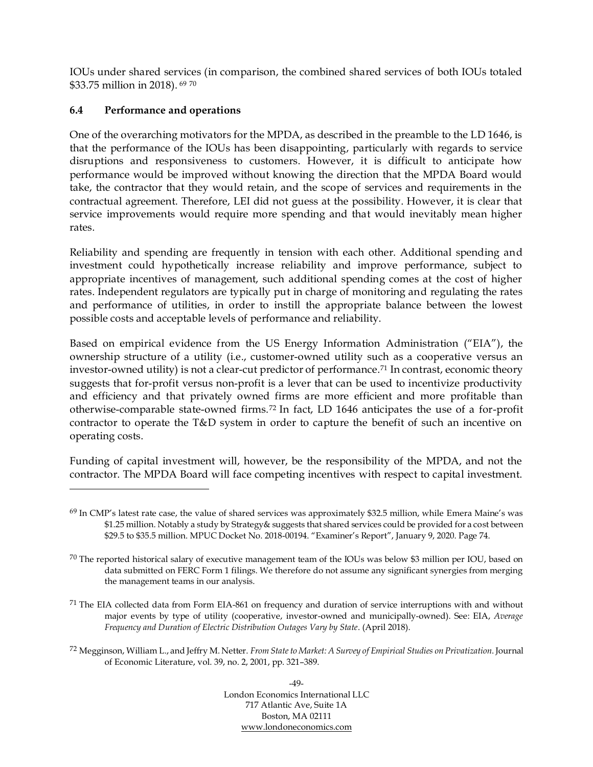IOUs under shared services (in comparison, the combined shared services of both IOUs totaled $33.75 million in 2018). [69] [70]

### 6.4 Performance and operations

One of the overarching motivators for the MPDA, as described in the preamble to the LD 1646, is that the performance of the IOUs has been disappointing, particularly with regards to service disruptions and responsiveness to customers. However, it is difficult to anticipate how performance would be improved without knowing the direction that the MPDA Board would take, the contractor that they would retain, and the scope of services and requirements in the contractual agreement. Therefore, LEI did not guess at the possibility. However, it is clear that service improvements would require more spending and that would inevitably mean higher rates.

Reliability and spending are frequently in tension with each other. Additional spending and investment could hypothetically increase reliability and improve performance, subject to appropriate incentives of management, such additional spending comes at the cost of higher rates. Independent regulators are typically put in charge of monitoring and regulating the rates and performance of utilities, in order to instill the appropriate balance between the lowest possible costs and acceptable levels of performance and reliability.

Based on empirical evidence from the US Energy Information Administration ("EIA"), the ownership structure of a utility (i.e., customer-owned utility such as a cooperative versus an investor-owned utility) is not a clear-cut predictor of performance.[71] In contrast, economic theory suggests that for-profit versus non-profit is a lever that can be used to incentivize productivity and efficiency and that privately owned firms are more efficient and more profitable than otherwise-comparable state-owned firms.[72] In fact, LD 1646 anticipates the use of a for-profit contractor to operate the T&D system in order to capture the benefit of such an incentive on operating costs.

Funding of capital investment will, however, be the responsibility of the MPDA, and not the contractor. The MPDA Board will face competing incentives with respect to capital investment.

---

[69] In CMP's latest rate case, the value of shared services was approximately $32.5 million, while Emera Maine's was $1.25 million. Notably a study by Strategy& suggests that shared services could be provided for a cost between $29.5 to $35.5 million. MPUC Docket No. 2018-00194. "Examiner's Report", January 9, 2020. Page 74.

[70] The reported historical salary of executive management team of the IOUs was below $3 million per IOU, based on data submitted on FERC Form 1 filings. We therefore do not assume any significant synergies from merging the management teams in our analysis.

[71] The EIA collected data from Form EIA-861 on frequency and duration of service interruptions with and without major events by type of utility (cooperative, investor-owned and municipally-owned). See: EIA, *Average Frequency and Duration of Electric Distribution Outages Vary by State*. (April 2018).

[72] Megginson, William L., and Jeffry M. Netter. *From State to Market: A Survey of Empirical Studies on Privatization*. Journal of Economic Literature, vol. 39, no. 2, 2001, pp. 321–389.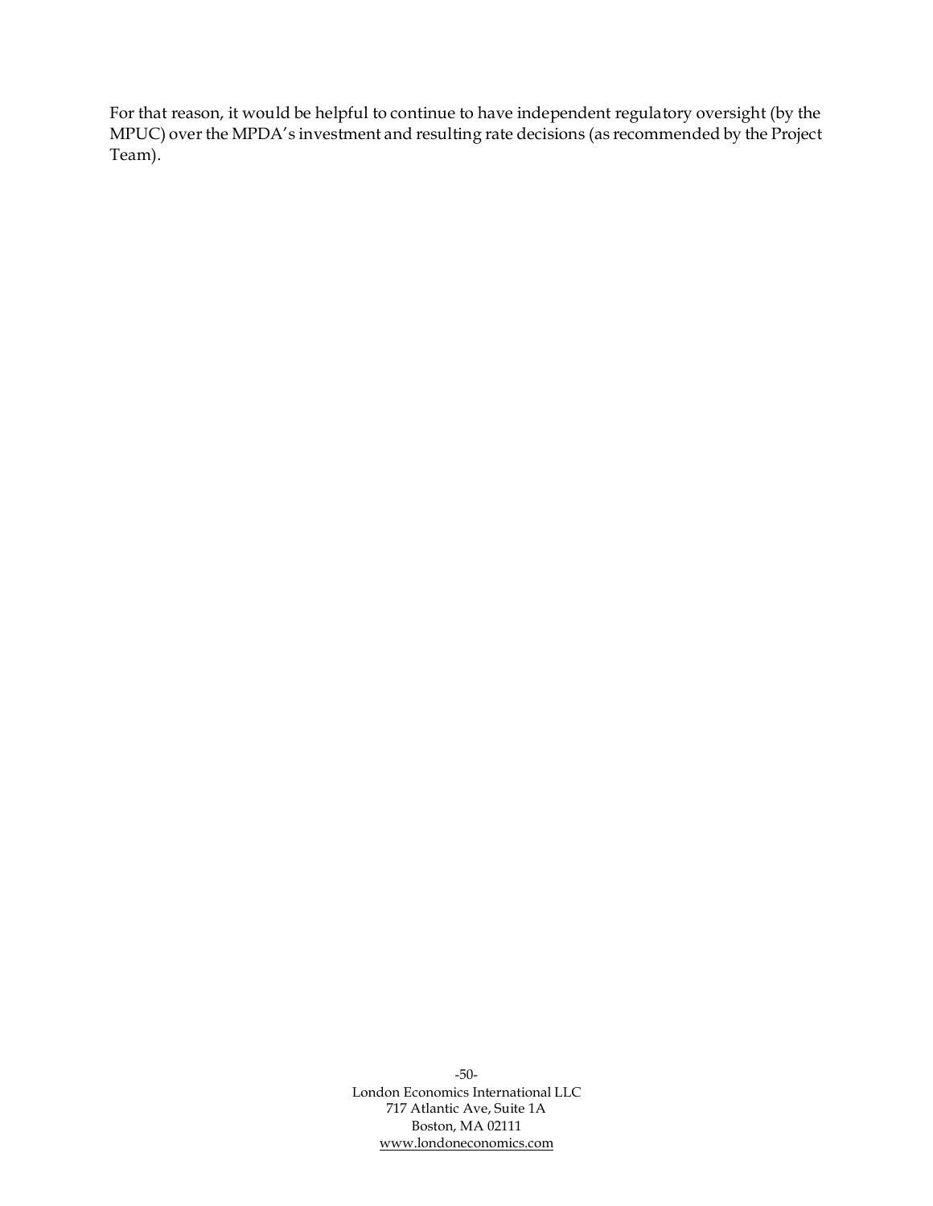For that reason, it would be helpful to continue to have independent regulatory oversight (by the MPUC) over the MPDA's investment and resulting rate decisions (as recommended by the Project Team).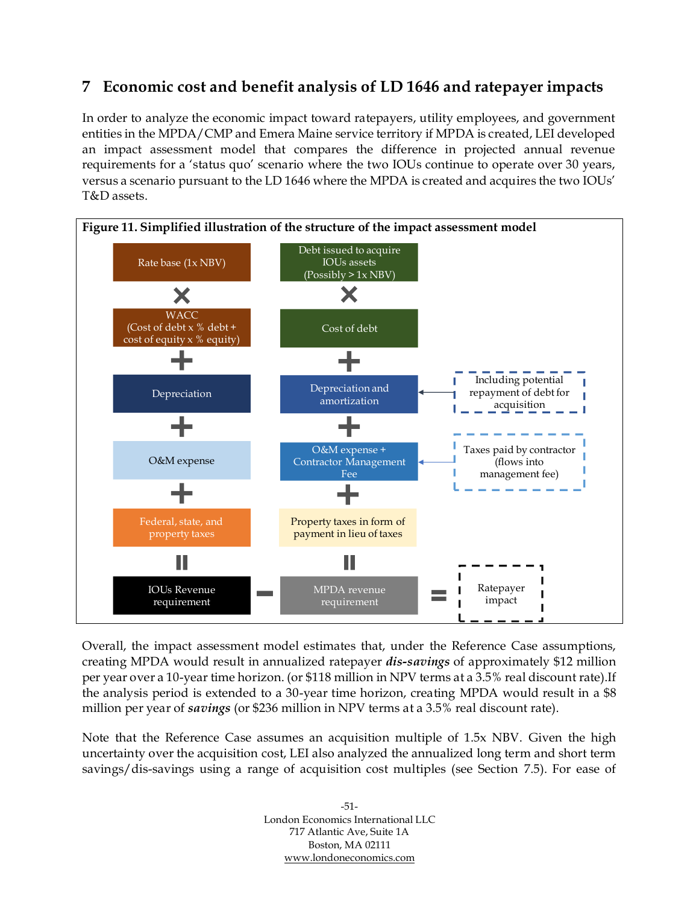# 7 Economic cost and benefit analysis of LD 1646 and ratepayer impacts

In order to analyze the economic impact toward ratepayers, utility employees, and government entities in the MPDA/CMP and Emera Maine service territory if MPDA is created, LEI developed an impact assessment model that compares the difference in projected annual revenue requirements for a 'status quo' scenario where the two IOUs continue to operate over 30 years, versus a scenario pursuant to the LD 1646 where the MPDA is created and acquires the two IOUs' T&D assets.

**Figure 11. Simplified illustration of the structure of the impact assessment model**

| IOUs | | MPDA | | Notes |
|---|---|---|---|---|
| Rate base (1x NBV) | | Debt issued to acquire IOUs assets (Possibly > 1x NBV) | | |
| × | | × | | |
| WACC (Cost of debt x % debt + cost of equity x % equity) | | Cost of debt | | |
| + | | + | | |
| Depreciation | | Depreciation and amortization | ← | Including potential repayment of debt for acquisition |
| + | | + | | |
| O&M expense | | O&M expense + Contractor Management Fee | ← | Taxes paid by contractor (flows into management fee) |
| + | | + | | |
| Federal, state, and property taxes | | Property taxes in form of payment in lieu of taxes | | |
| = | | = | | |
| IOUs Revenue requirement | − | MPDA revenue requirement | = | Ratepayer impact |

Overall, the impact assessment model estimates that, under the Reference Case assumptions, creating MPDA would result in annualized ratepayer ***dis-savings*** of approximately $12 million per year over a 10-year time horizon. (or $118 million in NPV terms at a 3.5% real discount rate).If the analysis period is extended to a 30-year time horizon, creating MPDA would result in a $8 million per year of ***savings*** (or $236 million in NPV terms at a 3.5% real discount rate).

Note that the Reference Case assumes an acquisition multiple of 1.5x NBV. Given the high uncertainty over the acquisition cost, LEI also analyzed the annualized long term and short term savings/dis-savings using a range of acquisition cost multiples (see Section 7.5). For ease of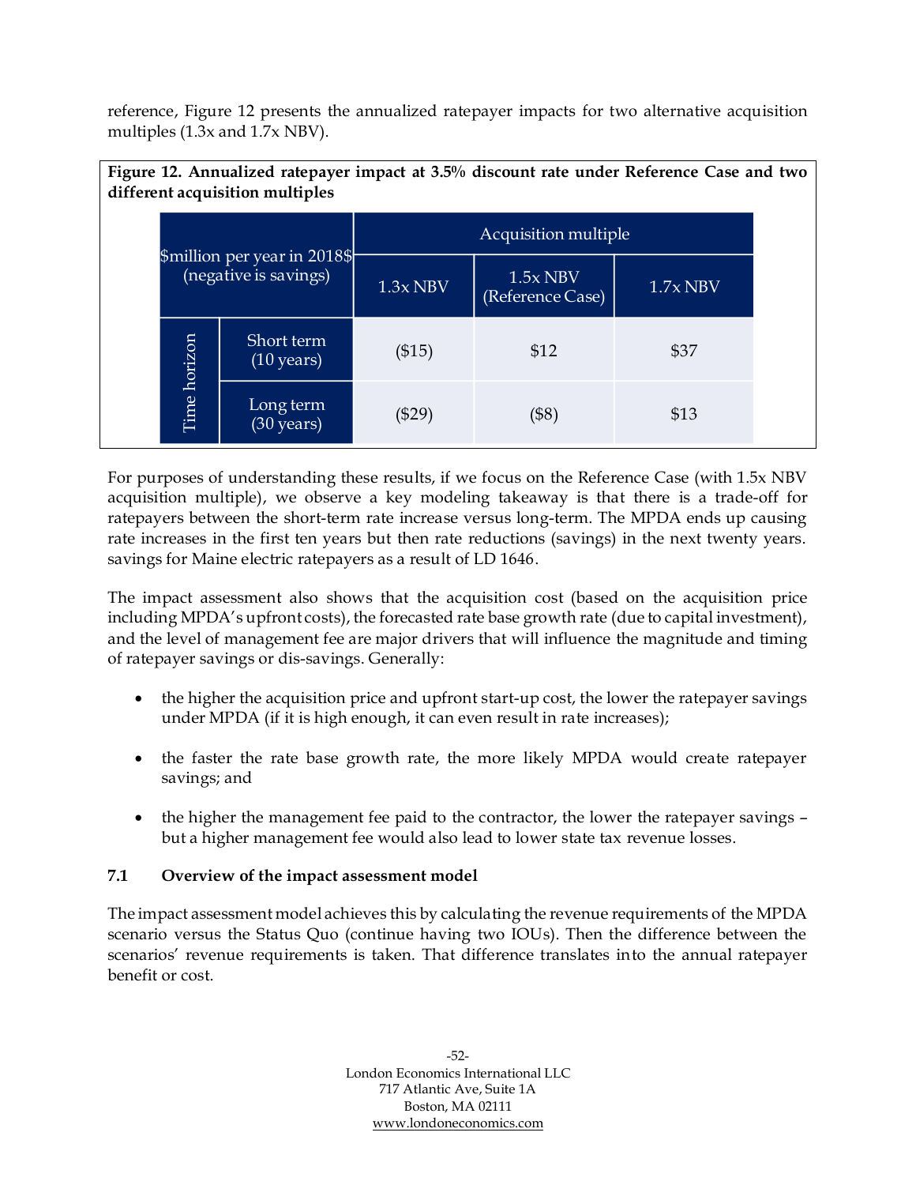reference, Figure 12 presents the annualized ratepayer impacts for two alternative acquisition multiples (1.3x and 1.7x NBV).

**Figure 12. Annualized ratepayer impact at 3.5% discount rate under Reference Case and two different acquisition multiples**

| $million per year in 2018$ (negative is savings) | | Acquisition multiple | | |
|---|---|---|---|---|
| | | 1.3x NBV | 1.5x NBV (Reference Case) | 1.7x NBV |
| Time horizon | Short term (10 years) | ($15) | $12 | $37 |
| | Long term (30 years) | ($29) | ($8) | $13 |

For purposes of understanding these results, if we focus on the Reference Case (with 1.5x NBV acquisition multiple), we observe a key modeling takeaway is that there is a trade-off for ratepayers between the short-term rate increase versus long-term. The MPDA ends up causing rate increases in the first ten years but then rate reductions (savings) in the next twenty years. savings for Maine electric ratepayers as a result of LD 1646.

The impact assessment also shows that the acquisition cost (based on the acquisition price including MPDA's upfront costs), the forecasted rate base growth rate (due to capital investment), and the level of management fee are major drivers that will influence the magnitude and timing of ratepayer savings or dis-savings. Generally:

- the higher the acquisition price and upfront start-up cost, the lower the ratepayer savings under MPDA (if it is high enough, it can even result in rate increases);
- the faster the rate base growth rate, the more likely MPDA would create ratepayer savings; and
- the higher the management fee paid to the contractor, the lower the ratepayer savings – but a higher management fee would also lead to lower state tax revenue losses.

### 7.1 Overview of the impact assessment model

The impact assessment model achieves this by calculating the revenue requirements of the MPDA scenario versus the Status Quo (continue having two IOUs). Then the difference between the scenarios' revenue requirements is taken. That difference translates into the annual ratepayer benefit or cost.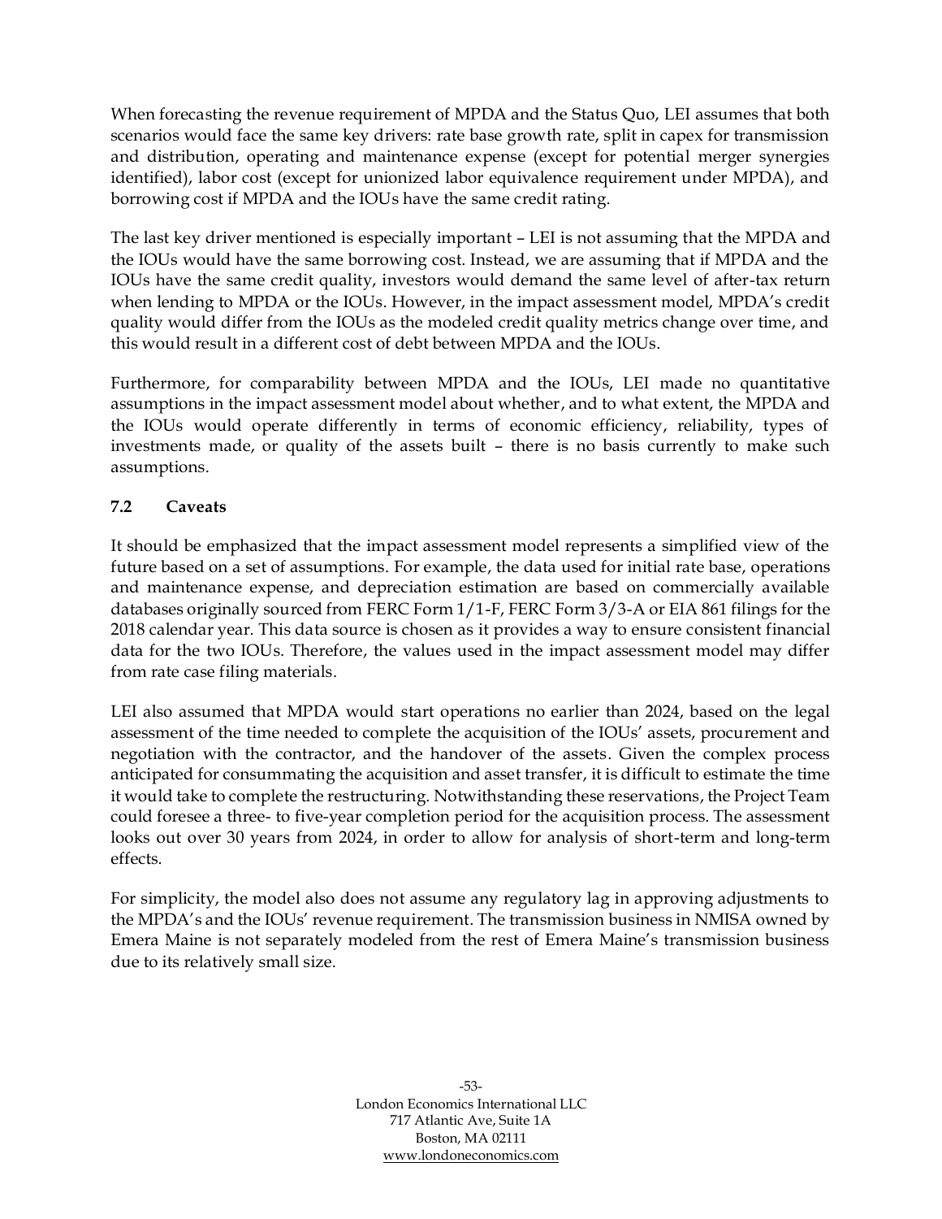When forecasting the revenue requirement of MPDA and the Status Quo, LEI assumes that both scenarios would face the same key drivers: rate base growth rate, split in capex for transmission and distribution, operating and maintenance expense (except for potential merger synergies identified), labor cost (except for unionized labor equivalence requirement under MPDA), and borrowing cost if MPDA and the IOUs have the same credit rating.

The last key driver mentioned is especially important – LEI is not assuming that the MPDA and the IOUs would have the same borrowing cost. Instead, we are assuming that if MPDA and the IOUs have the same credit quality, investors would demand the same level of after-tax return when lending to MPDA or the IOUs. However, in the impact assessment model, MPDA's credit quality would differ from the IOUs as the modeled credit quality metrics change over time, and this would result in a different cost of debt between MPDA and the IOUs.

Furthermore, for comparability between MPDA and the IOUs, LEI made no quantitative assumptions in the impact assessment model about whether, and to what extent, the MPDA and the IOUs would operate differently in terms of economic efficiency, reliability, types of investments made, or quality of the assets built – there is no basis currently to make such assumptions.

### 7.2 Caveats

It should be emphasized that the impact assessment model represents a simplified view of the future based on a set of assumptions. For example, the data used for initial rate base, operations and maintenance expense, and depreciation estimation are based on commercially available databases originally sourced from FERC Form 1/1-F, FERC Form 3/3-A or EIA 861 filings for the 2018 calendar year. This data source is chosen as it provides a way to ensure consistent financial data for the two IOUs. Therefore, the values used in the impact assessment model may differ from rate case filing materials.

LEI also assumed that MPDA would start operations no earlier than 2024, based on the legal assessment of the time needed to complete the acquisition of the IOUs' assets, procurement and negotiation with the contractor, and the handover of the assets. Given the complex process anticipated for consummating the acquisition and asset transfer, it is difficult to estimate the time it would take to complete the restructuring. Notwithstanding these reservations, the Project Team could foresee a three- to five-year completion period for the acquisition process. The assessment looks out over 30 years from 2024, in order to allow for analysis of short-term and long-term effects.

For simplicity, the model also does not assume any regulatory lag in approving adjustments to the MPDA's and the IOUs' revenue requirement. The transmission business in NMISA owned by Emera Maine is not separately modeled from the rest of Emera Maine's transmission business due to its relatively small size.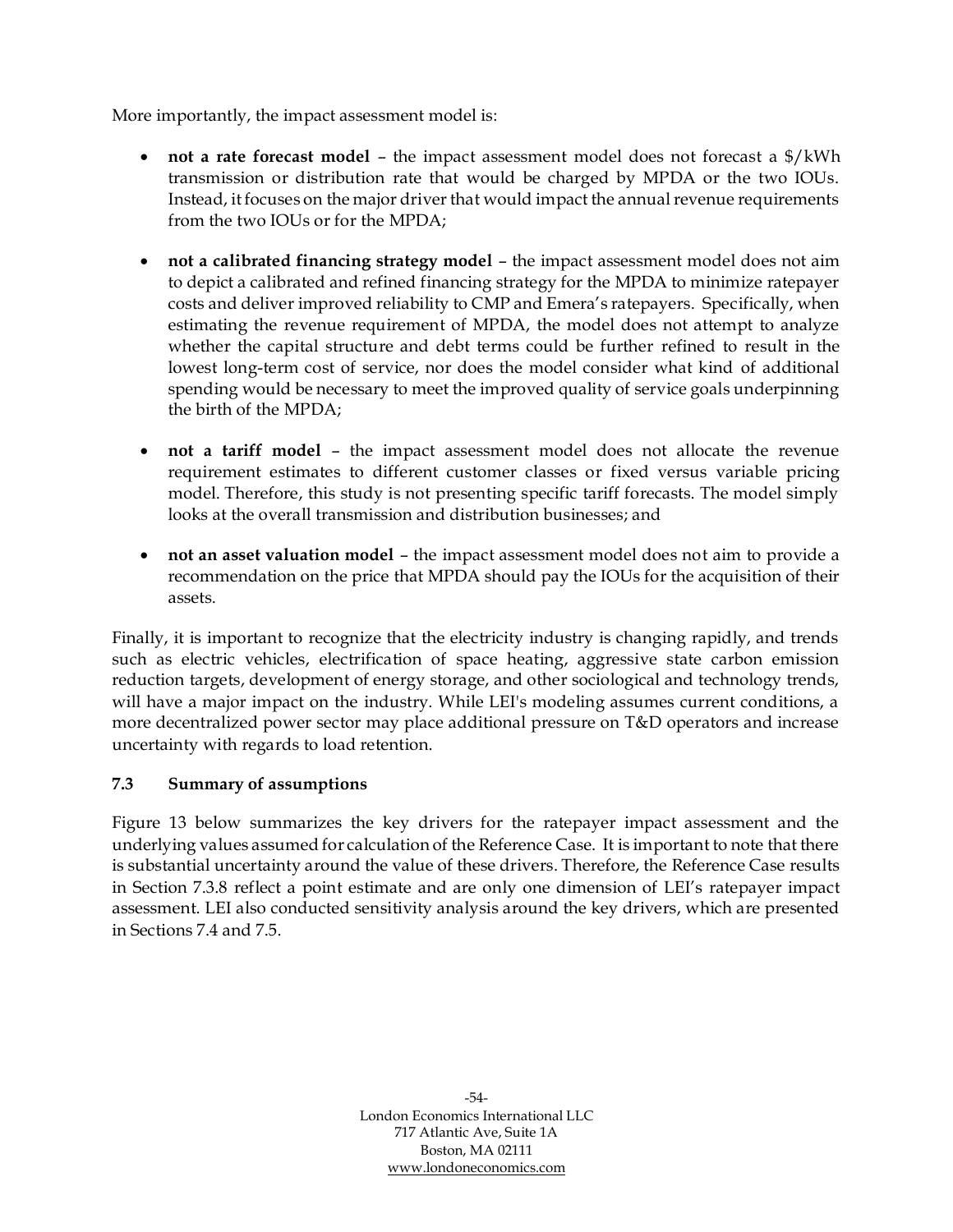More importantly, the impact assessment model is:

- **not a rate forecast model** – the impact assessment model does not forecast a $/kWh transmission or distribution rate that would be charged by MPDA or the two IOUs. Instead, it focuses on the major driver that would impact the annual revenue requirements from the two IOUs or for the MPDA;

- **not a calibrated financing strategy model** – the impact assessment model does not aim to depict a calibrated and refined financing strategy for the MPDA to minimize ratepayer costs and deliver improved reliability to CMP and Emera's ratepayers. Specifically, when estimating the revenue requirement of MPDA, the model does not attempt to analyze whether the capital structure and debt terms could be further refined to result in the lowest long-term cost of service, nor does the model consider what kind of additional spending would be necessary to meet the improved quality of service goals underpinning the birth of the MPDA;

- **not a tariff model** – the impact assessment model does not allocate the revenue requirement estimates to different customer classes or fixed versus variable pricing model. Therefore, this study is not presenting specific tariff forecasts. The model simply looks at the overall transmission and distribution businesses; and

- **not an asset valuation model** – the impact assessment model does not aim to provide a recommendation on the price that MPDA should pay the IOUs for the acquisition of their assets.

Finally, it is important to recognize that the electricity industry is changing rapidly, and trends such as electric vehicles, electrification of space heating, aggressive state carbon emission reduction targets, development of energy storage, and other sociological and technology trends, will have a major impact on the industry. While LEI's modeling assumes current conditions, a more decentralized power sector may place additional pressure on T&D operators and increase uncertainty with regards to load retention.

### 7.3 Summary of assumptions

Figure 13 below summarizes the key drivers for the ratepayer impact assessment and the underlying values assumed for calculation of the Reference Case. It is important to note that there is substantial uncertainty around the value of these drivers. Therefore, the Reference Case results in Section 7.3.8 reflect a point estimate and are only one dimension of LEI's ratepayer impact assessment. LEI also conducted sensitivity analysis around the key drivers, which are presented in Sections 7.4 and 7.5.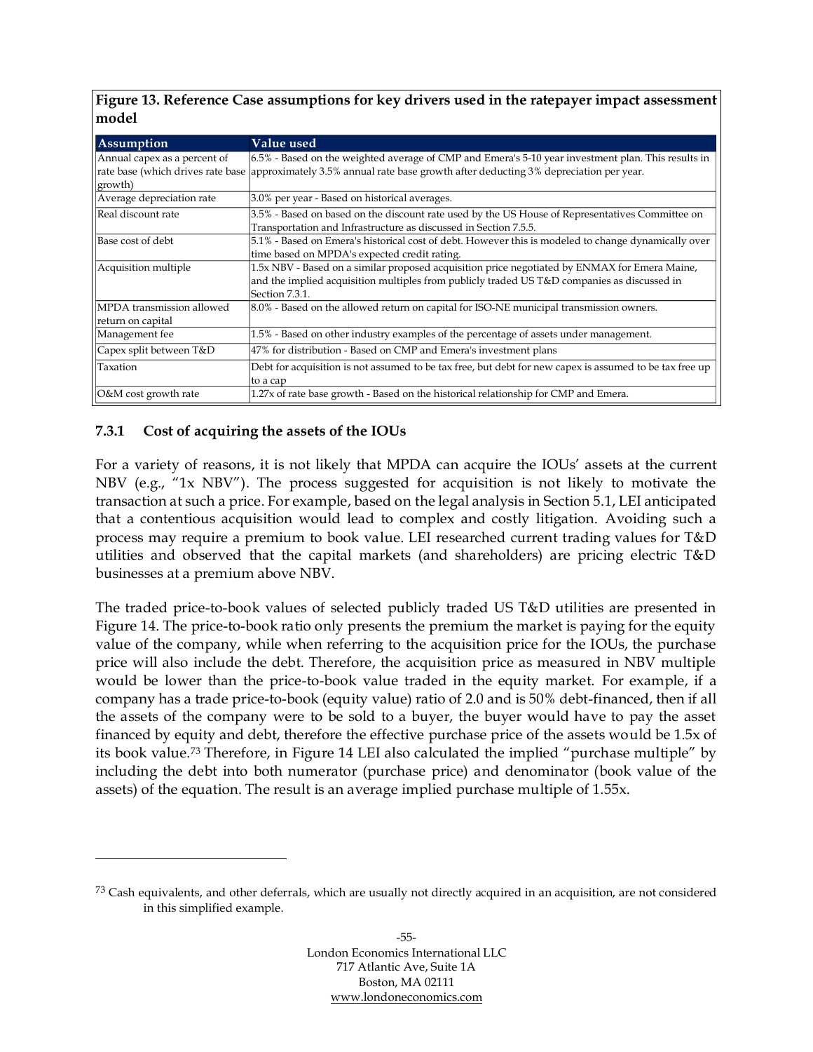**Figure 13. Reference Case assumptions for key drivers used in the ratepayer impact assessment model**

| Assumption | Value used |
|---|---|
| Annual capex as a percent of rate base (which drives rate base growth) | 6.5% - Based on the weighted average of CMP and Emera's 5-10 year investment plan. This results in approximately 3.5% annual rate base growth after deducting 3% depreciation per year. |
| Average depreciation rate | 3.0% per year - Based on historical averages. |
| Real discount rate | 3.5% - Based on based on the discount rate used by the US House of Representatives Committee on Transportation and Infrastructure as discussed in Section 7.5.5. |
| Base cost of debt | 5.1% - Based on Emera's historical cost of debt. However this is modeled to change dynamically over time based on MPDA's expected credit rating. |
| Acquisition multiple | 1.5x NBV - Based on a similar proposed acquisition price negotiated by ENMAX for Emera Maine, and the implied acquisition multiples from publicly traded US T&D companies as discussed in Section 7.3.1. |
| MPDA transmission allowed return on capital | 8.0% - Based on the allowed return on capital for ISO-NE municipal transmission owners. |
| Management fee | 1.5% - Based on other industry examples of the percentage of assets under management. |
| Capex split between T&D | 47% for distribution - Based on CMP and Emera's investment plans |
| Taxation | Debt for acquisition is not assumed to be tax free, but debt for new capex is assumed to be tax free up to a cap |
| O&M cost growth rate | 1.27x of rate base growth - Based on the historical relationship for CMP and Emera. |

### 7.3.1 Cost of acquiring the assets of the IOUs

For a variety of reasons, it is not likely that MPDA can acquire the IOUs' assets at the current NBV (e.g., "1x NBV"). The process suggested for acquisition is not likely to motivate the transaction at such a price. For example, based on the legal analysis in Section 5.1, LEI anticipated that a contentious acquisition would lead to complex and costly litigation. Avoiding such a process may require a premium to book value. LEI researched current trading values for T&D utilities and observed that the capital markets (and shareholders) are pricing electric T&D businesses at a premium above NBV.

The traded price-to-book values of selected publicly traded US T&D utilities are presented in Figure 14. The price-to-book ratio only presents the premium the market is paying for the equity value of the company, while when referring to the acquisition price for the IOUs, the purchase price will also include the debt. Therefore, the acquisition price as measured in NBV multiple would be lower than the price-to-book value traded in the equity market. For example, if a company has a trade price-to-book (equity value) ratio of 2.0 and is 50% debt-financed, then if all the assets of the company were to be sold to a buyer, the buyer would have to pay the asset financed by equity and debt, therefore the effective purchase price of the assets would be 1.5x of its book value.[73] Therefore, in Figure 14 LEI also calculated the implied "purchase multiple" by including the debt into both numerator (purchase price) and denominator (book value of the assets) of the equation. The result is an average implied purchase multiple of 1.55x.

[73] Cash equivalents, and other deferrals, which are usually not directly acquired in an acquisition, are not considered in this simplified example.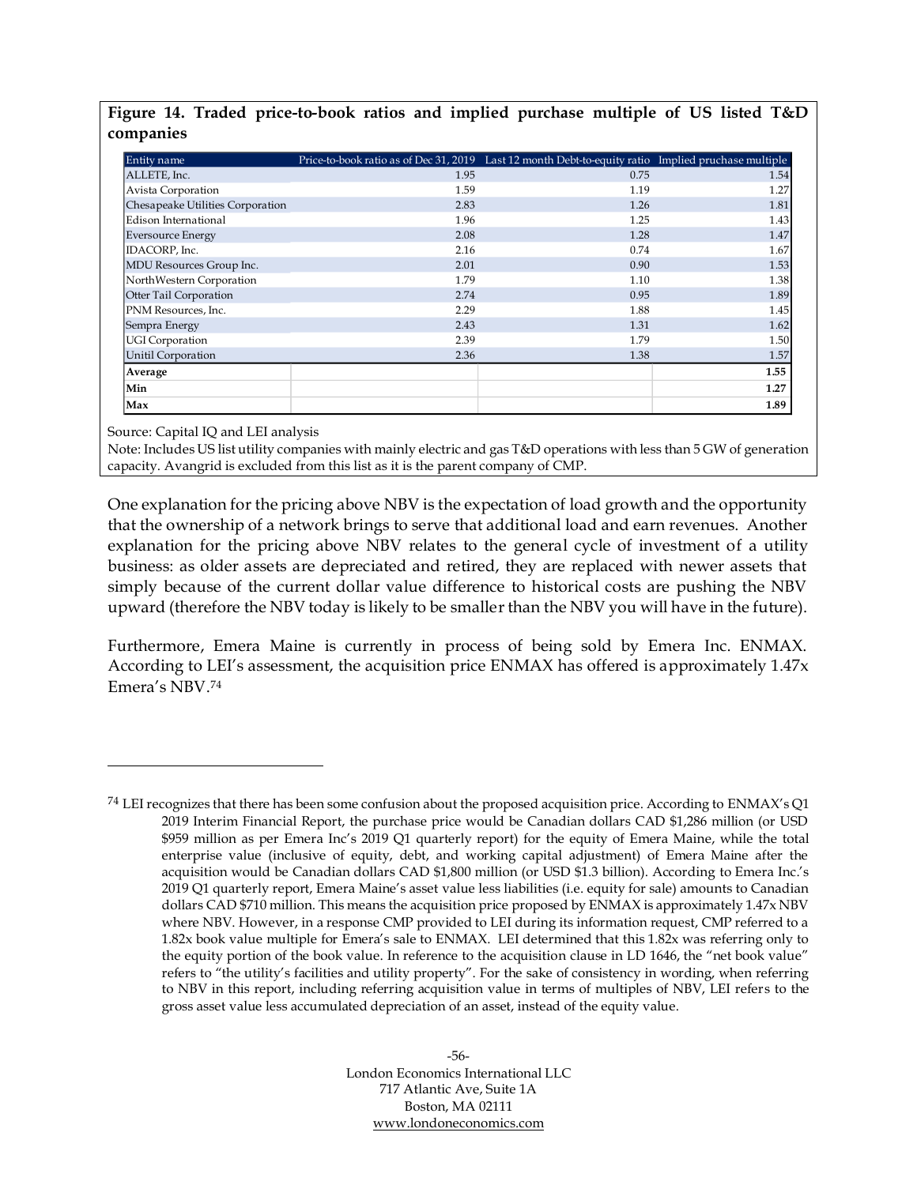**Figure 14. Traded price-to-book ratios and implied purchase multiple of US listed T&D companies**

| Entity name | Price-to-book ratio as of Dec 31, 2019 | Last 12 month Debt-to-equity ratio | Implied pruchase multiple |
|---|---|---|---|
| ALLETE, Inc. | 1.95 | 0.75 | 1.54 |
| Avista Corporation | 1.59 | 1.19 | 1.27 |
| Chesapeake Utilities Corporation | 2.83 | 1.26 | 1.81 |
| Edison International | 1.96 | 1.25 | 1.43 |
| Eversource Energy | 2.08 | 1.28 | 1.47 |
| IDACORP, Inc. | 2.16 | 0.74 | 1.67 |
| MDU Resources Group Inc. | 2.01 | 0.90 | 1.53 |
| NorthWestern Corporation | 1.79 | 1.10 | 1.38 |
| Otter Tail Corporation | 2.74 | 0.95 | 1.89 |
| PNM Resources, Inc. | 2.29 | 1.88 | 1.45 |
| Sempra Energy | 2.43 | 1.31 | 1.62 |
| UGI Corporation | 2.39 | 1.79 | 1.50 |
| Unitil Corporation | 2.36 | 1.38 | 1.57 |
| **Average** | | | **1.55** |
| **Min** | | | **1.27** |
| **Max** | | | **1.89** |

Source: Capital IQ and LEI analysis

Note: Includes US list utility companies with mainly electric and gas T&D operations with less than 5 GW of generation capacity. Avangrid is excluded from this list as it is the parent company of CMP.

One explanation for the pricing above NBV is the expectation of load growth and the opportunity that the ownership of a network brings to serve that additional load and earn revenues. Another explanation for the pricing above NBV relates to the general cycle of investment of a utility business: as older assets are depreciated and retired, they are replaced with newer assets that simply because of the current dollar value difference to historical costs are pushing the NBV upward (therefore the NBV today is likely to be smaller than the NBV you will have in the future).

Furthermore, Emera Maine is currently in process of being sold by Emera Inc. ENMAX. According to LEI's assessment, the acquisition price ENMAX has offered is approximately 1.47x Emera's NBV.[74]

---

[74] LEI recognizes that there has been some confusion about the proposed acquisition price. According to ENMAX's Q1 2019 Interim Financial Report, the purchase price would be Canadian dollars CAD $1,286 million (or USD $959 million as per Emera Inc's 2019 Q1 quarterly report) for the equity of Emera Maine, while the total enterprise value (inclusive of equity, debt, and working capital adjustment) of Emera Maine after the acquisition would be Canadian dollars CAD $1,800 million (or USD $1.3 billion). According to Emera Inc.'s 2019 Q1 quarterly report, Emera Maine's asset value less liabilities (i.e. equity for sale) amounts to Canadian dollars CAD $710 million. This means the acquisition price proposed by ENMAX is approximately 1.47x NBV where NBV. However, in a response CMP provided to LEI during its information request, CMP referred to a 1.82x book value multiple for Emera's sale to ENMAX. LEI determined that this 1.82x was referring only to the equity portion of the book value. In reference to the acquisition clause in LD 1646, the "net book value" refers to "the utility's facilities and utility property". For the sake of consistency in wording, when referring to NBV in this report, including referring acquisition value in terms of multiples of NBV, LEI refers to the gross asset value less accumulated depreciation of an asset, instead of the equity value.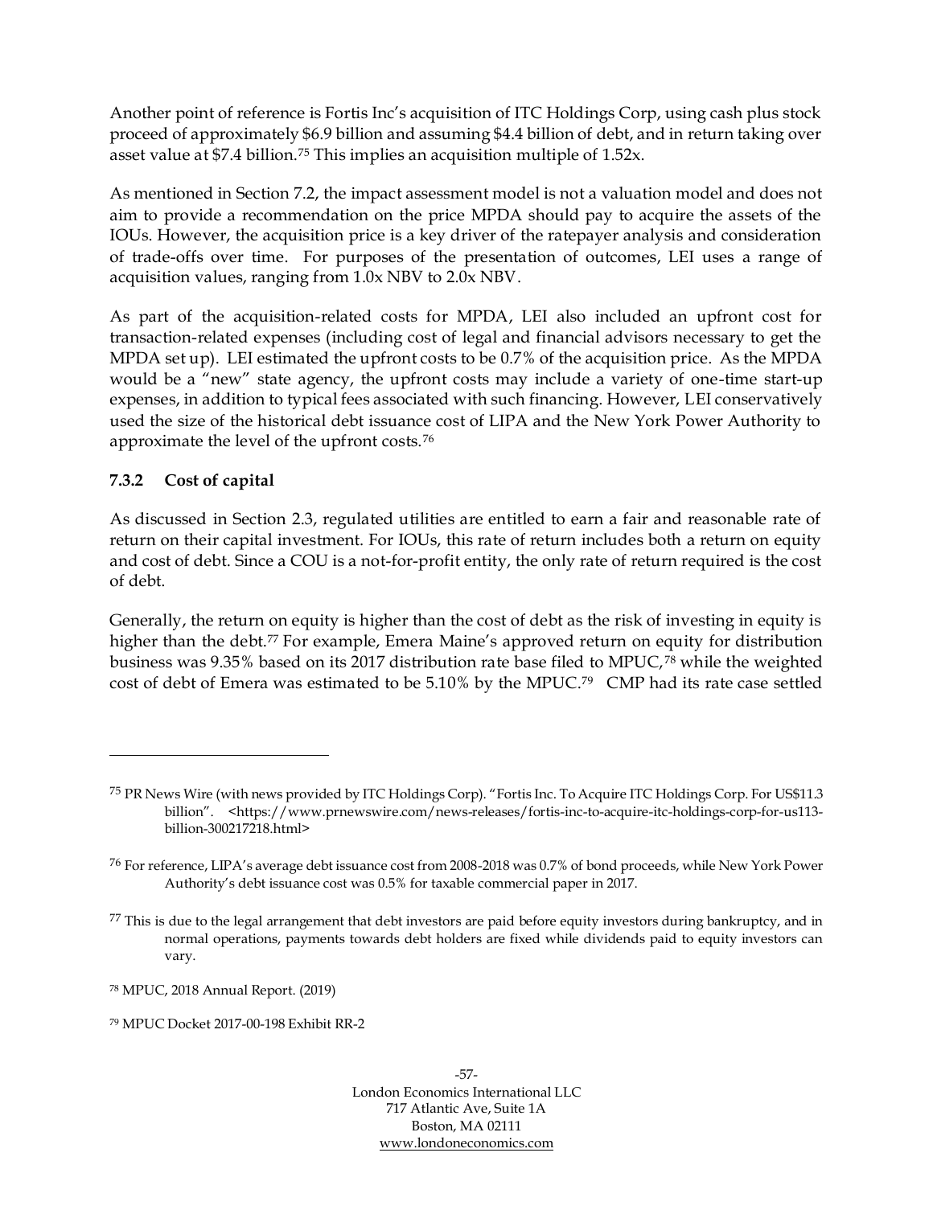Another point of reference is Fortis Inc's acquisition of ITC Holdings Corp, using cash plus stock proceed of approximately $6.9 billion and assuming $4.4 billion of debt, and in return taking over asset value at $7.4 billion.[75] This implies an acquisition multiple of 1.52x.

As mentioned in Section 7.2, the impact assessment model is not a valuation model and does not aim to provide a recommendation on the price MPDA should pay to acquire the assets of the IOUs. However, the acquisition price is a key driver of the ratepayer analysis and consideration of trade-offs over time. For purposes of the presentation of outcomes, LEI uses a range of acquisition values, ranging from 1.0x NBV to 2.0x NBV.

As part of the acquisition-related costs for MPDA, LEI also included an upfront cost for transaction-related expenses (including cost of legal and financial advisors necessary to get the MPDA set up). LEI estimated the upfront costs to be 0.7% of the acquisition price. As the MPDA would be a "new" state agency, the upfront costs may include a variety of one-time start-up expenses, in addition to typical fees associated with such financing. However, LEI conservatively used the size of the historical debt issuance cost of LIPA and the New York Power Authority to approximate the level of the upfront costs.[76]

### 7.3.2 Cost of capital

As discussed in Section 2.3, regulated utilities are entitled to earn a fair and reasonable rate of return on their capital investment. For IOUs, this rate of return includes both a return on equity and cost of debt. Since a COU is a not-for-profit entity, the only rate of return required is the cost of debt.

Generally, the return on equity is higher than the cost of debt as the risk of investing in equity is higher than the debt.[77] For example, Emera Maine's approved return on equity for distribution business was 9.35% based on its 2017 distribution rate base filed to MPUC,[78] while the weighted cost of debt of Emera was estimated to be 5.10% by the MPUC.[79] CMP had its rate case settled

---

[75] PR News Wire (with news provided by ITC Holdings Corp). "Fortis Inc. To Acquire ITC Holdings Corp. For US$11.3 billion". <https://www.prnewswire.com/news-releases/fortis-inc-to-acquire-itc-holdings-corp-for-us113-billion-300217218.html>

[76] For reference, LIPA's average debt issuance cost from 2008-2018 was 0.7% of bond proceeds, while New York Power Authority's debt issuance cost was 0.5% for taxable commercial paper in 2017.

[77] This is due to the legal arrangement that debt investors are paid before equity investors during bankruptcy, and in normal operations, payments towards debt holders are fixed while dividends paid to equity investors can vary.

[78] MPUC, 2018 Annual Report. (2019)

[79] MPUC Docket 2017-00-198 Exhibit RR-2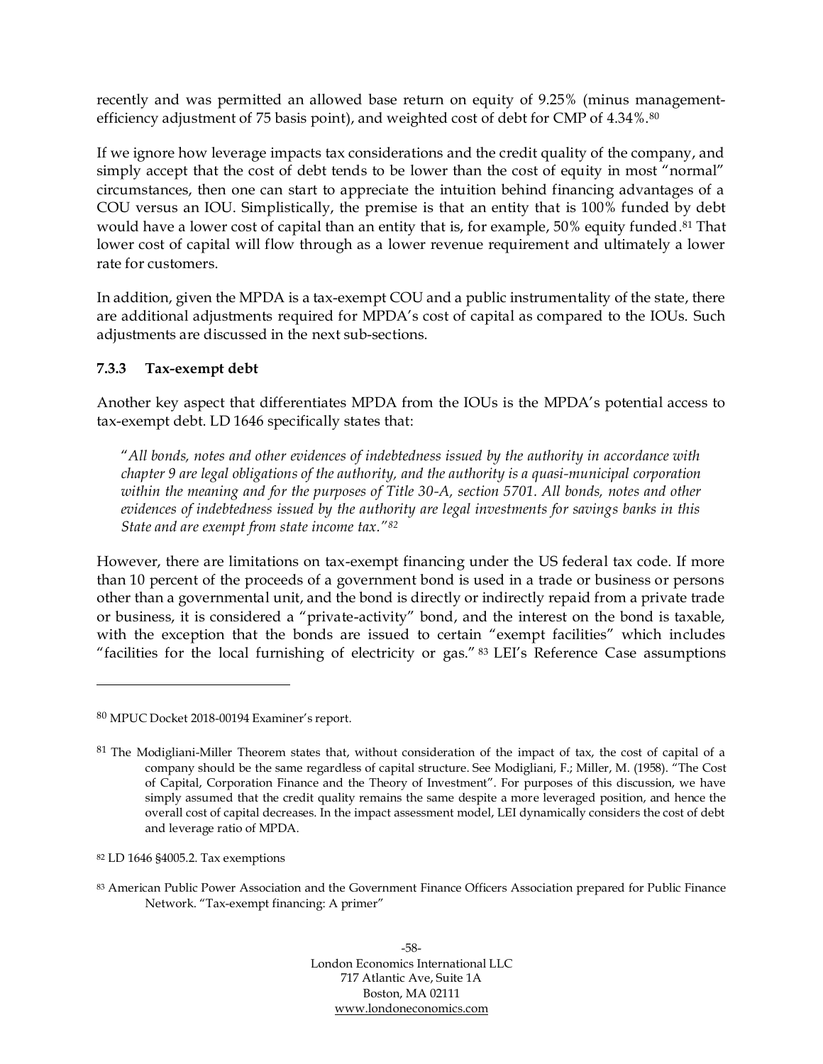recently and was permitted an allowed base return on equity of 9.25% (minus management-efficiency adjustment of 75 basis point), and weighted cost of debt for CMP of 4.34%.[80]

If we ignore how leverage impacts tax considerations and the credit quality of the company, and simply accept that the cost of debt tends to be lower than the cost of equity in most "normal" circumstances, then one can start to appreciate the intuition behind financing advantages of a COU versus an IOU. Simplistically, the premise is that an entity that is 100% funded by debt would have a lower cost of capital than an entity that is, for example, 50% equity funded.[81] That lower cost of capital will flow through as a lower revenue requirement and ultimately a lower rate for customers.

In addition, given the MPDA is a tax-exempt COU and a public instrumentality of the state, there are additional adjustments required for MPDA's cost of capital as compared to the IOUs. Such adjustments are discussed in the next sub-sections.

### 7.3.3 Tax-exempt debt

Another key aspect that differentiates MPDA from the IOUs is the MPDA's potential access to tax-exempt debt. LD 1646 specifically states that:

> "*All bonds, notes and other evidences of indebtedness issued by the authority in accordance with chapter 9 are legal obligations of the authority, and the authority is a quasi-municipal corporation within the meaning and for the purposes of Title 30-A, section 5701. All bonds, notes and other evidences of indebtedness issued by the authority are legal investments for savings banks in this State and are exempt from state income tax.*"[82]

However, there are limitations on tax-exempt financing under the US federal tax code. If more than 10 percent of the proceeds of a government bond is used in a trade or business or persons other than a governmental unit, and the bond is directly or indirectly repaid from a private trade or business, it is considered a "private-activity" bond, and the interest on the bond is taxable, with the exception that the bonds are issued to certain "exempt facilities" which includes "facilities for the local furnishing of electricity or gas."[83] LEI's Reference Case assumptions

---

[80] MPUC Docket 2018-00194 Examiner's report.

[81] The Modigliani-Miller Theorem states that, without consideration of the impact of tax, the cost of capital of a company should be the same regardless of capital structure. See Modigliani, F.; Miller, M. (1958). "The Cost of Capital, Corporation Finance and the Theory of Investment". For purposes of this discussion, we have simply assumed that the credit quality remains the same despite a more leveraged position, and hence the overall cost of capital decreases. In the impact assessment model, LEI dynamically considers the cost of debt and leverage ratio of MPDA.

[82] LD 1646 §4005.2. Tax exemptions

[83] American Public Power Association and the Government Finance Officers Association prepared for Public Finance Network. "Tax-exempt financing: A primer"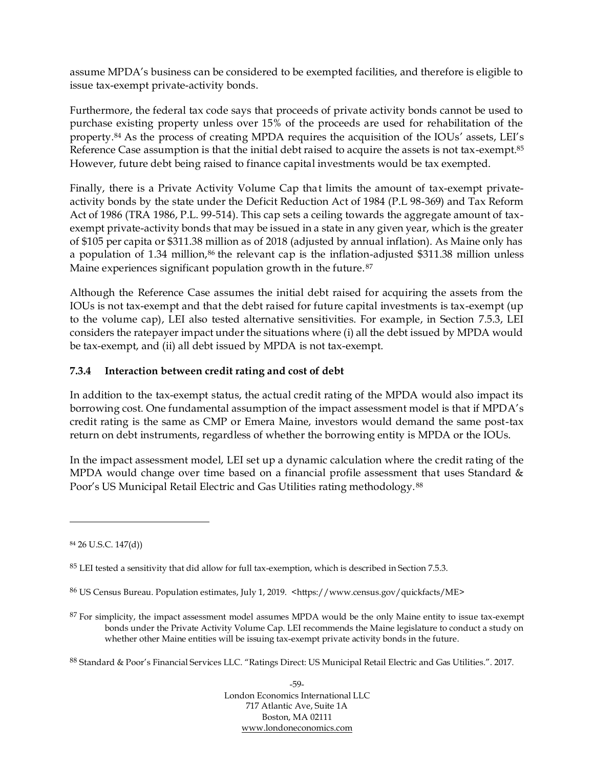assume MPDA's business can be considered to be exempted facilities, and therefore is eligible to issue tax-exempt private-activity bonds.

Furthermore, the federal tax code says that proceeds of private activity bonds cannot be used to purchase existing property unless over 15% of the proceeds are used for rehabilitation of the property.[84] As the process of creating MPDA requires the acquisition of the IOUs' assets, LEI's Reference Case assumption is that the initial debt raised to acquire the assets is not tax-exempt.[85] However, future debt being raised to finance capital investments would be tax exempted.

Finally, there is a Private Activity Volume Cap that limits the amount of tax-exempt private-activity bonds by the state under the Deficit Reduction Act of 1984 (P.L 98-369) and Tax Reform Act of 1986 (TRA 1986, P.L. 99-514). This cap sets a ceiling towards the aggregate amount of tax-exempt private-activity bonds that may be issued in a state in any given year, which is the greater of $105 per capita or $311.38 million as of 2018 (adjusted by annual inflation). As Maine only has a population of 1.34 million,[86] the relevant cap is the inflation-adjusted $311.38 million unless Maine experiences significant population growth in the future.[87]

Although the Reference Case assumes the initial debt raised for acquiring the assets from the IOUs is not tax-exempt and that the debt raised for future capital investments is tax-exempt (up to the volume cap), LEI also tested alternative sensitivities. For example, in Section 7.5.3, LEI considers the ratepayer impact under the situations where (i) all the debt issued by MPDA would be tax-exempt, and (ii) all debt issued by MPDA is not tax-exempt.

### 7.3.4 Interaction between credit rating and cost of debt

In addition to the tax-exempt status, the actual credit rating of the MPDA would also impact its borrowing cost. One fundamental assumption of the impact assessment model is that if MPDA's credit rating is the same as CMP or Emera Maine, investors would demand the same post-tax return on debt instruments, regardless of whether the borrowing entity is MPDA or the IOUs.

In the impact assessment model, LEI set up a dynamic calculation where the credit rating of the MPDA would change over time based on a financial profile assessment that uses Standard & Poor's US Municipal Retail Electric and Gas Utilities rating methodology.[88]

---

[84] 26 U.S.C. 147(d))

[85] LEI tested a sensitivity that did allow for full tax-exemption, which is described in Section 7.5.3.

[86] US Census Bureau. Population estimates, July 1, 2019. <https://www.census.gov/quickfacts/ME>

[87] For simplicity, the impact assessment model assumes MPDA would be the only Maine entity to issue tax-exempt bonds under the Private Activity Volume Cap. LEI recommends the Maine legislature to conduct a study on whether other Maine entities will be issuing tax-exempt private activity bonds in the future.

[88] Standard & Poor's Financial Services LLC. "Ratings Direct: US Municipal Retail Electric and Gas Utilities.". 2017.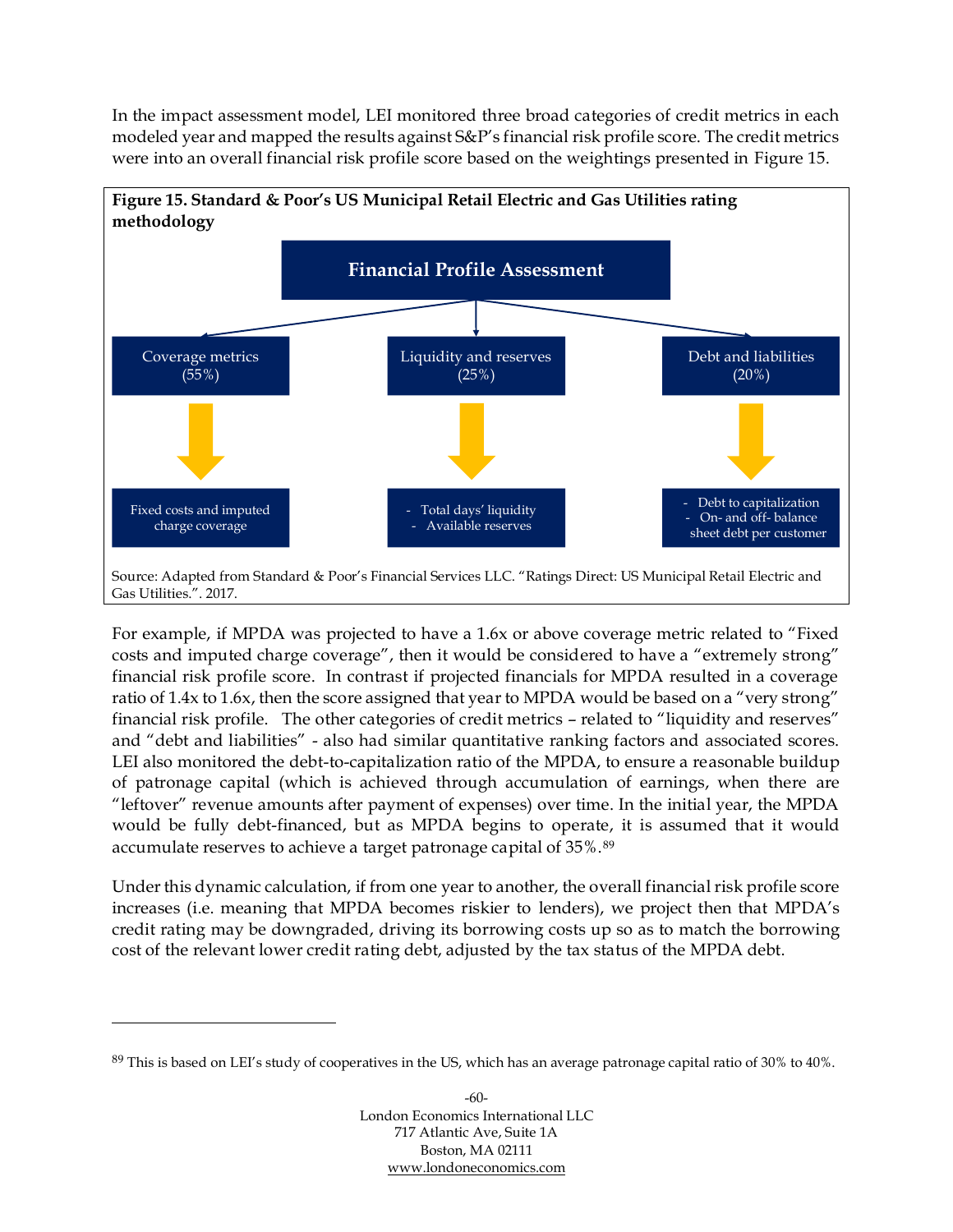In the impact assessment model, LEI monitored three broad categories of credit metrics in each modeled year and mapped the results against S&P's financial risk profile score. The credit metrics were into an overall financial risk profile score based on the weightings presented in Figure 15.

**Figure 15. Standard & Poor's US Municipal Retail Electric and Gas Utilities rating methodology**

**Financial Profile Assessment**

- **Coverage metrics (55%)**
  - Fixed costs and imputed charge coverage
- **Liquidity and reserves (25%)**
  - Total days' liquidity
  - Available reserves
- **Debt and liabilities (20%)**
  - Debt to capitalization
  - On- and off- balance sheet debt per customer

Source: Adapted from Standard & Poor's Financial Services LLC. "Ratings Direct: US Municipal Retail Electric and Gas Utilities.". 2017.

For example, if MPDA was projected to have a 1.6x or above coverage metric related to "Fixed costs and imputed charge coverage", then it would be considered to have a "extremely strong" financial risk profile score. In contrast if projected financials for MPDA resulted in a coverage ratio of 1.4x to 1.6x, then the score assigned that year to MPDA would be based on a "very strong" financial risk profile. The other categories of credit metrics – related to "liquidity and reserves" and "debt and liabilities" - also had similar quantitative ranking factors and associated scores. LEI also monitored the debt-to-capitalization ratio of the MPDA, to ensure a reasonable buildup of patronage capital (which is achieved through accumulation of earnings, when there are "leftover" revenue amounts after payment of expenses) over time. In the initial year, the MPDA would be fully debt-financed, but as MPDA begins to operate, it is assumed that it would accumulate reserves to achieve a target patronage capital of 35%.[89]

Under this dynamic calculation, if from one year to another, the overall financial risk profile score increases (i.e. meaning that MPDA becomes riskier to lenders), we project then that MPDA's credit rating may be downgraded, driving its borrowing costs up so as to match the borrowing cost of the relevant lower credit rating debt, adjusted by the tax status of the MPDA debt.

[89] This is based on LEI's study of cooperatives in the US, which has an average patronage capital ratio of 30% to 40%.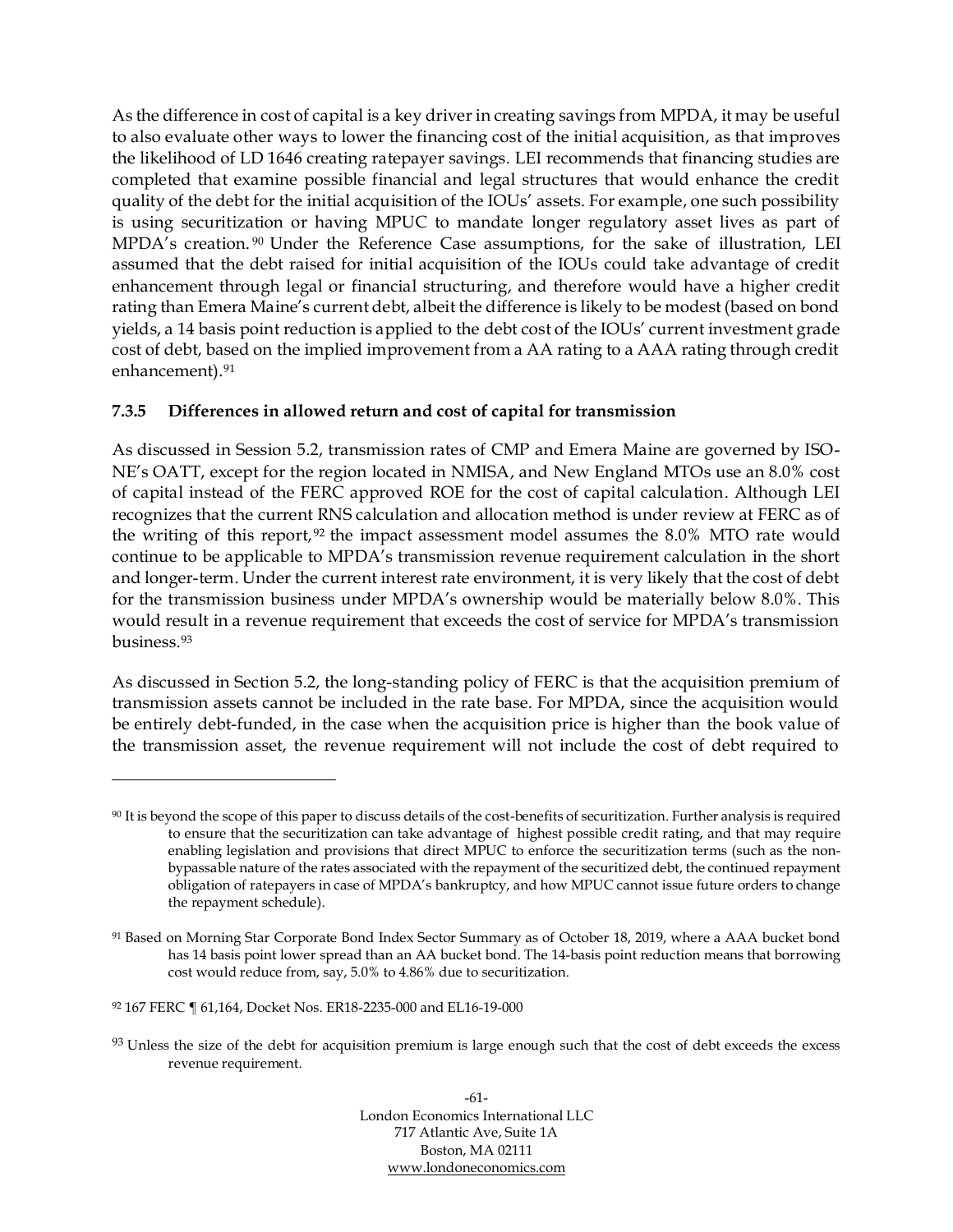As the difference in cost of capital is a key driver in creating savings from MPDA, it may be useful to also evaluate other ways to lower the financing cost of the initial acquisition, as that improves the likelihood of LD 1646 creating ratepayer savings. LEI recommends that financing studies are completed that examine possible financial and legal structures that would enhance the credit quality of the debt for the initial acquisition of the IOUs' assets. For example, one such possibility is using securitization or having MPUC to mandate longer regulatory asset lives as part of MPDA's creation.[90] Under the Reference Case assumptions, for the sake of illustration, LEI assumed that the debt raised for initial acquisition of the IOUs could take advantage of credit enhancement through legal or financial structuring, and therefore would have a higher credit rating than Emera Maine's current debt, albeit the difference is likely to be modest (based on bond yields, a 14 basis point reduction is applied to the debt cost of the IOUs' current investment grade cost of debt, based on the implied improvement from a AA rating to a AAA rating through credit enhancement).[91]

### 7.3.5 Differences in allowed return and cost of capital for transmission

As discussed in Session 5.2, transmission rates of CMP and Emera Maine are governed by ISO-NE's OATT, except for the region located in NMISA, and New England MTOs use an 8.0% cost of capital instead of the FERC approved ROE for the cost of capital calculation. Although LEI recognizes that the current RNS calculation and allocation method is under review at FERC as of the writing of this report,[92] the impact assessment model assumes the 8.0% MTO rate would continue to be applicable to MPDA's transmission revenue requirement calculation in the short and longer-term. Under the current interest rate environment, it is very likely that the cost of debt for the transmission business under MPDA's ownership would be materially below 8.0%. This would result in a revenue requirement that exceeds the cost of service for MPDA's transmission business.[93]

As discussed in Section 5.2, the long-standing policy of FERC is that the acquisition premium of transmission assets cannot be included in the rate base. For MPDA, since the acquisition would be entirely debt-funded, in the case when the acquisition price is higher than the book value of the transmission asset, the revenue requirement will not include the cost of debt required to

---

[90] It is beyond the scope of this paper to discuss details of the cost-benefits of securitization. Further analysis is required to ensure that the securitization can take advantage of highest possible credit rating, and that may require enabling legislation and provisions that direct MPUC to enforce the securitization terms (such as the non-bypassable nature of the rates associated with the repayment of the securitized debt, the continued repayment obligation of ratepayers in case of MPDA's bankruptcy, and how MPUC cannot issue future orders to change the repayment schedule).

[91] Based on Morning Star Corporate Bond Index Sector Summary as of October 18, 2019, where a AAA bucket bond has 14 basis point lower spread than an AA bucket bond. The 14-basis point reduction means that borrowing cost would reduce from, say, 5.0% to 4.86% due to securitization.

[92] 167 FERC ¶ 61,164, Docket Nos. ER18-2235-000 and EL16-19-000

[93] Unless the size of the debt for acquisition premium is large enough such that the cost of debt exceeds the excess revenue requirement.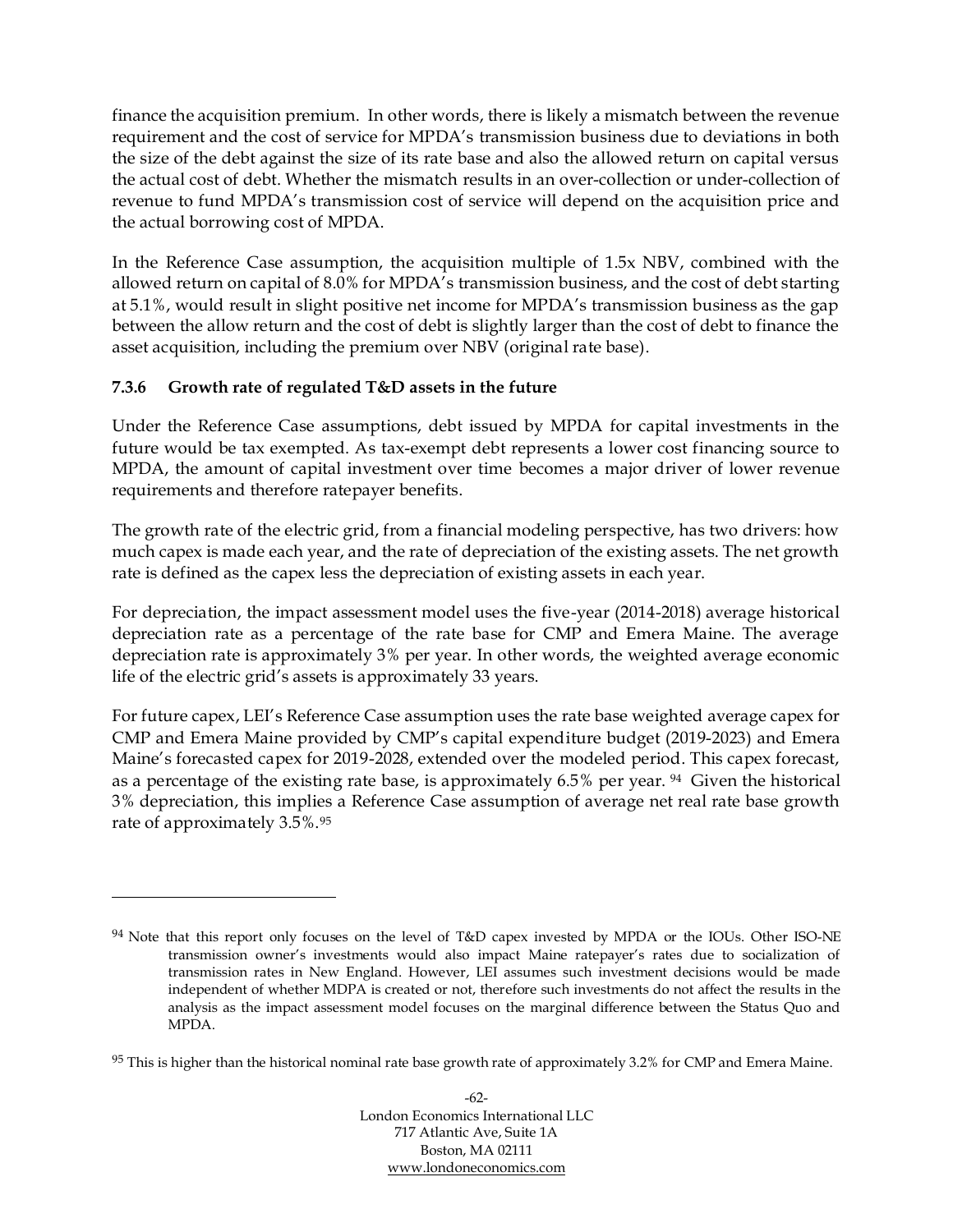finance the acquisition premium. In other words, there is likely a mismatch between the revenue requirement and the cost of service for MPDA's transmission business due to deviations in both the size of the debt against the size of its rate base and also the allowed return on capital versus the actual cost of debt. Whether the mismatch results in an over-collection or under-collection of revenue to fund MPDA's transmission cost of service will depend on the acquisition price and the actual borrowing cost of MPDA.

In the Reference Case assumption, the acquisition multiple of 1.5x NBV, combined with the allowed return on capital of 8.0% for MPDA's transmission business, and the cost of debt starting at 5.1%, would result in slight positive net income for MPDA's transmission business as the gap between the allow return and the cost of debt is slightly larger than the cost of debt to finance the asset acquisition, including the premium over NBV (original rate base).

### 7.3.6 Growth rate of regulated T&D assets in the future

Under the Reference Case assumptions, debt issued by MPDA for capital investments in the future would be tax exempted. As tax-exempt debt represents a lower cost financing source to MPDA, the amount of capital investment over time becomes a major driver of lower revenue requirements and therefore ratepayer benefits.

The growth rate of the electric grid, from a financial modeling perspective, has two drivers: how much capex is made each year, and the rate of depreciation of the existing assets. The net growth rate is defined as the capex less the depreciation of existing assets in each year.

For depreciation, the impact assessment model uses the five-year (2014-2018) average historical depreciation rate as a percentage of the rate base for CMP and Emera Maine. The average depreciation rate is approximately 3% per year. In other words, the weighted average economic life of the electric grid's assets is approximately 33 years.

For future capex, LEI's Reference Case assumption uses the rate base weighted average capex for CMP and Emera Maine provided by CMP's capital expenditure budget (2019-2023) and Emera Maine's forecasted capex for 2019-2028, extended over the modeled period. This capex forecast, as a percentage of the existing rate base, is approximately 6.5% per year. [94] Given the historical 3% depreciation, this implies a Reference Case assumption of average net real rate base growth rate of approximately 3.5%.[95]

---

[94] Note that this report only focuses on the level of T&D capex invested by MPDA or the IOUs. Other ISO-NE transmission owner's investments would also impact Maine ratepayer's rates due to socialization of transmission rates in New England. However, LEI assumes such investment decisions would be made independent of whether MDPA is created or not, therefore such investments do not affect the results in the analysis as the impact assessment model focuses on the marginal difference between the Status Quo and MPDA.

[95] This is higher than the historical nominal rate base growth rate of approximately 3.2% for CMP and Emera Maine.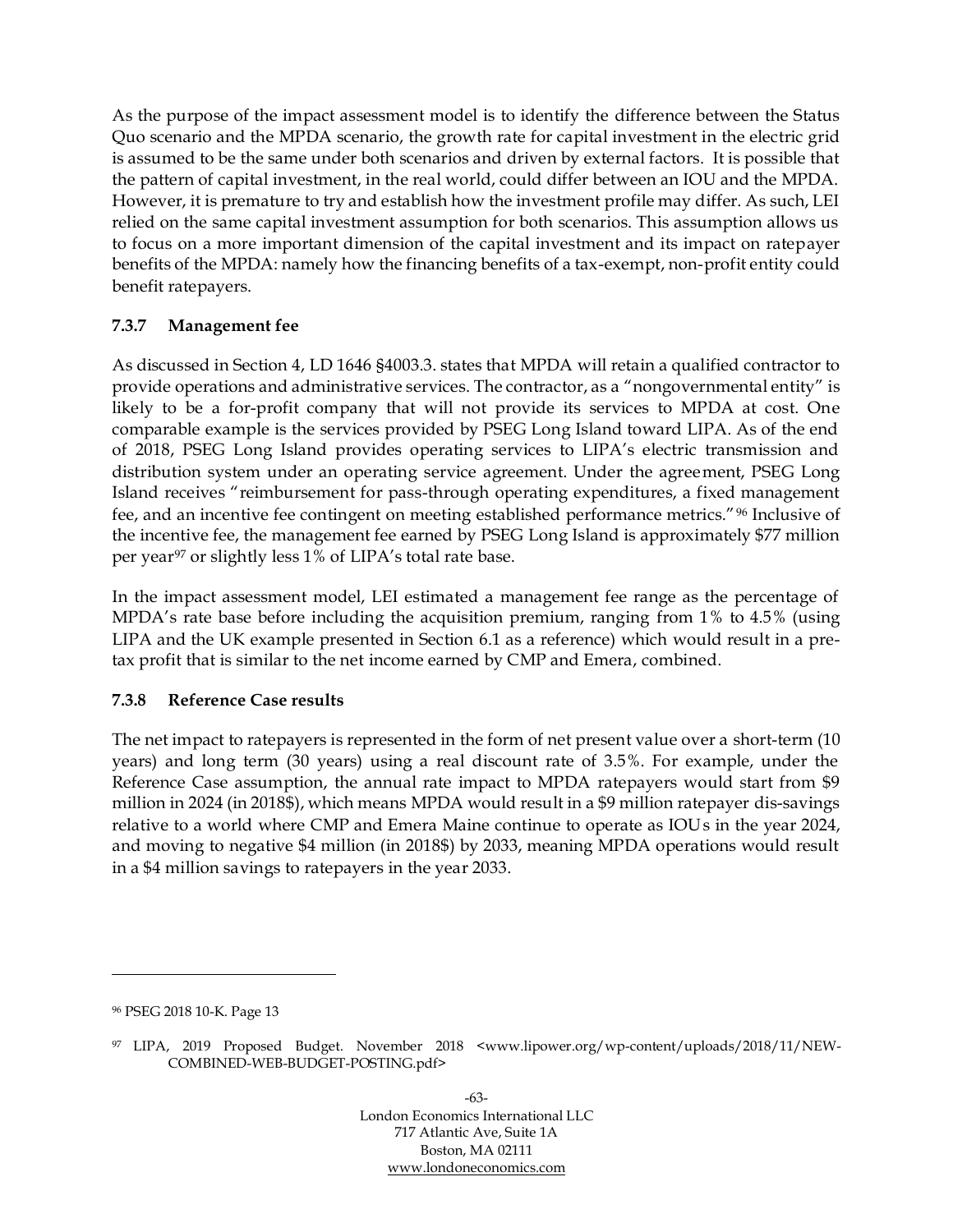As the purpose of the impact assessment model is to identify the difference between the Status Quo scenario and the MPDA scenario, the growth rate for capital investment in the electric grid is assumed to be the same under both scenarios and driven by external factors. It is possible that the pattern of capital investment, in the real world, could differ between an IOU and the MPDA. However, it is premature to try and establish how the investment profile may differ. As such, LEI relied on the same capital investment assumption for both scenarios. This assumption allows us to focus on a more important dimension of the capital investment and its impact on ratepayer benefits of the MPDA: namely how the financing benefits of a tax-exempt, non-profit entity could benefit ratepayers.

### 7.3.7 Management fee

As discussed in Section 4, LD 1646 §4003.3. states that MPDA will retain a qualified contractor to provide operations and administrative services. The contractor, as a "nongovernmental entity" is likely to be a for-profit company that will not provide its services to MPDA at cost. One comparable example is the services provided by PSEG Long Island toward LIPA. As of the end of 2018, PSEG Long Island provides operating services to LIPA's electric transmission and distribution system under an operating service agreement. Under the agreement, PSEG Long Island receives "reimbursement for pass-through operating expenditures, a fixed management fee, and an incentive fee contingent on meeting established performance metrics."[96] Inclusive of the incentive fee, the management fee earned by PSEG Long Island is approximately $77 million per year[97] or slightly less 1% of LIPA's total rate base.

In the impact assessment model, LEI estimated a management fee range as the percentage of MPDA's rate base before including the acquisition premium, ranging from 1% to 4.5% (using LIPA and the UK example presented in Section 6.1 as a reference) which would result in a pre-tax profit that is similar to the net income earned by CMP and Emera, combined.

### 7.3.8 Reference Case results

The net impact to ratepayers is represented in the form of net present value over a short-term (10 years) and long term (30 years) using a real discount rate of 3.5%. For example, under the Reference Case assumption, the annual rate impact to MPDA ratepayers would start from $9 million in 2024 (in 2018$), which means MPDA would result in a $9 million ratepayer dis-savings relative to a world where CMP and Emera Maine continue to operate as IOUs in the year 2024, and moving to negative $4 million (in 2018$) by 2033, meaning MPDA operations would result in a $4 million savings to ratepayers in the year 2033.

---

[96] PSEG 2018 10-K. Page 13

[97] LIPA, 2019 Proposed Budget. November 2018 <www.lipower.org/wp-content/uploads/2018/11/NEW-COMBINED-WEB-BUDGET-POSTING.pdf>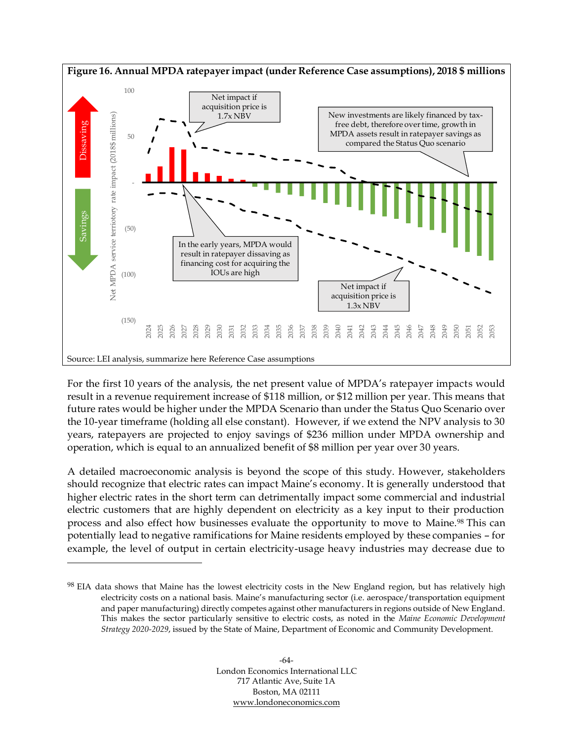**Figure 16. Annual MPDA ratepayer impact (under Reference Case assumptions), 2018 $ millions**

Source: LEI analysis, summarize here Reference Case assumptions

For the first 10 years of the analysis, the net present value of MPDA's ratepayer impacts would result in a revenue requirement increase of $118 million, or $12 million per year. This means that future rates would be higher under the MPDA Scenario than under the Status Quo Scenario over the 10-year timeframe (holding all else constant). However, if we extend the NPV analysis to 30 years, ratepayers are projected to enjoy savings of $236 million under MPDA ownership and operation, which is equal to an annualized benefit of $8 million per year over 30 years.

A detailed macroeconomic analysis is beyond the scope of this study. However, stakeholders should recognize that electric rates can impact Maine's economy. It is generally understood that higher electric rates in the short term can detrimentally impact some commercial and industrial electric customers that are highly dependent on electricity as a key input to their production process and also effect how businesses evaluate the opportunity to move to Maine.[98] This can potentially lead to negative ramifications for Maine residents employed by these companies – for example, the level of output in certain electricity-usage heavy industries may decrease due to

---

[98] EIA data shows that Maine has the lowest electricity costs in the New England region, but has relatively high electricity costs on a national basis. Maine's manufacturing sector (i.e. aerospace/transportation equipment and paper manufacturing) directly competes against other manufacturers in regions outside of New England. This makes the sector particularly sensitive to electric costs, as noted in the *Maine Economic Development Strategy 2020-2029*, issued by the State of Maine, Department of Economic and Community Development.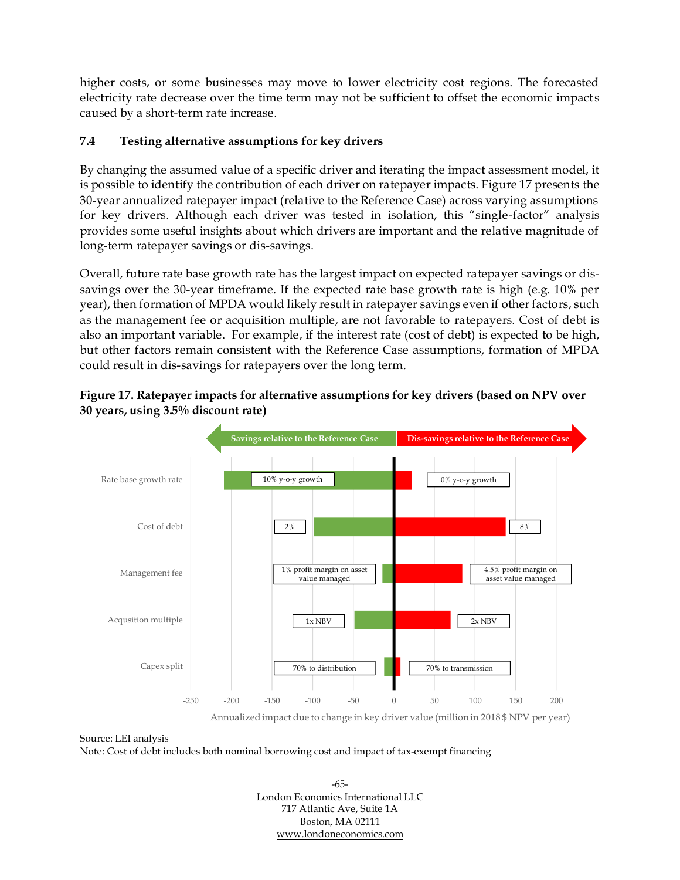higher costs, or some businesses may move to lower electricity cost regions. The forecasted electricity rate decrease over the time term may not be sufficient to offset the economic impacts caused by a short-term rate increase.

### 7.4 Testing alternative assumptions for key drivers

By changing the assumed value of a specific driver and iterating the impact assessment model, it is possible to identify the contribution of each driver on ratepayer impacts. Figure 17 presents the 30-year annualized ratepayer impact (relative to the Reference Case) across varying assumptions for key drivers. Although each driver was tested in isolation, this "single-factor" analysis provides some useful insights about which drivers are important and the relative magnitude of long-term ratepayer savings or dis-savings.

Overall, future rate base growth rate has the largest impact on expected ratepayer savings or dis-savings over the 30-year timeframe. If the expected rate base growth rate is high (e.g. 10% per year), then formation of MPDA would likely result in ratepayer savings even if other factors, such as the management fee or acquisition multiple, are not favorable to ratepayers. Cost of debt is also an important variable. For example, if the interest rate (cost of debt) is expected to be high, but other factors remain consistent with the Reference Case assumptions, formation of MPDA could result in dis-savings for ratepayers over the long term.

**Figure 17. Ratepayer impacts for alternative assumptions for key drivers (based on NPV over 30 years, using 3.5% discount rate)**

Savings relative to the Reference Case | Dis-savings relative to the Reference Case

| Key driver | Savings scenario | Dis-savings scenario |
|---|---|---|
| Rate base growth rate | 10% y-o-y growth | 0% y-o-y growth |
| Cost of debt | 2% | 8% |
| Management fee | 1% profit margin on asset value managed | 4.5% profit margin on asset value managed |
| Acqusition multiple | 1x NBV | 2x NBV |
| Capex split | 70% to distribution | 70% to transmission |

Annualized impact due to change in key driver value (million in 2018 $ NPV per year); axis from -250 to 200

Source: LEI analysis
Note: Cost of debt includes both nominal borrowing cost and impact of tax-exempt financing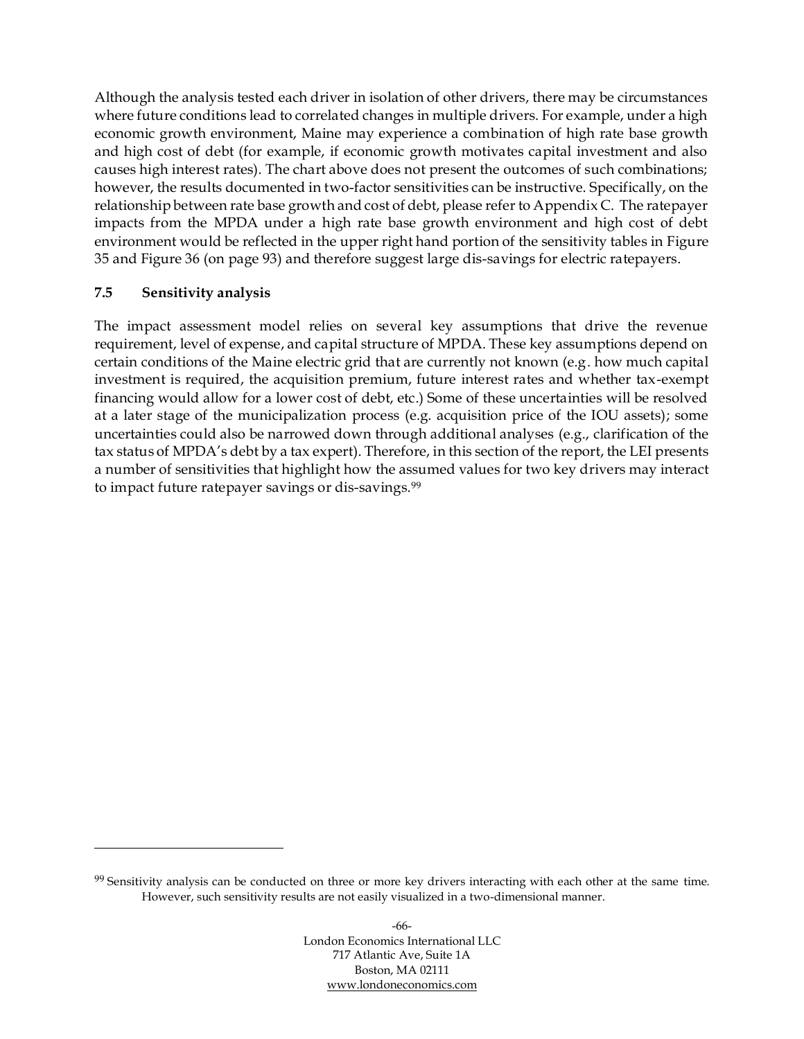Although the analysis tested each driver in isolation of other drivers, there may be circumstances where future conditions lead to correlated changes in multiple drivers. For example, under a high economic growth environment, Maine may experience a combination of high rate base growth and high cost of debt (for example, if economic growth motivates capital investment and also causes high interest rates). The chart above does not present the outcomes of such combinations; however, the results documented in two-factor sensitivities can be instructive. Specifically, on the relationship between rate base growth and cost of debt, please refer to Appendix C. The ratepayer impacts from the MPDA under a high rate base growth environment and high cost of debt environment would be reflected in the upper right hand portion of the sensitivity tables in Figure 35 and Figure 36 (on page 93) and therefore suggest large dis-savings for electric ratepayers.

### 7.5 Sensitivity analysis

The impact assessment model relies on several key assumptions that drive the revenue requirement, level of expense, and capital structure of MPDA. These key assumptions depend on certain conditions of the Maine electric grid that are currently not known (e.g. how much capital investment is required, the acquisition premium, future interest rates and whether tax-exempt financing would allow for a lower cost of debt, etc.) Some of these uncertainties will be resolved at a later stage of the municipalization process (e.g. acquisition price of the IOU assets); some uncertainties could also be narrowed down through additional analyses (e.g., clarification of the tax status of MPDA's debt by a tax expert). Therefore, in this section of the report, the LEI presents a number of sensitivities that highlight how the assumed values for two key drivers may interact to impact future ratepayer savings or dis-savings.[99]

---

[99] Sensitivity analysis can be conducted on three or more key drivers interacting with each other at the same time. However, such sensitivity results are not easily visualized in a two-dimensional manner.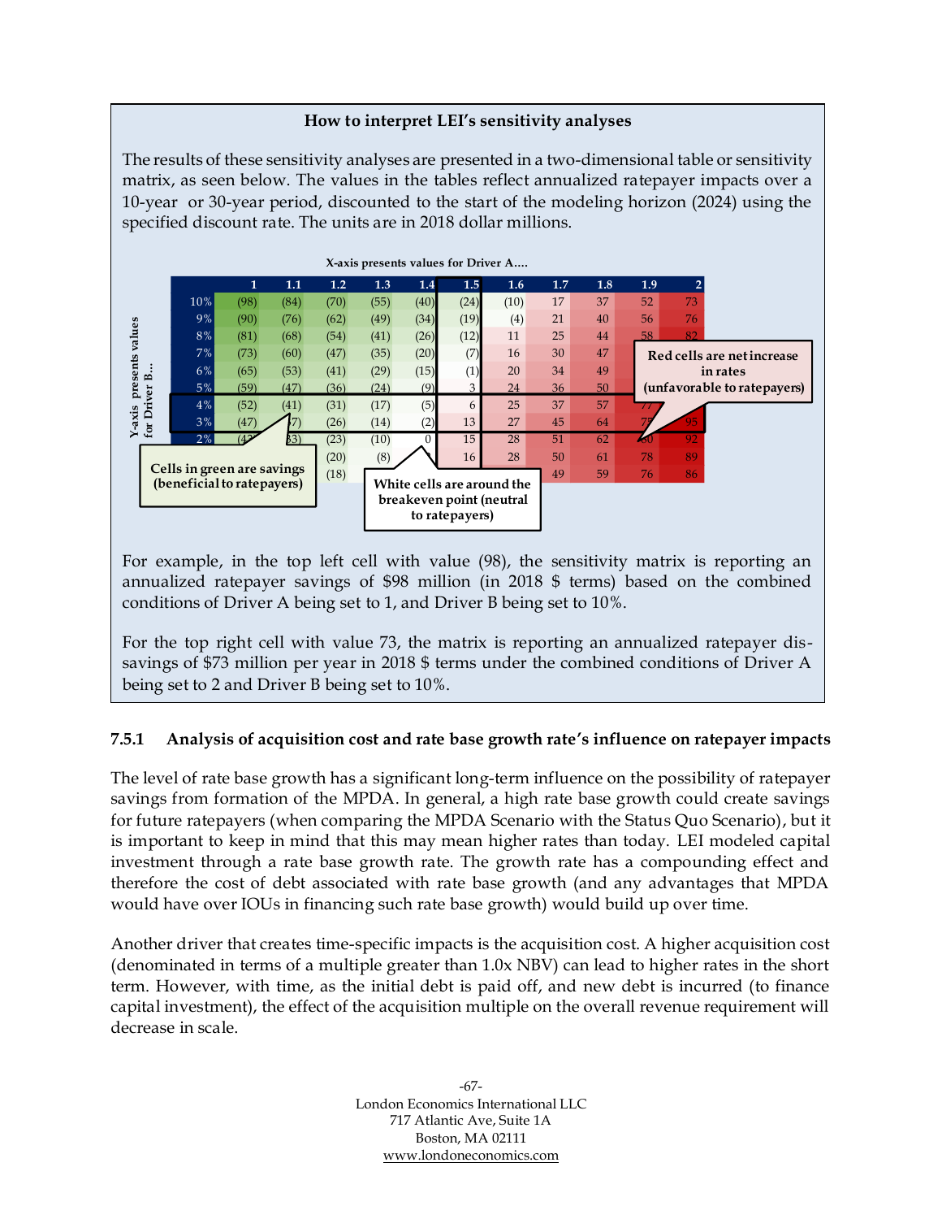**How to interpret LEI's sensitivity analyses**

The results of these sensitivity analyses are presented in a two-dimensional table or sensitivity matrix, as seen below. The values in the tables reflect annualized ratepayer impacts over a 10-year or 30-year period, discounted to the start of the modeling horizon (2024) using the specified discount rate. The units are in 2018 dollar millions.

X-axis presents values for Driver A....

Y-axis presents values for Driver B...

| | 1 | 1.1 | 1.2 | 1.3 | 1.4 | 1.5 | 1.6 | 1.7 | 1.8 | 1.9 | 2 |
|---|---|---|---|---|---|---|---|---|---|---|---|
| 10% | (98) | (84) | (70) | (55) | (40) | (24) | (10) | 17 | 37 | 52 | 73 |
| 9% | (90) | (76) | (62) | (49) | (34) | (19) | (4) | 21 | 40 | 56 | 76 |
| 8% | (81) | (68) | (54) | (41) | (26) | (12) | 11 | 25 | 44 | 58 | 82 |
| 7% | (73) | (60) | (47) | (35) | (20) | (7) | 16 | 30 | 47 | | |
| 6% | (65) | (53) | (41) | (29) | (15) | (1) | 20 | 34 | 49 | | |
| 5% | (59) | (47) | (36) | (24) | (9) | 3 | 24 | 36 | 50 | | |
| 4% | (52) | (41) | (31) | (17) | (5) | 6 | 25 | 37 | 57 | 77 | |
| 3% | (47) | (37) | (26) | (14) | (2) | 13 | 27 | 45 | 64 | 77 | 95 |
| 2% | (42) | (33) | (23) | (10) | 0 | 15 | 28 | 51 | 62 | 80 | 92 |
| | | | (20) | (8) | | 16 | 28 | 50 | 61 | 78 | 89 |
| | | | (18) | | | | | 49 | 59 | 76 | 86 |

Cells in green are savings (beneficial to ratepayers)

White cells are around the breakeven point (neutral to ratepayers)

Red cells are net increase in rates (unfavorable to ratepayers)

For example, in the top left cell with value (98), the sensitivity matrix is reporting an annualized ratepayer savings of $98 million (in 2018 $ terms) based on the combined conditions of Driver A being set to 1, and Driver B being set to 10%.

For the top right cell with value 73, the matrix is reporting an annualized ratepayer dis-savings of $73 million per year in 2018 $ terms under the combined conditions of Driver A being set to 2 and Driver B being set to 10%.

### 7.5.1 Analysis of acquisition cost and rate base growth rate's influence on ratepayer impacts

The level of rate base growth has a significant long-term influence on the possibility of ratepayer savings from formation of the MPDA. In general, a high rate base growth could create savings for future ratepayers (when comparing the MPDA Scenario with the Status Quo Scenario), but it is important to keep in mind that this may mean higher rates than today. LEI modeled capital investment through a rate base growth rate. The growth rate has a compounding effect and therefore the cost of debt associated with rate base growth (and any advantages that MPDA would have over IOUs in financing such rate base growth) would build up over time.

Another driver that creates time-specific impacts is the acquisition cost. A higher acquisition cost (denominated in terms of a multiple greater than 1.0x NBV) can lead to higher rates in the short term. However, with time, as the initial debt is paid off, and new debt is incurred (to finance capital investment), the effect of the acquisition multiple on the overall revenue requirement will decrease in scale.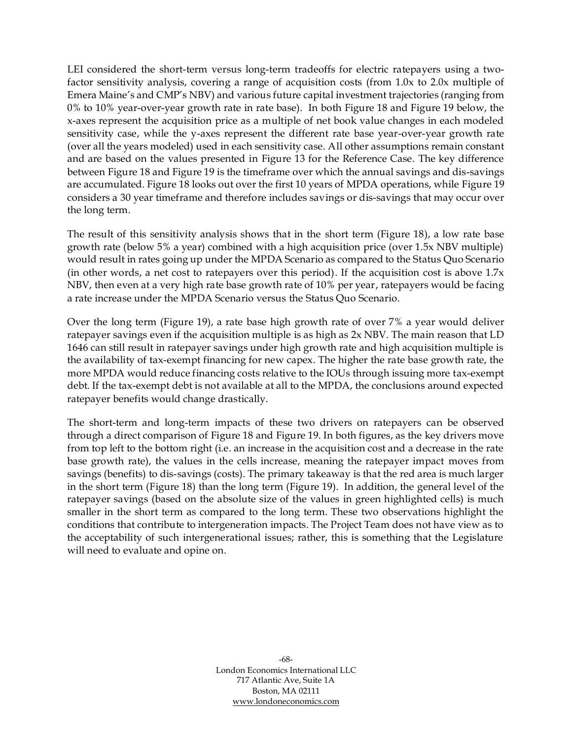LEI considered the short-term versus long-term tradeoffs for electric ratepayers using a two-factor sensitivity analysis, covering a range of acquisition costs (from 1.0x to 2.0x multiple of Emera Maine's and CMP's NBV) and various future capital investment trajectories (ranging from 0% to 10% year-over-year growth rate in rate base). In both Figure 18 and Figure 19 below, the x-axes represent the acquisition price as a multiple of net book value changes in each modeled sensitivity case, while the y-axes represent the different rate base year-over-year growth rate (over all the years modeled) used in each sensitivity case. All other assumptions remain constant and are based on the values presented in Figure 13 for the Reference Case. The key difference between Figure 18 and Figure 19 is the timeframe over which the annual savings and dis-savings are accumulated. Figure 18 looks out over the first 10 years of MPDA operations, while Figure 19 considers a 30 year timeframe and therefore includes savings or dis-savings that may occur over the long term.

The result of this sensitivity analysis shows that in the short term (Figure 18), a low rate base growth rate (below 5% a year) combined with a high acquisition price (over 1.5x NBV multiple) would result in rates going up under the MPDA Scenario as compared to the Status Quo Scenario (in other words, a net cost to ratepayers over this period). If the acquisition cost is above 1.7x NBV, then even at a very high rate base growth rate of 10% per year, ratepayers would be facing a rate increase under the MPDA Scenario versus the Status Quo Scenario.

Over the long term (Figure 19), a rate base high growth rate of over 7% a year would deliver ratepayer savings even if the acquisition multiple is as high as 2x NBV. The main reason that LD 1646 can still result in ratepayer savings under high growth rate and high acquisition multiple is the availability of tax-exempt financing for new capex. The higher the rate base growth rate, the more MPDA would reduce financing costs relative to the IOUs through issuing more tax-exempt debt. If the tax-exempt debt is not available at all to the MPDA, the conclusions around expected ratepayer benefits would change drastically.

The short-term and long-term impacts of these two drivers on ratepayers can be observed through a direct comparison of Figure 18 and Figure 19. In both figures, as the key drivers move from top left to the bottom right (i.e. an increase in the acquisition cost and a decrease in the rate base growth rate), the values in the cells increase, meaning the ratepayer impact moves from savings (benefits) to dis-savings (costs). The primary takeaway is that the red area is much larger in the short term (Figure 18) than the long term (Figure 19). In addition, the general level of the ratepayer savings (based on the absolute size of the values in green highlighted cells) is much smaller in the short term as compared to the long term. These two observations highlight the conditions that contribute to intergeneration impacts. The Project Team does not have view as to the acceptability of such intergenerational issues; rather, this is something that the Legislature will need to evaluate and opine on.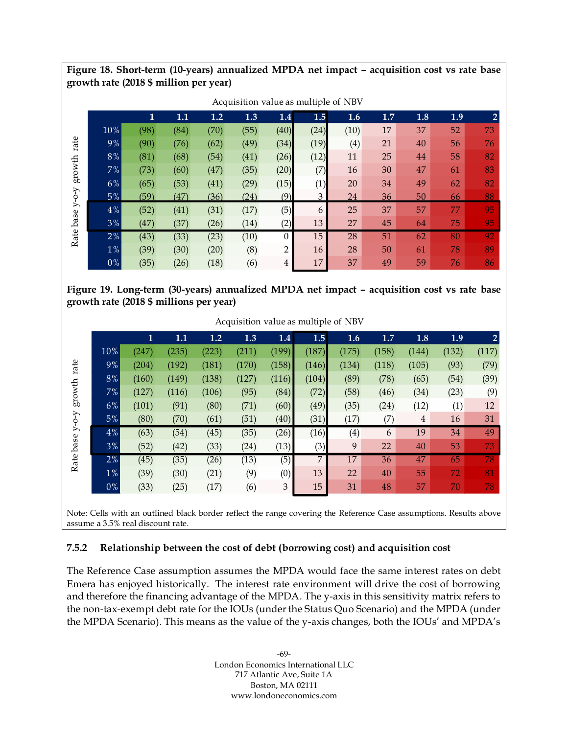**Figure 18. Short-term (10-years) annualized MPDA net impact – acquisition cost vs rate base growth rate (2018 $ million per year)**

Acquisition value as multiple of NBV

| Rate base y-o-y growth rate | 1 | 1.1 | 1.2 | 1.3 | 1.4 | 1.5 | 1.6 | 1.7 | 1.8 | 1.9 | 2 |
|---|---|---|---|---|---|---|---|---|---|---|---|
| 10% | (98) | (84) | (70) | (55) | (40) | (24) | (10) | 17 | 37 | 52 | 73 |
| 9% | (90) | (76) | (62) | (49) | (34) | (19) | (4) | 21 | 40 | 56 | 76 |
| 8% | (81) | (68) | (54) | (41) | (26) | (12) | 11 | 25 | 44 | 58 | 82 |
| 7% | (73) | (60) | (47) | (35) | (20) | (7) | 16 | 30 | 47 | 61 | 83 |
| 6% | (65) | (53) | (41) | (29) | (15) | (1) | 20 | 34 | 49 | 62 | 82 |
| 5% | (59) | (47) | (36) | (24) | (9) | 3 | 24 | 36 | 50 | 66 | 88 |
| 4% | (52) | (41) | (31) | (17) | (5) | 6 | 25 | 37 | 57 | 77 | 95 |
| 3% | (47) | (37) | (26) | (14) | (2) | 13 | 27 | 45 | 64 | 75 | 95 |
| 2% | (43) | (33) | (23) | (10) | 0 | 15 | 28 | 51 | 62 | 80 | 92 |
| 1% | (39) | (30) | (20) | (8) | 2 | 16 | 28 | 50 | 61 | 78 | 89 |
| 0% | (35) | (26) | (18) | (6) | 4 | 17 | 37 | 49 | 59 | 76 | 86 |

**Figure 19. Long-term (30-years) annualized MPDA net impact – acquisition cost vs rate base growth rate (2018 $ millions per year)**

Acquisition value as multiple of NBV

| Rate base y-o-y growth rate | 1 | 1.1 | 1.2 | 1.3 | 1.4 | 1.5 | 1.6 | 1.7 | 1.8 | 1.9 | 2 |
|---|---|---|---|---|---|---|---|---|---|---|---|
| 10% | (247) | (235) | (223) | (211) | (199) | (187) | (175) | (158) | (144) | (132) | (117) |
| 9% | (204) | (192) | (181) | (170) | (158) | (146) | (134) | (118) | (105) | (93) | (79) |
| 8% | (160) | (149) | (138) | (127) | (116) | (104) | (89) | (78) | (65) | (54) | (39) |
| 7% | (127) | (116) | (106) | (95) | (84) | (72) | (58) | (46) | (34) | (23) | (9) |
| 6% | (101) | (91) | (80) | (71) | (60) | (49) | (35) | (24) | (12) | (1) | 12 |
| 5% | (80) | (70) | (61) | (51) | (40) | (31) | (17) | (7) | 4 | 16 | 31 |
| 4% | (63) | (54) | (45) | (35) | (26) | (16) | (4) | 6 | 19 | 34 | 49 |
| 3% | (52) | (42) | (33) | (24) | (13) | (3) | 9 | 22 | 40 | 53 | 73 |
| 2% | (45) | (35) | (26) | (13) | (5) | 7 | 17 | 36 | 47 | 65 | 78 |
| 1% | (39) | (30) | (21) | (9) | (0) | 13 | 22 | 40 | 55 | 72 | 81 |
| 0% | (33) | (25) | (17) | (6) | 3 | 15 | 31 | 48 | 57 | 70 | 78 |

Note: Cells with an outlined black border reflect the range covering the Reference Case assumptions. Results above assume a 3.5% real discount rate.

### 7.5.2 Relationship between the cost of debt (borrowing cost) and acquisition cost

The Reference Case assumption assumes the MPDA would face the same interest rates on debt Emera has enjoyed historically. The interest rate environment will drive the cost of borrowing and therefore the financing advantage of the MPDA. The y-axis in this sensitivity matrix refers to the non-tax-exempt debt rate for the IOUs (under the Status Quo Scenario) and the MPDA (under the MPDA Scenario). This means as the value of the y-axis changes, both the IOUs' and MPDA's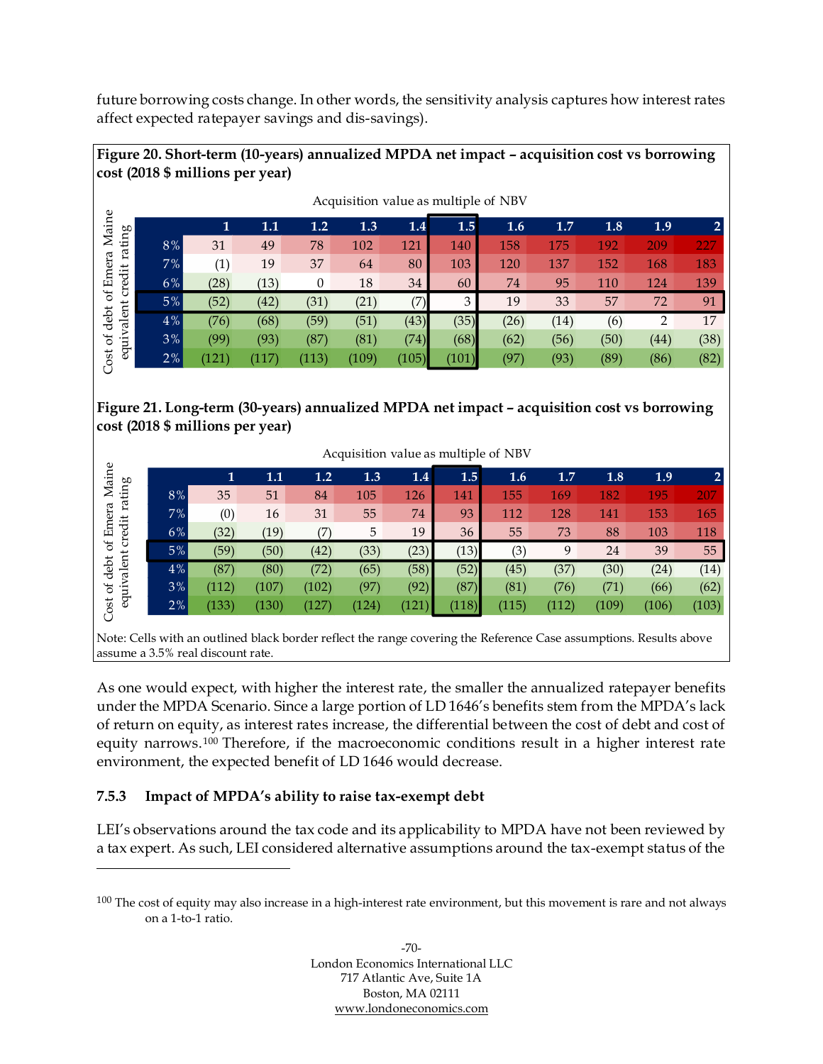future borrowing costs change. In other words, the sensitivity analysis captures how interest rates affect expected ratepayer savings and dis-savings).

**Figure 20. Short-term (10-years) annualized MPDA net impact – acquisition cost vs borrowing cost (2018 $ millions per year)**

Acquisition value as multiple of NBV

| Cost of debt of Emera Maine equivalent credit rating | 1 | 1.1 | 1.2 | 1.3 | 1.4 | 1.5 | 1.6 | 1.7 | 1.8 | 1.9 | 2 |
|---|---|---|---|---|---|---|---|---|---|---|---|
| 8% | 31 | 49 | 78 | 102 | 121 | 140 | 158 | 175 | 192 | 209 | 227 |
| 7% | (1) | 19 | 37 | 64 | 80 | 103 | 120 | 137 | 152 | 168 | 183 |
| 6% | (28) | (13) | 0 | 18 | 34 | 60 | 74 | 95 | 110 | 124 | 139 |
| 5% | (52) | (42) | (31) | (21) | (7) | 3 | 19 | 33 | 57 | 72 | 91 |
| 4% | (76) | (68) | (59) | (51) | (43) | (35) | (26) | (14) | (6) | 2 | 17 |
| 3% | (99) | (93) | (87) | (81) | (74) | (68) | (62) | (56) | (50) | (44) | (38) |
| 2% | (121) | (117) | (113) | (109) | (105) | (101) | (97) | (93) | (89) | (86) | (82) |

**Figure 21. Long-term (30-years) annualized MPDA net impact – acquisition cost vs borrowing cost (2018 $ millions per year)**

Acquisition value as multiple of NBV

| Cost of debt of Emera Maine equivalent credit rating | 1 | 1.1 | 1.2 | 1.3 | 1.4 | 1.5 | 1.6 | 1.7 | 1.8 | 1.9 | 2 |
|---|---|---|---|---|---|---|---|---|---|---|---|
| 8% | 35 | 51 | 84 | 105 | 126 | 141 | 155 | 169 | 182 | 195 | 207 |
| 7% | (0) | 16 | 31 | 55 | 74 | 93 | 112 | 128 | 141 | 153 | 165 |
| 6% | (32) | (19) | (7) | 5 | 19 | 36 | 55 | 73 | 88 | 103 | 118 |
| 5% | (59) | (50) | (42) | (33) | (23) | (13) | (3) | 9 | 24 | 39 | 55 |
| 4% | (87) | (80) | (72) | (65) | (58) | (52) | (45) | (37) | (30) | (24) | (14) |
| 3% | (112) | (107) | (102) | (97) | (92) | (87) | (81) | (76) | (71) | (66) | (62) |
| 2% | (133) | (130) | (127) | (124) | (121) | (118) | (115) | (112) | (109) | (106) | (103) |

Note: Cells with an outlined black border reflect the range covering the Reference Case assumptions. Results above assume a 3.5% real discount rate.

As one would expect, with higher the interest rate, the smaller the annualized ratepayer benefits under the MPDA Scenario. Since a large portion of LD 1646's benefits stem from the MPDA's lack of return on equity, as interest rates increase, the differential between the cost of debt and cost of equity narrows.[100] Therefore, if the macroeconomic conditions result in a higher interest rate environment, the expected benefit of LD 1646 would decrease.

### 7.5.3 Impact of MPDA's ability to raise tax-exempt debt

LEI's observations around the tax code and its applicability to MPDA have not been reviewed by a tax expert. As such, LEI considered alternative assumptions around the tax-exempt status of the

[100] The cost of equity may also increase in a high-interest rate environment, but this movement is rare and not always on a 1-to-1 ratio.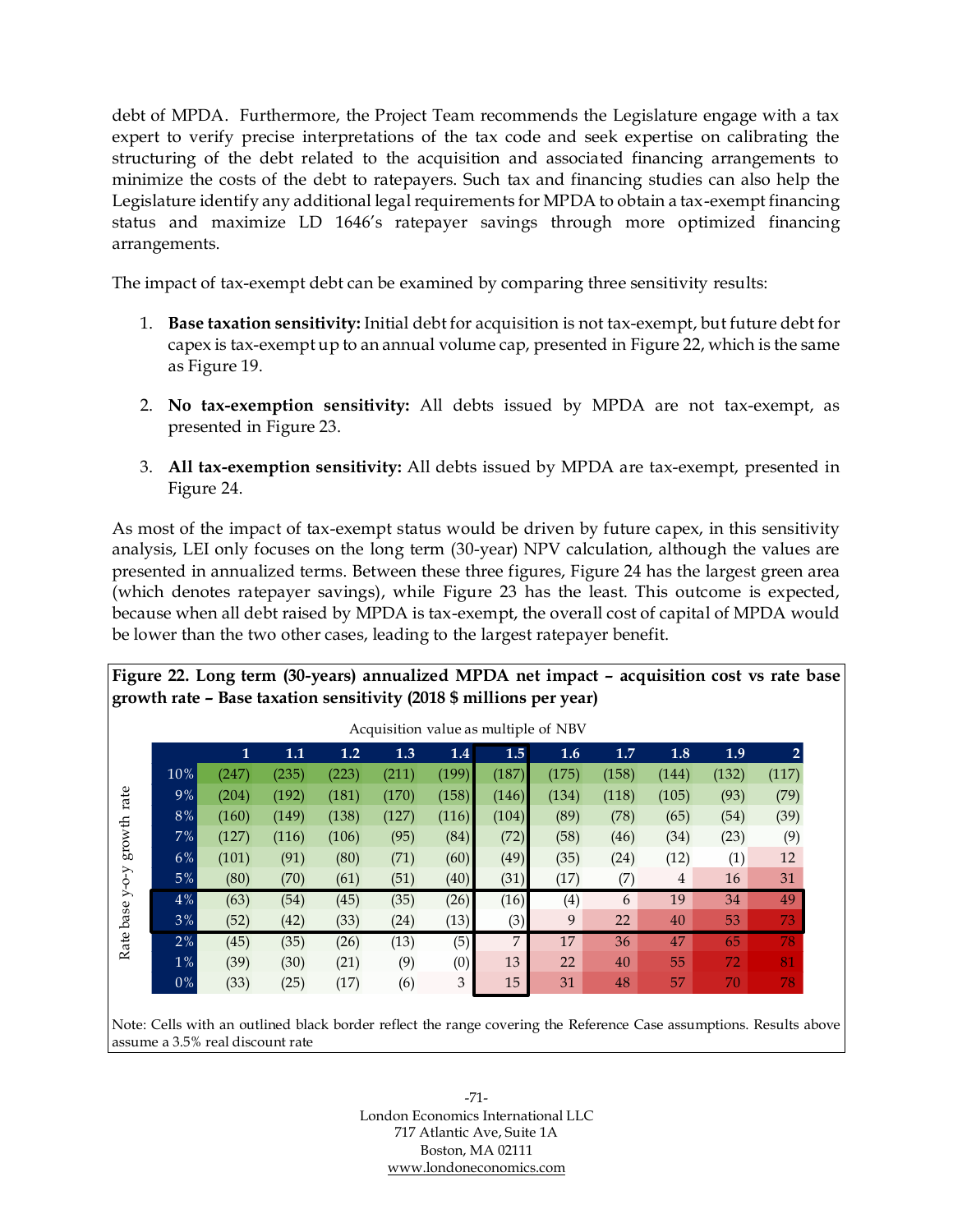debt of MPDA. Furthermore, the Project Team recommends the Legislature engage with a tax expert to verify precise interpretations of the tax code and seek expertise on calibrating the structuring of the debt related to the acquisition and associated financing arrangements to minimize the costs of the debt to ratepayers. Such tax and financing studies can also help the Legislature identify any additional legal requirements for MPDA to obtain a tax-exempt financing status and maximize LD 1646's ratepayer savings through more optimized financing arrangements.

The impact of tax-exempt debt can be examined by comparing three sensitivity results:

1. **Base taxation sensitivity:** Initial debt for acquisition is not tax-exempt, but future debt for capex is tax-exempt up to an annual volume cap, presented in Figure 22, which is the same as Figure 19.

2. **No tax-exemption sensitivity:** All debts issued by MPDA are not tax-exempt, as presented in Figure 23.

3. **All tax-exemption sensitivity:** All debts issued by MPDA are tax-exempt, presented in Figure 24.

As most of the impact of tax-exempt status would be driven by future capex, in this sensitivity analysis, LEI only focuses on the long term (30-year) NPV calculation, although the values are presented in annualized terms. Between these three figures, Figure 24 has the largest green area (which denotes ratepayer savings), while Figure 23 has the least. This outcome is expected, because when all debt raised by MPDA is tax-exempt, the overall cost of capital of MPDA would be lower than the two other cases, leading to the largest ratepayer benefit.

**Figure 22. Long term (30-years) annualized MPDA net impact – acquisition cost vs rate base growth rate – Base taxation sensitivity (2018 $ millions per year)**

| Rate base y-o-y growth rate \ Acquisition value as multiple of NBV | 1 | 1.1 | 1.2 | 1.3 | 1.4 | 1.5 | 1.6 | 1.7 | 1.8 | 1.9 | 2 |
|---|---|---|---|---|---|---|---|---|---|---|---|
| 10% | (247) | (235) | (223) | (211) | (199) | (187) | (175) | (158) | (144) | (132) | (117) |
| 9% | (204) | (192) | (181) | (170) | (158) | (146) | (134) | (118) | (105) | (93) | (79) |
| 8% | (160) | (149) | (138) | (127) | (116) | (104) | (89) | (78) | (65) | (54) | (39) |
| 7% | (127) | (116) | (106) | (95) | (84) | (72) | (58) | (46) | (34) | (23) | (9) |
| 6% | (101) | (91) | (80) | (71) | (60) | (49) | (35) | (24) | (12) | (1) | 12 |
| 5% | (80) | (70) | (61) | (51) | (40) | (31) | (17) | (7) | 4 | 16 | 31 |
| 4% | (63) | (54) | (45) | (35) | (26) | (16) | (4) | 6 | 19 | 34 | 49 |
| 3% | (52) | (42) | (33) | (24) | (13) | (3) | 9 | 22 | 40 | 53 | 73 |
| 2% | (45) | (35) | (26) | (13) | (5) | 7 | 17 | 36 | 47 | 65 | 78 |
| 1% | (39) | (30) | (21) | (9) | (0) | 13 | 22 | 40 | 55 | 72 | 81 |
| 0% | (33) | (25) | (17) | (6) | 3 | 15 | 31 | 48 | 57 | 70 | 78 |

Note: Cells with an outlined black border reflect the range covering the Reference Case assumptions. Results above assume a 3.5% real discount rate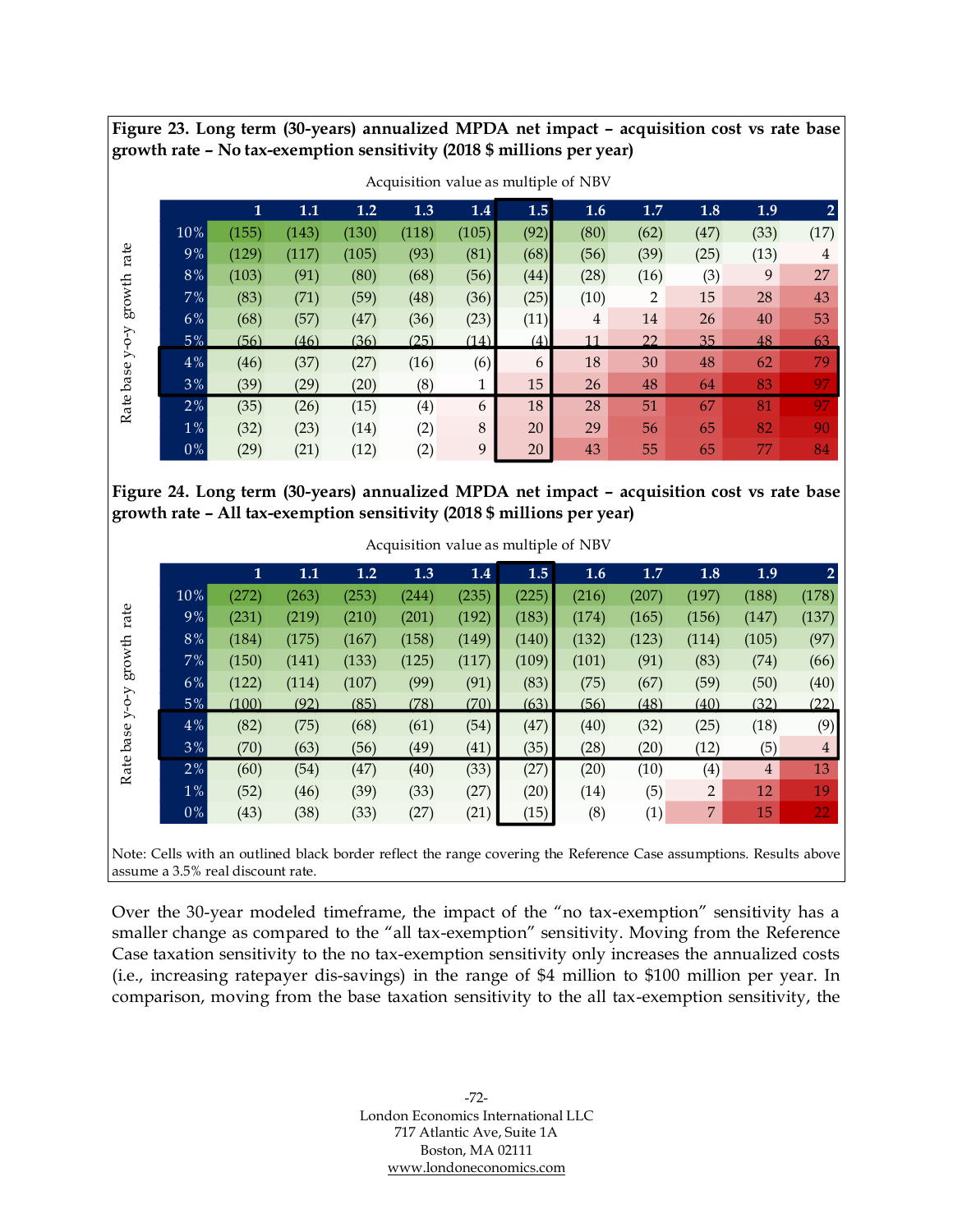**Figure 23. Long term (30-years) annualized MPDA net impact – acquisition cost vs rate base growth rate – No tax-exemption sensitivity (2018 $ millions per year)**

Acquisition value as multiple of NBV

| Rate base y-o-y growth rate | 1 | 1.1 | 1.2 | 1.3 | 1.4 | 1.5 | 1.6 | 1.7 | 1.8 | 1.9 | 2 |
|---|---|---|---|---|---|---|---|---|---|---|---|
| 10% | (155) | (143) | (130) | (118) | (105) | (92) | (80) | (62) | (47) | (33) | (17) |
| 9% | (129) | (117) | (105) | (93) | (81) | (68) | (56) | (39) | (25) | (13) | 4 |
| 8% | (103) | (91) | (80) | (68) | (56) | (44) | (28) | (16) | (3) | 9 | 27 |
| 7% | (83) | (71) | (59) | (48) | (36) | (25) | (10) | 2 | 15 | 28 | 43 |
| 6% | (68) | (57) | (47) | (36) | (23) | (11) | 4 | 14 | 26 | 40 | 53 |
| 5% | (56) | (46) | (36) | (25) | (14) | (4) | 11 | 22 | 35 | 48 | 63 |
| 4% | (46) | (37) | (27) | (16) | (6) | 6 | 18 | 30 | 48 | 62 | 79 |
| 3% | (39) | (29) | (20) | (8) | 1 | 15 | 26 | 48 | 64 | 83 | 97 |
| 2% | (35) | (26) | (15) | (4) | 6 | 18 | 28 | 51 | 67 | 81 | 97 |
| 1% | (32) | (23) | (14) | (2) | 8 | 20 | 29 | 56 | 65 | 82 | 90 |
| 0% | (29) | (21) | (12) | (2) | 9 | 20 | 43 | 55 | 65 | 77 | 84 |

**Figure 24. Long term (30-years) annualized MPDA net impact – acquisition cost vs rate base growth rate – All tax-exemption sensitivity (2018 $ millions per year)**

Acquisition value as multiple of NBV

| Rate base y-o-y growth rate | 1 | 1.1 | 1.2 | 1.3 | 1.4 | 1.5 | 1.6 | 1.7 | 1.8 | 1.9 | 2 |
|---|---|---|---|---|---|---|---|---|---|---|---|
| 10% | (272) | (263) | (253) | (244) | (235) | (225) | (216) | (207) | (197) | (188) | (178) |
| 9% | (231) | (219) | (210) | (201) | (192) | (183) | (174) | (165) | (156) | (147) | (137) |
| 8% | (184) | (175) | (167) | (158) | (149) | (140) | (132) | (123) | (114) | (105) | (97) |
| 7% | (150) | (141) | (133) | (125) | (117) | (109) | (101) | (91) | (83) | (74) | (66) |
| 6% | (122) | (114) | (107) | (99) | (91) | (83) | (75) | (67) | (59) | (50) | (40) |
| 5% | (100) | (92) | (85) | (78) | (70) | (63) | (56) | (48) | (40) | (32) | (22) |
| 4% | (82) | (75) | (68) | (61) | (54) | (47) | (40) | (32) | (25) | (18) | (9) |
| 3% | (70) | (63) | (56) | (49) | (41) | (35) | (28) | (20) | (12) | (5) | 4 |
| 2% | (60) | (54) | (47) | (40) | (33) | (27) | (20) | (10) | (4) | 4 | 13 |
| 1% | (52) | (46) | (39) | (33) | (27) | (20) | (14) | (5) | 2 | 12 | 19 |
| 0% | (43) | (38) | (33) | (27) | (21) | (15) | (8) | (1) | 7 | 15 | 22 |

Note: Cells with an outlined black border reflect the range covering the Reference Case assumptions. Results above assume a 3.5% real discount rate.

Over the 30-year modeled timeframe, the impact of the "no tax-exemption" sensitivity has a smaller change as compared to the "all tax-exemption" sensitivity. Moving from the Reference Case taxation sensitivity to the no tax-exemption sensitivity only increases the annualized costs (i.e., increasing ratepayer dis-savings) in the range of $4 million to $100 million per year. In comparison, moving from the base taxation sensitivity to the all tax-exemption sensitivity, the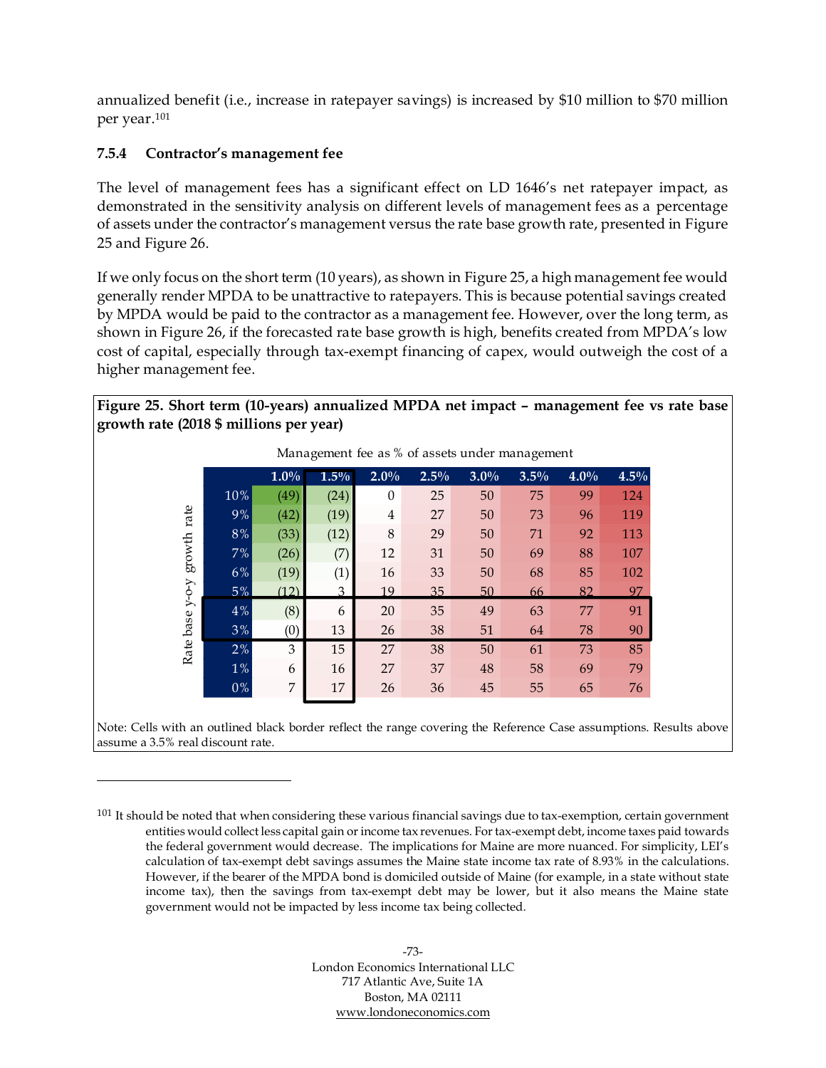annualized benefit (i.e., increase in ratepayer savings) is increased by $10 million to $70 million per year.[101]

### 7.5.4 Contractor's management fee

The level of management fees has a significant effect on LD 1646's net ratepayer impact, as demonstrated in the sensitivity analysis on different levels of management fees as a percentage of assets under the contractor's management versus the rate base growth rate, presented in Figure 25 and Figure 26.

If we only focus on the short term (10 years), as shown in Figure 25, a high management fee would generally render MPDA to be unattractive to ratepayers. This is because potential savings created by MPDA would be paid to the contractor as a management fee. However, over the long term, as shown in Figure 26, if the forecasted rate base growth is high, benefits created from MPDA's low cost of capital, especially through tax-exempt financing of capex, would outweigh the cost of a higher management fee.

**Figure 25. Short term (10-years) annualized MPDA net impact – management fee vs rate base growth rate (2018 $ millions per year)**

Management fee as % of assets under management

| Rate base y-o-y growth rate | 1.0% | 1.5% | 2.0% | 2.5% | 3.0% | 3.5% | 4.0% | 4.5% |
|---|---|---|---|---|---|---|---|---|
| 10% | (49) | (24) | 0 | 25 | 50 | 75 | 99 | 124 |
| 9% | (42) | (19) | 4 | 27 | 50 | 73 | 96 | 119 |
| 8% | (33) | (12) | 8 | 29 | 50 | 71 | 92 | 113 |
| 7% | (26) | (7) | 12 | 31 | 50 | 69 | 88 | 107 |
| 6% | (19) | (1) | 16 | 33 | 50 | 68 | 85 | 102 |
| 5% | (12) | 3 | 19 | 35 | 50 | 66 | 82 | 97 |
| 4% | (8) | 6 | 20 | 35 | 49 | 63 | 77 | 91 |
| 3% | (0) | 13 | 26 | 38 | 51 | 64 | 78 | 90 |
| 2% | 3 | 15 | 27 | 38 | 50 | 61 | 73 | 85 |
| 1% | 6 | 16 | 27 | 37 | 48 | 58 | 69 | 79 |
| 0% | 7 | 17 | 26 | 36 | 45 | 55 | 65 | 76 |

Note: Cells with an outlined black border reflect the range covering the Reference Case assumptions. Results above assume a 3.5% real discount rate.

[101] It should be noted that when considering these various financial savings due to tax-exemption, certain government entities would collect less capital gain or income tax revenues. For tax-exempt debt, income taxes paid towards the federal government would decrease. The implications for Maine are more nuanced. For simplicity, LEI's calculation of tax-exempt debt savings assumes the Maine state income tax rate of 8.93% in the calculations. However, if the bearer of the MPDA bond is domiciled outside of Maine (for example, in a state without state income tax), then the savings from tax-exempt debt may be lower, but it also means the Maine state government would not be impacted by less income tax being collected.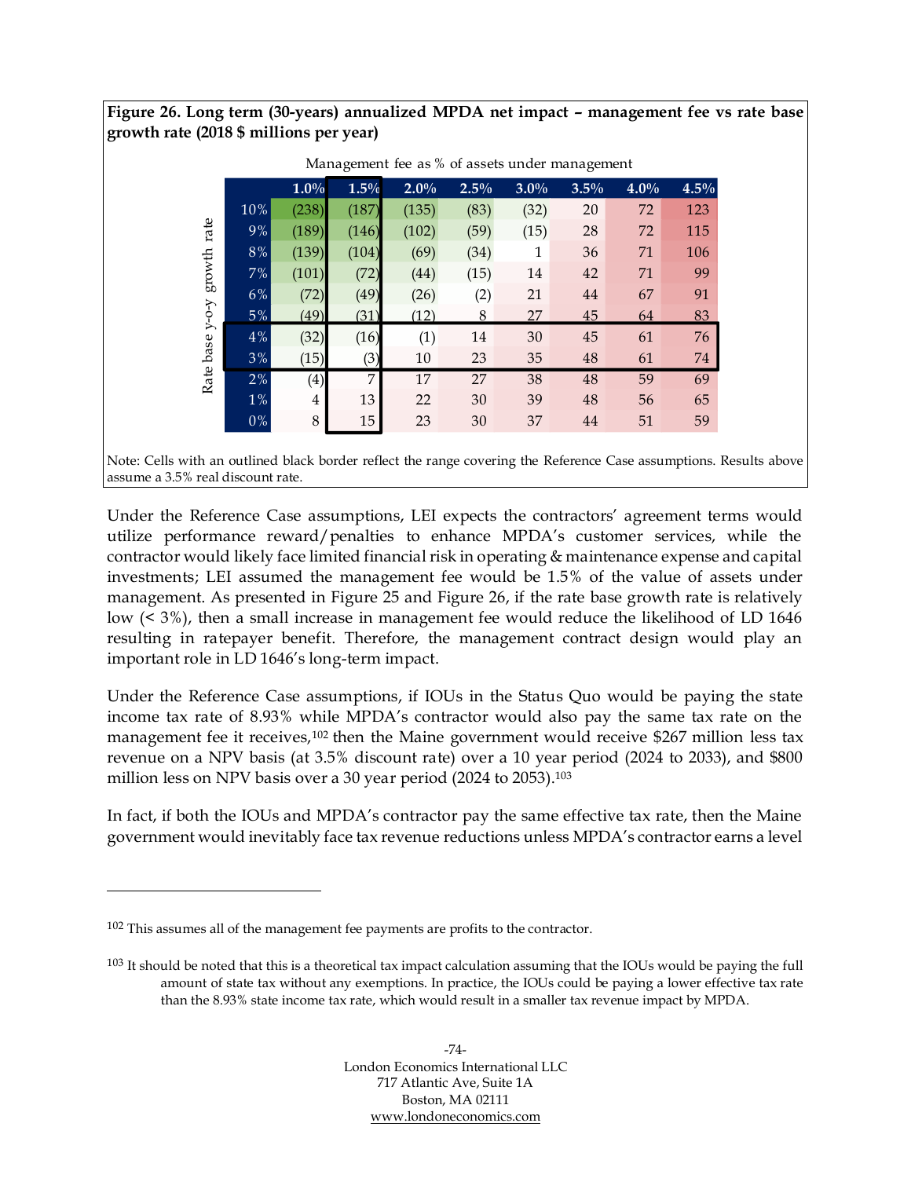**Figure 26. Long term (30-years) annualized MPDA net impact – management fee vs rate base growth rate (2018 $ millions per year)**

Management fee as % of assets under management

| Rate base y-o-y growth rate | 1.0% | 1.5% | 2.0% | 2.5% | 3.0% | 3.5% | 4.0% | 4.5% |
|---|---|---|---|---|---|---|---|---|
| 10% | (238) | (187) | (135) | (83) | (32) | 20 | 72 | 123 |
| 9% | (189) | (146) | (102) | (59) | (15) | 28 | 72 | 115 |
| 8% | (139) | (104) | (69) | (34) | 1 | 36 | 71 | 106 |
| 7% | (101) | (72) | (44) | (15) | 14 | 42 | 71 | 99 |
| 6% | (72) | (49) | (26) | (2) | 21 | 44 | 67 | 91 |
| 5% | (49) | (31) | (12) | 8 | 27 | 45 | 64 | 83 |
| 4% | (32) | (16) | (1) | 14 | 30 | 45 | 61 | 76 |
| 3% | (15) | (3) | 10 | 23 | 35 | 48 | 61 | 74 |
| 2% | (4) | 7 | 17 | 27 | 38 | 48 | 59 | 69 |
| 1% | 4 | 13 | 22 | 30 | 39 | 48 | 56 | 65 |
| 0% | 8 | 15 | 23 | 30 | 37 | 44 | 51 | 59 |

Note: Cells with an outlined black border reflect the range covering the Reference Case assumptions. Results above assume a 3.5% real discount rate.

Under the Reference Case assumptions, LEI expects the contractors' agreement terms would utilize performance reward/penalties to enhance MPDA's customer services, while the contractor would likely face limited financial risk in operating & maintenance expense and capital investments; LEI assumed the management fee would be 1.5% of the value of assets under management. As presented in Figure 25 and Figure 26, if the rate base growth rate is relatively low (< 3%), then a small increase in management fee would reduce the likelihood of LD 1646 resulting in ratepayer benefit. Therefore, the management contract design would play an important role in LD 1646's long-term impact.

Under the Reference Case assumptions, if IOUs in the Status Quo would be paying the state income tax rate of 8.93% while MPDA's contractor would also pay the same tax rate on the management fee it receives,[102] then the Maine government would receive $267 million less tax revenue on a NPV basis (at 3.5% discount rate) over a 10 year period (2024 to 2033), and $800 million less on NPV basis over a 30 year period (2024 to 2053).[103]

In fact, if both the IOUs and MPDA's contractor pay the same effective tax rate, then the Maine government would inevitably face tax revenue reductions unless MPDA's contractor earns a level

---

[102] This assumes all of the management fee payments are profits to the contractor.

[103] It should be noted that this is a theoretical tax impact calculation assuming that the IOUs would be paying the full amount of state tax without any exemptions. In practice, the IOUs could be paying a lower effective tax rate than the 8.93% state income tax rate, which would result in a smaller tax revenue impact by MPDA.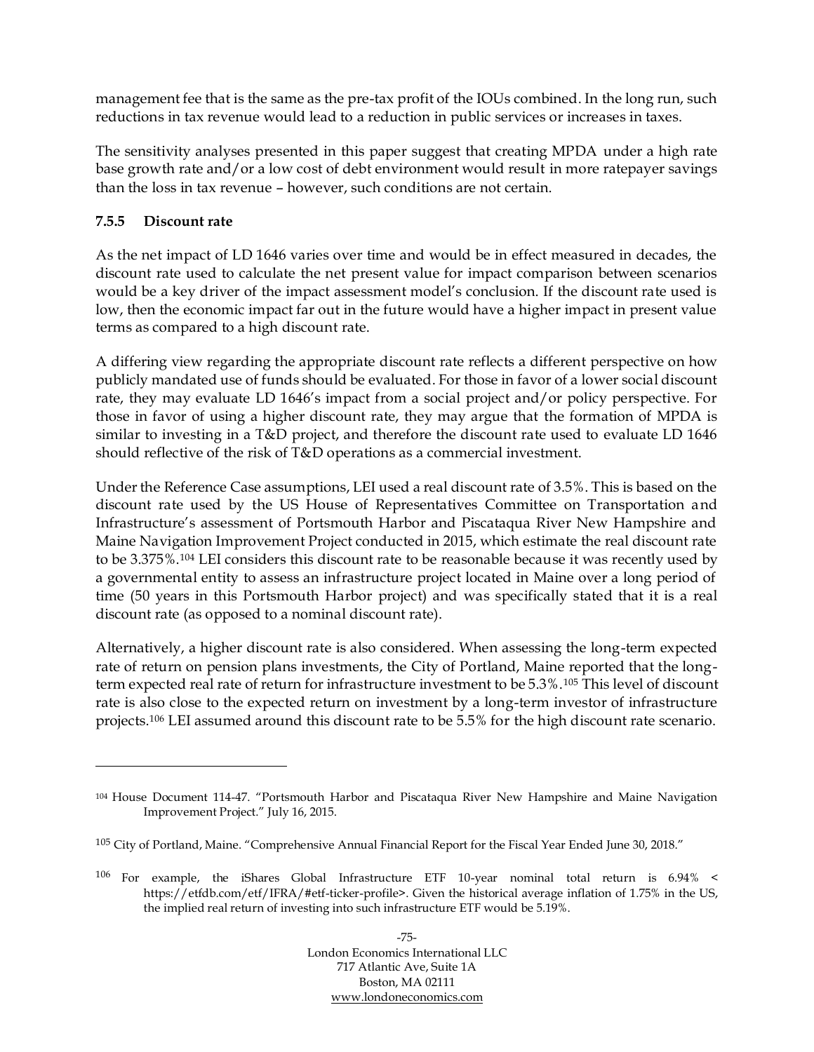management fee that is the same as the pre-tax profit of the IOUs combined. In the long run, such reductions in tax revenue would lead to a reduction in public services or increases in taxes.

The sensitivity analyses presented in this paper suggest that creating MPDA under a high rate base growth rate and/or a low cost of debt environment would result in more ratepayer savings than the loss in tax revenue – however, such conditions are not certain.

### 7.5.5 Discount rate

As the net impact of LD 1646 varies over time and would be in effect measured in decades, the discount rate used to calculate the net present value for impact comparison between scenarios would be a key driver of the impact assessment model's conclusion. If the discount rate used is low, then the economic impact far out in the future would have a higher impact in present value terms as compared to a high discount rate.

A differing view regarding the appropriate discount rate reflects a different perspective on how publicly mandated use of funds should be evaluated. For those in favor of a lower social discount rate, they may evaluate LD 1646's impact from a social project and/or policy perspective. For those in favor of using a higher discount rate, they may argue that the formation of MPDA is similar to investing in a T&D project, and therefore the discount rate used to evaluate LD 1646 should reflective of the risk of T&D operations as a commercial investment.

Under the Reference Case assumptions, LEI used a real discount rate of 3.5%. This is based on the discount rate used by the US House of Representatives Committee on Transportation and Infrastructure's assessment of Portsmouth Harbor and Piscataqua River New Hampshire and Maine Navigation Improvement Project conducted in 2015, which estimate the real discount rate to be 3.375%.[104] LEI considers this discount rate to be reasonable because it was recently used by a governmental entity to assess an infrastructure project located in Maine over a long period of time (50 years in this Portsmouth Harbor project) and was specifically stated that it is a real discount rate (as opposed to a nominal discount rate).

Alternatively, a higher discount rate is also considered. When assessing the long-term expected rate of return on pension plans investments, the City of Portland, Maine reported that the long-term expected real rate of return for infrastructure investment to be 5.3%.[105] This level of discount rate is also close to the expected return on investment by a long-term investor of infrastructure projects.[106] LEI assumed around this discount rate to be 5.5% for the high discount rate scenario.

---

[104] House Document 114-47. "Portsmouth Harbor and Piscataqua River New Hampshire and Maine Navigation Improvement Project." July 16, 2015.

[105] City of Portland, Maine. "Comprehensive Annual Financial Report for the Fiscal Year Ended June 30, 2018."

[106] For example, the iShares Global Infrastructure ETF 10-year nominal total return is 6.94% < https://etfdb.com/etf/IFRA/#etf-ticker-profile>. Given the historical average inflation of 1.75% in the US, the implied real return of investing into such infrastructure ETF would be 5.19%.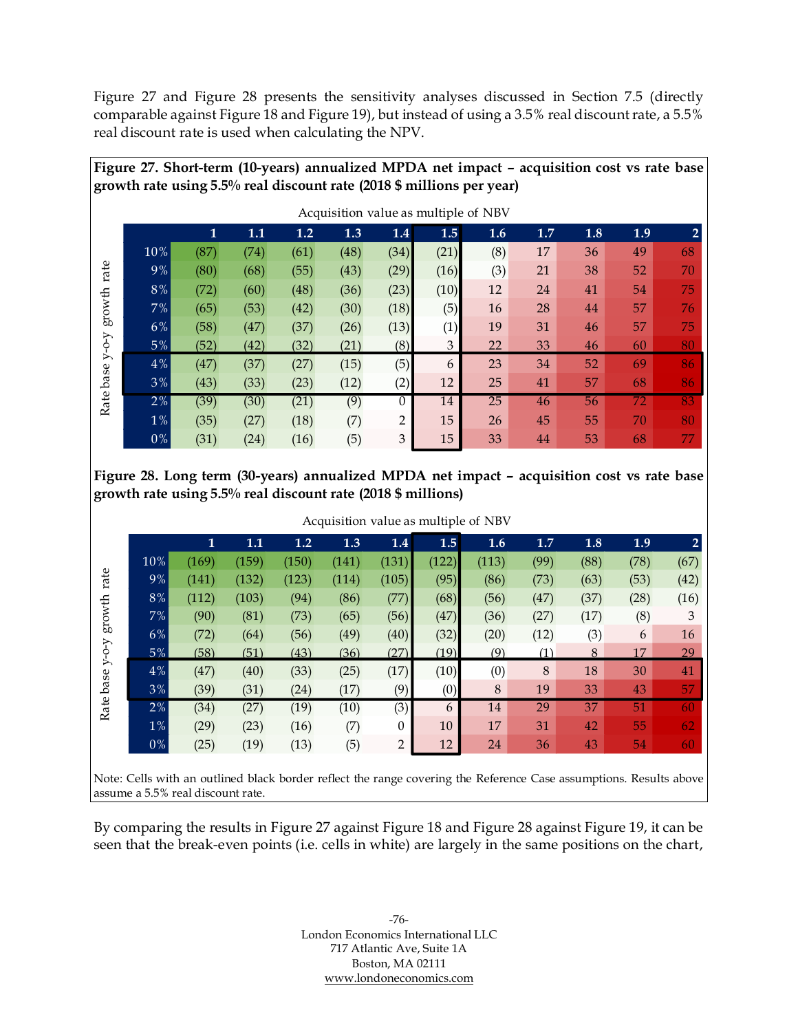Figure 27 and Figure 28 presents the sensitivity analyses discussed in Section 7.5 (directly comparable against Figure 18 and Figure 19), but instead of using a 3.5% real discount rate, a 5.5% real discount rate is used when calculating the NPV.

**Figure 27. Short-term (10-years) annualized MPDA net impact – acquisition cost vs rate base growth rate using 5.5% real discount rate (2018 $ millions per year)**

Acquisition value as multiple of NBV

| Rate base y-o-y growth rate | 1 | 1.1 | 1.2 | 1.3 | 1.4 | 1.5 | 1.6 | 1.7 | 1.8 | 1.9 | 2 |
|---|---|---|---|---|---|---|---|---|---|---|---|
| 10% | (87) | (74) | (61) | (48) | (34) | (21) | (8) | 17 | 36 | 49 | 68 |
| 9% | (80) | (68) | (55) | (43) | (29) | (16) | (3) | 21 | 38 | 52 | 70 |
| 8% | (72) | (60) | (48) | (36) | (23) | (10) | 12 | 24 | 41 | 54 | 75 |
| 7% | (65) | (53) | (42) | (30) | (18) | (5) | 16 | 28 | 44 | 57 | 76 |
| 6% | (58) | (47) | (37) | (26) | (13) | (1) | 19 | 31 | 46 | 57 | 75 |
| 5% | (52) | (42) | (32) | (21) | (8) | 3 | 22 | 33 | 46 | 60 | 80 |
| 4% | (47) | (37) | (27) | (15) | (5) | 6 | 23 | 34 | 52 | 69 | 86 |
| 3% | (43) | (33) | (23) | (12) | (2) | 12 | 25 | 41 | 57 | 68 | 86 |
| 2% | (39) | (30) | (21) | (9) | 0 | 14 | 25 | 46 | 56 | 72 | 83 |
| 1% | (35) | (27) | (18) | (7) | 2 | 15 | 26 | 45 | 55 | 70 | 80 |
| 0% | (31) | (24) | (16) | (5) | 3 | 15 | 33 | 44 | 53 | 68 | 77 |

**Figure 28. Long term (30-years) annualized MPDA net impact – acquisition cost vs rate base growth rate using 5.5% real discount rate (2018 $ millions)**

Acquisition value as multiple of NBV

| Rate base y-o-y growth rate | 1 | 1.1 | 1.2 | 1.3 | 1.4 | 1.5 | 1.6 | 1.7 | 1.8 | 1.9 | 2 |
|---|---|---|---|---|---|---|---|---|---|---|---|
| 10% | (169) | (159) | (150) | (141) | (131) | (122) | (113) | (99) | (88) | (78) | (67) |
| 9% | (141) | (132) | (123) | (114) | (105) | (95) | (86) | (73) | (63) | (53) | (42) |
| 8% | (112) | (103) | (94) | (86) | (77) | (68) | (56) | (47) | (37) | (28) | (16) |
| 7% | (90) | (81) | (73) | (65) | (56) | (47) | (36) | (27) | (17) | (8) | 3 |
| 6% | (72) | (64) | (56) | (49) | (40) | (32) | (20) | (12) | (3) | 6 | 16 |
| 5% | (58) | (51) | (43) | (36) | (27) | (19) | (9) | (1) | 8 | 17 | 29 |
| 4% | (47) | (40) | (33) | (25) | (17) | (10) | (0) | 8 | 18 | 30 | 41 |
| 3% | (39) | (31) | (24) | (17) | (9) | (0) | 8 | 19 | 33 | 43 | 57 |
| 2% | (34) | (27) | (19) | (10) | (3) | 6 | 14 | 29 | 37 | 51 | 60 |
| 1% | (29) | (23) | (16) | (7) | 0 | 10 | 17 | 31 | 42 | 55 | 62 |
| 0% | (25) | (19) | (13) | (5) | 2 | 12 | 24 | 36 | 43 | 54 | 60 |

Note: Cells with an outlined black border reflect the range covering the Reference Case assumptions. Results above assume a 5.5% real discount rate.

By comparing the results in Figure 27 against Figure 18 and Figure 28 against Figure 19, it can be seen that the break-even points (i.e. cells in white) are largely in the same positions on the chart,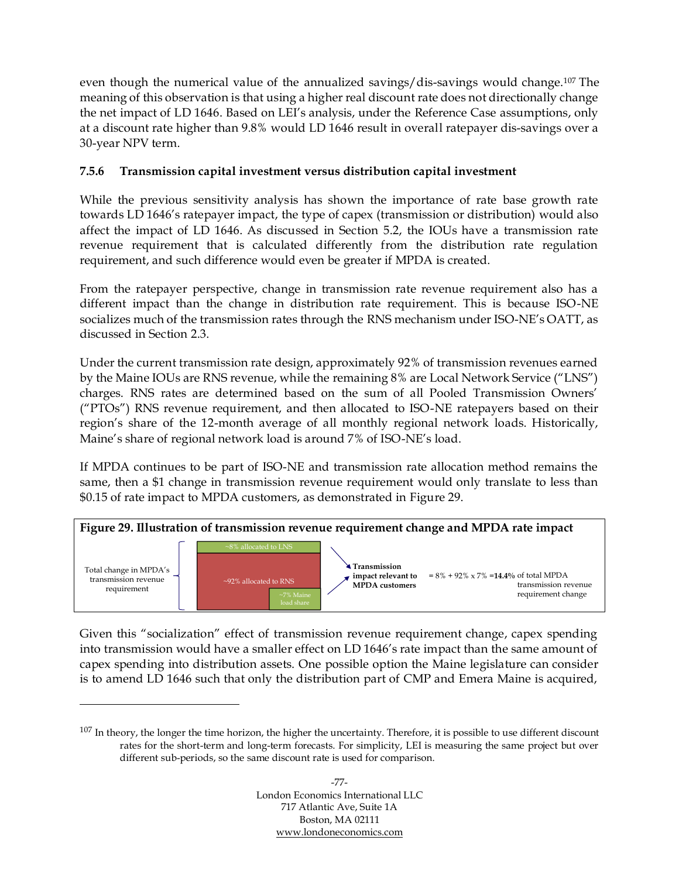even though the numerical value of the annualized savings/dis-savings would change.[107] The meaning of this observation is that using a higher real discount rate does not directionally change the net impact of LD 1646. Based on LEI's analysis, under the Reference Case assumptions, only at a discount rate higher than 9.8% would LD 1646 result in overall ratepayer dis-savings over a 30-year NPV term.

### 7.5.6 Transmission capital investment versus distribution capital investment

While the previous sensitivity analysis has shown the importance of rate base growth rate towards LD 1646's ratepayer impact, the type of capex (transmission or distribution) would also affect the impact of LD 1646. As discussed in Section 5.2, the IOUs have a transmission rate revenue requirement that is calculated differently from the distribution rate regulation requirement, and such difference would even be greater if MPDA is created.

From the ratepayer perspective, change in transmission rate revenue requirement also has a different impact than the change in distribution rate requirement. This is because ISO-NE socializes much of the transmission rates through the RNS mechanism under ISO-NE's OATT, as discussed in Section 2.3.

Under the current transmission rate design, approximately 92% of transmission revenues earned by the Maine IOUs are RNS revenue, while the remaining 8% are Local Network Service ("LNS") charges. RNS rates are determined based on the sum of all Pooled Transmission Owners' ("PTOs") RNS revenue requirement, and then allocated to ISO-NE ratepayers based on their region's share of the 12-month average of all monthly regional network loads. Historically, Maine's share of regional network load is around 7% of ISO-NE's load.

If MPDA continues to be part of ISO-NE and transmission rate allocation method remains the same, then a $1 change in transmission revenue requirement would only translate to less than $0.15 of rate impact to MPDA customers, as demonstrated in Figure 29.

**Figure 29. Illustration of transmission revenue requirement change and MPDA rate impact**

Total change in MPDA's transmission revenue requirement: ~8% allocated to LNS; ~92% allocated to RNS (~7% Maine load share)

**Transmission impact relevant to MPDA customers** = 8% + 92% x 7% =**14.4%** of total MPDA transmission revenue requirement change

Given this "socialization" effect of transmission revenue requirement change, capex spending into transmission would have a smaller effect on LD 1646's rate impact than the same amount of capex spending into distribution assets. One possible option the Maine legislature can consider is to amend LD 1646 such that only the distribution part of CMP and Emera Maine is acquired,

[107] In theory, the longer the time horizon, the higher the uncertainty. Therefore, it is possible to use different discount rates for the short-term and long-term forecasts. For simplicity, LEI is measuring the same project but over different sub-periods, so the same discount rate is used for comparison.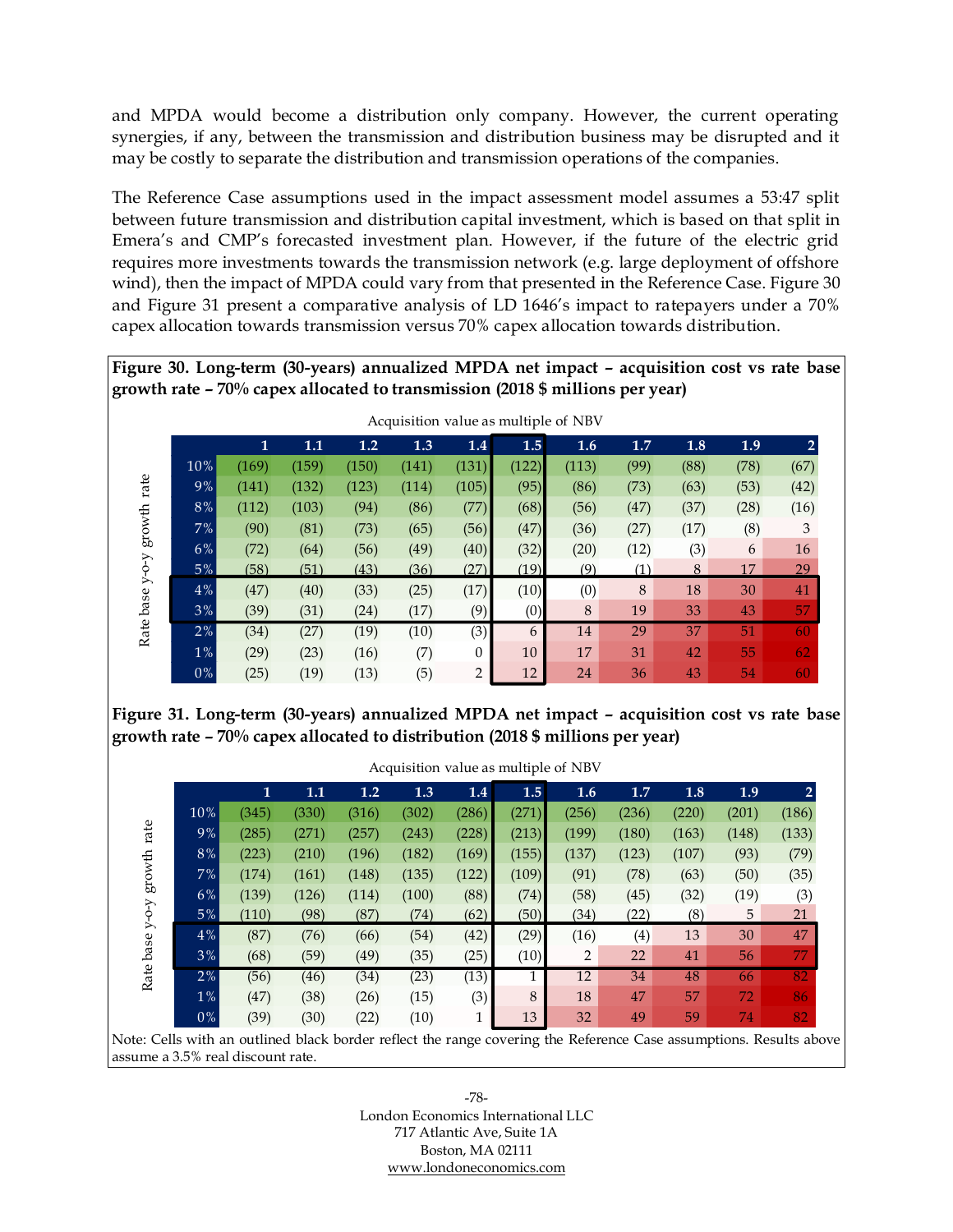and MPDA would become a distribution only company. However, the current operating synergies, if any, between the transmission and distribution business may be disrupted and it may be costly to separate the distribution and transmission operations of the companies.

The Reference Case assumptions used in the impact assessment model assumes a 53:47 split between future transmission and distribution capital investment, which is based on that split in Emera's and CMP's forecasted investment plan. However, if the future of the electric grid requires more investments towards the transmission network (e.g. large deployment of offshore wind), then the impact of MPDA could vary from that presented in the Reference Case. Figure 30 and Figure 31 present a comparative analysis of LD 1646's impact to ratepayers under a 70% capex allocation towards transmission versus 70% capex allocation towards distribution.

**Figure 30. Long-term (30-years) annualized MPDA net impact – acquisition cost vs rate base growth rate – 70% capex allocated to transmission (2018 $ millions per year)**

Acquisition value as multiple of NBV

| Rate base y-o-y growth rate | 1 | 1.1 | 1.2 | 1.3 | 1.4 | 1.5 | 1.6 | 1.7 | 1.8 | 1.9 | 2 |
|---|---|---|---|---|---|---|---|---|---|---|---|
| 10% | (169) | (159) | (150) | (141) | (131) | (122) | (113) | (99) | (88) | (78) | (67) |
| 9% | (141) | (132) | (123) | (114) | (105) | (95) | (86) | (73) | (63) | (53) | (42) |
| 8% | (112) | (103) | (94) | (86) | (77) | (68) | (56) | (47) | (37) | (28) | (16) |
| 7% | (90) | (81) | (73) | (65) | (56) | (47) | (36) | (27) | (17) | (8) | 3 |
| 6% | (72) | (64) | (56) | (49) | (40) | (32) | (20) | (12) | (3) | 6 | 16 |
| 5% | (58) | (51) | (43) | (36) | (27) | (19) | (9) | (1) | 8 | 17 | 29 |
| 4% | (47) | (40) | (33) | (25) | (17) | (10) | (0) | 8 | 18 | 30 | 41 |
| 3% | (39) | (31) | (24) | (17) | (9) | (0) | 8 | 19 | 33 | 43 | 57 |
| 2% | (34) | (27) | (19) | (10) | (3) | 6 | 14 | 29 | 37 | 51 | 60 |
| 1% | (29) | (23) | (16) | (7) | 0 | 10 | 17 | 31 | 42 | 55 | 62 |
| 0% | (25) | (19) | (13) | (5) | 2 | 12 | 24 | 36 | 43 | 54 | 60 |

**Figure 31. Long-term (30-years) annualized MPDA net impact – acquisition cost vs rate base growth rate – 70% capex allocated to distribution (2018 $ millions per year)**

Acquisition value as multiple of NBV

| Rate base y-o-y growth rate | 1 | 1.1 | 1.2 | 1.3 | 1.4 | 1.5 | 1.6 | 1.7 | 1.8 | 1.9 | 2 |
|---|---|---|---|---|---|---|---|---|---|---|---|
| 10% | (345) | (330) | (316) | (302) | (286) | (271) | (256) | (236) | (220) | (201) | (186) |
| 9% | (285) | (271) | (257) | (243) | (228) | (213) | (199) | (180) | (163) | (148) | (133) |
| 8% | (223) | (210) | (196) | (182) | (169) | (155) | (137) | (123) | (107) | (93) | (79) |
| 7% | (174) | (161) | (148) | (135) | (122) | (109) | (91) | (78) | (63) | (50) | (35) |
| 6% | (139) | (126) | (114) | (100) | (88) | (74) | (58) | (45) | (32) | (19) | (3) |
| 5% | (110) | (98) | (87) | (74) | (62) | (50) | (34) | (22) | (8) | 5 | 21 |
| 4% | (87) | (76) | (66) | (54) | (42) | (29) | (16) | (4) | 13 | 30 | 47 |
| 3% | (68) | (59) | (49) | (35) | (25) | (10) | 2 | 22 | 41 | 56 | 77 |
| 2% | (56) | (46) | (34) | (23) | (13) | 1 | 12 | 34 | 48 | 66 | 82 |
| 1% | (47) | (38) | (26) | (15) | (3) | 8 | 18 | 47 | 57 | 72 | 86 |
| 0% | (39) | (30) | (22) | (10) | 1 | 13 | 32 | 49 | 59 | 74 | 82 |

Note: Cells with an outlined black border reflect the range covering the Reference Case assumptions. Results above assume a 3.5% real discount rate.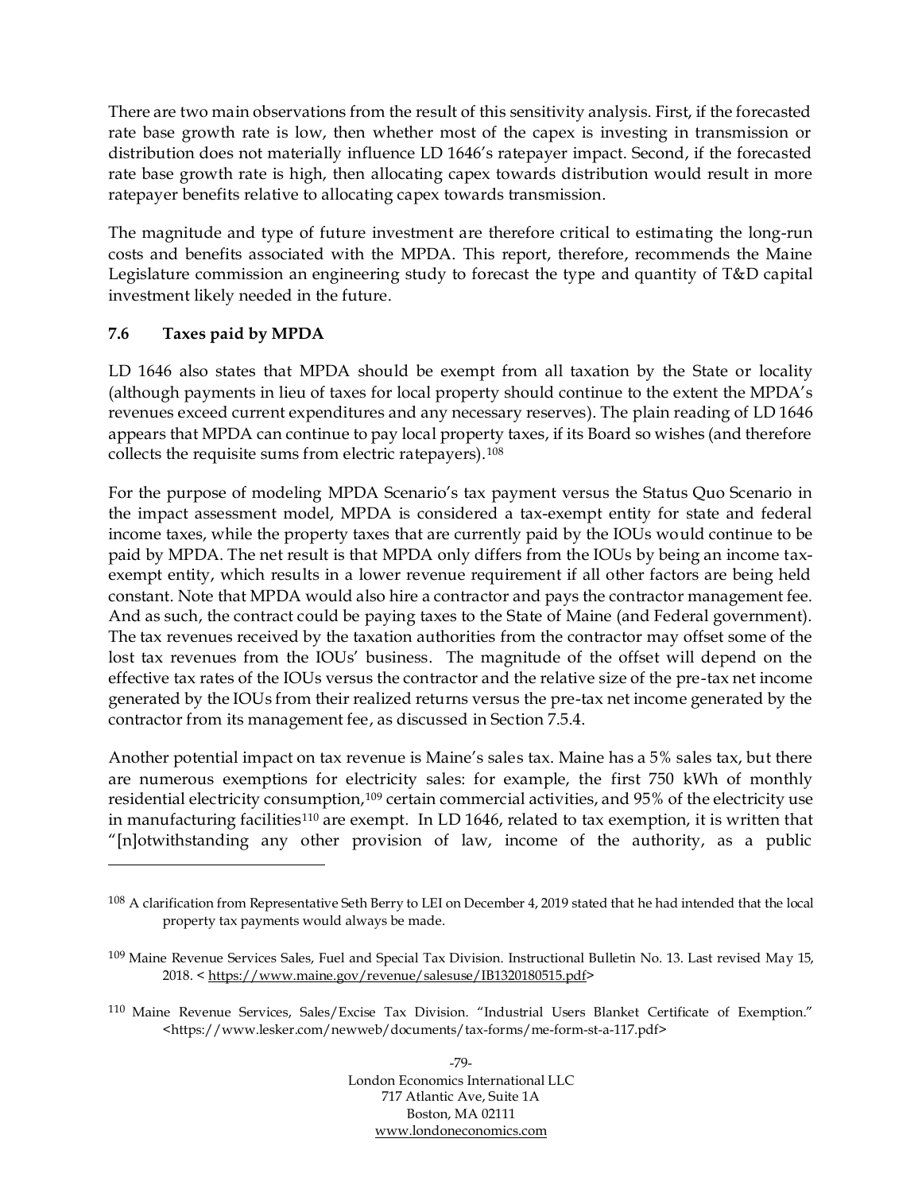There are two main observations from the result of this sensitivity analysis. First, if the forecasted rate base growth rate is low, then whether most of the capex is investing in transmission or distribution does not materially influence LD 1646's ratepayer impact. Second, if the forecasted rate base growth rate is high, then allocating capex towards distribution would result in more ratepayer benefits relative to allocating capex towards transmission.

The magnitude and type of future investment are therefore critical to estimating the long-run costs and benefits associated with the MPDA. This report, therefore, recommends the Maine Legislature commission an engineering study to forecast the type and quantity of T&D capital investment likely needed in the future.

### 7.6 Taxes paid by MPDA

LD 1646 also states that MPDA should be exempt from all taxation by the State or locality (although payments in lieu of taxes for local property should continue to the extent the MPDA's revenues exceed current expenditures and any necessary reserves). The plain reading of LD 1646 appears that MPDA can continue to pay local property taxes, if its Board so wishes (and therefore collects the requisite sums from electric ratepayers).[108]

For the purpose of modeling MPDA Scenario's tax payment versus the Status Quo Scenario in the impact assessment model, MPDA is considered a tax-exempt entity for state and federal income taxes, while the property taxes that are currently paid by the IOUs would continue to be paid by MPDA. The net result is that MPDA only differs from the IOUs by being an income tax-exempt entity, which results in a lower revenue requirement if all other factors are being held constant. Note that MPDA would also hire a contractor and pays the contractor management fee. And as such, the contract could be paying taxes to the State of Maine (and Federal government). The tax revenues received by the taxation authorities from the contractor may offset some of the lost tax revenues from the IOUs' business. The magnitude of the offset will depend on the effective tax rates of the IOUs versus the contractor and the relative size of the pre-tax net income generated by the IOUs from their realized returns versus the pre-tax net income generated by the contractor from its management fee, as discussed in Section 7.5.4.

Another potential impact on tax revenue is Maine's sales tax. Maine has a 5% sales tax, but there are numerous exemptions for electricity sales: for example, the first 750 kWh of monthly residential electricity consumption,[109] certain commercial activities, and 95% of the electricity use in manufacturing facilities[110] are exempt. In LD 1646, related to tax exemption, it is written that "[n]otwithstanding any other provision of law, income of the authority, as a public

---

[108] A clarification from Representative Seth Berry to LEI on December 4, 2019 stated that he had intended that the local property tax payments would always be made.

[109] Maine Revenue Services Sales, Fuel and Special Tax Division. Instructional Bulletin No. 13. Last revised May 15, 2018. < https://www.maine.gov/revenue/salesuse/IB1320180515.pdf>

[110] Maine Revenue Services, Sales/Excise Tax Division. "Industrial Users Blanket Certificate of Exemption." <https://www.lesker.com/newweb/documents/tax-forms/me-form-st-a-117.pdf>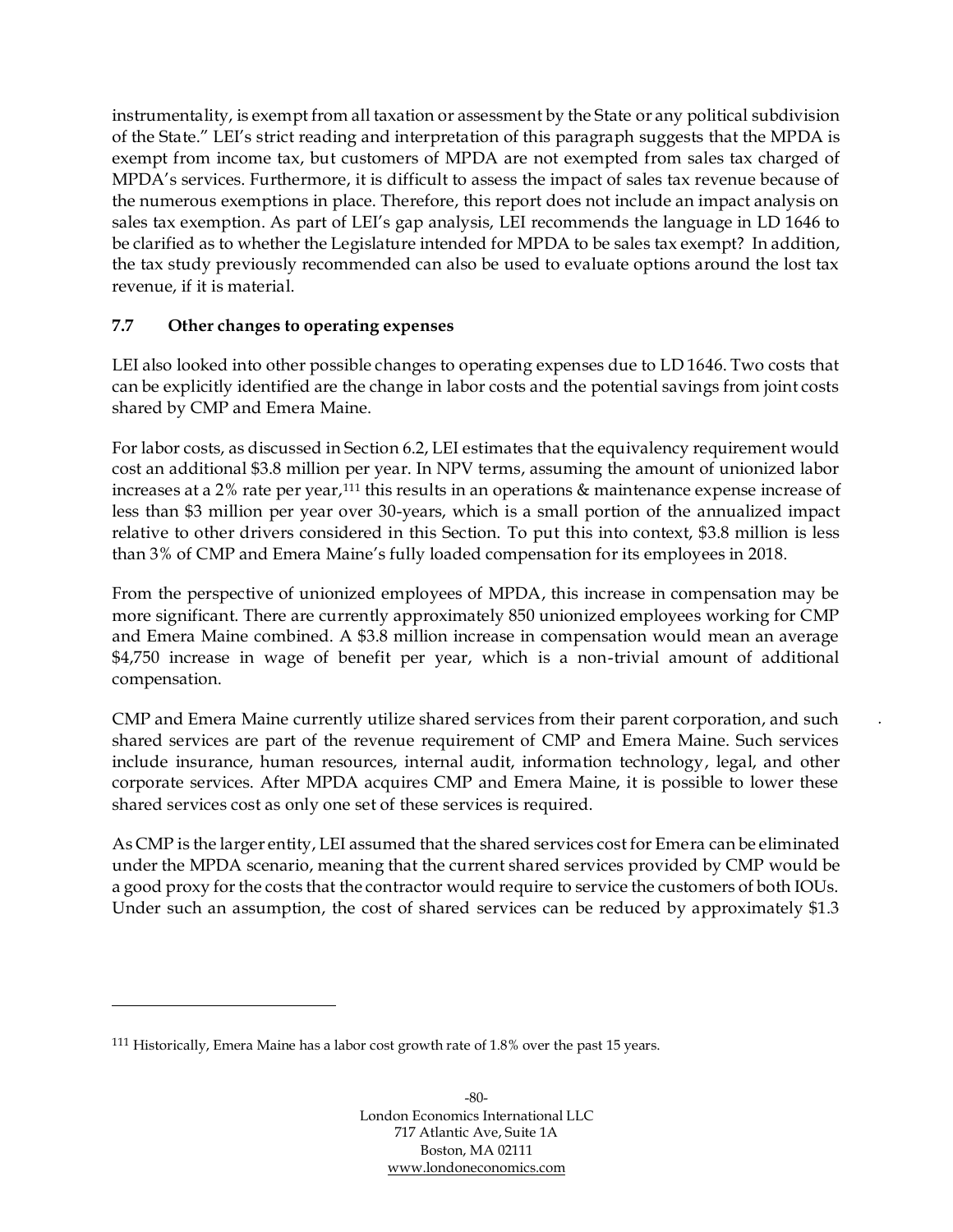instrumentality, is exempt from all taxation or assessment by the State or any political subdivision of the State." LEI's strict reading and interpretation of this paragraph suggests that the MPDA is exempt from income tax, but customers of MPDA are not exempted from sales tax charged of MPDA's services. Furthermore, it is difficult to assess the impact of sales tax revenue because of the numerous exemptions in place. Therefore, this report does not include an impact analysis on sales tax exemption. As part of LEI's gap analysis, LEI recommends the language in LD 1646 to be clarified as to whether the Legislature intended for MPDA to be sales tax exempt? In addition, the tax study previously recommended can also be used to evaluate options around the lost tax revenue, if it is material.

### 7.7 Other changes to operating expenses

LEI also looked into other possible changes to operating expenses due to LD 1646. Two costs that can be explicitly identified are the change in labor costs and the potential savings from joint costs shared by CMP and Emera Maine.

For labor costs, as discussed in Section 6.2, LEI estimates that the equivalency requirement would cost an additional $3.8 million per year. In NPV terms, assuming the amount of unionized labor increases at a 2% rate per year,[111] this results in an operations & maintenance expense increase of less than $3 million per year over 30-years, which is a small portion of the annualized impact relative to other drivers considered in this Section. To put this into context, $3.8 million is less than 3% of CMP and Emera Maine's fully loaded compensation for its employees in 2018.

From the perspective of unionized employees of MPDA, this increase in compensation may be more significant. There are currently approximately 850 unionized employees working for CMP and Emera Maine combined. A $3.8 million increase in compensation would mean an average $4,750 increase in wage of benefit per year, which is a non-trivial amount of additional compensation.

CMP and Emera Maine currently utilize shared services from their parent corporation, and such shared services are part of the revenue requirement of CMP and Emera Maine. Such services include insurance, human resources, internal audit, information technology, legal, and other corporate services. After MPDA acquires CMP and Emera Maine, it is possible to lower these shared services cost as only one set of these services is required.

As CMP is the larger entity, LEI assumed that the shared services cost for Emera can be eliminated under the MPDA scenario, meaning that the current shared services provided by CMP would be a good proxy for the costs that the contractor would require to service the customers of both IOUs. Under such an assumption, the cost of shared services can be reduced by approximately $1.3

---

[111] Historically, Emera Maine has a labor cost growth rate of 1.8% over the past 15 years.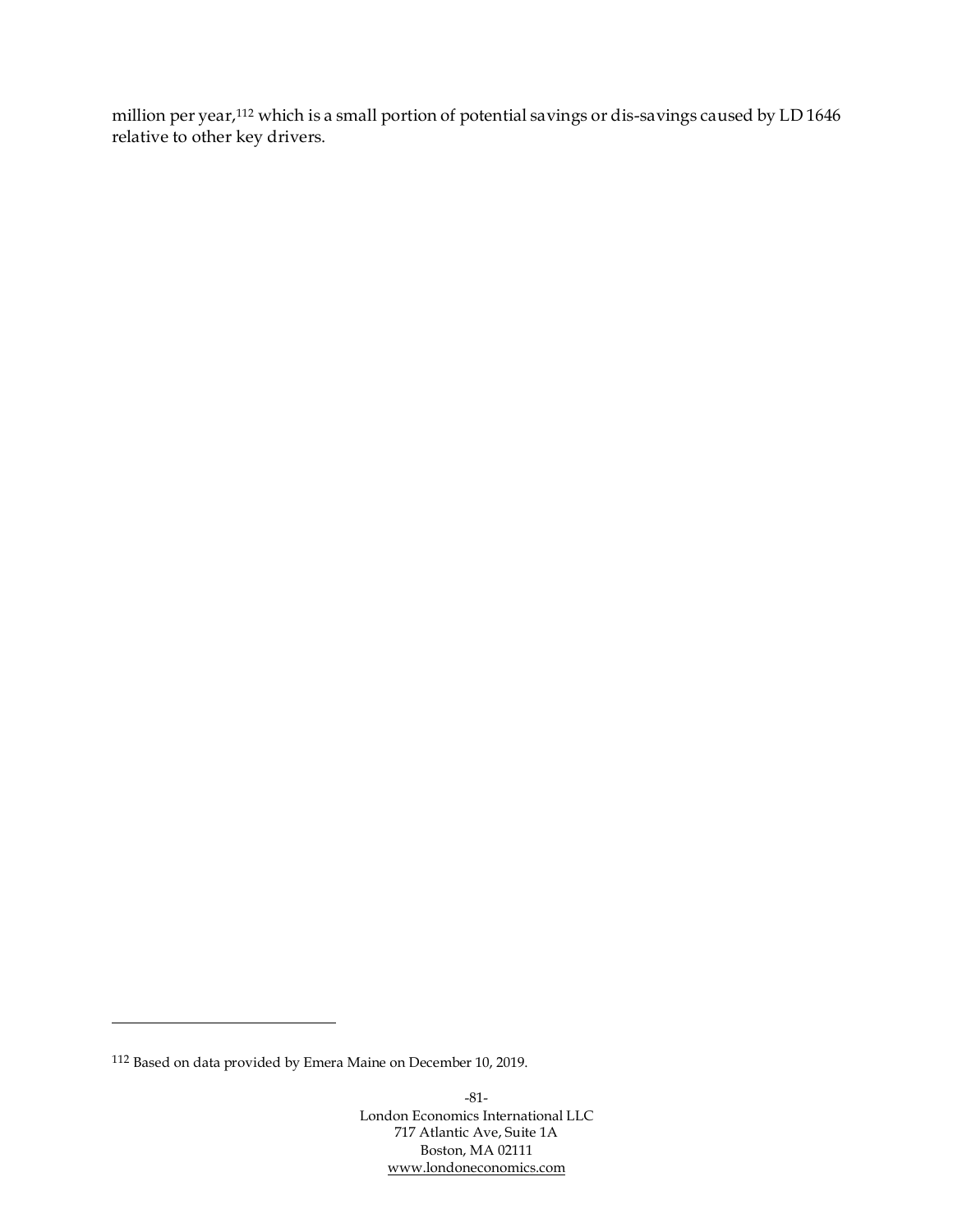million per year,[112] which is a small portion of potential savings or dis-savings caused by LD 1646 relative to other key drivers.

---

[112] Based on data provided by Emera Maine on December 10, 2019.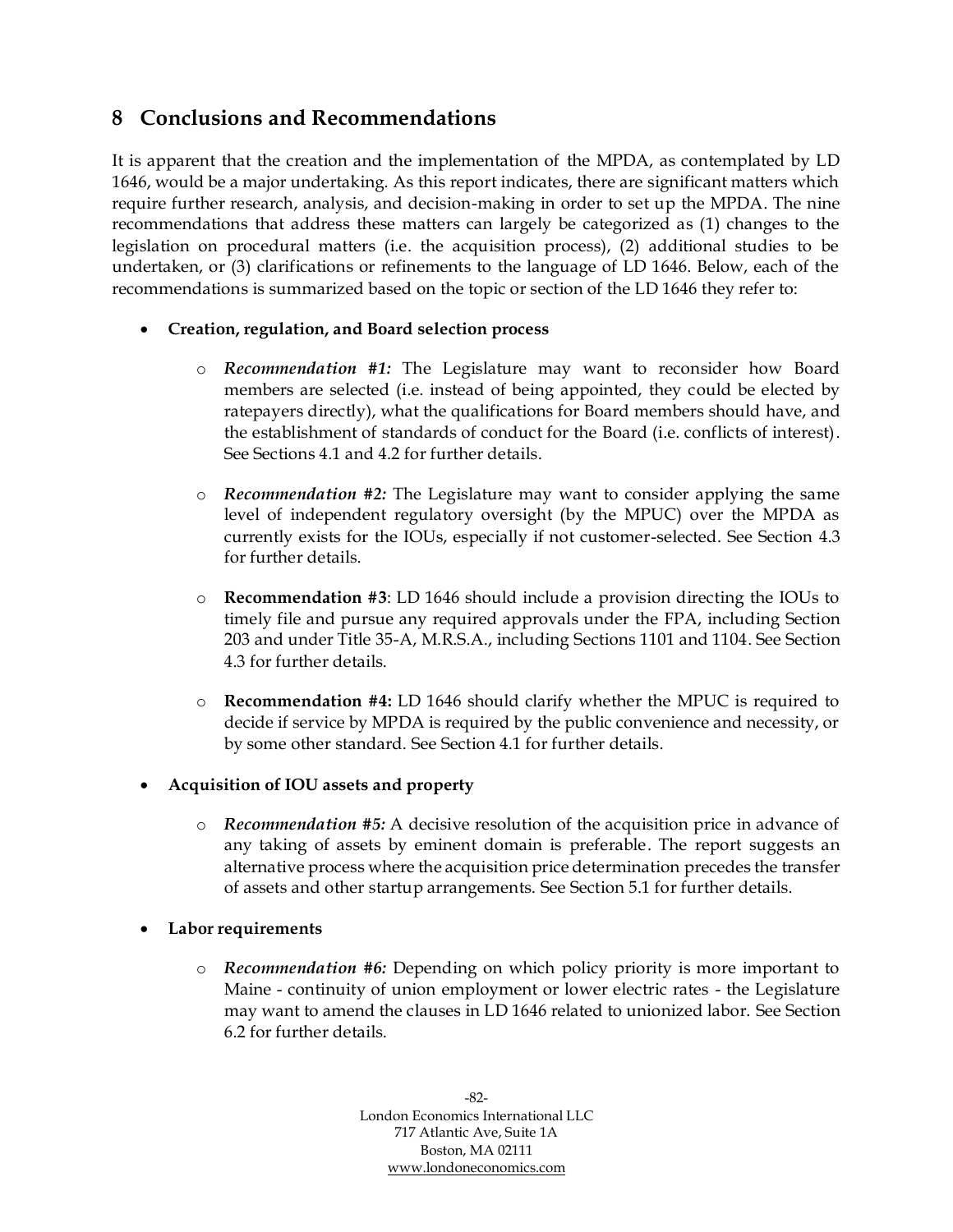## 8 Conclusions and Recommendations

It is apparent that the creation and the implementation of the MPDA, as contemplated by LD 1646, would be a major undertaking. As this report indicates, there are significant matters which require further research, analysis, and decision-making in order to set up the MPDA. The nine recommendations that address these matters can largely be categorized as (1) changes to the legislation on procedural matters (i.e. the acquisition process), (2) additional studies to be undertaken, or (3) clarifications or refinements to the language of LD 1646. Below, each of the recommendations is summarized based on the topic or section of the LD 1646 they refer to:

- **Creation, regulation, and Board selection process**
  - *Recommendation #1:* The Legislature may want to reconsider how Board members are selected (i.e. instead of being appointed, they could be elected by ratepayers directly), what the qualifications for Board members should have, and the establishment of standards of conduct for the Board (i.e. conflicts of interest). See Sections 4.1 and 4.2 for further details.
  - *Recommendation #2:* The Legislature may want to consider applying the same level of independent regulatory oversight (by the MPUC) over the MPDA as currently exists for the IOUs, especially if not customer-selected. See Section 4.3 for further details.
  - **Recommendation #3**: LD 1646 should include a provision directing the IOUs to timely file and pursue any required approvals under the FPA, including Section 203 and under Title 35-A, M.R.S.A., including Sections 1101 and 1104. See Section 4.3 for further details.
  - **Recommendation #4:** LD 1646 should clarify whether the MPUC is required to decide if service by MPDA is required by the public convenience and necessity, or by some other standard. See Section 4.1 for further details.
- **Acquisition of IOU assets and property**
  - *Recommendation #5:* A decisive resolution of the acquisition price in advance of any taking of assets by eminent domain is preferable. The report suggests an alternative process where the acquisition price determination precedes the transfer of assets and other startup arrangements. See Section 5.1 for further details.
- **Labor requirements**
  - *Recommendation #6:* Depending on which policy priority is more important to Maine - continuity of union employment or lower electric rates - the Legislature may want to amend the clauses in LD 1646 related to unionized labor. See Section 6.2 for further details.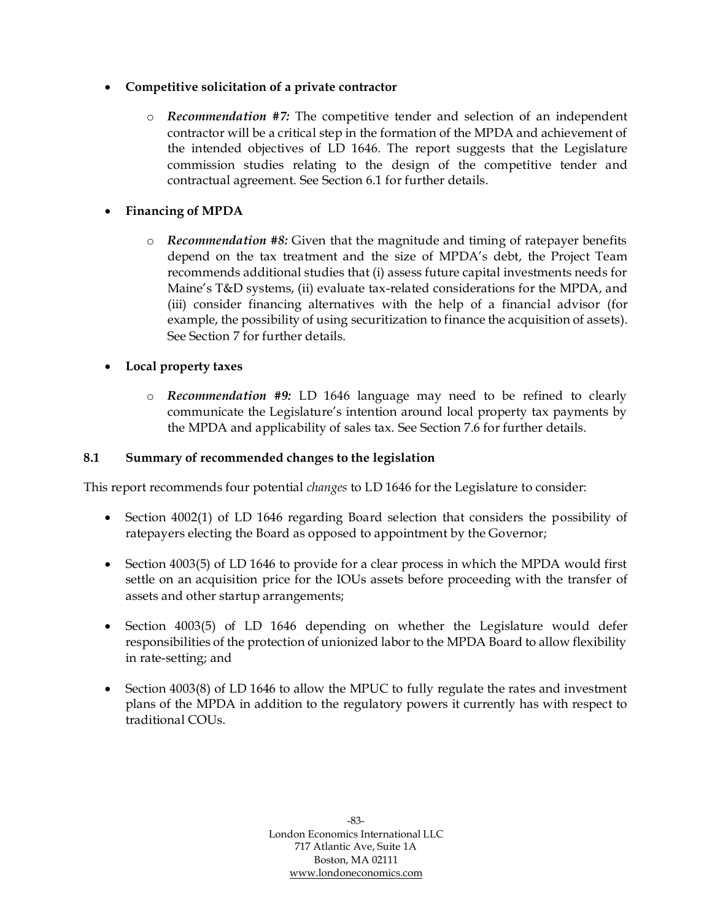- **Competitive solicitation of a private contractor**

    - *Recommendation #7:* The competitive tender and selection of an independent contractor will be a critical step in the formation of the MPDA and achievement of the intended objectives of LD 1646. The report suggests that the Legislature commission studies relating to the design of the competitive tender and contractual agreement. See Section 6.1 for further details.

- **Financing of MPDA**

    - *Recommendation #8:* Given that the magnitude and timing of ratepayer benefits depend on the tax treatment and the size of MPDA's debt, the Project Team recommends additional studies that (i) assess future capital investments needs for Maine's T&D systems, (ii) evaluate tax-related considerations for the MPDA, and (iii) consider financing alternatives with the help of a financial advisor (for example, the possibility of using securitization to finance the acquisition of assets). See Section 7 for further details.

- **Local property taxes**

    - *Recommendation #9:* LD 1646 language may need to be refined to clearly communicate the Legislature's intention around local property tax payments by the MPDA and applicability of sales tax. See Section 7.6 for further details.

### 8.1 Summary of recommended changes to the legislation

This report recommends four potential *changes* to LD 1646 for the Legislature to consider:

- Section 4002(1) of LD 1646 regarding Board selection that considers the possibility of ratepayers electing the Board as opposed to appointment by the Governor;

- Section 4003(5) of LD 1646 to provide for a clear process in which the MPDA would first settle on an acquisition price for the IOUs assets before proceeding with the transfer of assets and other startup arrangements;

- Section 4003(5) of LD 1646 depending on whether the Legislature would defer responsibilities of the protection of unionized labor to the MPDA Board to allow flexibility in rate-setting; and

- Section 4003(8) of LD 1646 to allow the MPUC to fully regulate the rates and investment plans of the MPDA in addition to the regulatory powers it currently has with respect to traditional COUs.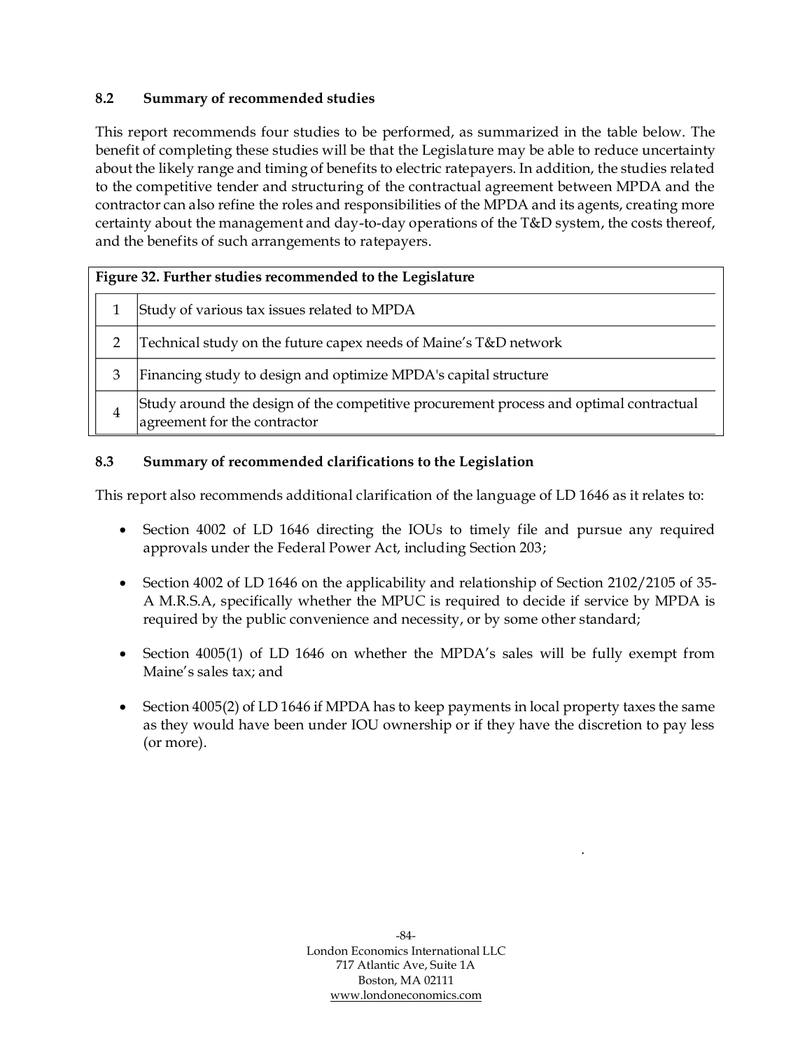### 8.2 Summary of recommended studies

This report recommends four studies to be performed, as summarized in the table below. The benefit of completing these studies will be that the Legislature may be able to reduce uncertainty about the likely range and timing of benefits to electric ratepayers. In addition, the studies related to the competitive tender and structuring of the contractual agreement between MPDA and the contractor can also refine the roles and responsibilities of the MPDA and its agents, creating more certainty about the management and day-to-day operations of the T&D system, the costs thereof, and the benefits of such arrangements to ratepayers.

**Figure 32. Further studies recommended to the Legislature**

| | |
|---|---|
| 1 | Study of various tax issues related to MPDA |
| 2 | Technical study on the future capex needs of Maine's T&D network |
| 3 | Financing study to design and optimize MPDA's capital structure |
| 4 | Study around the design of the competitive procurement process and optimal contractual agreement for the contractor |

### 8.3 Summary of recommended clarifications to the Legislation

This report also recommends additional clarification of the language of LD 1646 as it relates to:

- Section 4002 of LD 1646 directing the IOUs to timely file and pursue any required approvals under the Federal Power Act, including Section 203;
- Section 4002 of LD 1646 on the applicability and relationship of Section 2102/2105 of 35-A M.R.S.A, specifically whether the MPUC is required to decide if service by MPDA is required by the public convenience and necessity, or by some other standard;
- Section 4005(1) of LD 1646 on whether the MPDA's sales will be fully exempt from Maine's sales tax; and
- Section 4005(2) of LD 1646 if MPDA has to keep payments in local property taxes the same as they would have been under IOU ownership or if they have the discretion to pay less (or more).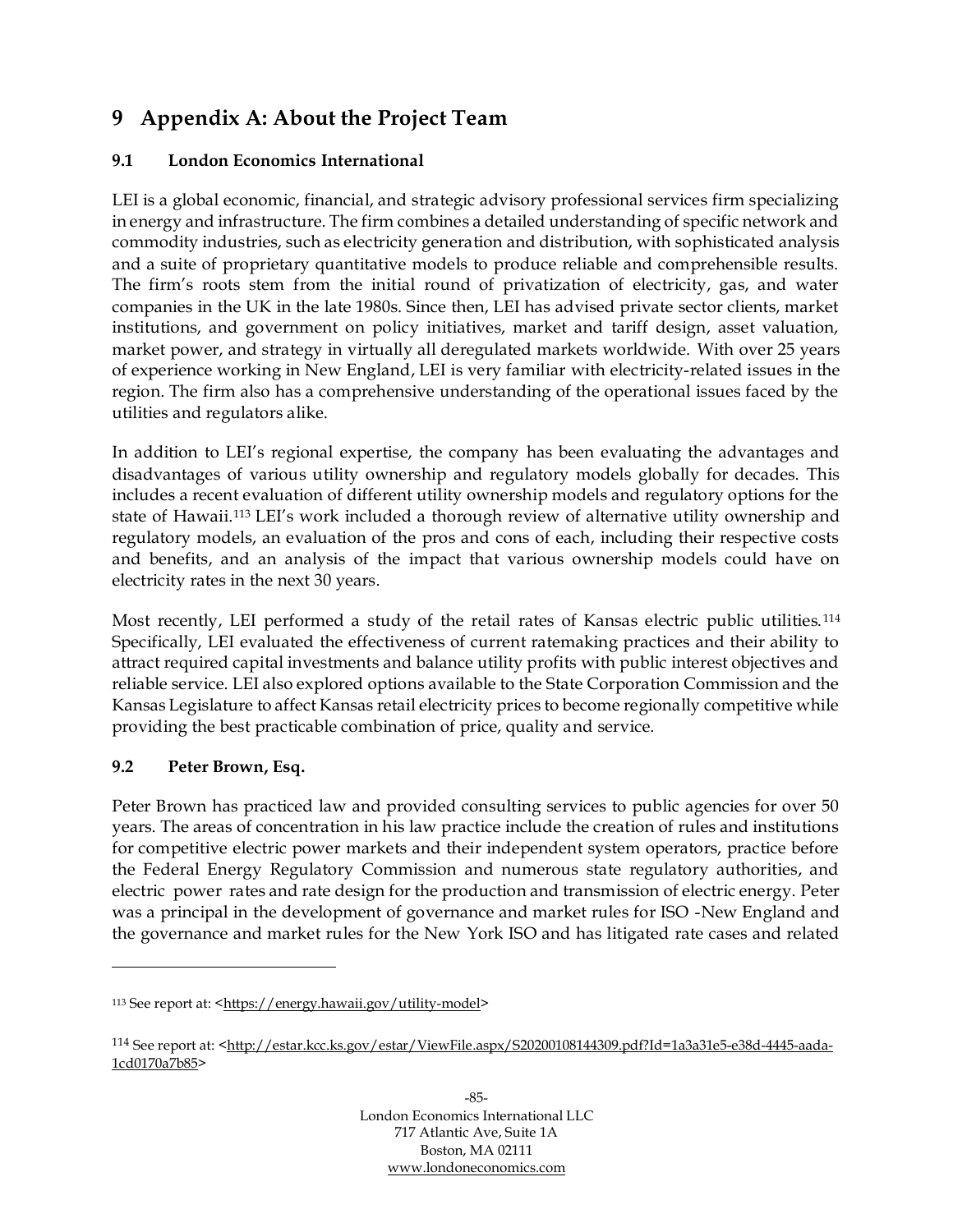# 9 Appendix A: About the Project Team

## 9.1 London Economics International

LEI is a global economic, financial, and strategic advisory professional services firm specializing in energy and infrastructure. The firm combines a detailed understanding of specific network and commodity industries, such as electricity generation and distribution, with sophisticated analysis and a suite of proprietary quantitative models to produce reliable and comprehensible results. The firm's roots stem from the initial round of privatization of electricity, gas, and water companies in the UK in the late 1980s. Since then, LEI has advised private sector clients, market institutions, and government on policy initiatives, market and tariff design, asset valuation, market power, and strategy in virtually all deregulated markets worldwide. With over 25 years of experience working in New England, LEI is very familiar with electricity-related issues in the region. The firm also has a comprehensive understanding of the operational issues faced by the utilities and regulators alike.

In addition to LEI's regional expertise, the company has been evaluating the advantages and disadvantages of various utility ownership and regulatory models globally for decades. This includes a recent evaluation of different utility ownership models and regulatory options for the state of Hawaii.[113] LEI's work included a thorough review of alternative utility ownership and regulatory models, an evaluation of the pros and cons of each, including their respective costs and benefits, and an analysis of the impact that various ownership models could have on electricity rates in the next 30 years.

Most recently, LEI performed a study of the retail rates of Kansas electric public utilities.[114] Specifically, LEI evaluated the effectiveness of current ratemaking practices and their ability to attract required capital investments and balance utility profits with public interest objectives and reliable service. LEI also explored options available to the State Corporation Commission and the Kansas Legislature to affect Kansas retail electricity prices to become regionally competitive while providing the best practicable combination of price, quality and service.

## 9.2 Peter Brown, Esq.

Peter Brown has practiced law and provided consulting services to public agencies for over 50 years. The areas of concentration in his law practice include the creation of rules and institutions for competitive electric power markets and their independent system operators, practice before the Federal Energy Regulatory Commission and numerous state regulatory authorities, and electric power rates and rate design for the production and transmission of electric energy. Peter was a principal in the development of governance and market rules for ISO -New England and the governance and market rules for the New York ISO and has litigated rate cases and related

---

[113] See report at: <https://energy.hawaii.gov/utility-model>

[114] See report at: <http://estar.kcc.ks.gov/estar/ViewFile.aspx/S20200108144309.pdf?Id=1a3a31e5-e38d-4445-aada-1cd0170a7b85>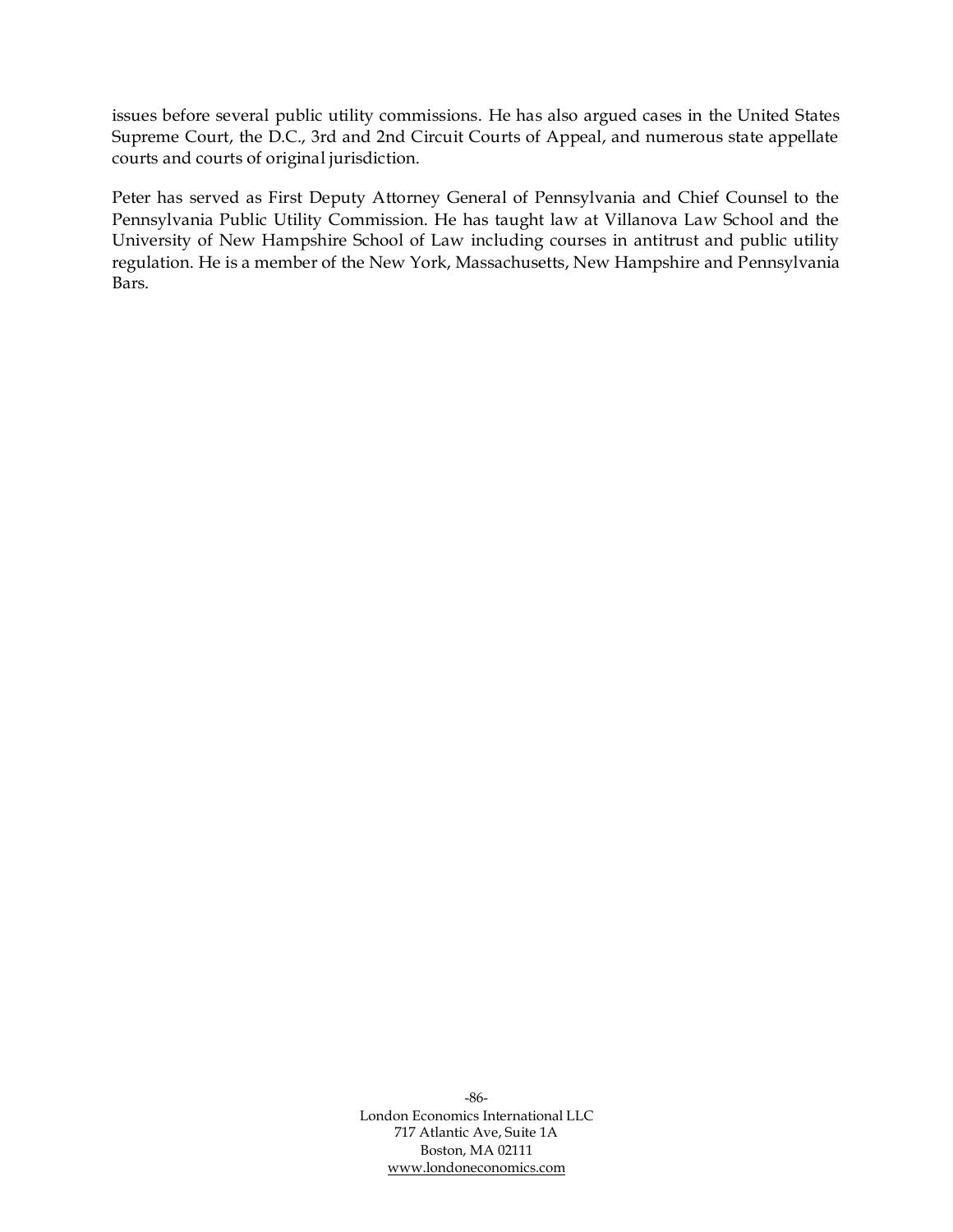issues before several public utility commissions. He has also argued cases in the United States Supreme Court, the D.C., 3rd and 2nd Circuit Courts of Appeal, and numerous state appellate courts and courts of original jurisdiction.

Peter has served as First Deputy Attorney General of Pennsylvania and Chief Counsel to the Pennsylvania Public Utility Commission. He has taught law at Villanova Law School and the University of New Hampshire School of Law including courses in antitrust and public utility regulation. He is a member of the New York, Massachusetts, New Hampshire and Pennsylvania Bars.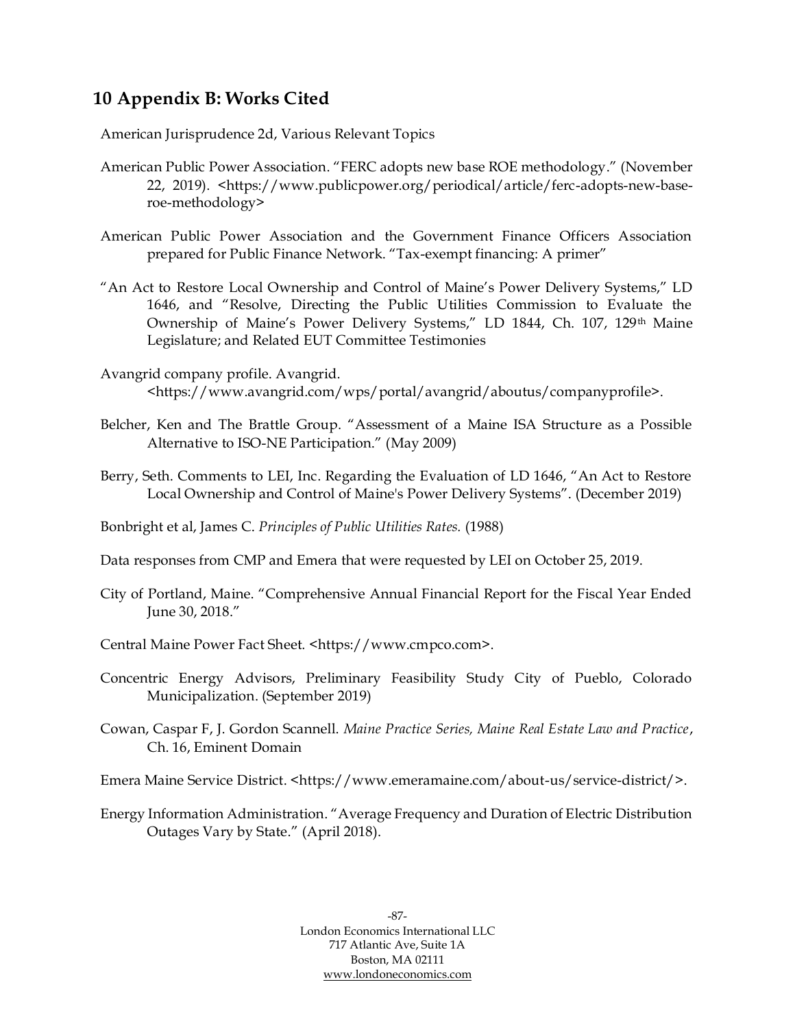## 10 Appendix B: Works Cited

American Jurisprudence 2d, Various Relevant Topics

American Public Power Association. "FERC adopts new base ROE methodology." (November 22, 2019). <https://www.publicpower.org/periodical/article/ferc-adopts-new-base-roe-methodology>

American Public Power Association and the Government Finance Officers Association prepared for Public Finance Network. "Tax-exempt financing: A primer"

"An Act to Restore Local Ownership and Control of Maine's Power Delivery Systems," LD 1646, and "Resolve, Directing the Public Utilities Commission to Evaluate the Ownership of Maine's Power Delivery Systems," LD 1844, Ch. 107, 129th Maine Legislature; and Related EUT Committee Testimonies

Avangrid company profile. Avangrid. <https://www.avangrid.com/wps/portal/avangrid/aboutus/companyprofile>.

Belcher, Ken and The Brattle Group. "Assessment of a Maine ISA Structure as a Possible Alternative to ISO-NE Participation." (May 2009)

Berry, Seth. Comments to LEI, Inc. Regarding the Evaluation of LD 1646, "An Act to Restore Local Ownership and Control of Maine's Power Delivery Systems". (December 2019)

Bonbright et al, James C. *Principles of Public Utilities Rates.* (1988)

Data responses from CMP and Emera that were requested by LEI on October 25, 2019.

City of Portland, Maine. "Comprehensive Annual Financial Report for the Fiscal Year Ended June 30, 2018."

Central Maine Power Fact Sheet. <https://www.cmpco.com>.

Concentric Energy Advisors, Preliminary Feasibility Study City of Pueblo, Colorado Municipalization. (September 2019)

Cowan, Caspar F, J. Gordon Scannell. *Maine Practice Series, Maine Real Estate Law and Practice*, Ch. 16, Eminent Domain

Emera Maine Service District. <https://www.emeramaine.com/about-us/service-district/>.

Energy Information Administration. "Average Frequency and Duration of Electric Distribution Outages Vary by State." (April 2018).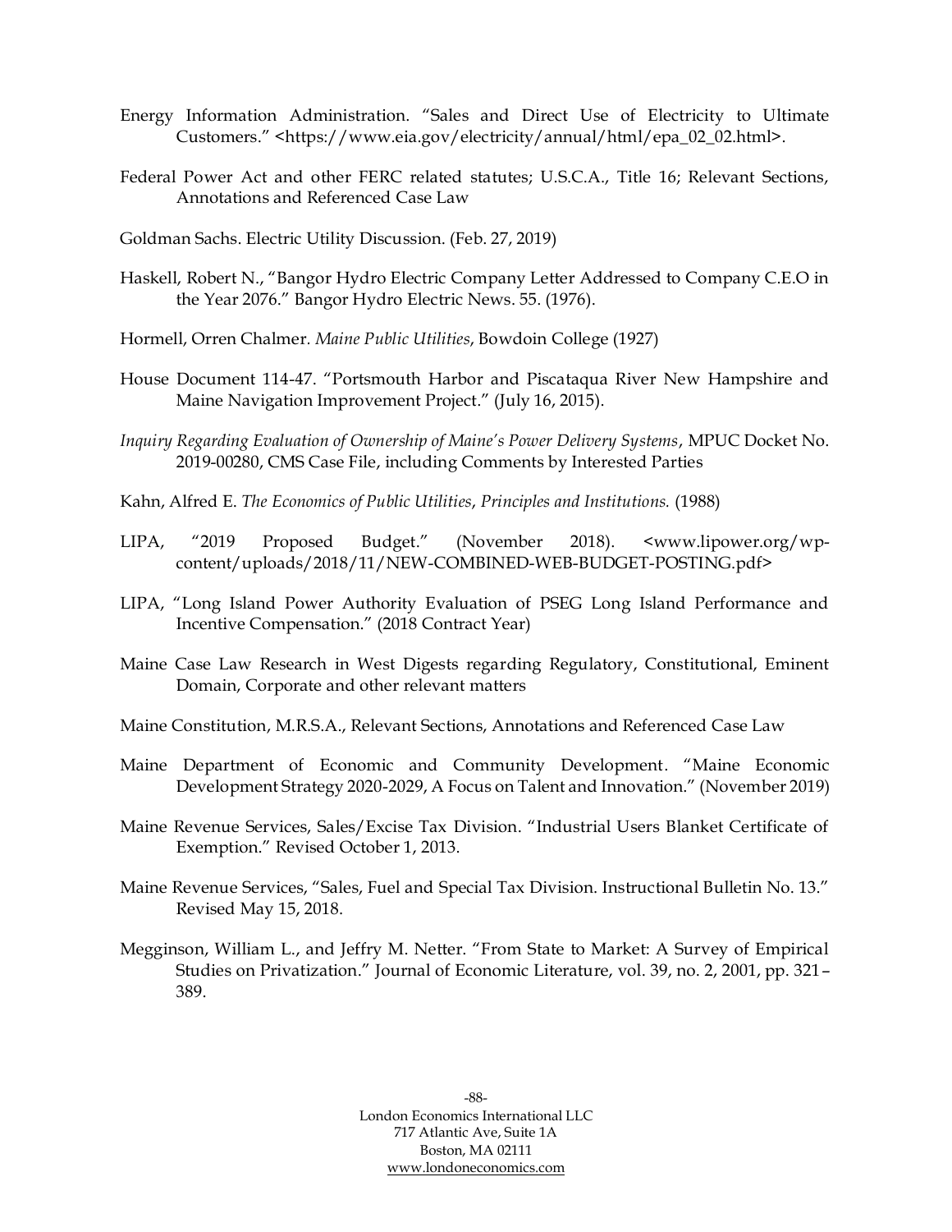Energy Information Administration. "Sales and Direct Use of Electricity to Ultimate Customers." <https://www.eia.gov/electricity/annual/html/epa_02_02.html>.

Federal Power Act and other FERC related statutes; U.S.C.A., Title 16; Relevant Sections, Annotations and Referenced Case Law

Goldman Sachs. Electric Utility Discussion. (Feb. 27, 2019)

Haskell, Robert N., "Bangor Hydro Electric Company Letter Addressed to Company C.E.O in the Year 2076." Bangor Hydro Electric News. 55. (1976).

Hormell, Orren Chalmer. *Maine Public Utilities*, Bowdoin College (1927)

House Document 114-47. "Portsmouth Harbor and Piscataqua River New Hampshire and Maine Navigation Improvement Project." (July 16, 2015).

*Inquiry Regarding Evaluation of Ownership of Maine's Power Delivery Systems*, MPUC Docket No. 2019-00280, CMS Case File, including Comments by Interested Parties

Kahn, Alfred E. *The Economics of Public Utilities*, *Principles and Institutions.* (1988)

LIPA, "2019 Proposed Budget." (November 2018). <www.lipower.org/wp-content/uploads/2018/11/NEW-COMBINED-WEB-BUDGET-POSTING.pdf>

LIPA, "Long Island Power Authority Evaluation of PSEG Long Island Performance and Incentive Compensation." (2018 Contract Year)

Maine Case Law Research in West Digests regarding Regulatory, Constitutional, Eminent Domain, Corporate and other relevant matters

Maine Constitution, M.R.S.A., Relevant Sections, Annotations and Referenced Case Law

Maine Department of Economic and Community Development. "Maine Economic Development Strategy 2020-2029, A Focus on Talent and Innovation." (November 2019)

Maine Revenue Services, Sales/Excise Tax Division. "Industrial Users Blanket Certificate of Exemption." Revised October 1, 2013.

Maine Revenue Services, "Sales, Fuel and Special Tax Division. Instructional Bulletin No. 13." Revised May 15, 2018.

Megginson, William L., and Jeffry M. Netter. "From State to Market: A Survey of Empirical Studies on Privatization." Journal of Economic Literature, vol. 39, no. 2, 2001, pp. 321–389.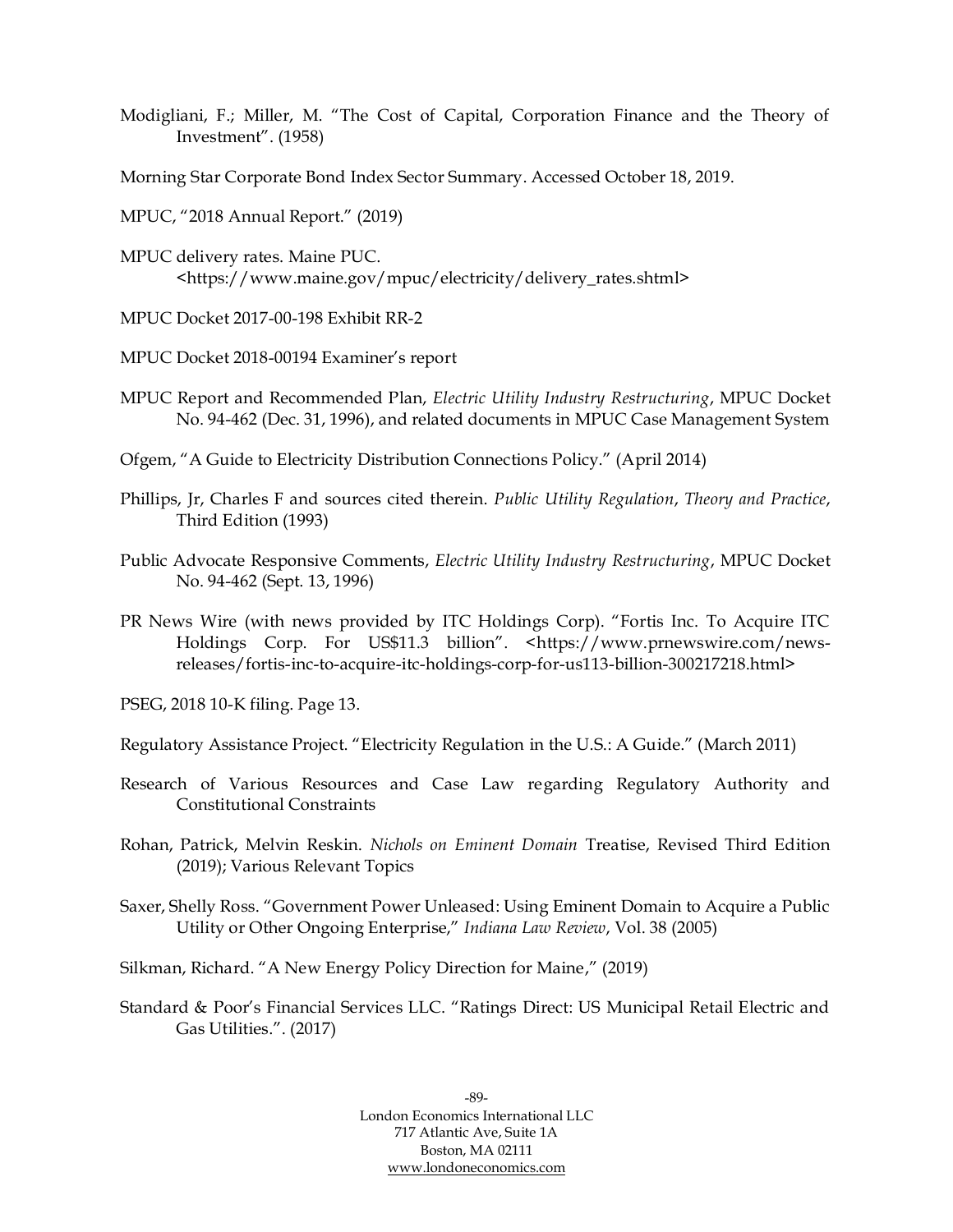Modigliani, F.; Miller, M. "The Cost of Capital, Corporation Finance and the Theory of Investment". (1958)

Morning Star Corporate Bond Index Sector Summary. Accessed October 18, 2019.

MPUC, "2018 Annual Report." (2019)

MPUC delivery rates. Maine PUC. <https://www.maine.gov/mpuc/electricity/delivery_rates.shtml>

MPUC Docket 2017-00-198 Exhibit RR-2

MPUC Docket 2018-00194 Examiner's report

MPUC Report and Recommended Plan, *Electric Utility Industry Restructuring*, MPUC Docket No. 94-462 (Dec. 31, 1996), and related documents in MPUC Case Management System

Ofgem, "A Guide to Electricity Distribution Connections Policy." (April 2014)

Phillips, Jr, Charles F and sources cited therein. *Public Utility Regulation*, *Theory and Practice*, Third Edition (1993)

Public Advocate Responsive Comments, *Electric Utility Industry Restructuring*, MPUC Docket No. 94-462 (Sept. 13, 1996)

PR News Wire (with news provided by ITC Holdings Corp). "Fortis Inc. To Acquire ITC Holdings Corp. For US$11.3 billion". <https://www.prnewswire.com/news-releases/fortis-inc-to-acquire-itc-holdings-corp-for-us113-billion-300217218.html>

PSEG, 2018 10-K filing. Page 13.

Regulatory Assistance Project. "Electricity Regulation in the U.S.: A Guide." (March 2011)

Research of Various Resources and Case Law regarding Regulatory Authority and Constitutional Constraints

Rohan, Patrick, Melvin Reskin. *Nichols on Eminent Domain* Treatise, Revised Third Edition (2019); Various Relevant Topics

Saxer, Shelly Ross. "Government Power Unleased: Using Eminent Domain to Acquire a Public Utility or Other Ongoing Enterprise," *Indiana Law Review*, Vol. 38 (2005)

Silkman, Richard. "A New Energy Policy Direction for Maine," (2019)

Standard & Poor's Financial Services LLC. "Ratings Direct: US Municipal Retail Electric and Gas Utilities.". (2017)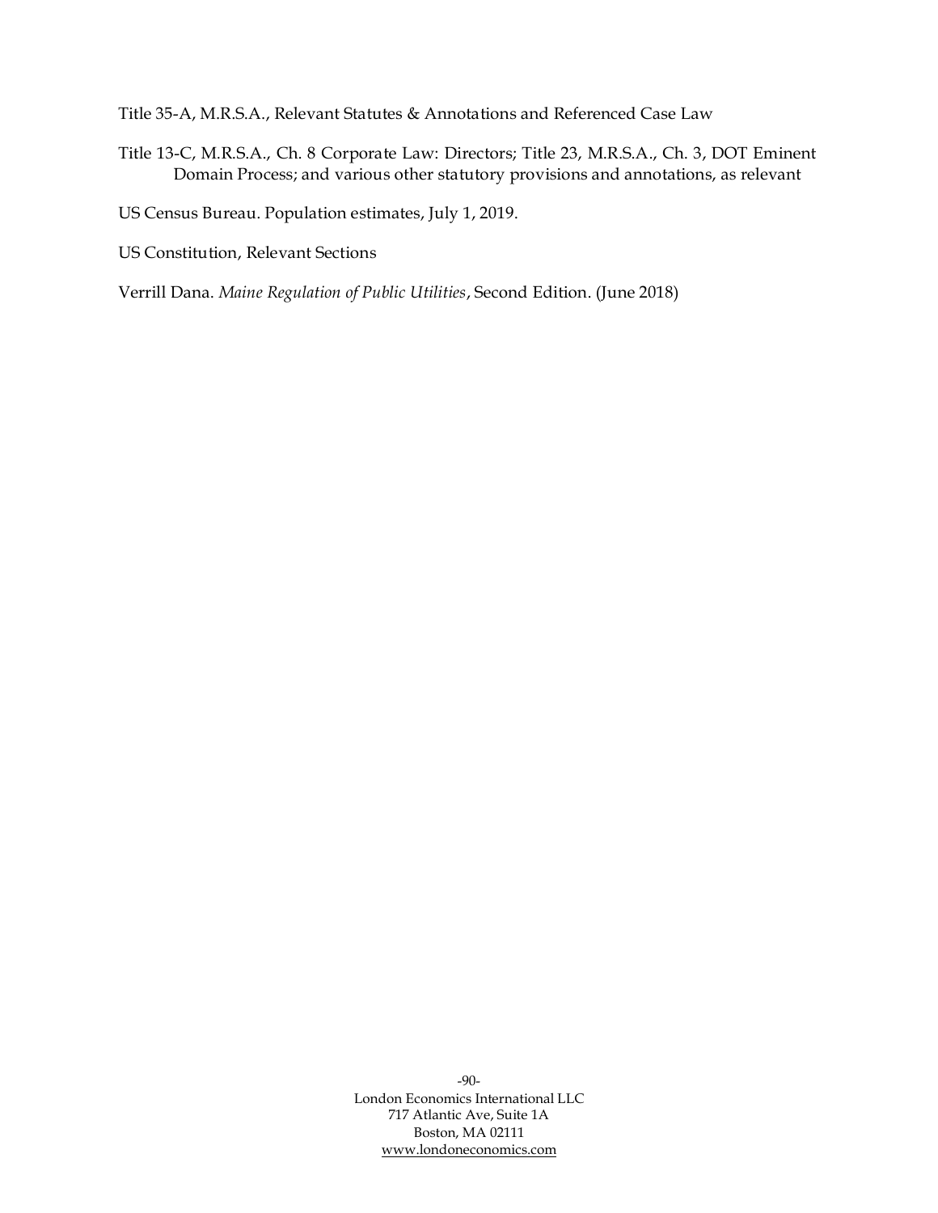Title 35-A, M.R.S.A., Relevant Statutes & Annotations and Referenced Case Law

Title 13-C, M.R.S.A., Ch. 8 Corporate Law: Directors; Title 23, M.R.S.A., Ch. 3, DOT Eminent Domain Process; and various other statutory provisions and annotations, as relevant

US Census Bureau. Population estimates, July 1, 2019.

US Constitution, Relevant Sections

Verrill Dana. *Maine Regulation of Public Utilities*, Second Edition. (June 2018)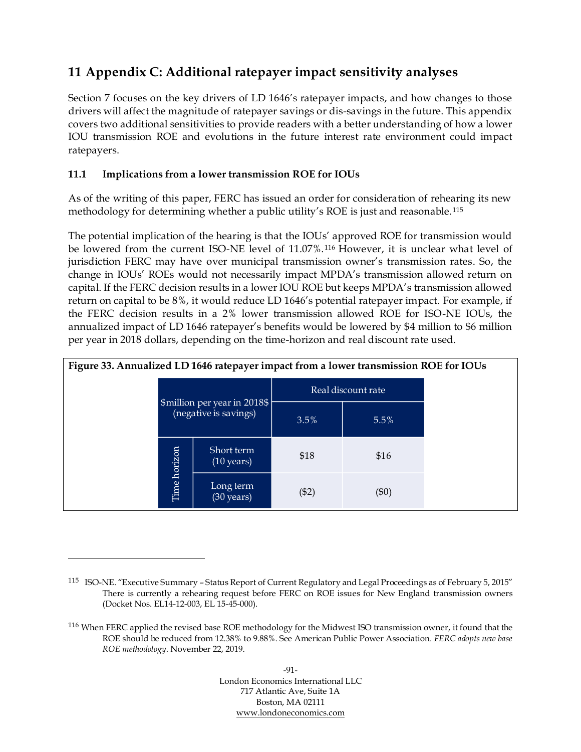# 11 Appendix C: Additional ratepayer impact sensitivity analyses

Section 7 focuses on the key drivers of LD 1646's ratepayer impacts, and how changes to those drivers will affect the magnitude of ratepayer savings or dis-savings in the future. This appendix covers two additional sensitivities to provide readers with a better understanding of how a lower IOU transmission ROE and evolutions in the future interest rate environment could impact ratepayers.

### 11.1 Implications from a lower transmission ROE for IOUs

As of the writing of this paper, FERC has issued an order for consideration of rehearing its new methodology for determining whether a public utility's ROE is just and reasonable.[115]

The potential implication of the hearing is that the IOUs' approved ROE for transmission would be lowered from the current ISO-NE level of 11.07%.[116] However, it is unclear what level of jurisdiction FERC may have over municipal transmission owner's transmission rates. So, the change in IOUs' ROEs would not necessarily impact MPDA's transmission allowed return on capital. If the FERC decision results in a lower IOU ROE but keeps MPDA's transmission allowed return on capital to be 8%, it would reduce LD 1646's potential ratepayer impact. For example, if the FERC decision results in a 2% lower transmission allowed ROE for ISO-NE IOUs, the annualized impact of LD 1646 ratepayer's benefits would be lowered by $4 million to $6 million per year in 2018 dollars, depending on the time-horizon and real discount rate used.

**Figure 33. Annualized LD 1646 ratepayer impact from a lower transmission ROE for IOUs**

| $million per year in 2018$ (negative is savings) | | Real discount rate | |
|---|---|---|---|
| | | 3.5% | 5.5% |
| Time horizon | Short term (10 years) | $18 | $16 |
| | Long term (30 years) | ($2) | ($0) |

[115] ISO-NE. "Executive Summary – Status Report of Current Regulatory and Legal Proceedings as of February 5, 2015" There is currently a rehearing request before FERC on ROE issues for New England transmission owners (Docket Nos. EL14-12-003, EL 15-45-000).

[116] When FERC applied the revised base ROE methodology for the Midwest ISO transmission owner, it found that the ROE should be reduced from 12.38% to 9.88%. See American Public Power Association. *FERC adopts new base ROE methodology*. November 22, 2019.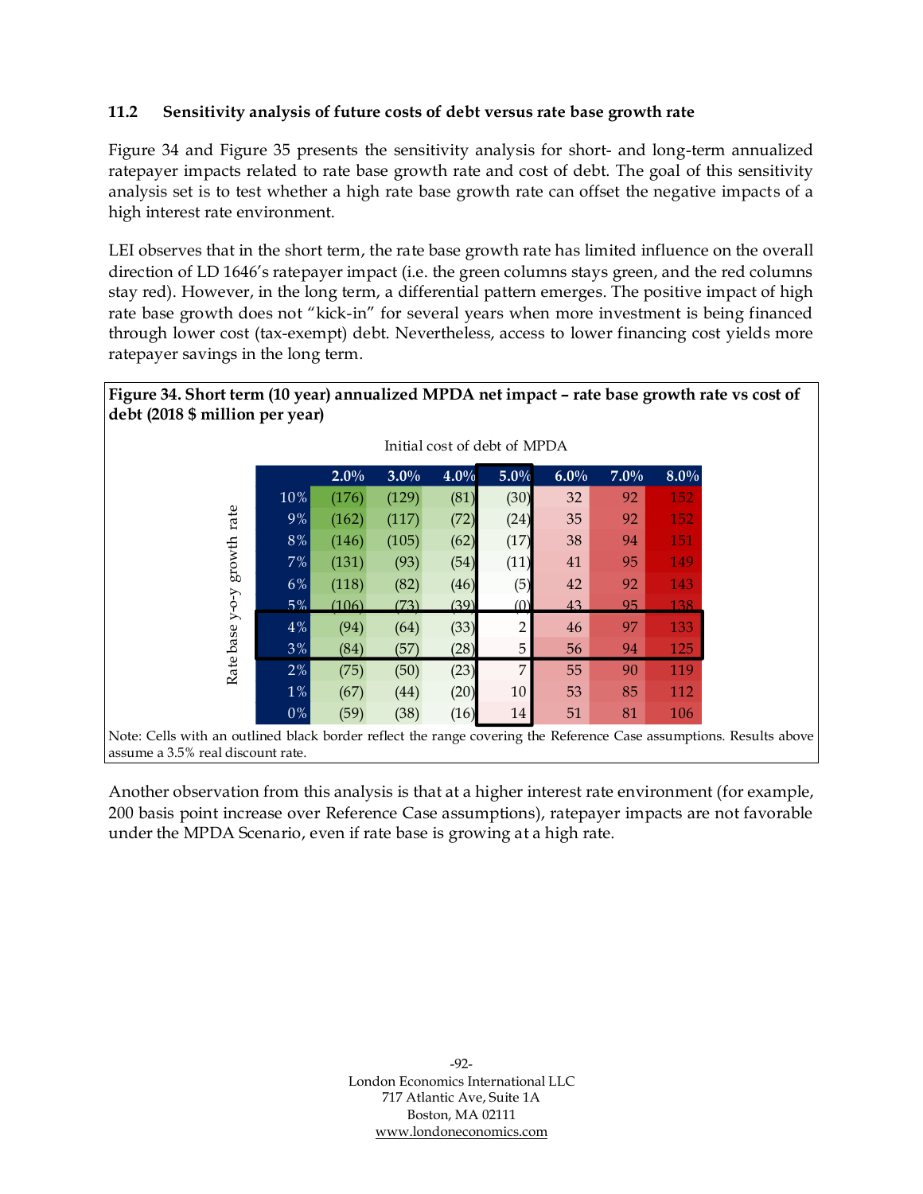### 11.2 Sensitivity analysis of future costs of debt versus rate base growth rate

Figure 34 and Figure 35 presents the sensitivity analysis for short- and long-term annualized ratepayer impacts related to rate base growth rate and cost of debt. The goal of this sensitivity analysis set is to test whether a high rate base growth rate can offset the negative impacts of a high interest rate environment.

LEI observes that in the short term, the rate base growth rate has limited influence on the overall direction of LD 1646's ratepayer impact (i.e. the green columns stays green, and the red columns stay red). However, in the long term, a differential pattern emerges. The positive impact of high rate base growth does not "kick-in" for several years when more investment is being financed through lower cost (tax-exempt) debt. Nevertheless, access to lower financing cost yields more ratepayer savings in the long term.

**Figure 34. Short term (10 year) annualized MPDA net impact – rate base growth rate vs cost of debt (2018 $ million per year)**

Initial cost of debt of MPDA

| Rate base y-o-y growth rate | 2.0% | 3.0% | 4.0% | 5.0% | 6.0% | 7.0% | 8.0% |
|---|---|---|---|---|---|---|---|
| 10% | (176) | (129) | (81) | (30) | 32 | 92 | 152 |
| 9% | (162) | (117) | (72) | (24) | 35 | 92 | 152 |
| 8% | (146) | (105) | (62) | (17) | 38 | 94 | 151 |
| 7% | (131) | (93) | (54) | (11) | 41 | 95 | 149 |
| 6% | (118) | (82) | (46) | (5) | 42 | 92 | 143 |
| 5% | (106) | (73) | (39) | (0) | 43 | 95 | 138 |
| 4% | (94) | (64) | (33) | 2 | 46 | 97 | 133 |
| 3% | (84) | (57) | (28) | 5 | 56 | 94 | 125 |
| 2% | (75) | (50) | (23) | 7 | 55 | 90 | 119 |
| 1% | (67) | (44) | (20) | 10 | 53 | 85 | 112 |
| 0% | (59) | (38) | (16) | 14 | 51 | 81 | 106 |

Note: Cells with an outlined black border reflect the range covering the Reference Case assumptions. Results above assume a 3.5% real discount rate.

Another observation from this analysis is that at a higher interest rate environment (for example, 200 basis point increase over Reference Case assumptions), ratepayer impacts are not favorable under the MPDA Scenario, even if rate base is growing at a high rate.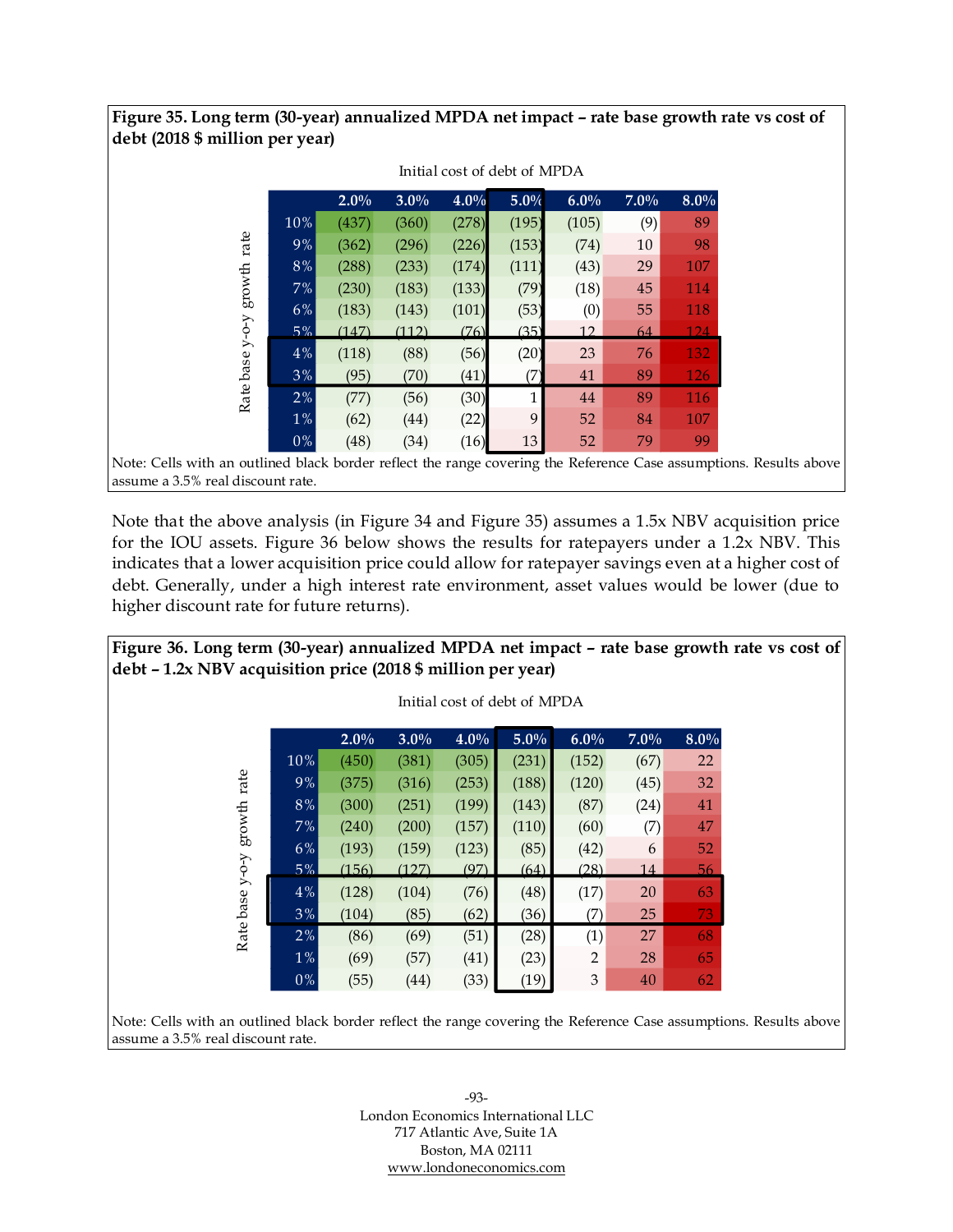**Figure 35. Long term (30-year) annualized MPDA net impact – rate base growth rate vs cost of debt (2018 $ million per year)**

Initial cost of debt of MPDA

| Rate base y-o-y growth rate | 2.0% | 3.0% | 4.0% | 5.0% | 6.0% | 7.0% | 8.0% |
|---|---|---|---|---|---|---|---|
| 10% | (437) | (360) | (278) | (195) | (105) | (9) | 89 |
| 9% | (362) | (296) | (226) | (153) | (74) | 10 | 98 |
| 8% | (288) | (233) | (174) | (111) | (43) | 29 | 107 |
| 7% | (230) | (183) | (133) | (79) | (18) | 45 | 114 |
| 6% | (183) | (143) | (101) | (53) | (0) | 55 | 118 |
| 5% | (147) | (112) | (76) | (35) | 12 | 64 | 124 |
| 4% | (118) | (88) | (56) | (20) | 23 | 76 | 132 |
| 3% | (95) | (70) | (41) | (7) | 41 | 89 | 126 |
| 2% | (77) | (56) | (30) | 1 | 44 | 89 | 116 |
| 1% | (62) | (44) | (22) | 9 | 52 | 84 | 107 |
| 0% | (48) | (34) | (16) | 13 | 52 | 79 | 99 |

Note: Cells with an outlined black border reflect the range covering the Reference Case assumptions. Results above assume a 3.5% real discount rate.

Note that the above analysis (in Figure 34 and Figure 35) assumes a 1.5x NBV acquisition price for the IOU assets. Figure 36 below shows the results for ratepayers under a 1.2x NBV. This indicates that a lower acquisition price could allow for ratepayer savings even at a higher cost of debt. Generally, under a high interest rate environment, asset values would be lower (due to higher discount rate for future returns).

**Figure 36. Long term (30-year) annualized MPDA net impact – rate base growth rate vs cost of debt – 1.2x NBV acquisition price (2018 $ million per year)**

Initial cost of debt of MPDA

| Rate base y-o-y growth rate | 2.0% | 3.0% | 4.0% | 5.0% | 6.0% | 7.0% | 8.0% |
|---|---|---|---|---|---|---|---|
| 10% | (450) | (381) | (305) | (231) | (152) | (67) | 22 |
| 9% | (375) | (316) | (253) | (188) | (120) | (45) | 32 |
| 8% | (300) | (251) | (199) | (143) | (87) | (24) | 41 |
| 7% | (240) | (200) | (157) | (110) | (60) | (7) | 47 |
| 6% | (193) | (159) | (123) | (85) | (42) | 6 | 52 |
| 5% | (156) | (127) | (97) | (64) | (28) | 14 | 56 |
| 4% | (128) | (104) | (76) | (48) | (17) | 20 | 63 |
| 3% | (104) | (85) | (62) | (36) | (7) | 25 | 73 |
| 2% | (86) | (69) | (51) | (28) | (1) | 27 | 68 |
| 1% | (69) | (57) | (41) | (23) | 2 | 28 | 65 |
| 0% | (55) | (44) | (33) | (19) | 3 | 40 | 62 |

Note: Cells with an outlined black border reflect the range covering the Reference Case assumptions. Results above assume a 3.5% real discount rate.